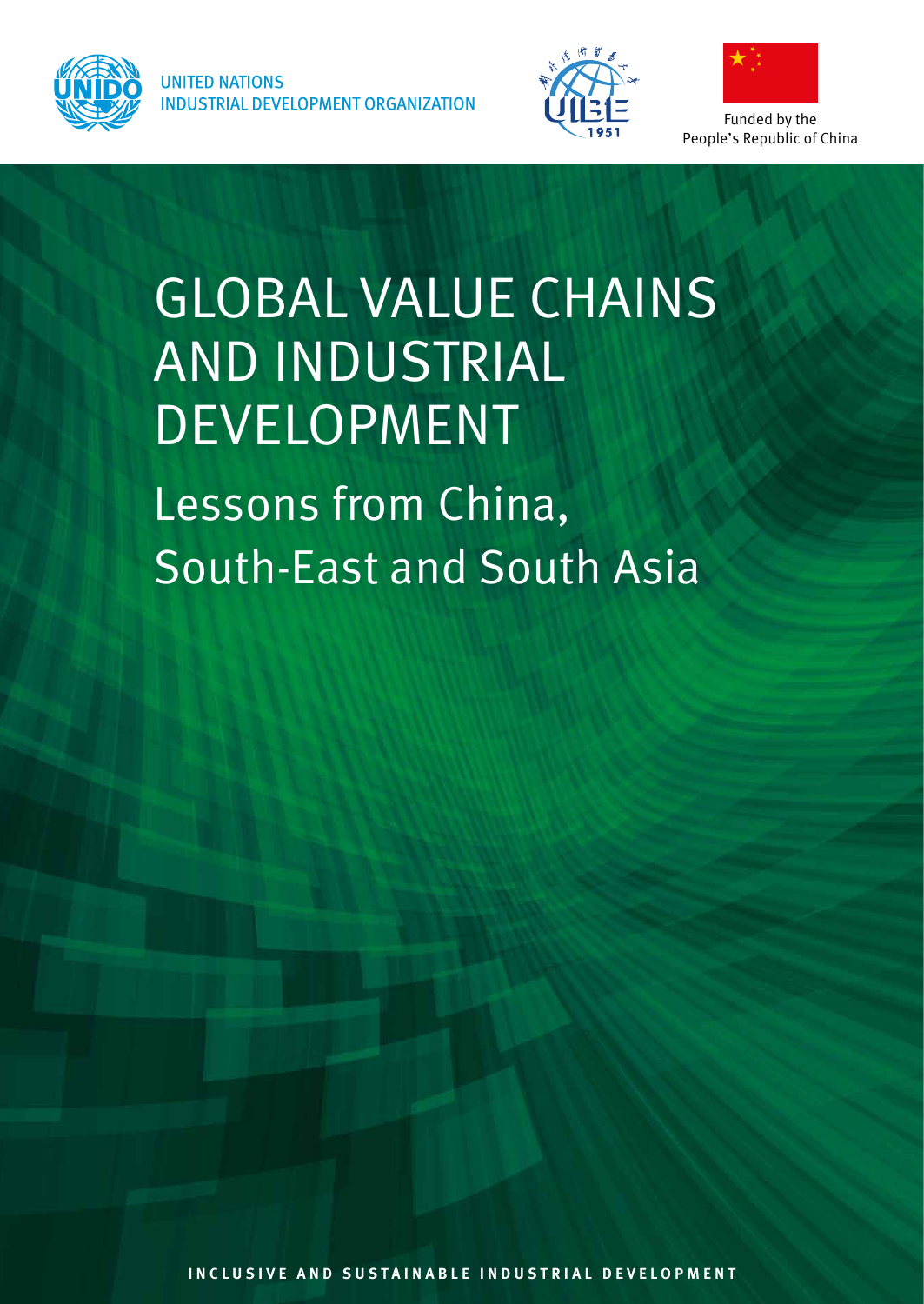UNITED NATIONS
INDUSTRIAL DEVELOPMENT ORGANIZATION

Funded by the
People's Republic of China

# GLOBAL VALUE CHAINS AND INDUSTRIAL DEVELOPMENT

## Lessons from China, South-East and South Asia

INCLUSIVE AND SUSTAINABLE INDUSTRIAL DEVELOPMENT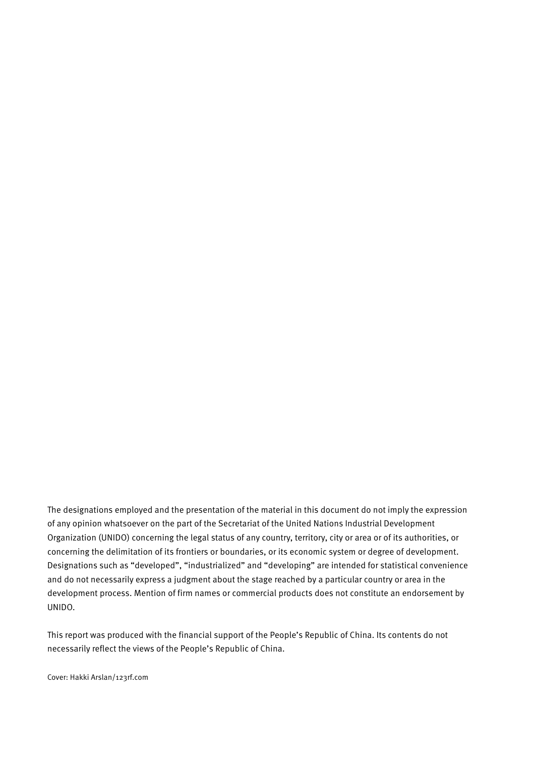The designations employed and the presentation of the material in this document do not imply the expression of any opinion whatsoever on the part of the Secretariat of the United Nations Industrial Development Organization (UNIDO) concerning the legal status of any country, territory, city or area or of its authorities, or concerning the delimitation of its frontiers or boundaries, or its economic system or degree of development. Designations such as "developed", "industrialized" and "developing" are intended for statistical convenience and do not necessarily express a judgment about the stage reached by a particular country or area in the development process. Mention of firm names or commercial products does not constitute an endorsement by UNIDO.

This report was produced with the financial support of the People's Republic of China. Its contents do not necessarily reflect the views of the People's Republic of China.

Cover: Hakki Arslan/123rf.com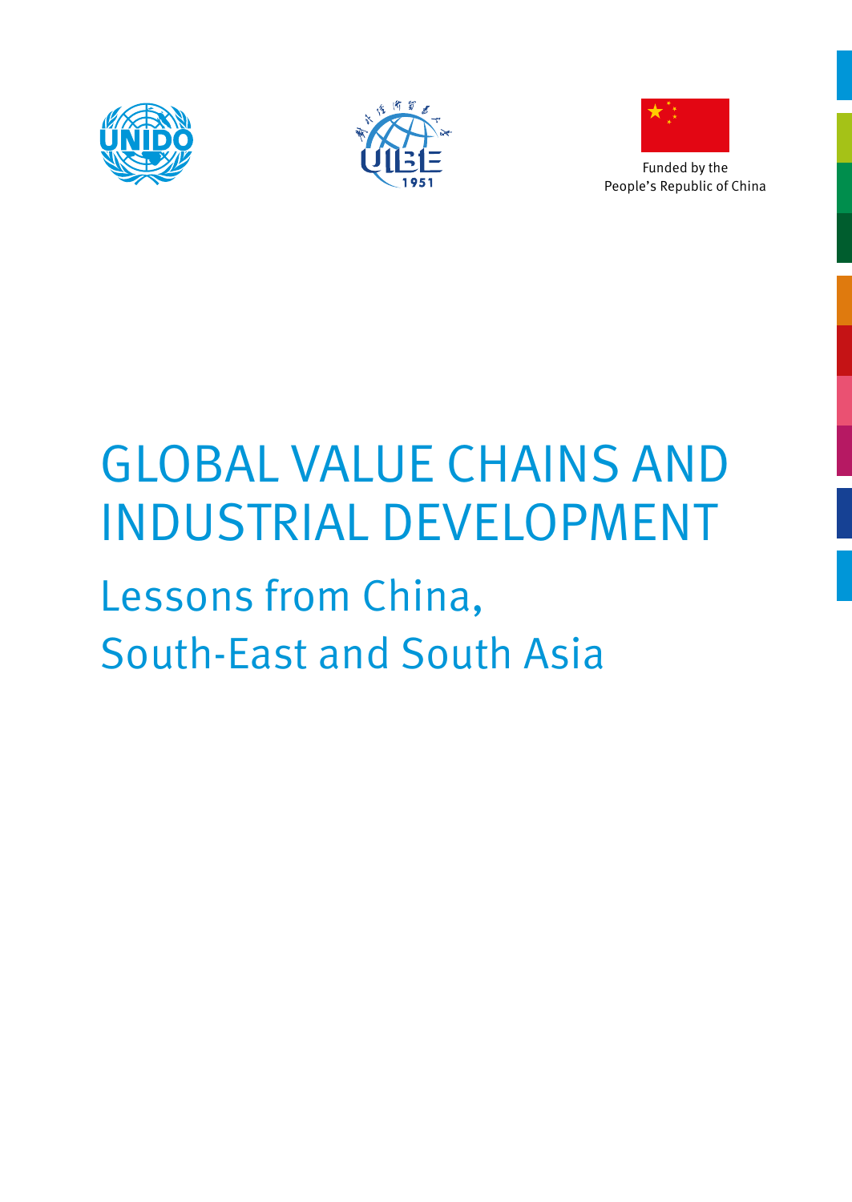Funded by the People's Republic of China

# GLOBAL VALUE CHAINS AND INDUSTRIAL DEVELOPMENT

## Lessons from China, South-East and South Asia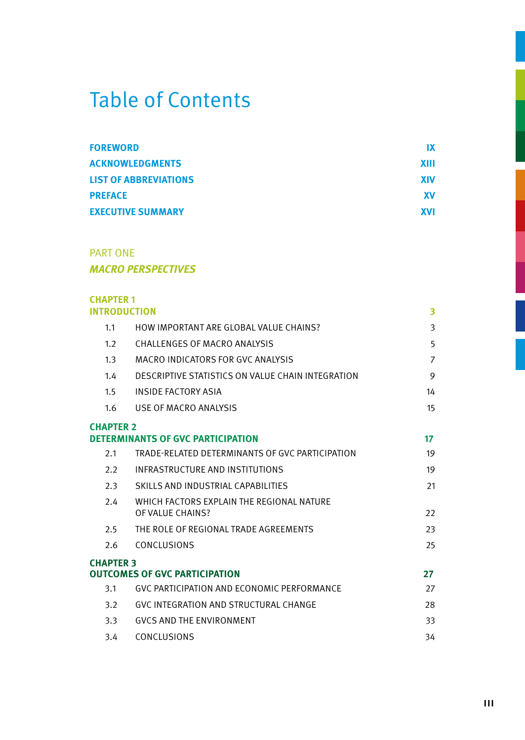# Table of Contents

| | |
|---|---|
| **FOREWORD** | **IX** |
| **ACKNOWLEDGMENTS** | **XIII** |
| **LIST OF ABBREVIATIONS** | **XIV** |
| **PREFACE** | **XV** |
| **EXECUTIVE SUMMARY** | **XVI** |

## PART ONE
## *MACRO PERSPECTIVES*

### CHAPTER 1
### INTRODUCTION — 3

| | | |
|---|---|---|
| 1.1 | HOW IMPORTANT ARE GLOBAL VALUE CHAINS? | 3 |
| 1.2 | CHALLENGES OF MACRO ANALYSIS | 5 |
| 1.3 | MACRO INDICATORS FOR GVC ANALYSIS | 7 |
| 1.4 | DESCRIPTIVE STATISTICS ON VALUE CHAIN INTEGRATION | 9 |
| 1.5 | INSIDE FACTORY ASIA | 14 |
| 1.6 | USE OF MACRO ANALYSIS | 15 |

### CHAPTER 2
### DETERMINANTS OF GVC PARTICIPATION — 17

| | | |
|---|---|---|
| 2.1 | TRADE-RELATED DETERMINANTS OF GVC PARTICIPATION | 19 |
| 2.2 | INFRASTRUCTURE AND INSTITUTIONS | 19 |
| 2.3 | SKILLS AND INDUSTRIAL CAPABILITIES | 21 |
| 2.4 | WHICH FACTORS EXPLAIN THE REGIONAL NATURE OF VALUE CHAINS? | 22 |
| 2.5 | THE ROLE OF REGIONAL TRADE AGREEMENTS | 23 |
| 2.6 | CONCLUSIONS | 25 |

### CHAPTER 3
### OUTCOMES OF GVC PARTICIPATION — 27

| | | |
|---|---|---|
| 3.1 | GVC PARTICIPATION AND ECONOMIC PERFORMANCE | 27 |
| 3.2 | GVC INTEGRATION AND STRUCTURAL CHANGE | 28 |
| 3.3 | GVCS AND THE ENVIRONMENT | 33 |
| 3.4 | CONCLUSIONS | 34 |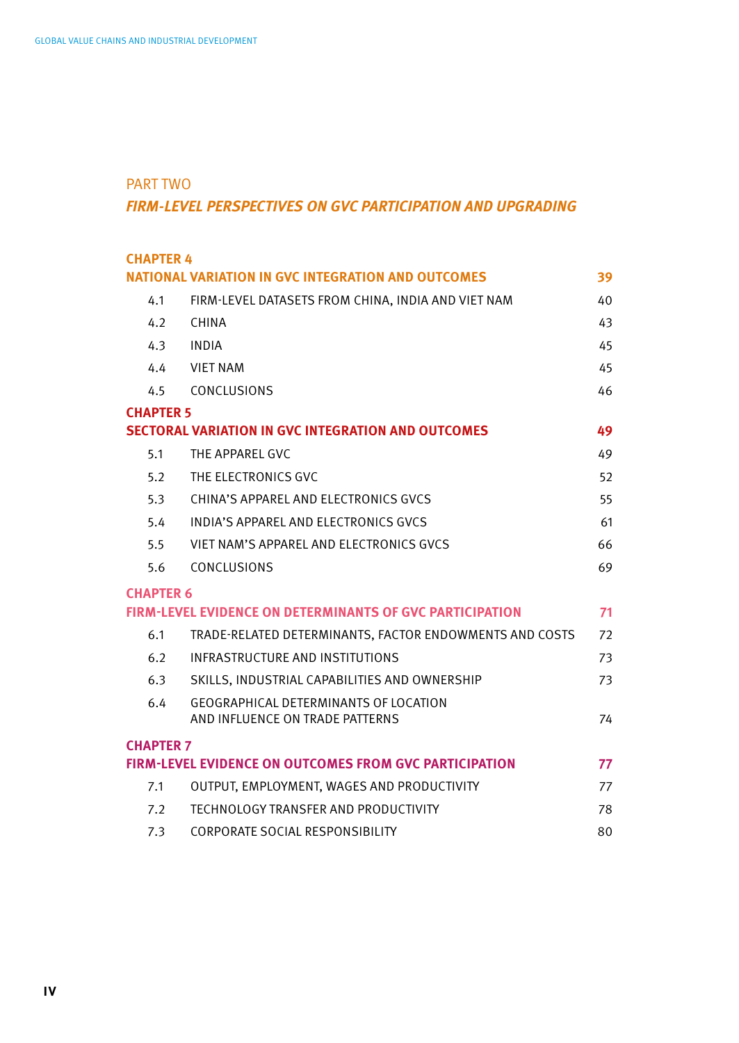## PART TWO

## *FIRM-LEVEL PERSPECTIVES ON GVC PARTICIPATION AND UPGRADING*

**CHAPTER 4**
**NATIONAL VARIATION IN GVC INTEGRATION AND OUTCOMES** — 39

| | | |
|---|---|---|
| 4.1 | FIRM-LEVEL DATASETS FROM CHINA, INDIA AND VIET NAM | 40 |
| 4.2 | CHINA | 43 |
| 4.3 | INDIA | 45 |
| 4.4 | VIET NAM | 45 |
| 4.5 | CONCLUSIONS | 46 |

**CHAPTER 5**
**SECTORAL VARIATION IN GVC INTEGRATION AND OUTCOMES** — 49

| | | |
|---|---|---|
| 5.1 | THE APPAREL GVC | 49 |
| 5.2 | THE ELECTRONICS GVC | 52 |
| 5.3 | CHINA'S APPAREL AND ELECTRONICS GVCS | 55 |
| 5.4 | INDIA'S APPAREL AND ELECTRONICS GVCS | 61 |
| 5.5 | VIET NAM'S APPAREL AND ELECTRONICS GVCS | 66 |
| 5.6 | CONCLUSIONS | 69 |

**CHAPTER 6**
**FIRM-LEVEL EVIDENCE ON DETERMINANTS OF GVC PARTICIPATION** — 71

| | | |
|---|---|---|
| 6.1 | TRADE-RELATED DETERMINANTS, FACTOR ENDOWMENTS AND COSTS | 72 |
| 6.2 | INFRASTRUCTURE AND INSTITUTIONS | 73 |
| 6.3 | SKILLS, INDUSTRIAL CAPABILITIES AND OWNERSHIP | 73 |
| 6.4 | GEOGRAPHICAL DETERMINANTS OF LOCATION AND INFLUENCE ON TRADE PATTERNS | 74 |

**CHAPTER 7**
**FIRM-LEVEL EVIDENCE ON OUTCOMES FROM GVC PARTICIPATION** — 77

| | | |
|---|---|---|
| 7.1 | OUTPUT, EMPLOYMENT, WAGES AND PRODUCTIVITY | 77 |
| 7.2 | TECHNOLOGY TRANSFER AND PRODUCTIVITY | 78 |
| 7.3 | CORPORATE SOCIAL RESPONSIBILITY | 80 |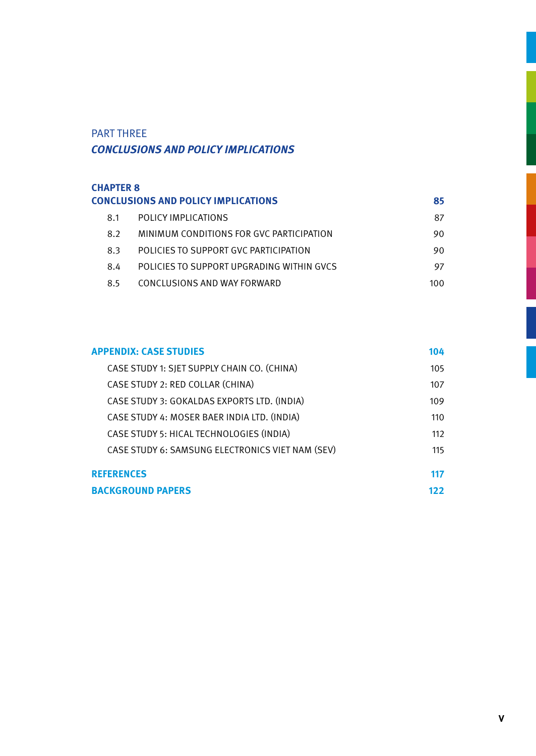PART THREE

***CONCLUSIONS AND POLICY IMPLICATIONS***

**CHAPTER 8**
**CONCLUSIONS AND POLICY IMPLICATIONS** **85**

| | | |
|---|---|---|
| 8.1 | POLICY IMPLICATIONS | 87 |
| 8.2 | MINIMUM CONDITIONS FOR GVC PARTICIPATION | 90 |
| 8.3 | POLICIES TO SUPPORT GVC PARTICIPATION | 90 |
| 8.4 | POLICIES TO SUPPORT UPGRADING WITHIN GVCS | 97 |
| 8.5 | CONCLUSIONS AND WAY FORWARD | 100 |

**APPENDIX: CASE STUDIES** **104**

| | |
|---|---|
| CASE STUDY 1: SJET SUPPLY CHAIN CO. (CHINA) | 105 |
| CASE STUDY 2: RED COLLAR (CHINA) | 107 |
| CASE STUDY 3: GOKALDAS EXPORTS LTD. (INDIA) | 109 |
| CASE STUDY 4: MOSER BAER INDIA LTD. (INDIA) | 110 |
| CASE STUDY 5: HICAL TECHNOLOGIES (INDIA) | 112 |
| CASE STUDY 6: SAMSUNG ELECTRONICS VIET NAM (SEV) | 115 |

**REFERENCES** **117**

**BACKGROUND PAPERS** **122**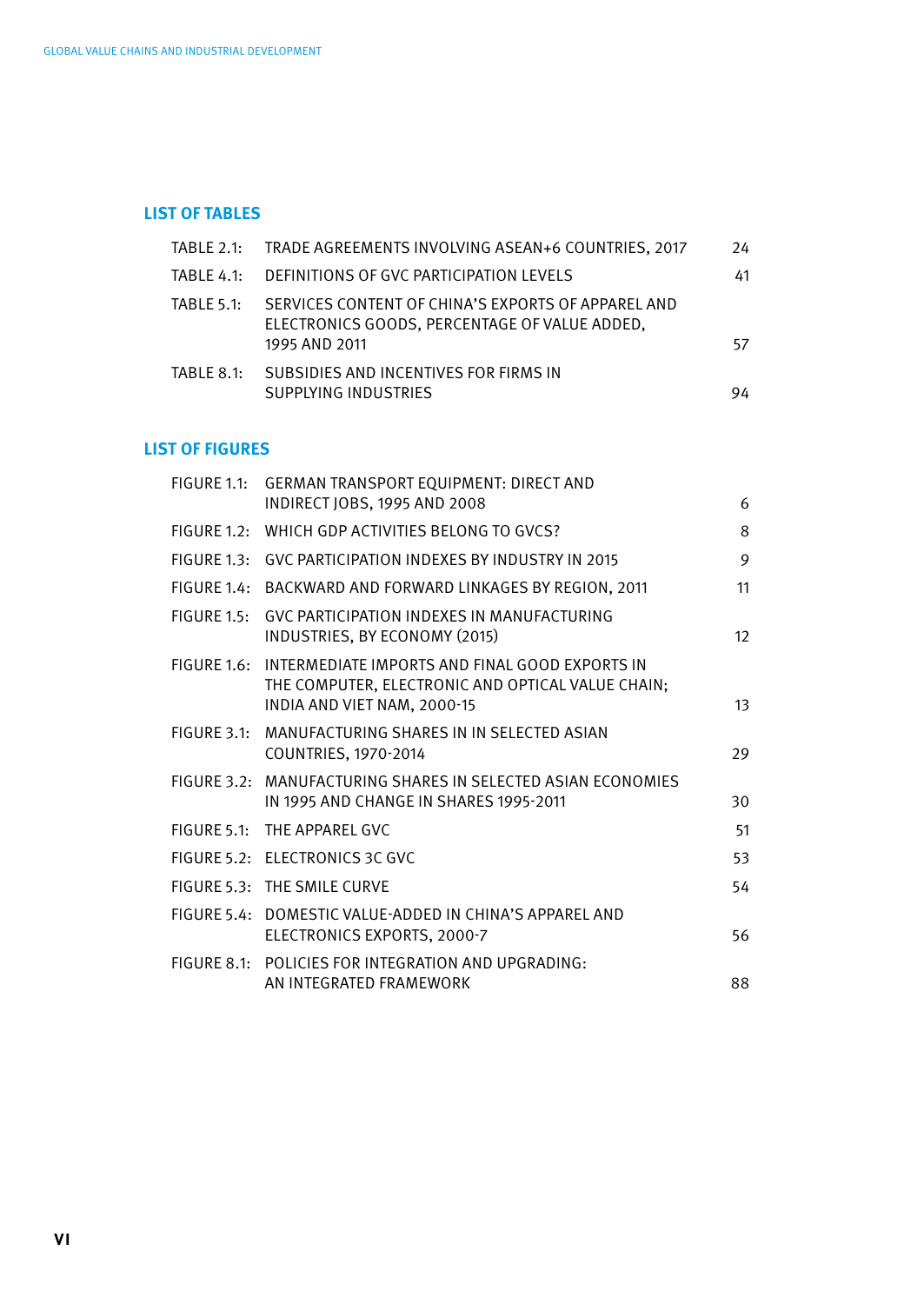## LIST OF TABLES

| | | |
|---|---|---|
| TABLE 2.1: | TRADE AGREEMENTS INVOLVING ASEAN+6 COUNTRIES, 2017 | 24 |
| TABLE 4.1: | DEFINITIONS OF GVC PARTICIPATION LEVELS | 41 |
| TABLE 5.1: | SERVICES CONTENT OF CHINA'S EXPORTS OF APPAREL AND ELECTRONICS GOODS, PERCENTAGE OF VALUE ADDED, 1995 AND 2011 | 57 |
| TABLE 8.1: | SUBSIDIES AND INCENTIVES FOR FIRMS IN SUPPLYING INDUSTRIES | 94 |

## LIST OF FIGURES

| | | |
|---|---|---|
| FIGURE 1.1: | GERMAN TRANSPORT EQUIPMENT: DIRECT AND INDIRECT JOBS, 1995 AND 2008 | 6 |
| FIGURE 1.2: | WHICH GDP ACTIVITIES BELONG TO GVCS? | 8 |
| FIGURE 1.3: | GVC PARTICIPATION INDEXES BY INDUSTRY IN 2015 | 9 |
| FIGURE 1.4: | BACKWARD AND FORWARD LINKAGES BY REGION, 2011 | 11 |
| FIGURE 1.5: | GVC PARTICIPATION INDEXES IN MANUFACTURING INDUSTRIES, BY ECONOMY (2015) | 12 |
| FIGURE 1.6: | INTERMEDIATE IMPORTS AND FINAL GOOD EXPORTS IN THE COMPUTER, ELECTRONIC AND OPTICAL VALUE CHAIN; INDIA AND VIET NAM, 2000-15 | 13 |
| FIGURE 3.1: | MANUFACTURING SHARES IN IN SELECTED ASIAN COUNTRIES, 1970-2014 | 29 |
| FIGURE 3.2: | MANUFACTURING SHARES IN SELECTED ASIAN ECONOMIES IN 1995 AND CHANGE IN SHARES 1995-2011 | 30 |
| FIGURE 5.1: | THE APPAREL GVC | 51 |
| FIGURE 5.2: | ELECTRONICS 3C GVC | 53 |
| FIGURE 5.3: | THE SMILE CURVE | 54 |
| FIGURE 5.4: | DOMESTIC VALUE-ADDED IN CHINA'S APPAREL AND ELECTRONICS EXPORTS, 2000-7 | 56 |
| FIGURE 8.1: | POLICIES FOR INTEGRATION AND UPGRADING: AN INTEGRATED FRAMEWORK | 88 |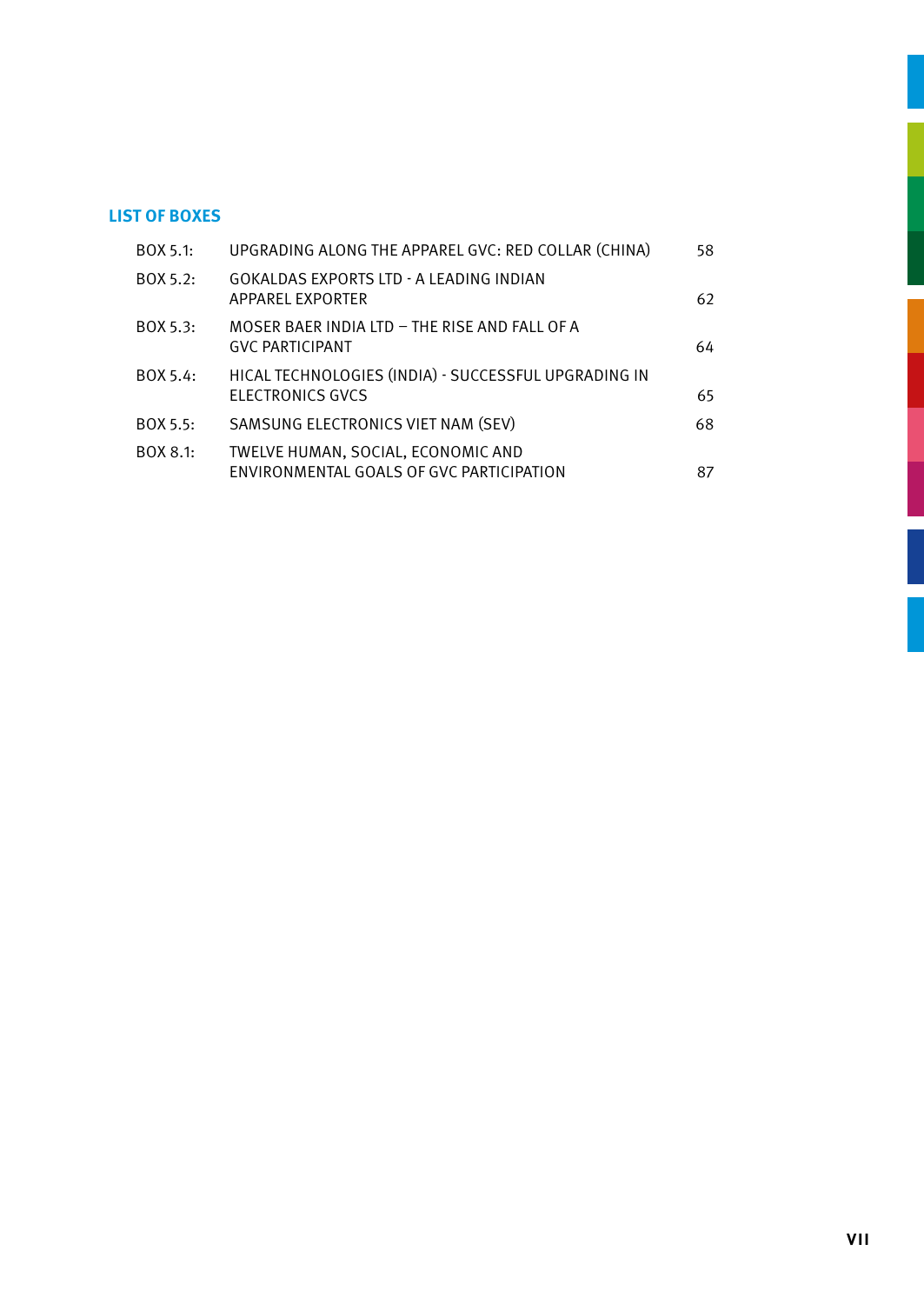## LIST OF BOXES

| | | |
|---|---|---|
| BOX 5.1: | UPGRADING ALONG THE APPAREL GVC: RED COLLAR (CHINA) | 58 |
| BOX 5.2: | GOKALDAS EXPORTS LTD - A LEADING INDIAN APPAREL EXPORTER | 62 |
| BOX 5.3: | MOSER BAER INDIA LTD – THE RISE AND FALL OF A GVC PARTICIPANT | 64 |
| BOX 5.4: | HICAL TECHNOLOGIES (INDIA) - SUCCESSFUL UPGRADING IN ELECTRONICS GVCS | 65 |
| BOX 5.5: | SAMSUNG ELECTRONICS VIET NAM (SEV) | 68 |
| BOX 8.1: | TWELVE HUMAN, SOCIAL, ECONOMIC AND ENVIRONMENTAL GOALS OF GVC PARTICIPATION | 87 |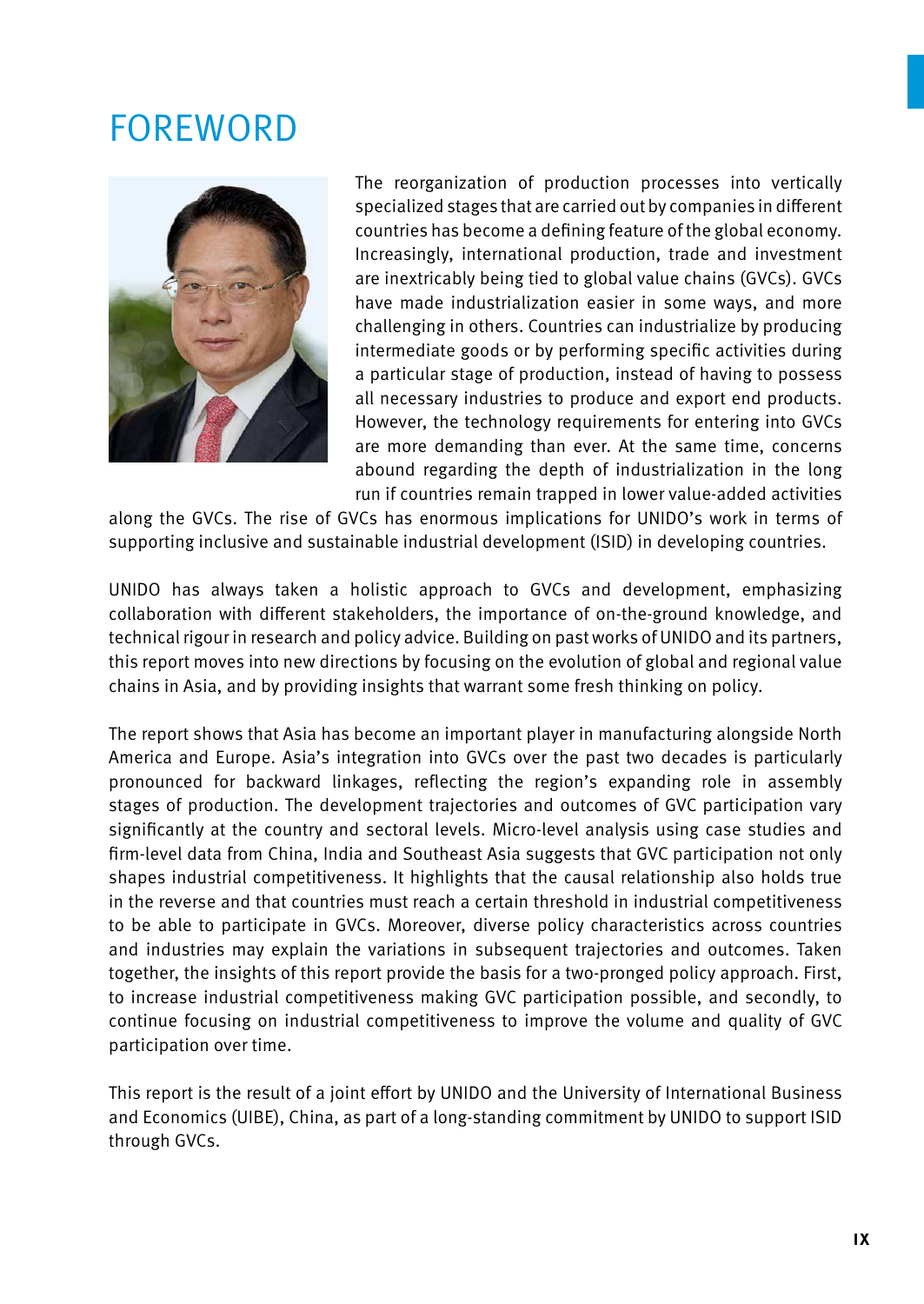# FOREWORD

The reorganization of production processes into vertically specialized stages that are carried out by companies in different countries has become a defining feature of the global economy. Increasingly, international production, trade and investment are inextricably being tied to global value chains (GVCs). GVCs have made industrialization easier in some ways, and more challenging in others. Countries can industrialize by producing intermediate goods or by performing specific activities during a particular stage of production, instead of having to possess all necessary industries to produce and export end products. However, the technology requirements for entering into GVCs are more demanding than ever. At the same time, concerns abound regarding the depth of industrialization in the long run if countries remain trapped in lower value-added activities along the GVCs. The rise of GVCs has enormous implications for UNIDO's work in terms of supporting inclusive and sustainable industrial development (ISID) in developing countries.

UNIDO has always taken a holistic approach to GVCs and development, emphasizing collaboration with different stakeholders, the importance of on-the-ground knowledge, and technical rigour in research and policy advice. Building on past works of UNIDO and its partners, this report moves into new directions by focusing on the evolution of global and regional value chains in Asia, and by providing insights that warrant some fresh thinking on policy.

The report shows that Asia has become an important player in manufacturing alongside North America and Europe. Asia's integration into GVCs over the past two decades is particularly pronounced for backward linkages, reflecting the region's expanding role in assembly stages of production. The development trajectories and outcomes of GVC participation vary significantly at the country and sectoral levels. Micro-level analysis using case studies and firm-level data from China, India and Southeast Asia suggests that GVC participation not only shapes industrial competitiveness. It highlights that the causal relationship also holds true in the reverse and that countries must reach a certain threshold in industrial competitiveness to be able to participate in GVCs. Moreover, diverse policy characteristics across countries and industries may explain the variations in subsequent trajectories and outcomes. Taken together, the insights of this report provide the basis for a two-pronged policy approach. First, to increase industrial competitiveness making GVC participation possible, and secondly, to continue focusing on industrial competitiveness to improve the volume and quality of GVC participation over time.

This report is the result of a joint effort by UNIDO and the University of International Business and Economics (UIBE), China, as part of a long-standing commitment by UNIDO to support ISID through GVCs.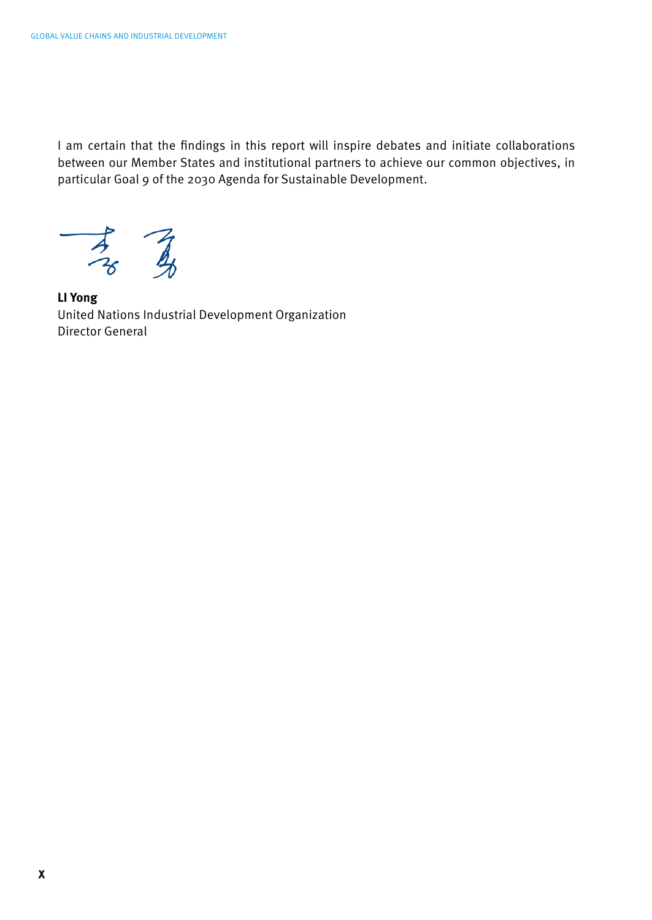I am certain that the findings in this report will inspire debates and initiate collaborations between our Member States and institutional partners to achieve our common objectives, in particular Goal 9 of the 2030 Agenda for Sustainable Development.

**LI Yong**
United Nations Industrial Development Organization
Director General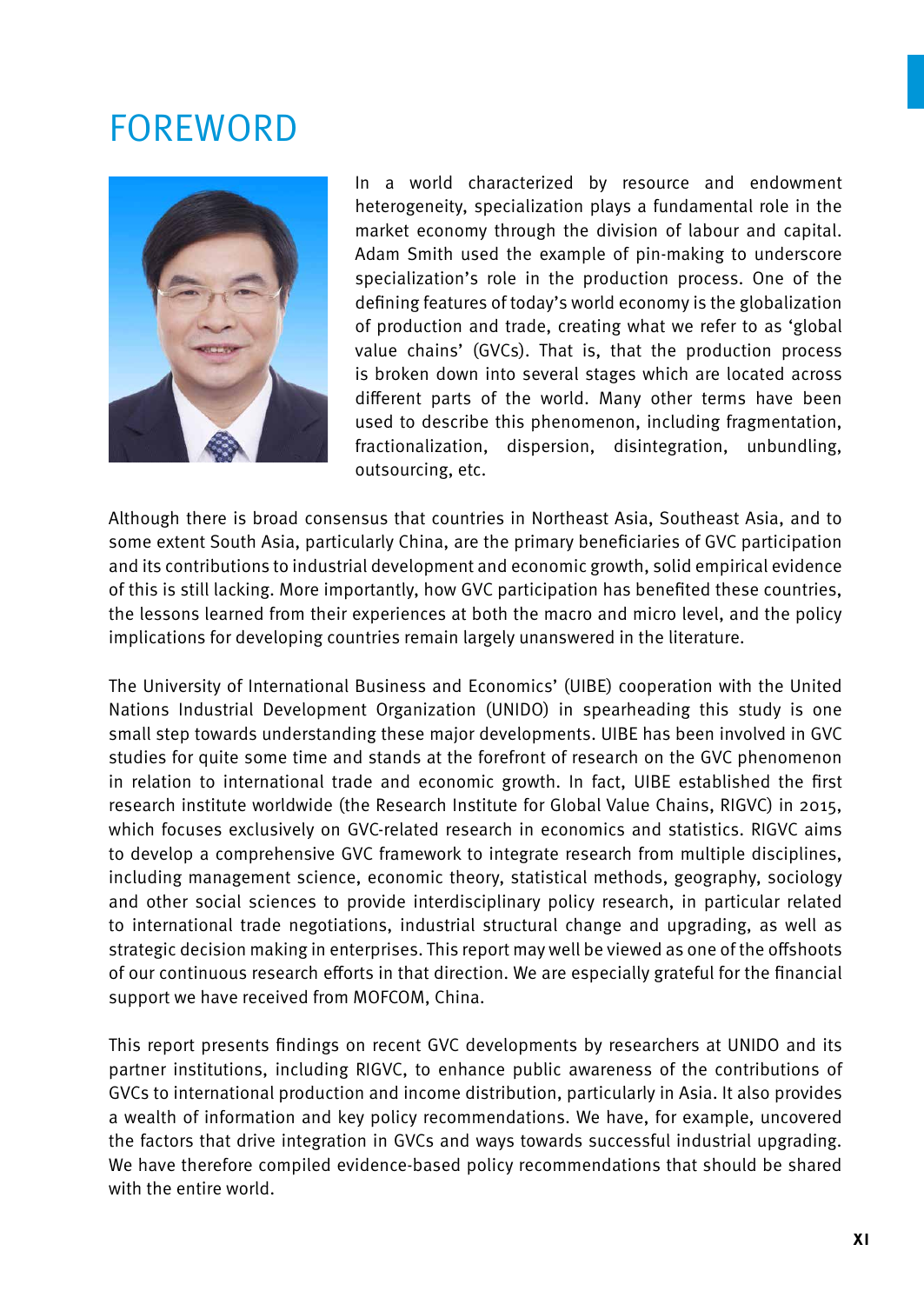# FOREWORD

In a world characterized by resource and endowment heterogeneity, specialization plays a fundamental role in the market economy through the division of labour and capital. Adam Smith used the example of pin-making to underscore specialization's role in the production process. One of the defining features of today's world economy is the globalization of production and trade, creating what we refer to as 'global value chains' (GVCs). That is, that the production process is broken down into several stages which are located across different parts of the world. Many other terms have been used to describe this phenomenon, including fragmentation, fractionalization, dispersion, disintegration, unbundling, outsourcing, etc.

Although there is broad consensus that countries in Northeast Asia, Southeast Asia, and to some extent South Asia, particularly China, are the primary beneficiaries of GVC participation and its contributions to industrial development and economic growth, solid empirical evidence of this is still lacking. More importantly, how GVC participation has benefited these countries, the lessons learned from their experiences at both the macro and micro level, and the policy implications for developing countries remain largely unanswered in the literature.

The University of International Business and Economics' (UIBE) cooperation with the United Nations Industrial Development Organization (UNIDO) in spearheading this study is one small step towards understanding these major developments. UIBE has been involved in GVC studies for quite some time and stands at the forefront of research on the GVC phenomenon in relation to international trade and economic growth. In fact, UIBE established the first research institute worldwide (the Research Institute for Global Value Chains, RIGVC) in 2015, which focuses exclusively on GVC-related research in economics and statistics. RIGVC aims to develop a comprehensive GVC framework to integrate research from multiple disciplines, including management science, economic theory, statistical methods, geography, sociology and other social sciences to provide interdisciplinary policy research, in particular related to international trade negotiations, industrial structural change and upgrading, as well as strategic decision making in enterprises. This report may well be viewed as one of the offshoots of our continuous research efforts in that direction. We are especially grateful for the financial support we have received from MOFCOM, China.

This report presents findings on recent GVC developments by researchers at UNIDO and its partner institutions, including RIGVC, to enhance public awareness of the contributions of GVCs to international production and income distribution, particularly in Asia. It also provides a wealth of information and key policy recommendations. We have, for example, uncovered the factors that drive integration in GVCs and ways towards successful industrial upgrading. We have therefore compiled evidence-based policy recommendations that should be shared with the entire world.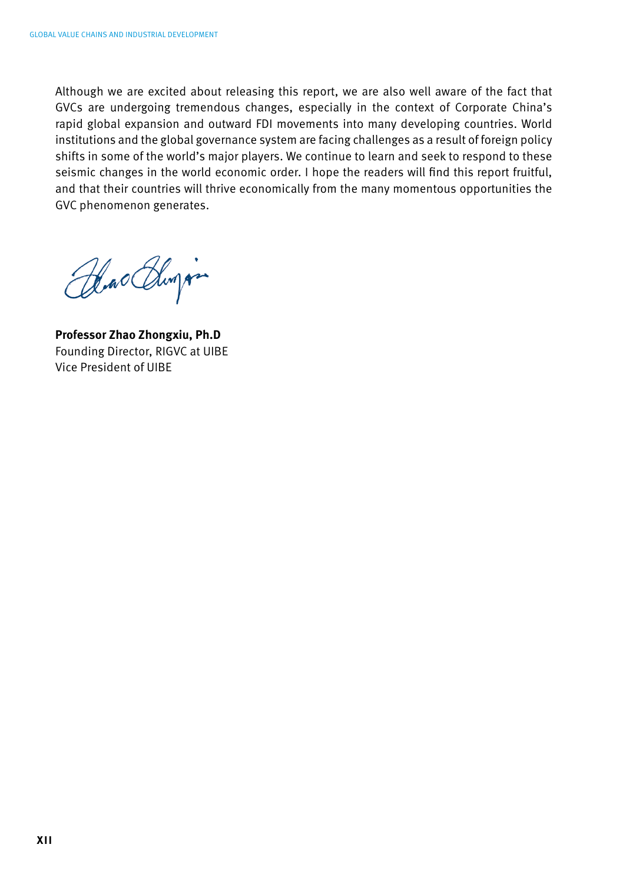Although we are excited about releasing this report, we are also well aware of the fact that GVCs are undergoing tremendous changes, especially in the context of Corporate China's rapid global expansion and outward FDI movements into many developing countries. World institutions and the global governance system are facing challenges as a result of foreign policy shifts in some of the world's major players. We continue to learn and seek to respond to these seismic changes in the world economic order. I hope the readers will find this report fruitful, and that their countries will thrive economically from the many momentous opportunities the GVC phenomenon generates.

**Professor Zhao Zhongxiu, Ph.D**
Founding Director, RIGVC at UIBE
Vice President of UIBE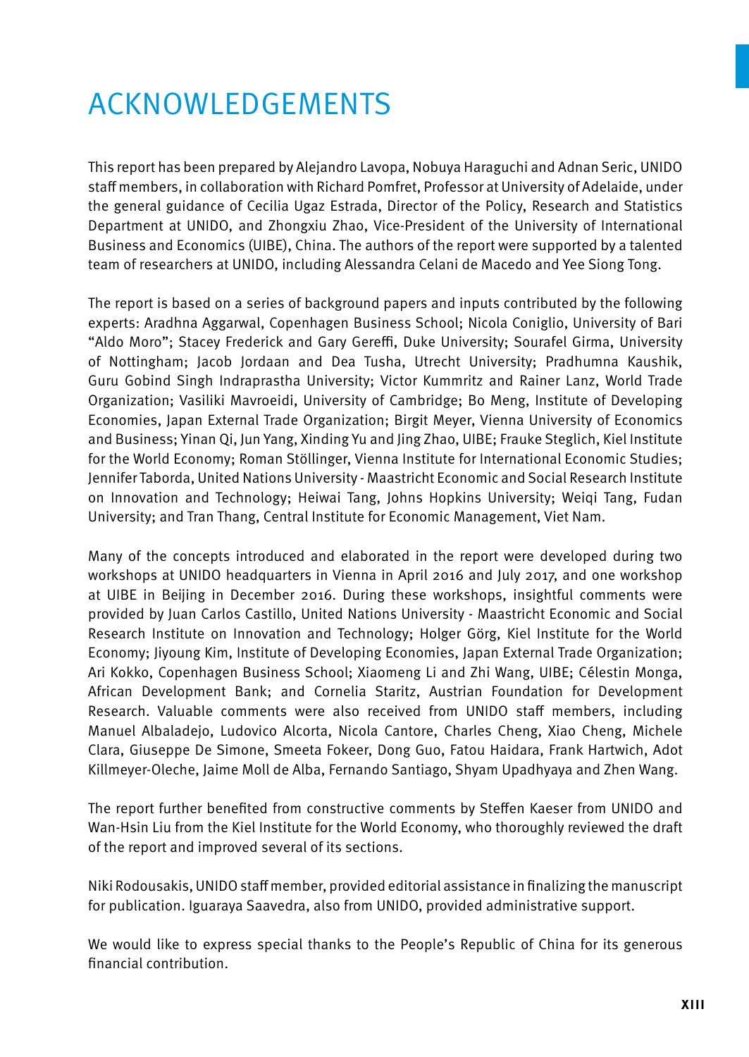# ACKNOWLEDGEMENTS

This report has been prepared by Alejandro Lavopa, Nobuya Haraguchi and Adnan Seric, UNIDO staff members, in collaboration with Richard Pomfret, Professor at University of Adelaide, under the general guidance of Cecilia Ugaz Estrada, Director of the Policy, Research and Statistics Department at UNIDO, and Zhongxiu Zhao, Vice-President of the University of International Business and Economics (UIBE), China. The authors of the report were supported by a talented team of researchers at UNIDO, including Alessandra Celani de Macedo and Yee Siong Tong.

The report is based on a series of background papers and inputs contributed by the following experts: Aradhna Aggarwal, Copenhagen Business School; Nicola Coniglio, University of Bari "Aldo Moro"; Stacey Frederick and Gary Gereffi, Duke University; Sourafel Girma, University of Nottingham; Jacob Jordaan and Dea Tusha, Utrecht University; Pradhumna Kaushik, Guru Gobind Singh Indraprastha University; Victor Kummritz and Rainer Lanz, World Trade Organization; Vasiliki Mavroeidi, University of Cambridge; Bo Meng, Institute of Developing Economies, Japan External Trade Organization; Birgit Meyer, Vienna University of Economics and Business; Yinan Qi, Jun Yang, Xinding Yu and Jing Zhao, UIBE; Frauke Steglich, Kiel Institute for the World Economy; Roman Stöllinger, Vienna Institute for International Economic Studies; Jennifer Taborda, United Nations University - Maastricht Economic and Social Research Institute on Innovation and Technology; Heiwai Tang, Johns Hopkins University; Weiqi Tang, Fudan University; and Tran Thang, Central Institute for Economic Management, Viet Nam.

Many of the concepts introduced and elaborated in the report were developed during two workshops at UNIDO headquarters in Vienna in April 2016 and July 2017, and one workshop at UIBE in Beijing in December 2016. During these workshops, insightful comments were provided by Juan Carlos Castillo, United Nations University - Maastricht Economic and Social Research Institute on Innovation and Technology; Holger Görg, Kiel Institute for the World Economy; Jiyoung Kim, Institute of Developing Economies, Japan External Trade Organization; Ari Kokko, Copenhagen Business School; Xiaomeng Li and Zhi Wang, UIBE; Célestin Monga, African Development Bank; and Cornelia Staritz, Austrian Foundation for Development Research. Valuable comments were also received from UNIDO staff members, including Manuel Albaladejo, Ludovico Alcorta, Nicola Cantore, Charles Cheng, Xiao Cheng, Michele Clara, Giuseppe De Simone, Smeeta Fokeer, Dong Guo, Fatou Haidara, Frank Hartwich, Adot Killmeyer-Oleche, Jaime Moll de Alba, Fernando Santiago, Shyam Upadhyaya and Zhen Wang.

The report further benefited from constructive comments by Steffen Kaeser from UNIDO and Wan-Hsin Liu from the Kiel Institute for the World Economy, who thoroughly reviewed the draft of the report and improved several of its sections.

Niki Rodousakis, UNIDO staff member, provided editorial assistance in finalizing the manuscript for publication. Iguaraya Saavedra, also from UNIDO, provided administrative support.

We would like to express special thanks to the People's Republic of China for its generous financial contribution.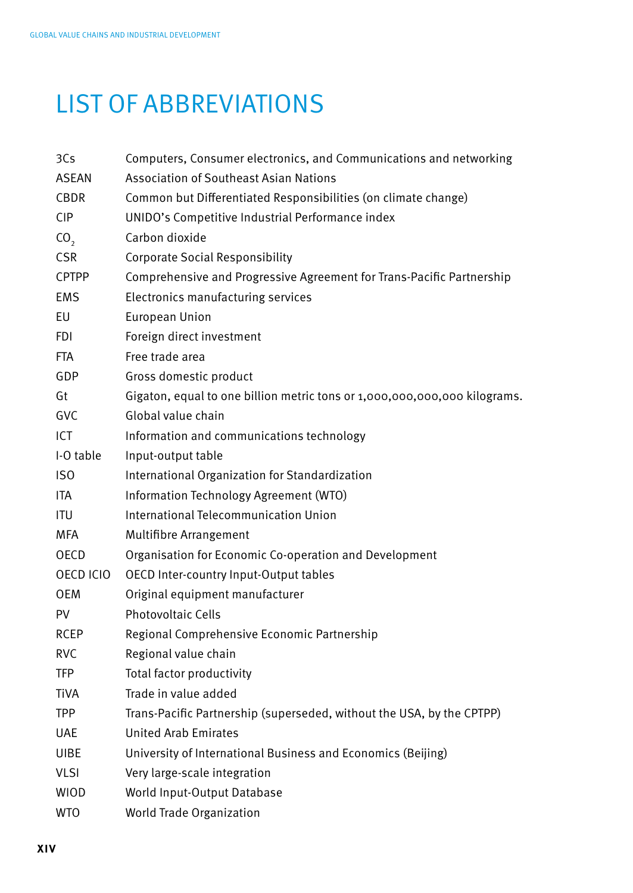# LIST OF ABBREVIATIONS

| | |
|---|---|
| 3Cs | Computers, Consumer electronics, and Communications and networking |
| ASEAN | Association of Southeast Asian Nations |
| CBDR | Common but Differentiated Responsibilities (on climate change) |
| CIP | UNIDO's Competitive Industrial Performance index |
| $CO_2$ | Carbon dioxide |
| CSR | Corporate Social Responsibility |
| CPTPP | Comprehensive and Progressive Agreement for Trans-Pacific Partnership |
| EMS | Electronics manufacturing services |
| EU | European Union |
| FDI | Foreign direct investment |
| FTA | Free trade area |
| GDP | Gross domestic product |
| Gt | Gigaton, equal to one billion metric tons or 1,000,000,000,000 kilograms. |
| GVC | Global value chain |
| ICT | Information and communications technology |
| I-O table | Input-output table |
| ISO | International Organization for Standardization |
| ITA | Information Technology Agreement (WTO) |
| ITU | International Telecommunication Union |
| MFA | Multifibre Arrangement |
| OECD | Organisation for Economic Co-operation and Development |
| OECD ICIO | OECD Inter-country Input-Output tables |
| OEM | Original equipment manufacturer |
| PV | Photovoltaic Cells |
| RCEP | Regional Comprehensive Economic Partnership |
| RVC | Regional value chain |
| TFP | Total factor productivity |
| TiVA | Trade in value added |
| TPP | Trans-Pacific Partnership (superseded, without the USA, by the CPTPP) |
| UAE | United Arab Emirates |
| UIBE | University of International Business and Economics (Beijing) |
| VLSI | Very large-scale integration |
| WIOD | World Input-Output Database |
| WTO | World Trade Organization |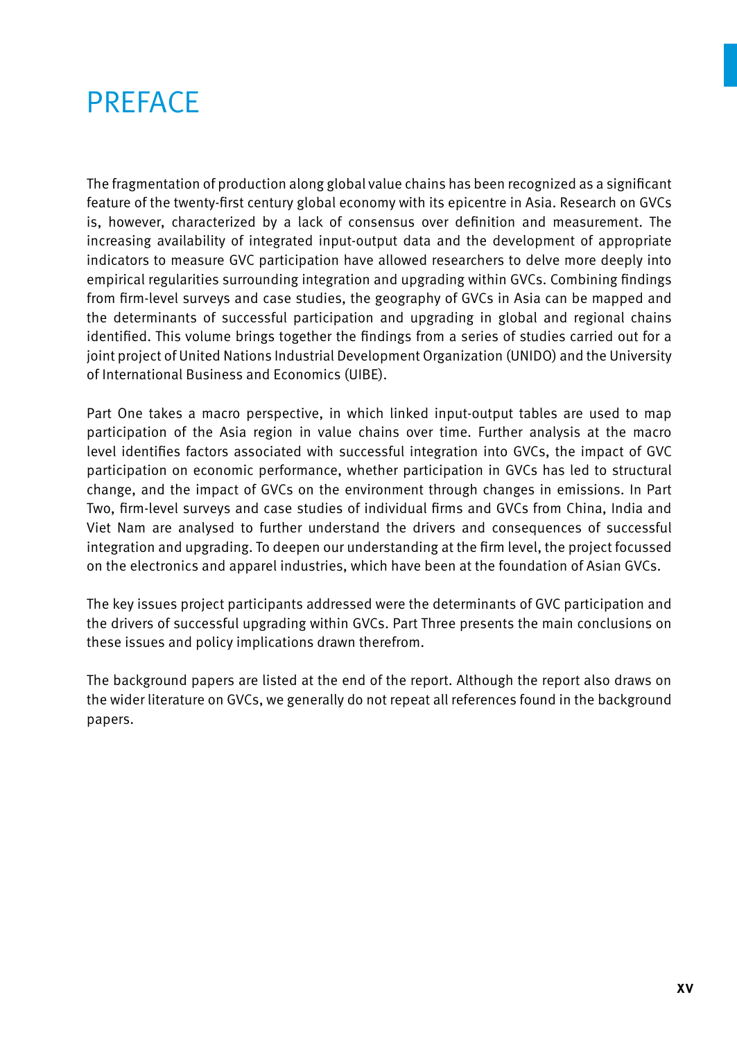# PREFACE

The fragmentation of production along global value chains has been recognized as a significant feature of the twenty-first century global economy with its epicentre in Asia. Research on GVCs is, however, characterized by a lack of consensus over definition and measurement. The increasing availability of integrated input-output data and the development of appropriate indicators to measure GVC participation have allowed researchers to delve more deeply into empirical regularities surrounding integration and upgrading within GVCs. Combining findings from firm-level surveys and case studies, the geography of GVCs in Asia can be mapped and the determinants of successful participation and upgrading in global and regional chains identified. This volume brings together the findings from a series of studies carried out for a joint project of United Nations Industrial Development Organization (UNIDO) and the University of International Business and Economics (UIBE).

Part One takes a macro perspective, in which linked input-output tables are used to map participation of the Asia region in value chains over time. Further analysis at the macro level identifies factors associated with successful integration into GVCs, the impact of GVC participation on economic performance, whether participation in GVCs has led to structural change, and the impact of GVCs on the environment through changes in emissions. In Part Two, firm-level surveys and case studies of individual firms and GVCs from China, India and Viet Nam are analysed to further understand the drivers and consequences of successful integration and upgrading. To deepen our understanding at the firm level, the project focussed on the electronics and apparel industries, which have been at the foundation of Asian GVCs.

The key issues project participants addressed were the determinants of GVC participation and the drivers of successful upgrading within GVCs. Part Three presents the main conclusions on these issues and policy implications drawn therefrom.

The background papers are listed at the end of the report. Although the report also draws on the wider literature on GVCs, we generally do not repeat all references found in the background papers.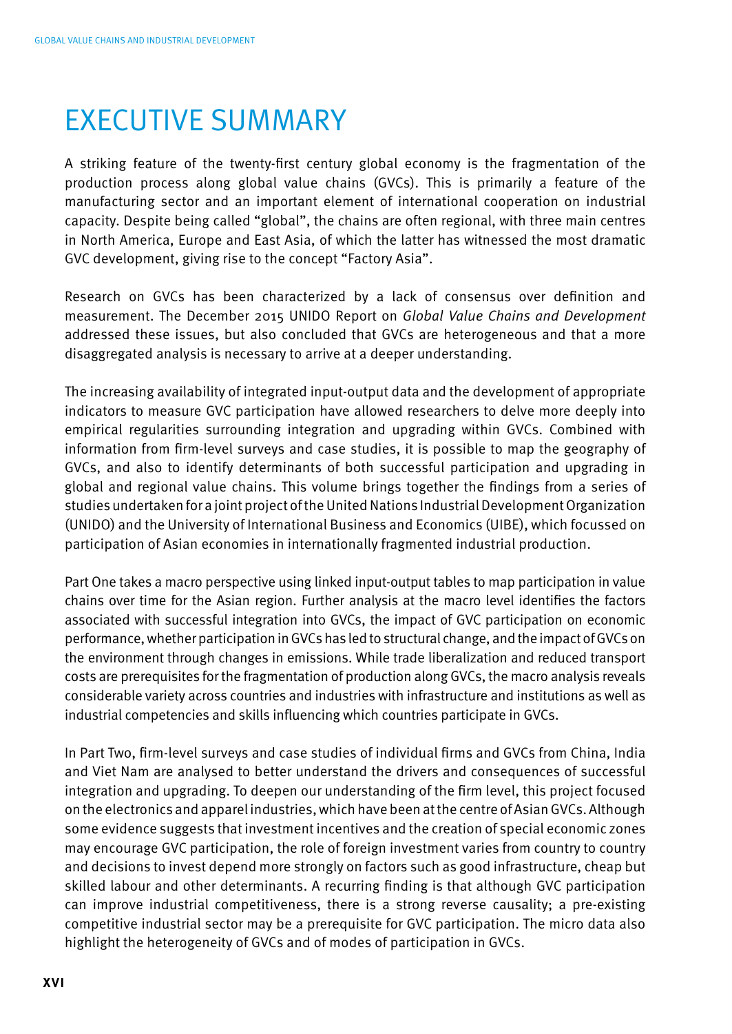# EXECUTIVE SUMMARY

A striking feature of the twenty-first century global economy is the fragmentation of the production process along global value chains (GVCs). This is primarily a feature of the manufacturing sector and an important element of international cooperation on industrial capacity. Despite being called "global", the chains are often regional, with three main centres in North America, Europe and East Asia, of which the latter has witnessed the most dramatic GVC development, giving rise to the concept "Factory Asia".

Research on GVCs has been characterized by a lack of consensus over definition and measurement. The December 2015 UNIDO Report on *Global Value Chains and Development* addressed these issues, but also concluded that GVCs are heterogeneous and that a more disaggregated analysis is necessary to arrive at a deeper understanding.

The increasing availability of integrated input-output data and the development of appropriate indicators to measure GVC participation have allowed researchers to delve more deeply into empirical regularities surrounding integration and upgrading within GVCs. Combined with information from firm-level surveys and case studies, it is possible to map the geography of GVCs, and also to identify determinants of both successful participation and upgrading in global and regional value chains. This volume brings together the findings from a series of studies undertaken for a joint project of the United Nations Industrial Development Organization (UNIDO) and the University of International Business and Economics (UIBE), which focussed on participation of Asian economies in internationally fragmented industrial production.

Part One takes a macro perspective using linked input-output tables to map participation in value chains over time for the Asian region. Further analysis at the macro level identifies the factors associated with successful integration into GVCs, the impact of GVC participation on economic performance, whether participation in GVCs has led to structural change, and the impact of GVCs on the environment through changes in emissions. While trade liberalization and reduced transport costs are prerequisites for the fragmentation of production along GVCs, the macro analysis reveals considerable variety across countries and industries with infrastructure and institutions as well as industrial competencies and skills influencing which countries participate in GVCs.

In Part Two, firm-level surveys and case studies of individual firms and GVCs from China, India and Viet Nam are analysed to better understand the drivers and consequences of successful integration and upgrading. To deepen our understanding of the firm level, this project focused on the electronics and apparel industries, which have been at the centre of Asian GVCs. Although some evidence suggests that investment incentives and the creation of special economic zones may encourage GVC participation, the role of foreign investment varies from country to country and decisions to invest depend more strongly on factors such as good infrastructure, cheap but skilled labour and other determinants. A recurring finding is that although GVC participation can improve industrial competitiveness, there is a strong reverse causality; a pre-existing competitive industrial sector may be a prerequisite for GVC participation. The micro data also highlight the heterogeneity of GVCs and of modes of participation in GVCs.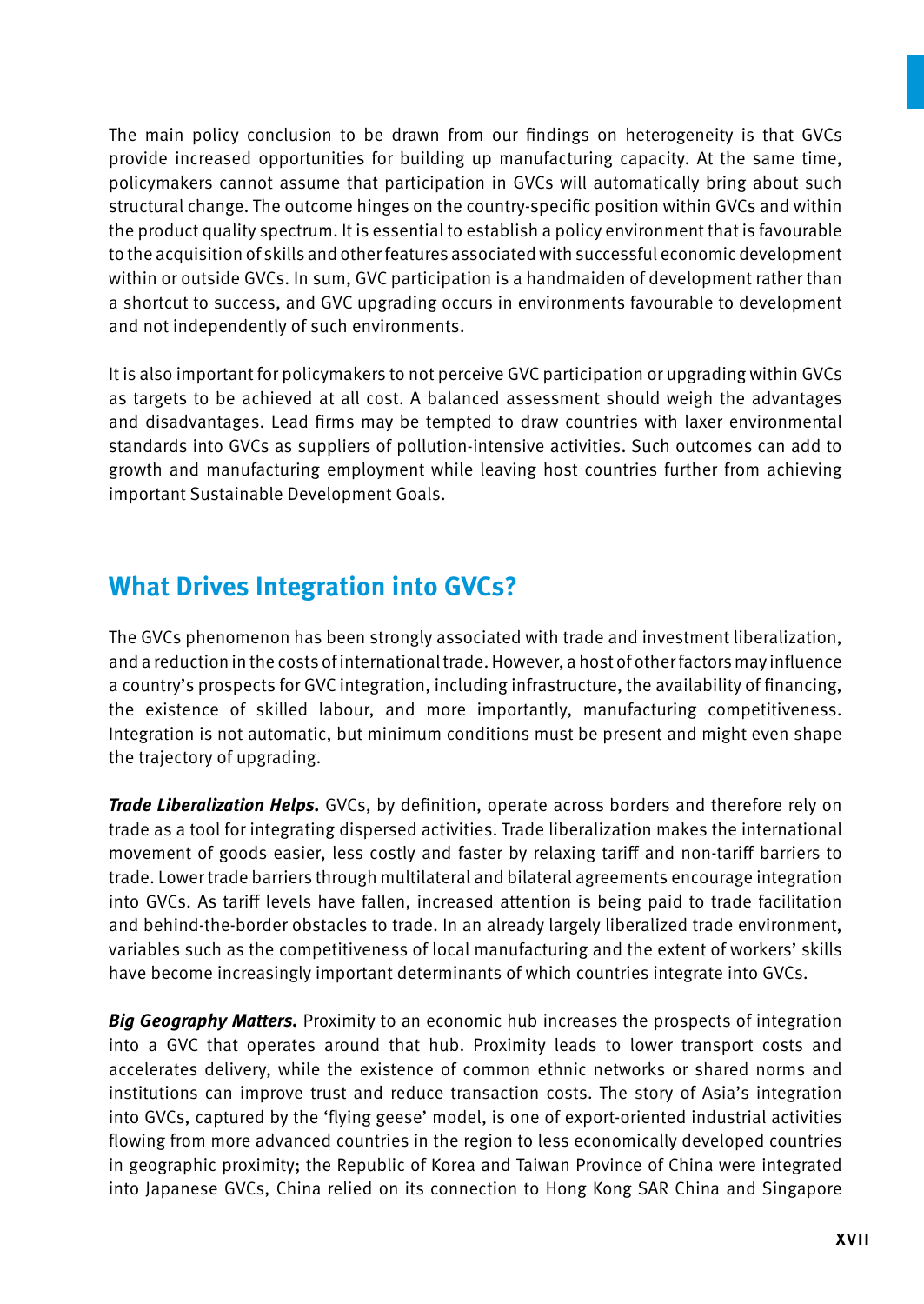The main policy conclusion to be drawn from our findings on heterogeneity is that GVCs provide increased opportunities for building up manufacturing capacity. At the same time, policymakers cannot assume that participation in GVCs will automatically bring about such structural change. The outcome hinges on the country-specific position within GVCs and within the product quality spectrum. It is essential to establish a policy environment that is favourable to the acquisition of skills and other features associated with successful economic development within or outside GVCs. In sum, GVC participation is a handmaiden of development rather than a shortcut to success, and GVC upgrading occurs in environments favourable to development and not independently of such environments.

It is also important for policymakers to not perceive GVC participation or upgrading within GVCs as targets to be achieved at all cost. A balanced assessment should weigh the advantages and disadvantages. Lead firms may be tempted to draw countries with laxer environmental standards into GVCs as suppliers of pollution-intensive activities. Such outcomes can add to growth and manufacturing employment while leaving host countries further from achieving important Sustainable Development Goals.

## What Drives Integration into GVCs?

The GVCs phenomenon has been strongly associated with trade and investment liberalization, and a reduction in the costs of international trade. However, a host of other factors may influence a country's prospects for GVC integration, including infrastructure, the availability of financing, the existence of skilled labour, and more importantly, manufacturing competitiveness. Integration is not automatic, but minimum conditions must be present and might even shape the trajectory of upgrading.

***Trade Liberalization Helps.*** GVCs, by definition, operate across borders and therefore rely on trade as a tool for integrating dispersed activities. Trade liberalization makes the international movement of goods easier, less costly and faster by relaxing tariff and non-tariff barriers to trade. Lower trade barriers through multilateral and bilateral agreements encourage integration into GVCs. As tariff levels have fallen, increased attention is being paid to trade facilitation and behind-the-border obstacles to trade. In an already largely liberalized trade environment, variables such as the competitiveness of local manufacturing and the extent of workers' skills have become increasingly important determinants of which countries integrate into GVCs.

***Big Geography Matters.*** Proximity to an economic hub increases the prospects of integration into a GVC that operates around that hub. Proximity leads to lower transport costs and accelerates delivery, while the existence of common ethnic networks or shared norms and institutions can improve trust and reduce transaction costs. The story of Asia's integration into GVCs, captured by the 'flying geese' model, is one of export-oriented industrial activities flowing from more advanced countries in the region to less economically developed countries in geographic proximity; the Republic of Korea and Taiwan Province of China were integrated into Japanese GVCs, China relied on its connection to Hong Kong SAR China and Singapore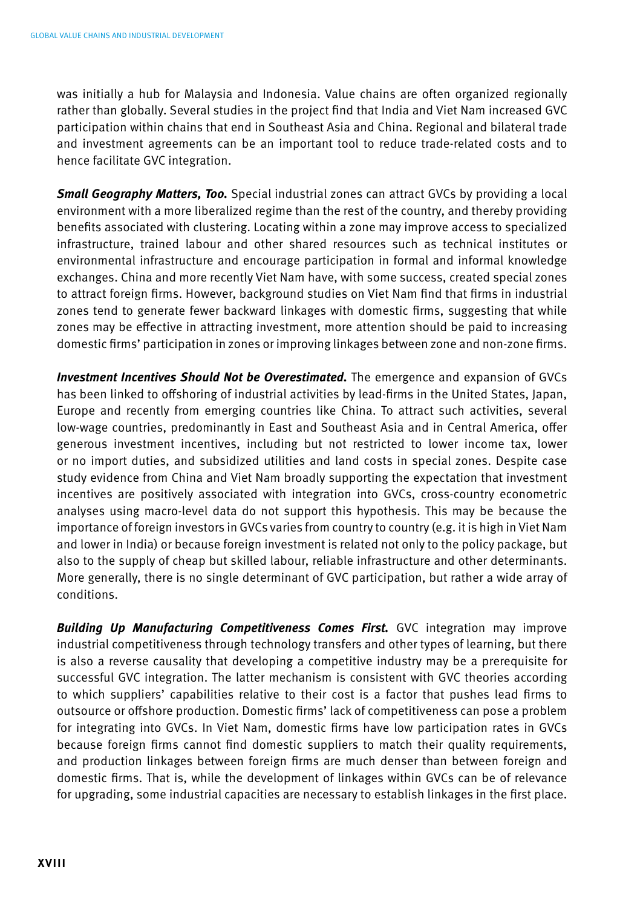was initially a hub for Malaysia and Indonesia. Value chains are often organized regionally rather than globally. Several studies in the project find that India and Viet Nam increased GVC participation within chains that end in Southeast Asia and China. Regional and bilateral trade and investment agreements can be an important tool to reduce trade-related costs and to hence facilitate GVC integration.

***Small Geography Matters, Too.*** Special industrial zones can attract GVCs by providing a local environment with a more liberalized regime than the rest of the country, and thereby providing benefits associated with clustering. Locating within a zone may improve access to specialized infrastructure, trained labour and other shared resources such as technical institutes or environmental infrastructure and encourage participation in formal and informal knowledge exchanges. China and more recently Viet Nam have, with some success, created special zones to attract foreign firms. However, background studies on Viet Nam find that firms in industrial zones tend to generate fewer backward linkages with domestic firms, suggesting that while zones may be effective in attracting investment, more attention should be paid to increasing domestic firms' participation in zones or improving linkages between zone and non-zone firms.

***Investment Incentives Should Not be Overestimated.*** The emergence and expansion of GVCs has been linked to offshoring of industrial activities by lead-firms in the United States, Japan, Europe and recently from emerging countries like China. To attract such activities, several low-wage countries, predominantly in East and Southeast Asia and in Central America, offer generous investment incentives, including but not restricted to lower income tax, lower or no import duties, and subsidized utilities and land costs in special zones. Despite case study evidence from China and Viet Nam broadly supporting the expectation that investment incentives are positively associated with integration into GVCs, cross-country econometric analyses using macro-level data do not support this hypothesis. This may be because the importance of foreign investors in GVCs varies from country to country (e.g. it is high in Viet Nam and lower in India) or because foreign investment is related not only to the policy package, but also to the supply of cheap but skilled labour, reliable infrastructure and other determinants. More generally, there is no single determinant of GVC participation, but rather a wide array of conditions.

***Building Up Manufacturing Competitiveness Comes First.*** GVC integration may improve industrial competitiveness through technology transfers and other types of learning, but there is also a reverse causality that developing a competitive industry may be a prerequisite for successful GVC integration. The latter mechanism is consistent with GVC theories according to which suppliers' capabilities relative to their cost is a factor that pushes lead firms to outsource or offshore production. Domestic firms' lack of competitiveness can pose a problem for integrating into GVCs. In Viet Nam, domestic firms have low participation rates in GVCs because foreign firms cannot find domestic suppliers to match their quality requirements, and production linkages between foreign firms are much denser than between foreign and domestic firms. That is, while the development of linkages within GVCs can be of relevance for upgrading, some industrial capacities are necessary to establish linkages in the first place.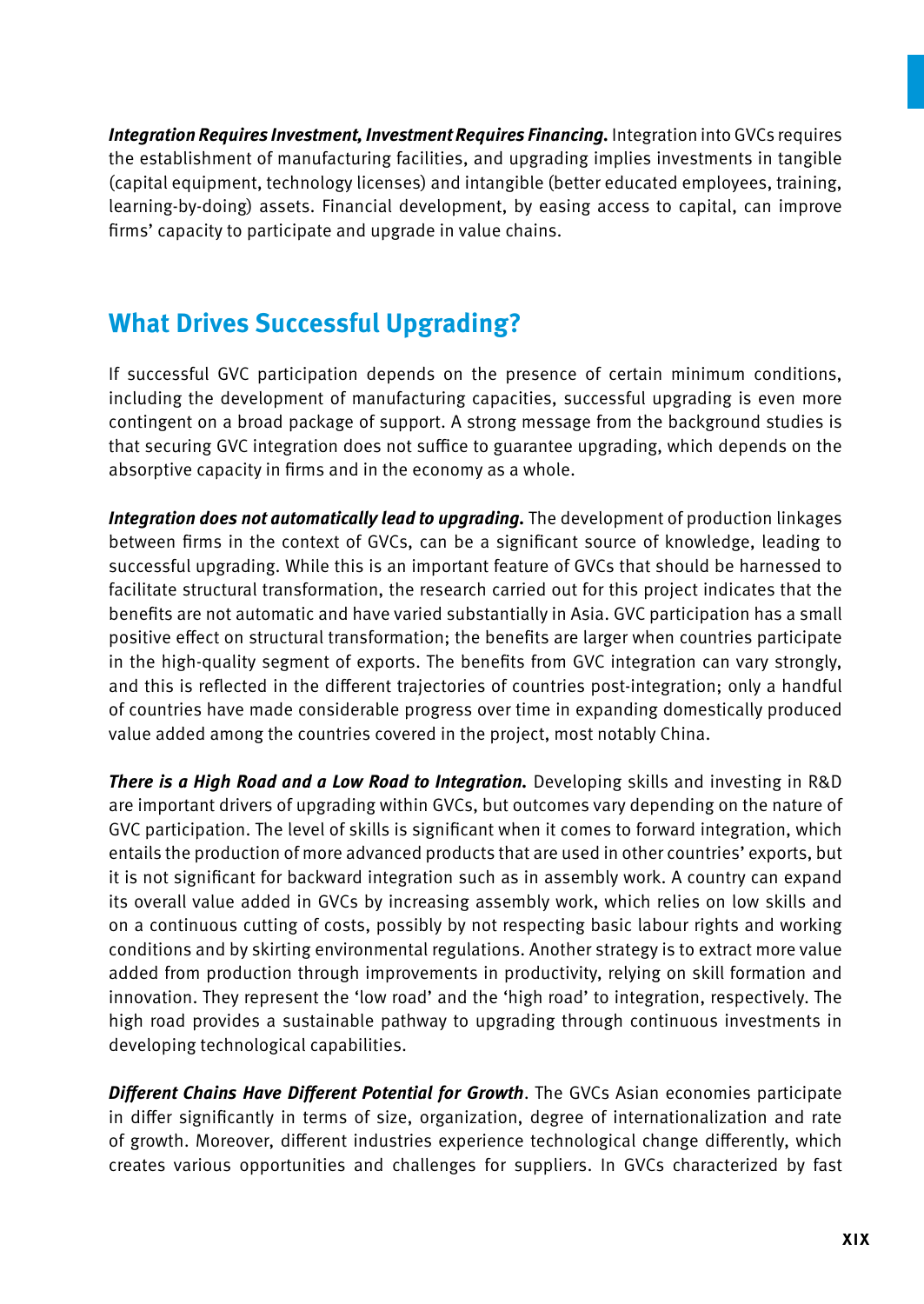***Integration Requires Investment, Investment Requires Financing.*** Integration into GVCs requires the establishment of manufacturing facilities, and upgrading implies investments in tangible (capital equipment, technology licenses) and intangible (better educated employees, training, learning-by-doing) assets. Financial development, by easing access to capital, can improve firms' capacity to participate and upgrade in value chains.

## What Drives Successful Upgrading?

If successful GVC participation depends on the presence of certain minimum conditions, including the development of manufacturing capacities, successful upgrading is even more contingent on a broad package of support. A strong message from the background studies is that securing GVC integration does not suffice to guarantee upgrading, which depends on the absorptive capacity in firms and in the economy as a whole.

***Integration does not automatically lead to upgrading.*** The development of production linkages between firms in the context of GVCs, can be a significant source of knowledge, leading to successful upgrading. While this is an important feature of GVCs that should be harnessed to facilitate structural transformation, the research carried out for this project indicates that the benefits are not automatic and have varied substantially in Asia. GVC participation has a small positive effect on structural transformation; the benefits are larger when countries participate in the high-quality segment of exports. The benefits from GVC integration can vary strongly, and this is reflected in the different trajectories of countries post-integration; only a handful of countries have made considerable progress over time in expanding domestically produced value added among the countries covered in the project, most notably China.

***There is a High Road and a Low Road to Integration.*** Developing skills and investing in R&D are important drivers of upgrading within GVCs, but outcomes vary depending on the nature of GVC participation. The level of skills is significant when it comes to forward integration, which entails the production of more advanced products that are used in other countries' exports, but it is not significant for backward integration such as in assembly work. A country can expand its overall value added in GVCs by increasing assembly work, which relies on low skills and on a continuous cutting of costs, possibly by not respecting basic labour rights and working conditions and by skirting environmental regulations. Another strategy is to extract more value added from production through improvements in productivity, relying on skill formation and innovation. They represent the 'low road' and the 'high road' to integration, respectively. The high road provides a sustainable pathway to upgrading through continuous investments in developing technological capabilities.

***Different Chains Have Different Potential for Growth***. The GVCs Asian economies participate in differ significantly in terms of size, organization, degree of internationalization and rate of growth. Moreover, different industries experience technological change differently, which creates various opportunities and challenges for suppliers. In GVCs characterized by fast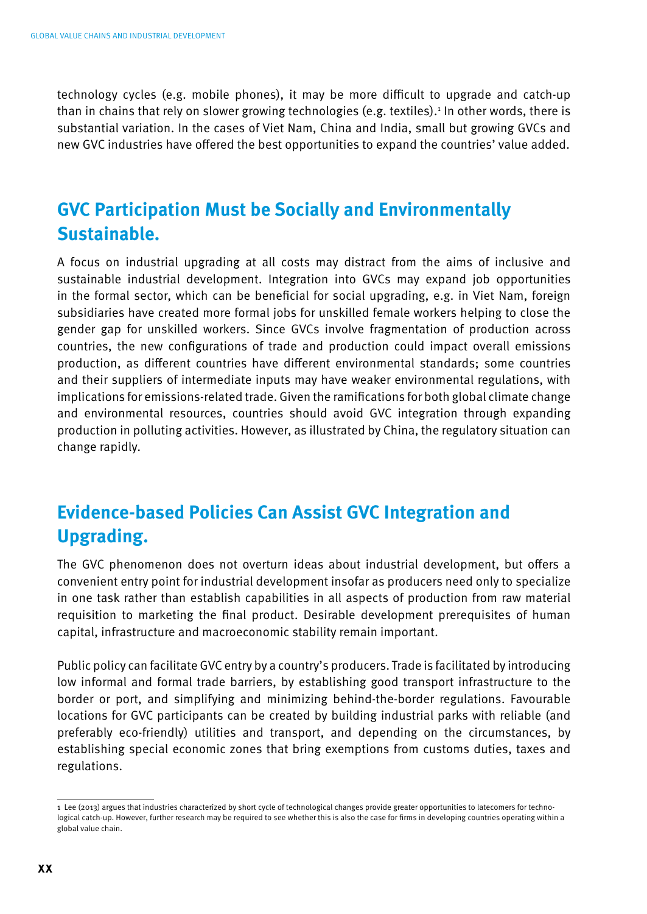technology cycles (e.g. mobile phones), it may be more difficult to upgrade and catch-up than in chains that rely on slower growing technologies (e.g. textiles).[1] In other words, there is substantial variation. In the cases of Viet Nam, China and India, small but growing GVCs and new GVC industries have offered the best opportunities to expand the countries' value added.

## GVC Participation Must be Socially and Environmentally Sustainable.

A focus on industrial upgrading at all costs may distract from the aims of inclusive and sustainable industrial development. Integration into GVCs may expand job opportunities in the formal sector, which can be beneficial for social upgrading, e.g. in Viet Nam, foreign subsidiaries have created more formal jobs for unskilled female workers helping to close the gender gap for unskilled workers. Since GVCs involve fragmentation of production across countries, the new configurations of trade and production could impact overall emissions production, as different countries have different environmental standards; some countries and their suppliers of intermediate inputs may have weaker environmental regulations, with implications for emissions-related trade. Given the ramifications for both global climate change and environmental resources, countries should avoid GVC integration through expanding production in polluting activities. However, as illustrated by China, the regulatory situation can change rapidly.

## Evidence-based Policies Can Assist GVC Integration and Upgrading.

The GVC phenomenon does not overturn ideas about industrial development, but offers a convenient entry point for industrial development insofar as producers need only to specialize in one task rather than establish capabilities in all aspects of production from raw material requisition to marketing the final product. Desirable development prerequisites of human capital, infrastructure and macroeconomic stability remain important.

Public policy can facilitate GVC entry by a country's producers. Trade is facilitated by introducing low informal and formal trade barriers, by establishing good transport infrastructure to the border or port, and simplifying and minimizing behind-the-border regulations. Favourable locations for GVC participants can be created by building industrial parks with reliable (and preferably eco-friendly) utilities and transport, and depending on the circumstances, by establishing special economic zones that bring exemptions from customs duties, taxes and regulations.

---

[1] Lee (2013) argues that industries characterized by short cycle of technological changes provide greater opportunities to latecomers for technological catch-up. However, further research may be required to see whether this is also the case for firms in developing countries operating within a global value chain.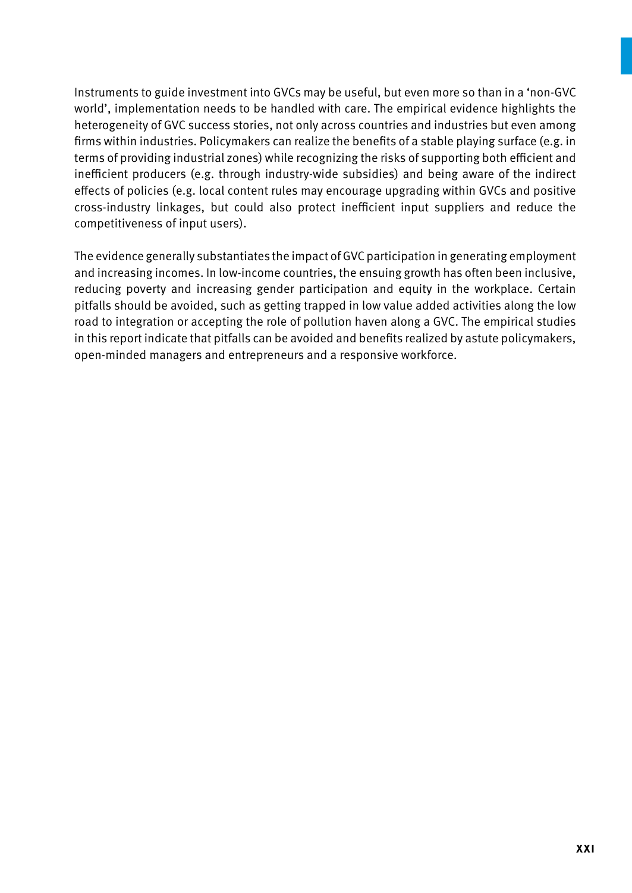Instruments to guide investment into GVCs may be useful, but even more so than in a 'non-GVC world', implementation needs to be handled with care. The empirical evidence highlights the heterogeneity of GVC success stories, not only across countries and industries but even among firms within industries. Policymakers can realize the benefits of a stable playing surface (e.g. in terms of providing industrial zones) while recognizing the risks of supporting both efficient and inefficient producers (e.g. through industry-wide subsidies) and being aware of the indirect effects of policies (e.g. local content rules may encourage upgrading within GVCs and positive cross-industry linkages, but could also protect inefficient input suppliers and reduce the competitiveness of input users).

The evidence generally substantiates the impact of GVC participation in generating employment and increasing incomes. In low-income countries, the ensuing growth has often been inclusive, reducing poverty and increasing gender participation and equity in the workplace. Certain pitfalls should be avoided, such as getting trapped in low value added activities along the low road to integration or accepting the role of pollution haven along a GVC. The empirical studies in this report indicate that pitfalls can be avoided and benefits realized by astute policymakers, open-minded managers and entrepreneurs and a responsive workforce.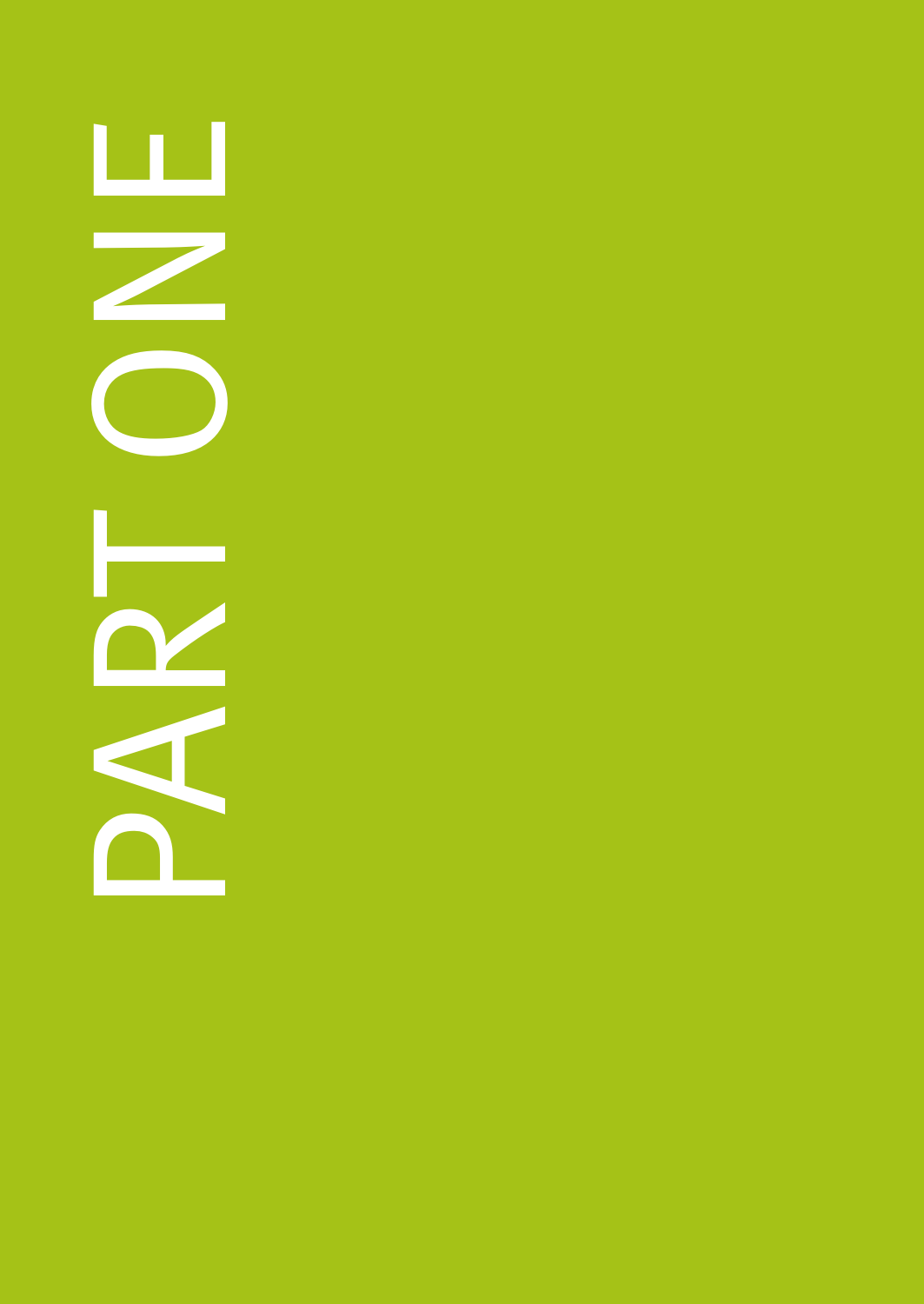# PART ONE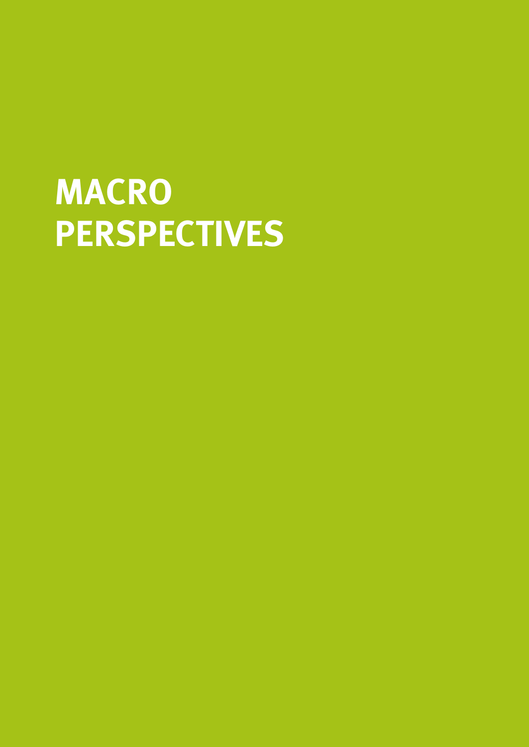# MACRO PERSPECTIVES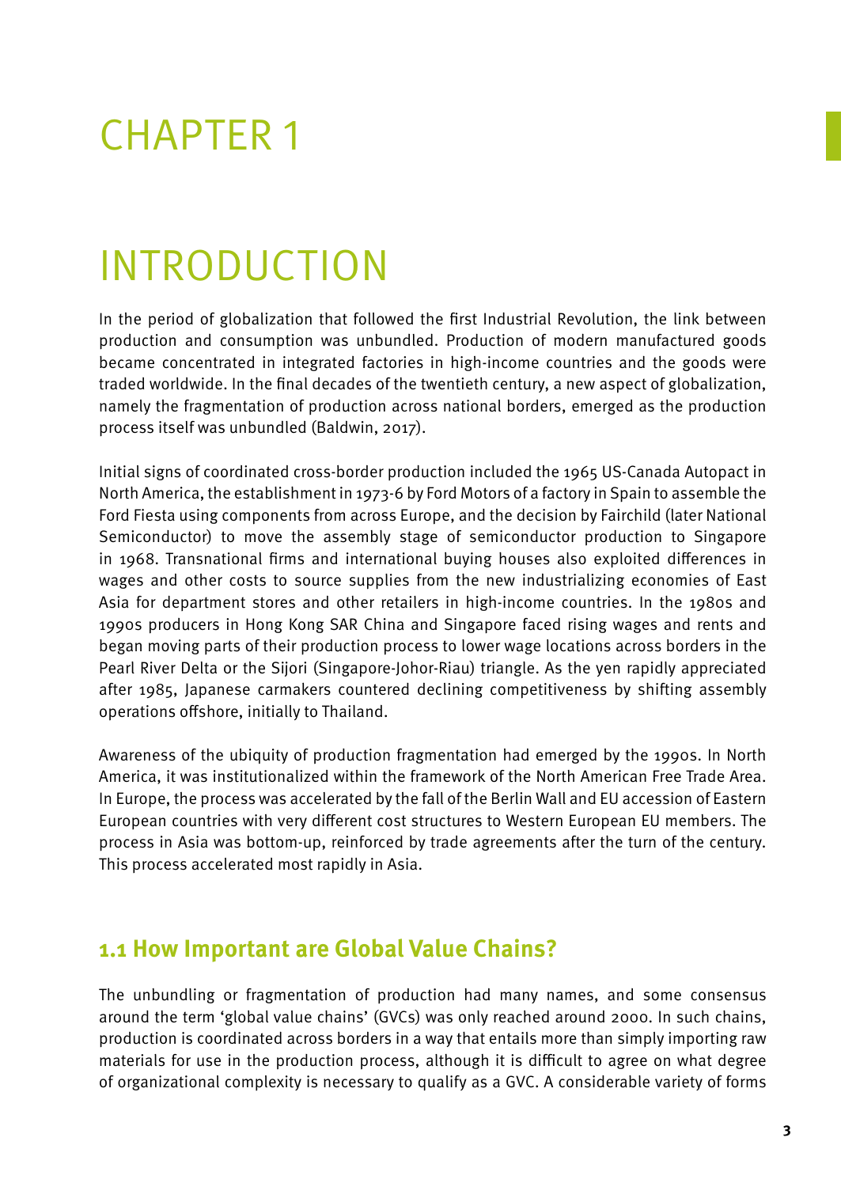# CHAPTER 1

# INTRODUCTION

In the period of globalization that followed the first Industrial Revolution, the link between production and consumption was unbundled. Production of modern manufactured goods became concentrated in integrated factories in high-income countries and the goods were traded worldwide. In the final decades of the twentieth century, a new aspect of globalization, namely the fragmentation of production across national borders, emerged as the production process itself was unbundled (Baldwin, 2017).

Initial signs of coordinated cross-border production included the 1965 US-Canada Autopact in North America, the establishment in 1973-6 by Ford Motors of a factory in Spain to assemble the Ford Fiesta using components from across Europe, and the decision by Fairchild (later National Semiconductor) to move the assembly stage of semiconductor production to Singapore in 1968. Transnational firms and international buying houses also exploited differences in wages and other costs to source supplies from the new industrializing economies of East Asia for department stores and other retailers in high-income countries. In the 1980s and 1990s producers in Hong Kong SAR China and Singapore faced rising wages and rents and began moving parts of their production process to lower wage locations across borders in the Pearl River Delta or the Sijori (Singapore-Johor-Riau) triangle. As the yen rapidly appreciated after 1985, Japanese carmakers countered declining competitiveness by shifting assembly operations offshore, initially to Thailand.

Awareness of the ubiquity of production fragmentation had emerged by the 1990s. In North America, it was institutionalized within the framework of the North American Free Trade Area. In Europe, the process was accelerated by the fall of the Berlin Wall and EU accession of Eastern European countries with very different cost structures to Western European EU members. The process in Asia was bottom-up, reinforced by trade agreements after the turn of the century. This process accelerated most rapidly in Asia.

## 1.1 How Important are Global Value Chains?

The unbundling or fragmentation of production had many names, and some consensus around the term 'global value chains' (GVCs) was only reached around 2000. In such chains, production is coordinated across borders in a way that entails more than simply importing raw materials for use in the production process, although it is difficult to agree on what degree of organizational complexity is necessary to qualify as a GVC. A considerable variety of forms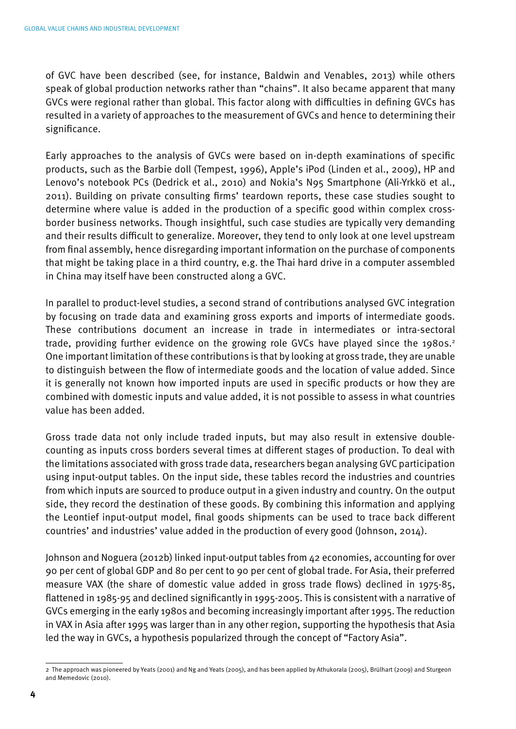of GVC have been described (see, for instance, Baldwin and Venables, 2013) while others speak of global production networks rather than "chains". It also became apparent that many GVCs were regional rather than global. This factor along with difficulties in defining GVCs has resulted in a variety of approaches to the measurement of GVCs and hence to determining their significance.

Early approaches to the analysis of GVCs were based on in-depth examinations of specific products, such as the Barbie doll (Tempest, 1996), Apple's iPod (Linden et al., 2009), HP and Lenovo's notebook PCs (Dedrick et al., 2010) and Nokia's N95 Smartphone (Ali-Yrkkö et al., 2011). Building on private consulting firms' teardown reports, these case studies sought to determine where value is added in the production of a specific good within complex cross-border business networks. Though insightful, such case studies are typically very demanding and their results difficult to generalize. Moreover, they tend to only look at one level upstream from final assembly, hence disregarding important information on the purchase of components that might be taking place in a third country, e.g. the Thai hard drive in a computer assembled in China may itself have been constructed along a GVC.

In parallel to product-level studies, a second strand of contributions analysed GVC integration by focusing on trade data and examining gross exports and imports of intermediate goods. These contributions document an increase in trade in intermediates or intra-sectoral trade, providing further evidence on the growing role GVCs have played since the 1980s.[2] One important limitation of these contributions is that by looking at gross trade, they are unable to distinguish between the flow of intermediate goods and the location of value added. Since it is generally not known how imported inputs are used in specific products or how they are combined with domestic inputs and value added, it is not possible to assess in what countries value has been added.

Gross trade data not only include traded inputs, but may also result in extensive double-counting as inputs cross borders several times at different stages of production. To deal with the limitations associated with gross trade data, researchers began analysing GVC participation using input-output tables. On the input side, these tables record the industries and countries from which inputs are sourced to produce output in a given industry and country. On the output side, they record the destination of these goods. By combining this information and applying the Leontief input-output model, final goods shipments can be used to trace back different countries' and industries' value added in the production of every good (Johnson, 2014).

Johnson and Noguera (2012b) linked input-output tables from 42 economies, accounting for over 90 per cent of global GDP and 80 per cent to 90 per cent of global trade. For Asia, their preferred measure VAX (the share of domestic value added in gross trade flows) declined in 1975-85, flattened in 1985-95 and declined significantly in 1995-2005. This is consistent with a narrative of GVCs emerging in the early 1980s and becoming increasingly important after 1995. The reduction in VAX in Asia after 1995 was larger than in any other region, supporting the hypothesis that Asia led the way in GVCs, a hypothesis popularized through the concept of "Factory Asia".

2 The approach was pioneered by Yeats (2001) and Ng and Yeats (2005), and has been applied by Athukorala (2005), Brülhart (2009) and Sturgeon and Memedovic (2010).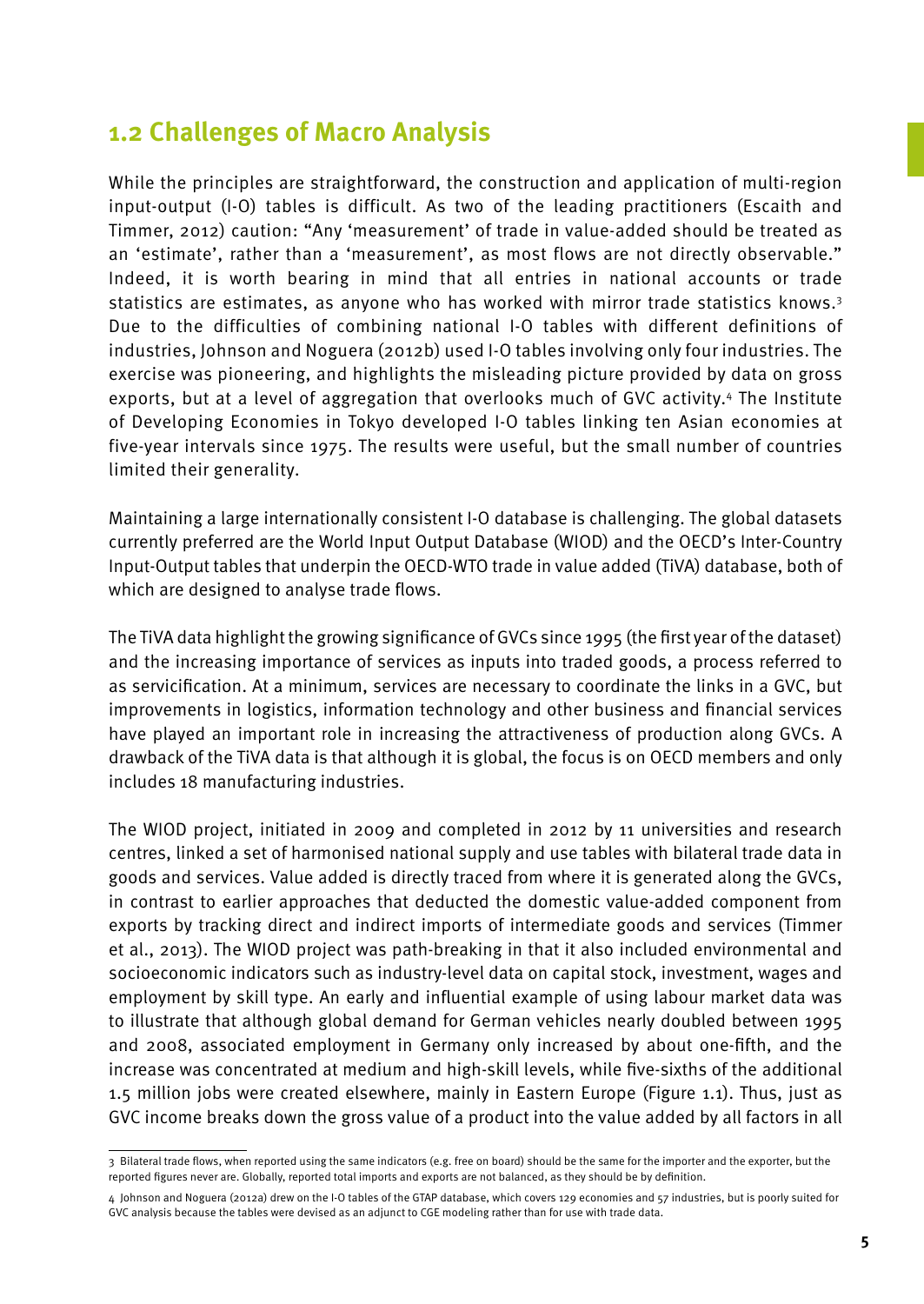## 1.2 Challenges of Macro Analysis

While the principles are straightforward, the construction and application of multi-region input-output (I-O) tables is difficult. As two of the leading practitioners (Escaith and Timmer, 2012) caution: "Any 'measurement' of trade in value-added should be treated as an 'estimate', rather than a 'measurement', as most flows are not directly observable." Indeed, it is worth bearing in mind that all entries in national accounts or trade statistics are estimates, as anyone who has worked with mirror trade statistics knows.[3] Due to the difficulties of combining national I-O tables with different definitions of industries, Johnson and Noguera (2012b) used I-O tables involving only four industries. The exercise was pioneering, and highlights the misleading picture provided by data on gross exports, but at a level of aggregation that overlooks much of GVC activity.[4] The Institute of Developing Economies in Tokyo developed I-O tables linking ten Asian economies at five-year intervals since 1975. The results were useful, but the small number of countries limited their generality.

Maintaining a large internationally consistent I-O database is challenging. The global datasets currently preferred are the World Input Output Database (WIOD) and the OECD's Inter-Country Input-Output tables that underpin the OECD-WTO trade in value added (TiVA) database, both of which are designed to analyse trade flows.

The TiVA data highlight the growing significance of GVCs since 1995 (the first year of the dataset) and the increasing importance of services as inputs into traded goods, a process referred to as servicification. At a minimum, services are necessary to coordinate the links in a GVC, but improvements in logistics, information technology and other business and financial services have played an important role in increasing the attractiveness of production along GVCs. A drawback of the TiVA data is that although it is global, the focus is on OECD members and only includes 18 manufacturing industries.

The WIOD project, initiated in 2009 and completed in 2012 by 11 universities and research centres, linked a set of harmonised national supply and use tables with bilateral trade data in goods and services. Value added is directly traced from where it is generated along the GVCs, in contrast to earlier approaches that deducted the domestic value-added component from exports by tracking direct and indirect imports of intermediate goods and services (Timmer et al., 2013). The WIOD project was path-breaking in that it also included environmental and socioeconomic indicators such as industry-level data on capital stock, investment, wages and employment by skill type. An early and influential example of using labour market data was to illustrate that although global demand for German vehicles nearly doubled between 1995 and 2008, associated employment in Germany only increased by about one-fifth, and the increase was concentrated at medium and high-skill levels, while five-sixths of the additional 1.5 million jobs were created elsewhere, mainly in Eastern Europe (Figure 1.1). Thus, just as GVC income breaks down the gross value of a product into the value added by all factors in all

---

[3] Bilateral trade flows, when reported using the same indicators (e.g. free on board) should be the same for the importer and the exporter, but the reported figures never are. Globally, reported total imports and exports are not balanced, as they should be by definition.

[4] Johnson and Noguera (2012a) drew on the I-O tables of the GTAP database, which covers 129 economies and 57 industries, but is poorly suited for GVC analysis because the tables were devised as an adjunct to CGE modeling rather than for use with trade data.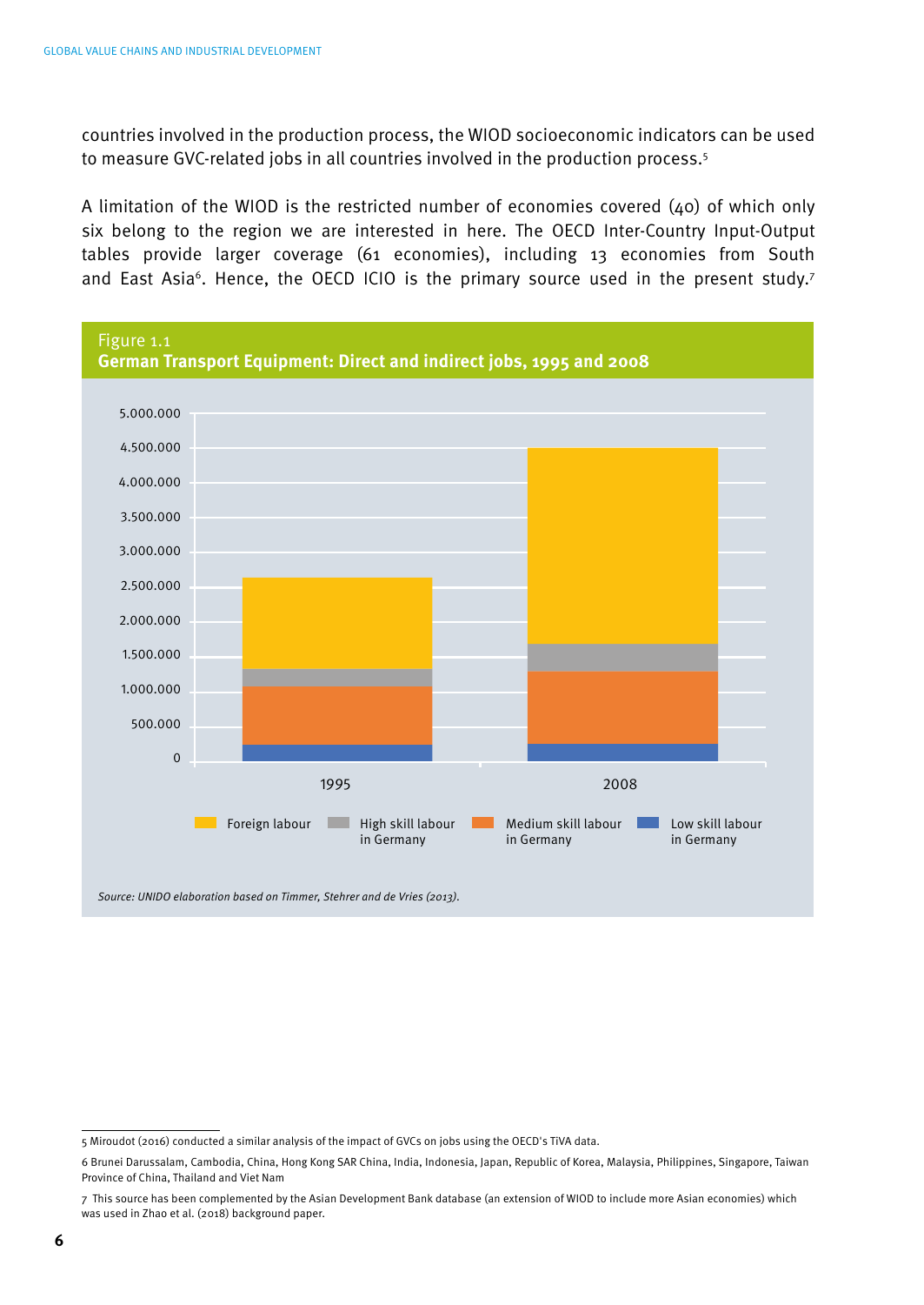countries involved in the production process, the WIOD socioeconomic indicators can be used to measure GVC-related jobs in all countries involved in the production process.[5]

A limitation of the WIOD is the restricted number of economies covered (40) of which only six belong to the region we are interested in here. The OECD Inter-Country Input-Output tables provide larger coverage (61 economies), including 13 economies from South and East Asia[6]. Hence, the OECD ICIO is the primary source used in the present study.[7]

Figure 1.1
**German Transport Equipment: Direct and indirect jobs, 1995 and 2008**

*Source: UNIDO elaboration based on Timmer, Stehrer and de Vries (2013).*

---

5 Miroudot (2016) conducted a similar analysis of the impact of GVCs on jobs using the OECD's TiVA data.

6 Brunei Darussalam, Cambodia, China, Hong Kong SAR China, India, Indonesia, Japan, Republic of Korea, Malaysia, Philippines, Singapore, Taiwan Province of China, Thailand and Viet Nam

7 This source has been complemented by the Asian Development Bank database (an extension of WIOD to include more Asian economies) which was used in Zhao et al. (2018) background paper.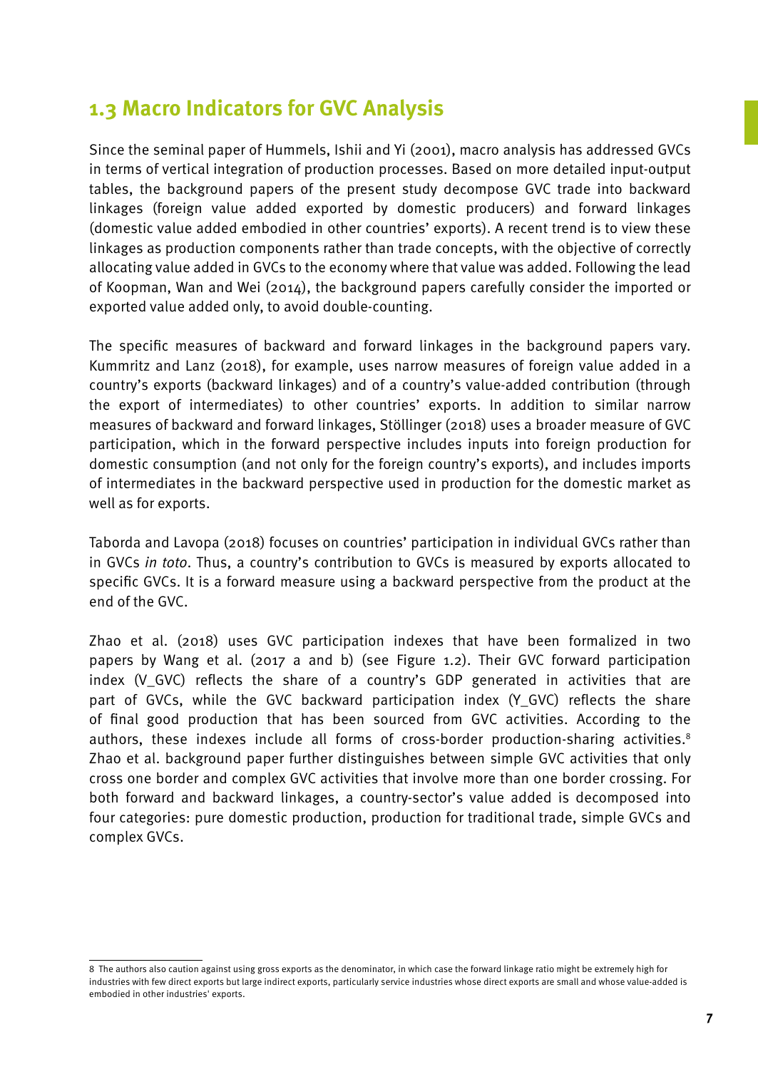## 1.3 Macro Indicators for GVC Analysis

Since the seminal paper of Hummels, Ishii and Yi (2001), macro analysis has addressed GVCs in terms of vertical integration of production processes. Based on more detailed input-output tables, the background papers of the present study decompose GVC trade into backward linkages (foreign value added exported by domestic producers) and forward linkages (domestic value added embodied in other countries' exports). A recent trend is to view these linkages as production components rather than trade concepts, with the objective of correctly allocating value added in GVCs to the economy where that value was added. Following the lead of Koopman, Wan and Wei (2014), the background papers carefully consider the imported or exported value added only, to avoid double-counting.

The specific measures of backward and forward linkages in the background papers vary. Kummritz and Lanz (2018), for example, uses narrow measures of foreign value added in a country's exports (backward linkages) and of a country's value-added contribution (through the export of intermediates) to other countries' exports. In addition to similar narrow measures of backward and forward linkages, Stöllinger (2018) uses a broader measure of GVC participation, which in the forward perspective includes inputs into foreign production for domestic consumption (and not only for the foreign country's exports), and includes imports of intermediates in the backward perspective used in production for the domestic market as well as for exports.

Taborda and Lavopa (2018) focuses on countries' participation in individual GVCs rather than in GVCs *in toto*. Thus, a country's contribution to GVCs is measured by exports allocated to specific GVCs. It is a forward measure using a backward perspective from the product at the end of the GVC.

Zhao et al. (2018) uses GVC participation indexes that have been formalized in two papers by Wang et al. (2017 a and b) (see Figure 1.2). Their GVC forward participation index (V_GVC) reflects the share of a country's GDP generated in activities that are part of GVCs, while the GVC backward participation index (Y_GVC) reflects the share of final good production that has been sourced from GVC activities. According to the authors, these indexes include all forms of cross-border production-sharing activities.[8] Zhao et al. background paper further distinguishes between simple GVC activities that only cross one border and complex GVC activities that involve more than one border crossing. For both forward and backward linkages, a country-sector's value added is decomposed into four categories: pure domestic production, production for traditional trade, simple GVCs and complex GVCs.

---

8 The authors also caution against using gross exports as the denominator, in which case the forward linkage ratio might be extremely high for industries with few direct exports but large indirect exports, particularly service industries whose direct exports are small and whose value-added is embodied in other industries' exports.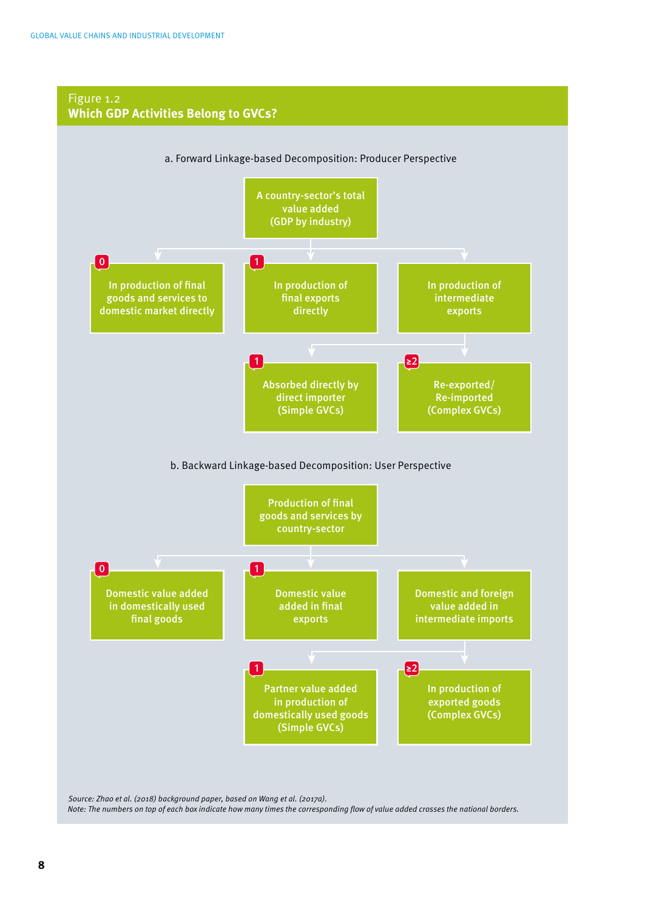Figure 1.2
**Which GDP Activities Belong to GVCs?**

a. Forward Linkage-based Decomposition: Producer Perspective

A country-sector's total value added (GDP by industry)

- [0] In production of final goods and services to domestic market directly
- [1] In production of final exports directly
- In production of intermediate exports
  - [1] Absorbed directly by direct importer (Simple GVCs)
  - [≥2] Re-exported/ Re-imported (Complex GVCs)

b. Backward Linkage-based Decomposition: User Perspective

Production of final goods and services by country-sector

- [0] Domestic value added in domestically used final goods
- [1] Domestic value added in final exports
- Domestic and foreign value added in intermediate imports
  - [1] Partner value added in production of domestically used goods (Simple GVCs)
  - [≥2] In production of exported goods (Complex GVCs)

*Source: Zhao et al. (2018) background paper, based on Wang et al. (2017a).*
*Note: The numbers on top of each box indicate how many times the corresponding flow of value added crosses the national borders.*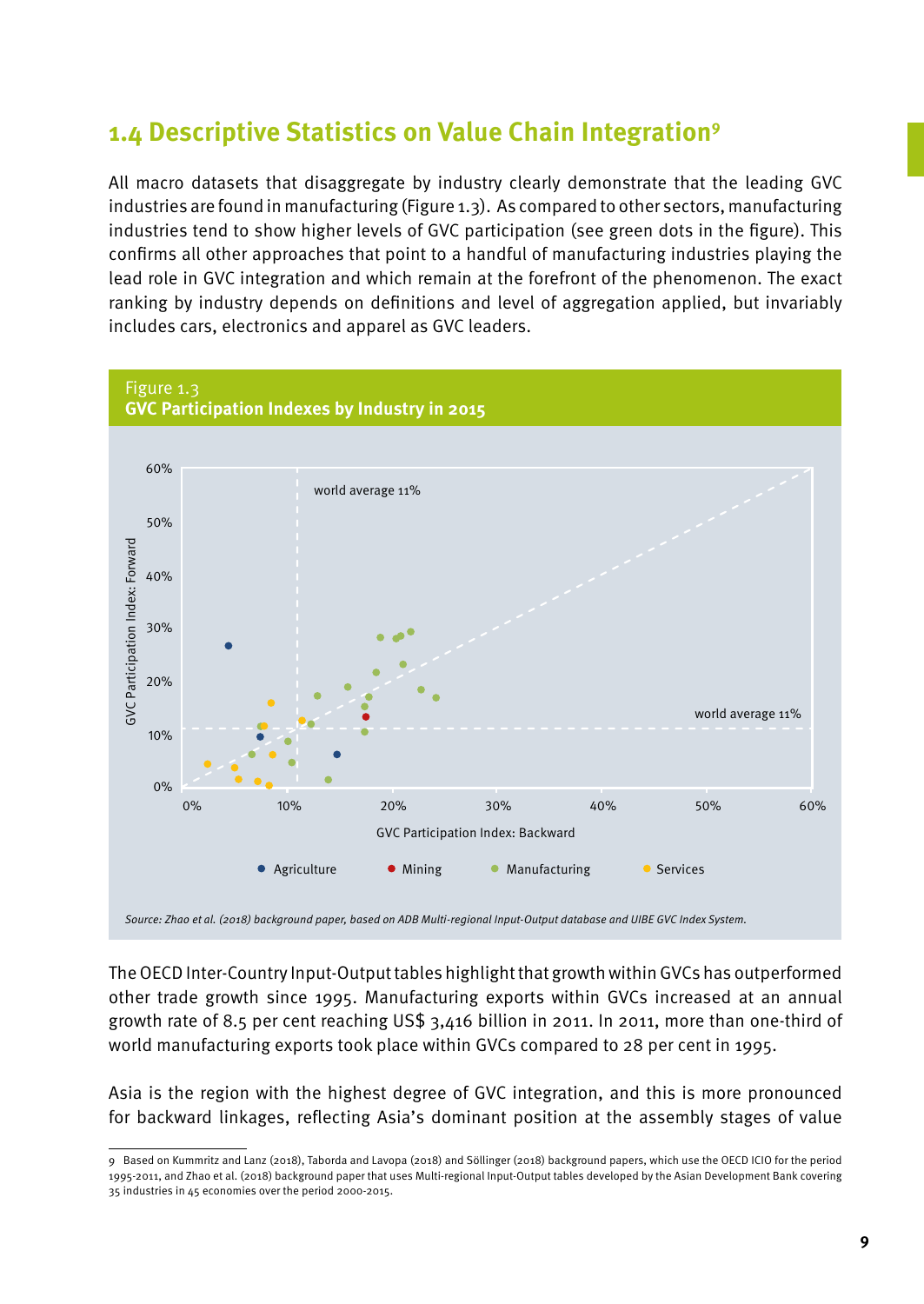## 1.4 Descriptive Statistics on Value Chain Integration[9]

All macro datasets that disaggregate by industry clearly demonstrate that the leading GVC industries are found in manufacturing (Figure 1.3). As compared to other sectors, manufacturing industries tend to show higher levels of GVC participation (see green dots in the figure). This confirms all other approaches that point to a handful of manufacturing industries playing the lead role in GVC integration and which remain at the forefront of the phenomenon. The exact ranking by industry depends on definitions and level of aggregation applied, but invariably includes cars, electronics and apparel as GVC leaders.

Figure 1.3
**GVC Participation Indexes by Industry in 2015**

*Source: Zhao et al. (2018) background paper, based on ADB Multi-regional Input-Output database and UIBE GVC Index System.*

The OECD Inter-Country Input-Output tables highlight that growth within GVCs has outperformed other trade growth since 1995. Manufacturing exports within GVCs increased at an annual growth rate of 8.5 per cent reaching US$ 3,416 billion in 2011. In 2011, more than one-third of world manufacturing exports took place within GVCs compared to 28 per cent in 1995.

Asia is the region with the highest degree of GVC integration, and this is more pronounced for backward linkages, reflecting Asia's dominant position at the assembly stages of value

---

9 Based on Kummritz and Lanz (2018), Taborda and Lavopa (2018) and Söllinger (2018) background papers, which use the OECD ICIO for the period 1995-2011, and Zhao et al. (2018) background paper that uses Multi-regional Input-Output tables developed by the Asian Development Bank covering 35 industries in 45 economies over the period 2000-2015.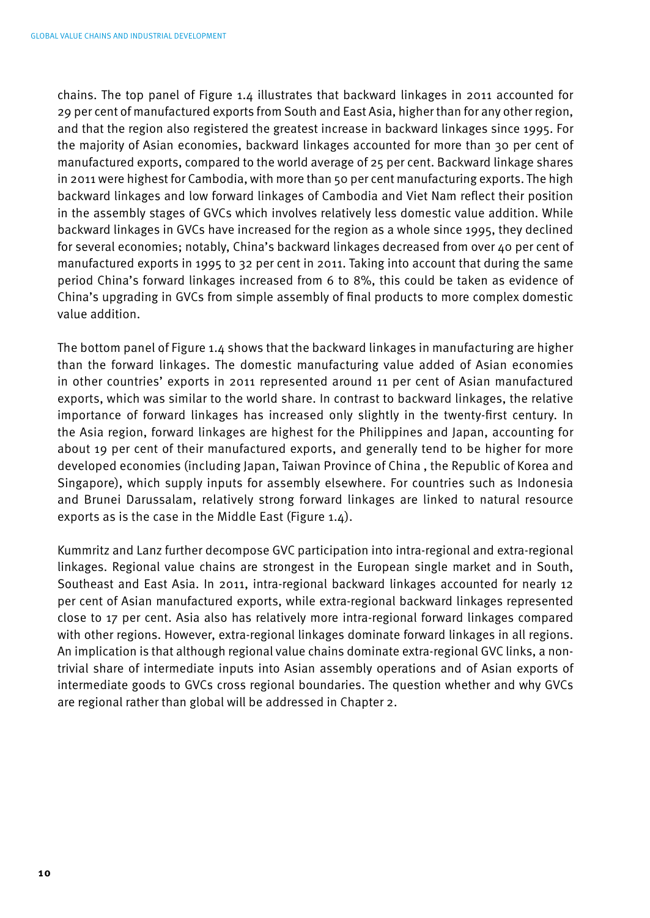chains. The top panel of Figure 1.4 illustrates that backward linkages in 2011 accounted for 29 per cent of manufactured exports from South and East Asia, higher than for any other region, and that the region also registered the greatest increase in backward linkages since 1995. For the majority of Asian economies, backward linkages accounted for more than 30 per cent of manufactured exports, compared to the world average of 25 per cent. Backward linkage shares in 2011 were highest for Cambodia, with more than 50 per cent manufacturing exports. The high backward linkages and low forward linkages of Cambodia and Viet Nam reflect their position in the assembly stages of GVCs which involves relatively less domestic value addition. While backward linkages in GVCs have increased for the region as a whole since 1995, they declined for several economies; notably, China's backward linkages decreased from over 40 per cent of manufactured exports in 1995 to 32 per cent in 2011. Taking into account that during the same period China's forward linkages increased from 6 to 8%, this could be taken as evidence of China's upgrading in GVCs from simple assembly of final products to more complex domestic value addition.

The bottom panel of Figure 1.4 shows that the backward linkages in manufacturing are higher than the forward linkages. The domestic manufacturing value added of Asian economies in other countries' exports in 2011 represented around 11 per cent of Asian manufactured exports, which was similar to the world share. In contrast to backward linkages, the relative importance of forward linkages has increased only slightly in the twenty-first century. In the Asia region, forward linkages are highest for the Philippines and Japan, accounting for about 19 per cent of their manufactured exports, and generally tend to be higher for more developed economies (including Japan, Taiwan Province of China , the Republic of Korea and Singapore), which supply inputs for assembly elsewhere. For countries such as Indonesia and Brunei Darussalam, relatively strong forward linkages are linked to natural resource exports as is the case in the Middle East (Figure 1.4).

Kummritz and Lanz further decompose GVC participation into intra-regional and extra-regional linkages. Regional value chains are strongest in the European single market and in South, Southeast and East Asia. In 2011, intra-regional backward linkages accounted for nearly 12 per cent of Asian manufactured exports, while extra-regional backward linkages represented close to 17 per cent. Asia also has relatively more intra-regional forward linkages compared with other regions. However, extra-regional linkages dominate forward linkages in all regions. An implication is that although regional value chains dominate extra-regional GVC links, a non-trivial share of intermediate inputs into Asian assembly operations and of Asian exports of intermediate goods to GVCs cross regional boundaries. The question whether and why GVCs are regional rather than global will be addressed in Chapter 2.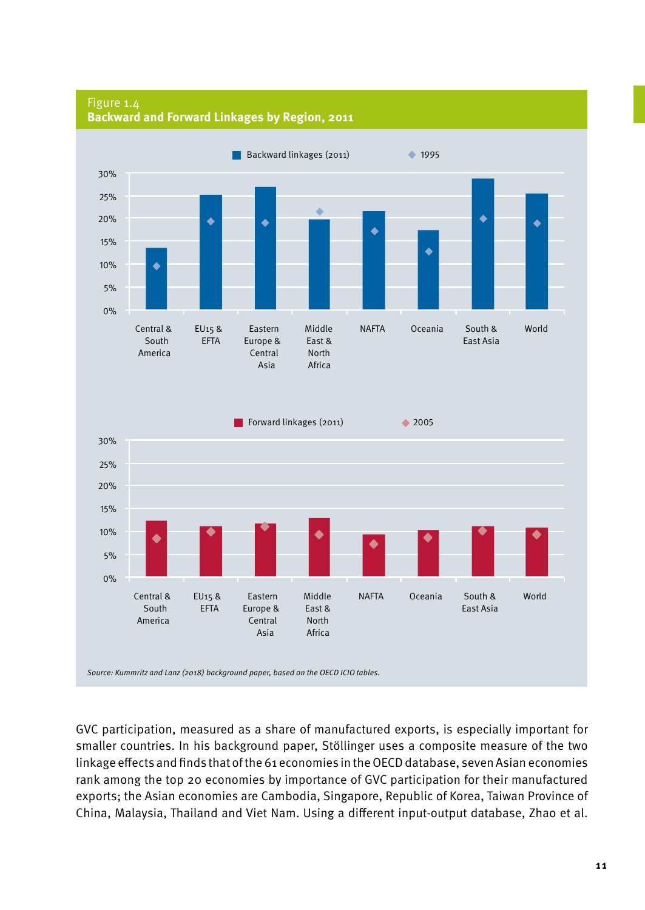Figure 1.4
**Backward and Forward Linkages by Region, 2011**

Backward linkages (2011) ◆ 1995

Forward linkages (2011) ◆ 2005

Central & South America | EU15 & EFTA | Eastern Europe & Central Asia | Middle East & North Africa | NAFTA | Oceania | South & East Asia | World

*Source: Kummritz and Lanz (2018) background paper, based on the OECD ICIO tables.*

GVC participation, measured as a share of manufactured exports, is especially important for smaller countries. In his background paper, Stöllinger uses a composite measure of the two linkage effects and finds that of the 61 economies in the OECD database, seven Asian economies rank among the top 20 economies by importance of GVC participation for their manufactured exports; the Asian economies are Cambodia, Singapore, Republic of Korea, Taiwan Province of China, Malaysia, Thailand and Viet Nam. Using a different input-output database, Zhao et al.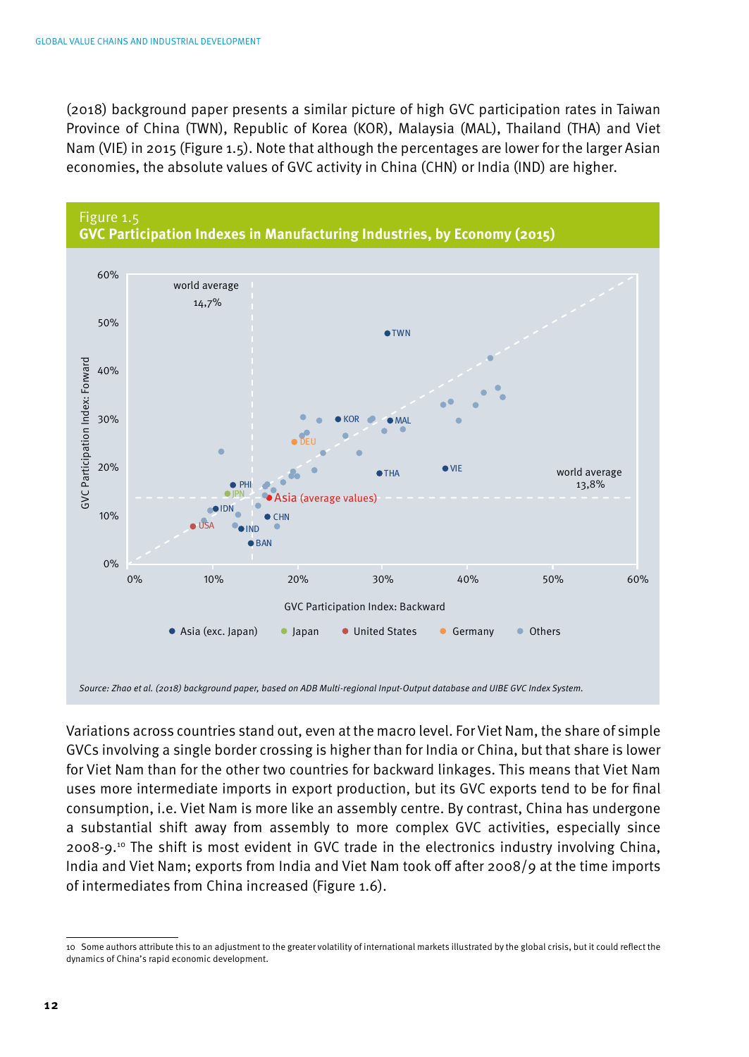(2018) background paper presents a similar picture of high GVC participation rates in Taiwan Province of China (TWN), Republic of Korea (KOR), Malaysia (MAL), Thailand (THA) and Viet Nam (VIE) in 2015 (Figure 1.5). Note that although the percentages are lower for the larger Asian economies, the absolute values of GVC activity in China (CHN) or India (IND) are higher.

**Figure 1.5**
**GVC Participation Indexes in Manufacturing Industries, by Economy (2015)**

*Source: Zhao et al. (2018) background paper, based on ADB Multi-regional Input-Output database and UIBE GVC Index System.*

Variations across countries stand out, even at the macro level. For Viet Nam, the share of simple GVCs involving a single border crossing is higher than for India or China, but that share is lower for Viet Nam than for the other two countries for backward linkages. This means that Viet Nam uses more intermediate imports in export production, but its GVC exports tend to be for final consumption, i.e. Viet Nam is more like an assembly centre. By contrast, China has undergone a substantial shift away from assembly to more complex GVC activities, especially since 2008-9.[10] The shift is most evident in GVC trade in the electronics industry involving China, India and Viet Nam; exports from India and Viet Nam took off after 2008/9 at the time imports of intermediates from China increased (Figure 1.6).

---

10 Some authors attribute this to an adjustment to the greater volatility of international markets illustrated by the global crisis, but it could reflect the dynamics of China's rapid economic development.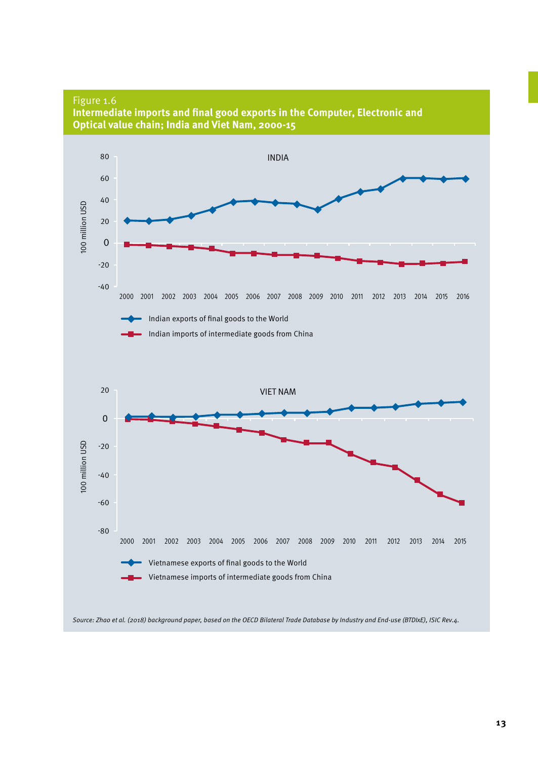Figure 1.6
**Intermediate imports and final good exports in the Computer, Electronic and Optical value chain; India and Viet Nam, 2000-15**

INDIA

100 million USD

- Indian exports of final goods to the World
- Indian imports of intermediate goods from China

VIET NAM

100 million USD

- Vietnamese exports of final goods to the World
- Vietnamese imports of intermediate goods from China

*Source: Zhao et al. (2018) background paper, based on the OECD Bilateral Trade Database by Industry and End-use (BTDIxE), ISIC Rev.4.*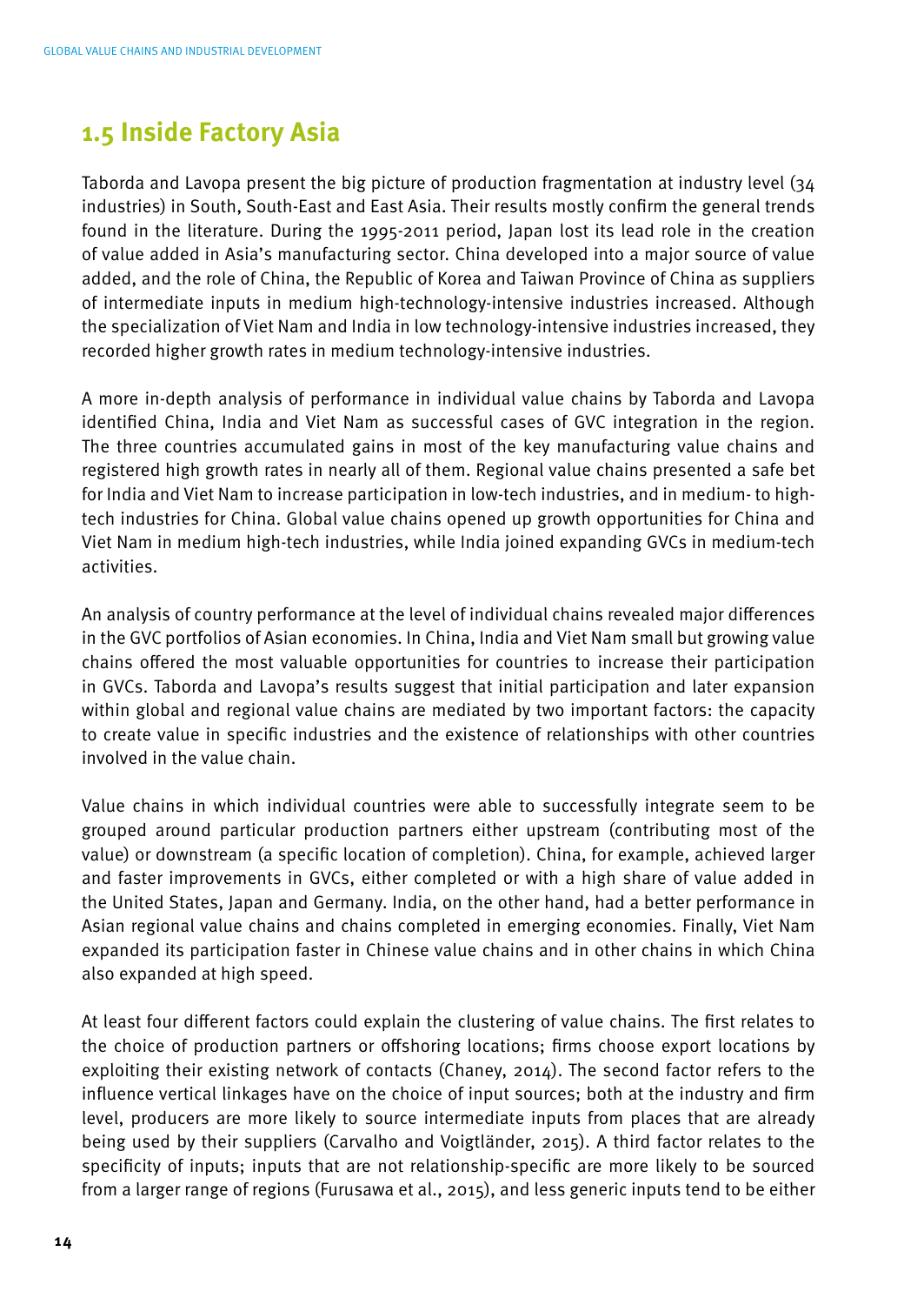## 1.5 Inside Factory Asia

Taborda and Lavopa present the big picture of production fragmentation at industry level (34 industries) in South, South-East and East Asia. Their results mostly confirm the general trends found in the literature. During the 1995-2011 period, Japan lost its lead role in the creation of value added in Asia's manufacturing sector. China developed into a major source of value added, and the role of China, the Republic of Korea and Taiwan Province of China as suppliers of intermediate inputs in medium high-technology-intensive industries increased. Although the specialization of Viet Nam and India in low technology-intensive industries increased, they recorded higher growth rates in medium technology-intensive industries.

A more in-depth analysis of performance in individual value chains by Taborda and Lavopa identified China, India and Viet Nam as successful cases of GVC integration in the region. The three countries accumulated gains in most of the key manufacturing value chains and registered high growth rates in nearly all of them. Regional value chains presented a safe bet for India and Viet Nam to increase participation in low-tech industries, and in medium- to high-tech industries for China. Global value chains opened up growth opportunities for China and Viet Nam in medium high-tech industries, while India joined expanding GVCs in medium-tech activities.

An analysis of country performance at the level of individual chains revealed major differences in the GVC portfolios of Asian economies. In China, India and Viet Nam small but growing value chains offered the most valuable opportunities for countries to increase their participation in GVCs. Taborda and Lavopa's results suggest that initial participation and later expansion within global and regional value chains are mediated by two important factors: the capacity to create value in specific industries and the existence of relationships with other countries involved in the value chain.

Value chains in which individual countries were able to successfully integrate seem to be grouped around particular production partners either upstream (contributing most of the value) or downstream (a specific location of completion). China, for example, achieved larger and faster improvements in GVCs, either completed or with a high share of value added in the United States, Japan and Germany. India, on the other hand, had a better performance in Asian regional value chains and chains completed in emerging economies. Finally, Viet Nam expanded its participation faster in Chinese value chains and in other chains in which China also expanded at high speed.

At least four different factors could explain the clustering of value chains. The first relates to the choice of production partners or offshoring locations; firms choose export locations by exploiting their existing network of contacts (Chaney, 2014). The second factor refers to the influence vertical linkages have on the choice of input sources; both at the industry and firm level, producers are more likely to source intermediate inputs from places that are already being used by their suppliers (Carvalho and Voigtländer, 2015). A third factor relates to the specificity of inputs; inputs that are not relationship-specific are more likely to be sourced from a larger range of regions (Furusawa et al., 2015), and less generic inputs tend to be either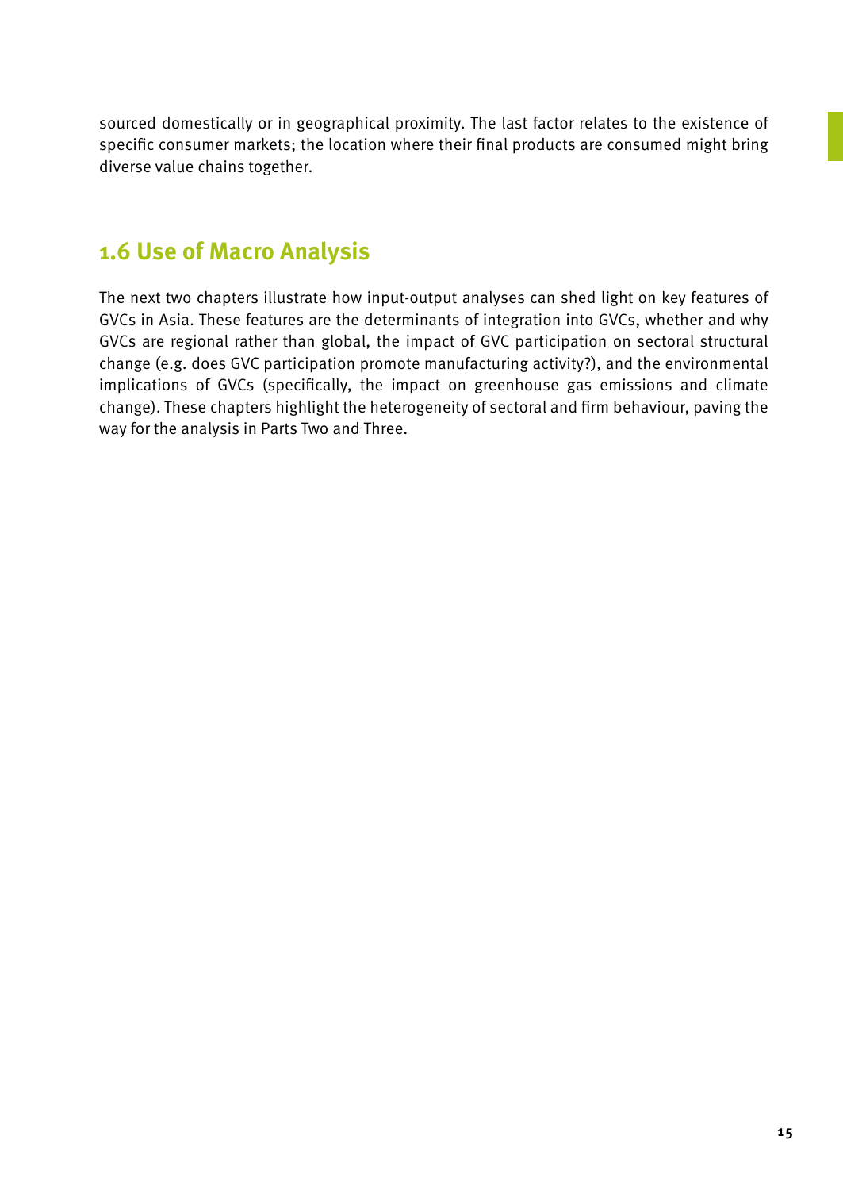sourced domestically or in geographical proximity. The last factor relates to the existence of specific consumer markets; the location where their final products are consumed might bring diverse value chains together.

## 1.6 Use of Macro Analysis

The next two chapters illustrate how input-output analyses can shed light on key features of GVCs in Asia. These features are the determinants of integration into GVCs, whether and why GVCs are regional rather than global, the impact of GVC participation on sectoral structural change (e.g. does GVC participation promote manufacturing activity?), and the environmental implications of GVCs (specifically, the impact on greenhouse gas emissions and climate change). These chapters highlight the heterogeneity of sectoral and firm behaviour, paving the way for the analysis in Parts Two and Three.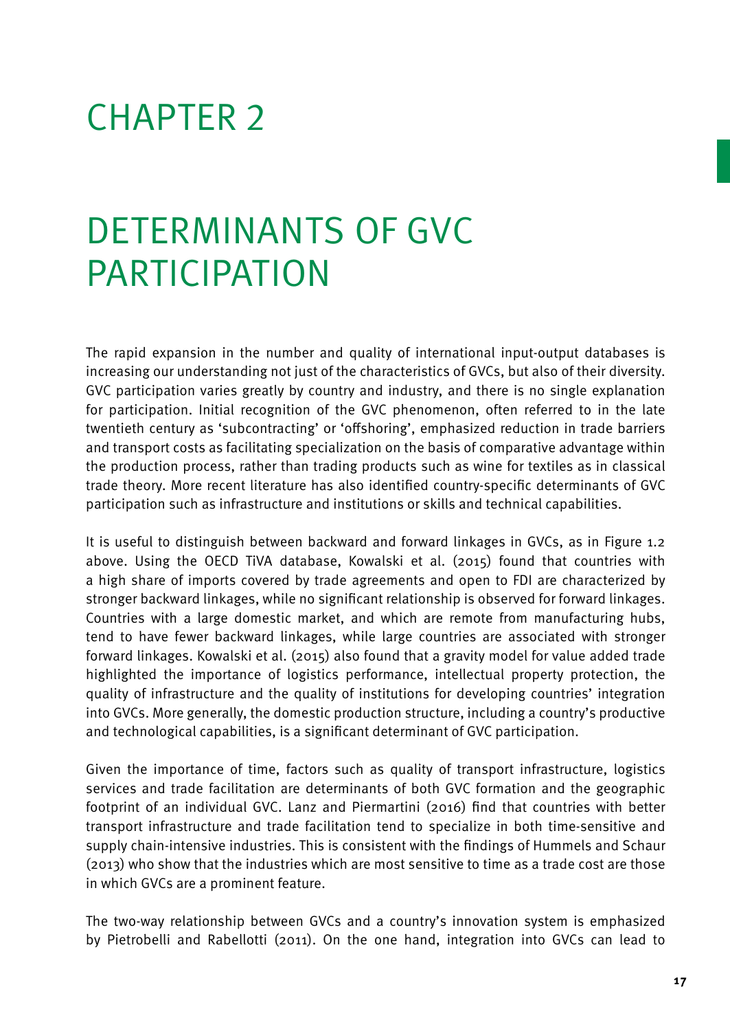# CHAPTER 2

# DETERMINANTS OF GVC PARTICIPATION

The rapid expansion in the number and quality of international input-output databases is increasing our understanding not just of the characteristics of GVCs, but also of their diversity. GVC participation varies greatly by country and industry, and there is no single explanation for participation. Initial recognition of the GVC phenomenon, often referred to in the late twentieth century as 'subcontracting' or 'offshoring', emphasized reduction in trade barriers and transport costs as facilitating specialization on the basis of comparative advantage within the production process, rather than trading products such as wine for textiles as in classical trade theory. More recent literature has also identified country-specific determinants of GVC participation such as infrastructure and institutions or skills and technical capabilities.

It is useful to distinguish between backward and forward linkages in GVCs, as in Figure 1.2 above. Using the OECD TiVA database, Kowalski et al. (2015) found that countries with a high share of imports covered by trade agreements and open to FDI are characterized by stronger backward linkages, while no significant relationship is observed for forward linkages. Countries with a large domestic market, and which are remote from manufacturing hubs, tend to have fewer backward linkages, while large countries are associated with stronger forward linkages. Kowalski et al. (2015) also found that a gravity model for value added trade highlighted the importance of logistics performance, intellectual property protection, the quality of infrastructure and the quality of institutions for developing countries' integration into GVCs. More generally, the domestic production structure, including a country's productive and technological capabilities, is a significant determinant of GVC participation.

Given the importance of time, factors such as quality of transport infrastructure, logistics services and trade facilitation are determinants of both GVC formation and the geographic footprint of an individual GVC. Lanz and Piermartini (2016) find that countries with better transport infrastructure and trade facilitation tend to specialize in both time-sensitive and supply chain-intensive industries. This is consistent with the findings of Hummels and Schaur (2013) who show that the industries which are most sensitive to time as a trade cost are those in which GVCs are a prominent feature.

The two-way relationship between GVCs and a country's innovation system is emphasized by Pietrobelli and Rabellotti (2011). On the one hand, integration into GVCs can lead to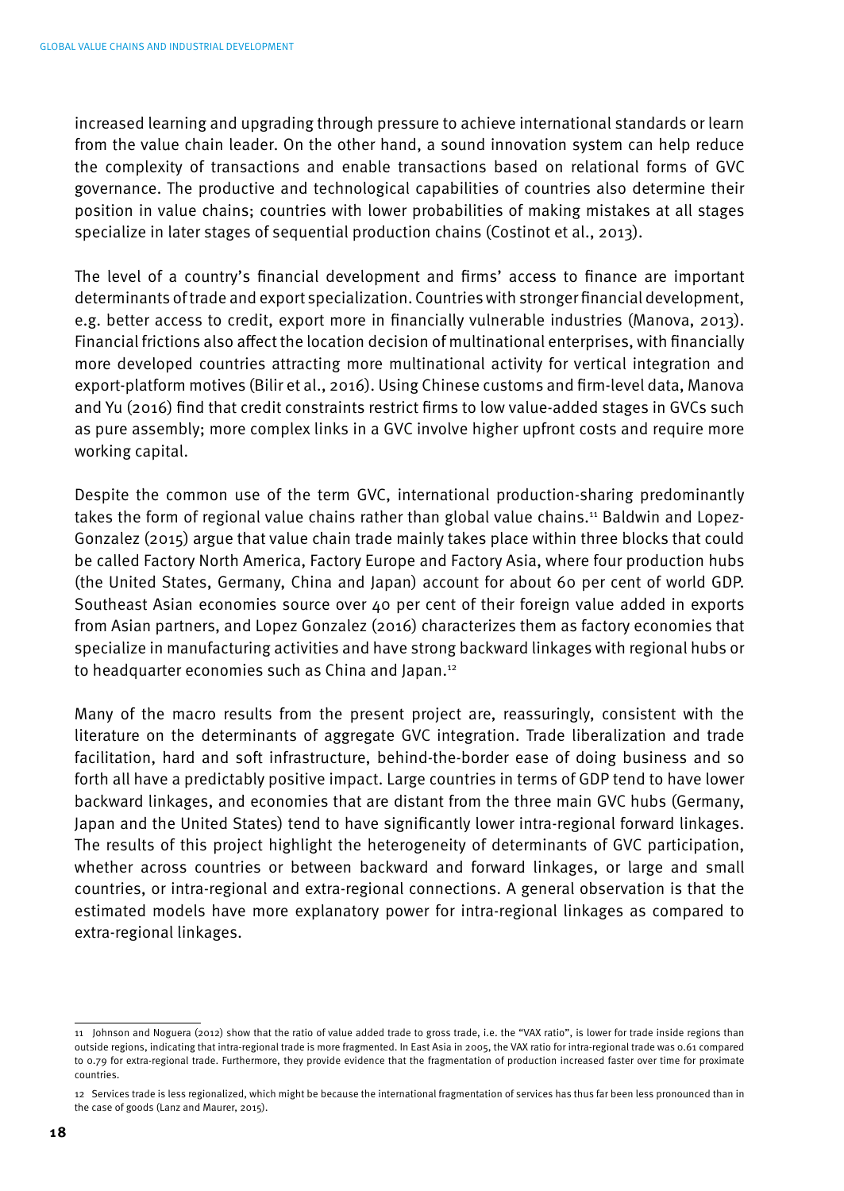increased learning and upgrading through pressure to achieve international standards or learn from the value chain leader. On the other hand, a sound innovation system can help reduce the complexity of transactions and enable transactions based on relational forms of GVC governance. The productive and technological capabilities of countries also determine their position in value chains; countries with lower probabilities of making mistakes at all stages specialize in later stages of sequential production chains (Costinot et al., 2013).

The level of a country's financial development and firms' access to finance are important determinants of trade and export specialization. Countries with stronger financial development, e.g. better access to credit, export more in financially vulnerable industries (Manova, 2013). Financial frictions also affect the location decision of multinational enterprises, with financially more developed countries attracting more multinational activity for vertical integration and export-platform motives (Bilir et al., 2016). Using Chinese customs and firm-level data, Manova and Yu (2016) find that credit constraints restrict firms to low value-added stages in GVCs such as pure assembly; more complex links in a GVC involve higher upfront costs and require more working capital.

Despite the common use of the term GVC, international production-sharing predominantly takes the form of regional value chains rather than global value chains.[11] Baldwin and Lopez-Gonzalez (2015) argue that value chain trade mainly takes place within three blocks that could be called Factory North America, Factory Europe and Factory Asia, where four production hubs (the United States, Germany, China and Japan) account for about 60 per cent of world GDP. Southeast Asian economies source over 40 per cent of their foreign value added in exports from Asian partners, and Lopez Gonzalez (2016) characterizes them as factory economies that specialize in manufacturing activities and have strong backward linkages with regional hubs or to headquarter economies such as China and Japan.[12]

Many of the macro results from the present project are, reassuringly, consistent with the literature on the determinants of aggregate GVC integration. Trade liberalization and trade facilitation, hard and soft infrastructure, behind-the-border ease of doing business and so forth all have a predictably positive impact. Large countries in terms of GDP tend to have lower backward linkages, and economies that are distant from the three main GVC hubs (Germany, Japan and the United States) tend to have significantly lower intra-regional forward linkages. The results of this project highlight the heterogeneity of determinants of GVC participation, whether across countries or between backward and forward linkages, or large and small countries, or intra-regional and extra-regional connections. A general observation is that the estimated models have more explanatory power for intra-regional linkages as compared to extra-regional linkages.

---

11 Johnson and Noguera (2012) show that the ratio of value added trade to gross trade, i.e. the "VAX ratio", is lower for trade inside regions than outside regions, indicating that intra-regional trade is more fragmented. In East Asia in 2005, the VAX ratio for intra-regional trade was 0.61 compared to 0.79 for extra-regional trade. Furthermore, they provide evidence that the fragmentation of production increased faster over time for proximate countries.

12 Services trade is less regionalized, which might be because the international fragmentation of services has thus far been less pronounced than in the case of goods (Lanz and Maurer, 2015).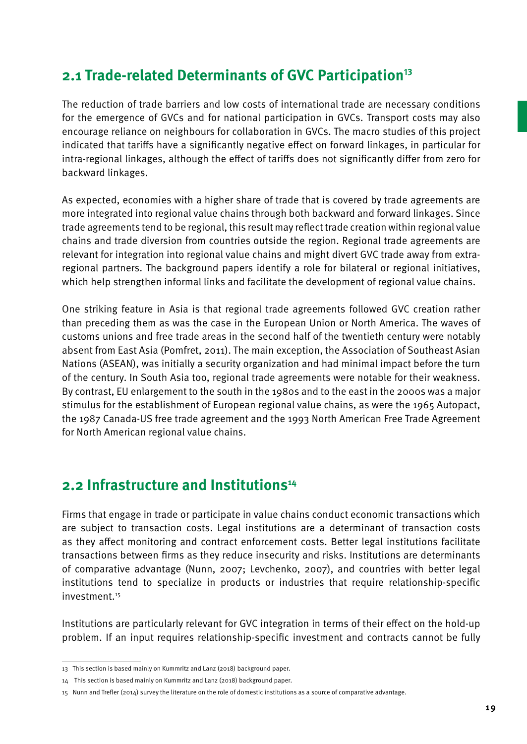## 2.1 Trade-related Determinants of GVC Participation[13]

The reduction of trade barriers and low costs of international trade are necessary conditions for the emergence of GVCs and for national participation in GVCs. Transport costs may also encourage reliance on neighbours for collaboration in GVCs. The macro studies of this project indicated that tariffs have a significantly negative effect on forward linkages, in particular for intra-regional linkages, although the effect of tariffs does not significantly differ from zero for backward linkages.

As expected, economies with a higher share of trade that is covered by trade agreements are more integrated into regional value chains through both backward and forward linkages. Since trade agreements tend to be regional, this result may reflect trade creation within regional value chains and trade diversion from countries outside the region. Regional trade agreements are relevant for integration into regional value chains and might divert GVC trade away from extra-regional partners. The background papers identify a role for bilateral or regional initiatives, which help strengthen informal links and facilitate the development of regional value chains.

One striking feature in Asia is that regional trade agreements followed GVC creation rather than preceding them as was the case in the European Union or North America. The waves of customs unions and free trade areas in the second half of the twentieth century were notably absent from East Asia (Pomfret, 2011). The main exception, the Association of Southeast Asian Nations (ASEAN), was initially a security organization and had minimal impact before the turn of the century. In South Asia too, regional trade agreements were notable for their weakness. By contrast, EU enlargement to the south in the 1980s and to the east in the 2000s was a major stimulus for the establishment of European regional value chains, as were the 1965 Autopact, the 1987 Canada-US free trade agreement and the 1993 North American Free Trade Agreement for North American regional value chains.

## 2.2 Infrastructure and Institutions[14]

Firms that engage in trade or participate in value chains conduct economic transactions which are subject to transaction costs. Legal institutions are a determinant of transaction costs as they affect monitoring and contract enforcement costs. Better legal institutions facilitate transactions between firms as they reduce insecurity and risks. Institutions are determinants of comparative advantage (Nunn, 2007; Levchenko, 2007), and countries with better legal institutions tend to specialize in products or industries that require relationship-specific investment.[15]

Institutions are particularly relevant for GVC integration in terms of their effect on the hold-up problem. If an input requires relationship-specific investment and contracts cannot be fully

---

13 This section is based mainly on Kummritz and Lanz (2018) background paper.

14 This section is based mainly on Kummritz and Lanz (2018) background paper.

15 Nunn and Trefler (2014) survey the literature on the role of domestic institutions as a source of comparative advantage.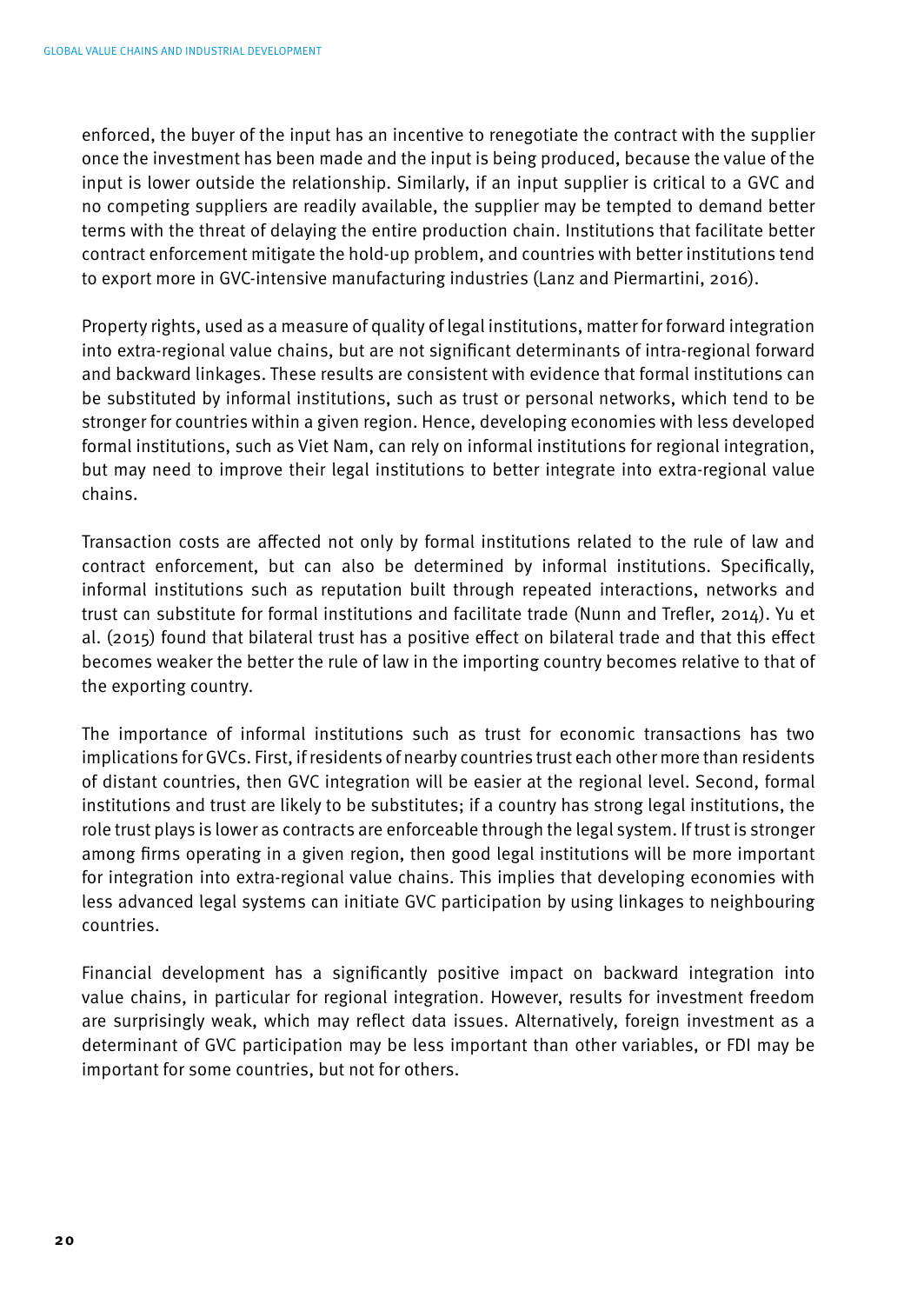enforced, the buyer of the input has an incentive to renegotiate the contract with the supplier once the investment has been made and the input is being produced, because the value of the input is lower outside the relationship. Similarly, if an input supplier is critical to a GVC and no competing suppliers are readily available, the supplier may be tempted to demand better terms with the threat of delaying the entire production chain. Institutions that facilitate better contract enforcement mitigate the hold-up problem, and countries with better institutions tend to export more in GVC-intensive manufacturing industries (Lanz and Piermartini, 2016).

Property rights, used as a measure of quality of legal institutions, matter for forward integration into extra-regional value chains, but are not significant determinants of intra-regional forward and backward linkages. These results are consistent with evidence that formal institutions can be substituted by informal institutions, such as trust or personal networks, which tend to be stronger for countries within a given region. Hence, developing economies with less developed formal institutions, such as Viet Nam, can rely on informal institutions for regional integration, but may need to improve their legal institutions to better integrate into extra-regional value chains.

Transaction costs are affected not only by formal institutions related to the rule of law and contract enforcement, but can also be determined by informal institutions. Specifically, informal institutions such as reputation built through repeated interactions, networks and trust can substitute for formal institutions and facilitate trade (Nunn and Trefler, 2014). Yu et al. (2015) found that bilateral trust has a positive effect on bilateral trade and that this effect becomes weaker the better the rule of law in the importing country becomes relative to that of the exporting country.

The importance of informal institutions such as trust for economic transactions has two implications for GVCs. First, if residents of nearby countries trust each other more than residents of distant countries, then GVC integration will be easier at the regional level. Second, formal institutions and trust are likely to be substitutes; if a country has strong legal institutions, the role trust plays is lower as contracts are enforceable through the legal system. If trust is stronger among firms operating in a given region, then good legal institutions will be more important for integration into extra-regional value chains. This implies that developing economies with less advanced legal systems can initiate GVC participation by using linkages to neighbouring countries.

Financial development has a significantly positive impact on backward integration into value chains, in particular for regional integration. However, results for investment freedom are surprisingly weak, which may reflect data issues. Alternatively, foreign investment as a determinant of GVC participation may be less important than other variables, or FDI may be important for some countries, but not for others.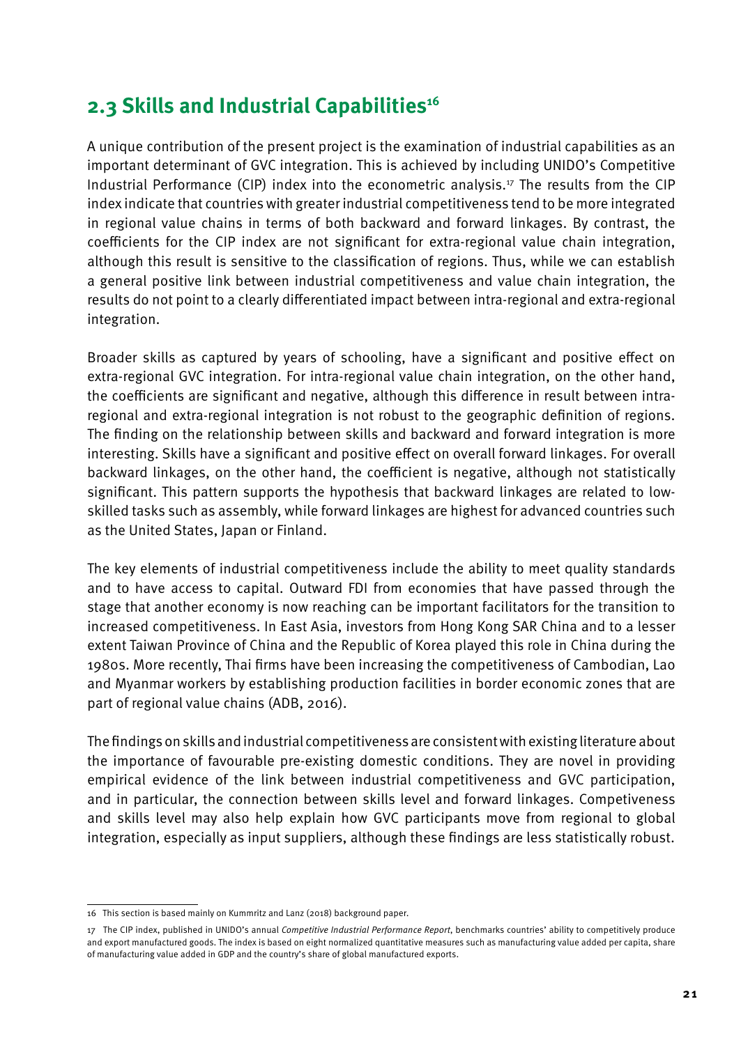## 2.3 Skills and Industrial Capabilities[16]

A unique contribution of the present project is the examination of industrial capabilities as an important determinant of GVC integration. This is achieved by including UNIDO's Competitive Industrial Performance (CIP) index into the econometric analysis.[17] The results from the CIP index indicate that countries with greater industrial competitiveness tend to be more integrated in regional value chains in terms of both backward and forward linkages. By contrast, the coefficients for the CIP index are not significant for extra-regional value chain integration, although this result is sensitive to the classification of regions. Thus, while we can establish a general positive link between industrial competitiveness and value chain integration, the results do not point to a clearly differentiated impact between intra-regional and extra-regional integration.

Broader skills as captured by years of schooling, have a significant and positive effect on extra-regional GVC integration. For intra-regional value chain integration, on the other hand, the coefficients are significant and negative, although this difference in result between intra-regional and extra-regional integration is not robust to the geographic definition of regions. The finding on the relationship between skills and backward and forward integration is more interesting. Skills have a significant and positive effect on overall forward linkages. For overall backward linkages, on the other hand, the coefficient is negative, although not statistically significant. This pattern supports the hypothesis that backward linkages are related to low-skilled tasks such as assembly, while forward linkages are highest for advanced countries such as the United States, Japan or Finland.

The key elements of industrial competitiveness include the ability to meet quality standards and to have access to capital. Outward FDI from economies that have passed through the stage that another economy is now reaching can be important facilitators for the transition to increased competitiveness. In East Asia, investors from Hong Kong SAR China and to a lesser extent Taiwan Province of China and the Republic of Korea played this role in China during the 1980s. More recently, Thai firms have been increasing the competitiveness of Cambodian, Lao and Myanmar workers by establishing production facilities in border economic zones that are part of regional value chains (ADB, 2016).

The findings on skills and industrial competitiveness are consistent with existing literature about the importance of favourable pre-existing domestic conditions. They are novel in providing empirical evidence of the link between industrial competitiveness and GVC participation, and in particular, the connection between skills level and forward linkages. Competiveness and skills level may also help explain how GVC participants move from regional to global integration, especially as input suppliers, although these findings are less statistically robust.

---

16 This section is based mainly on Kummritz and Lanz (2018) background paper.

17 The CIP index, published in UNIDO's annual *Competitive Industrial Performance Report*, benchmarks countries' ability to competitively produce and export manufactured goods. The index is based on eight normalized quantitative measures such as manufacturing value added per capita, share of manufacturing value added in GDP and the country's share of global manufactured exports.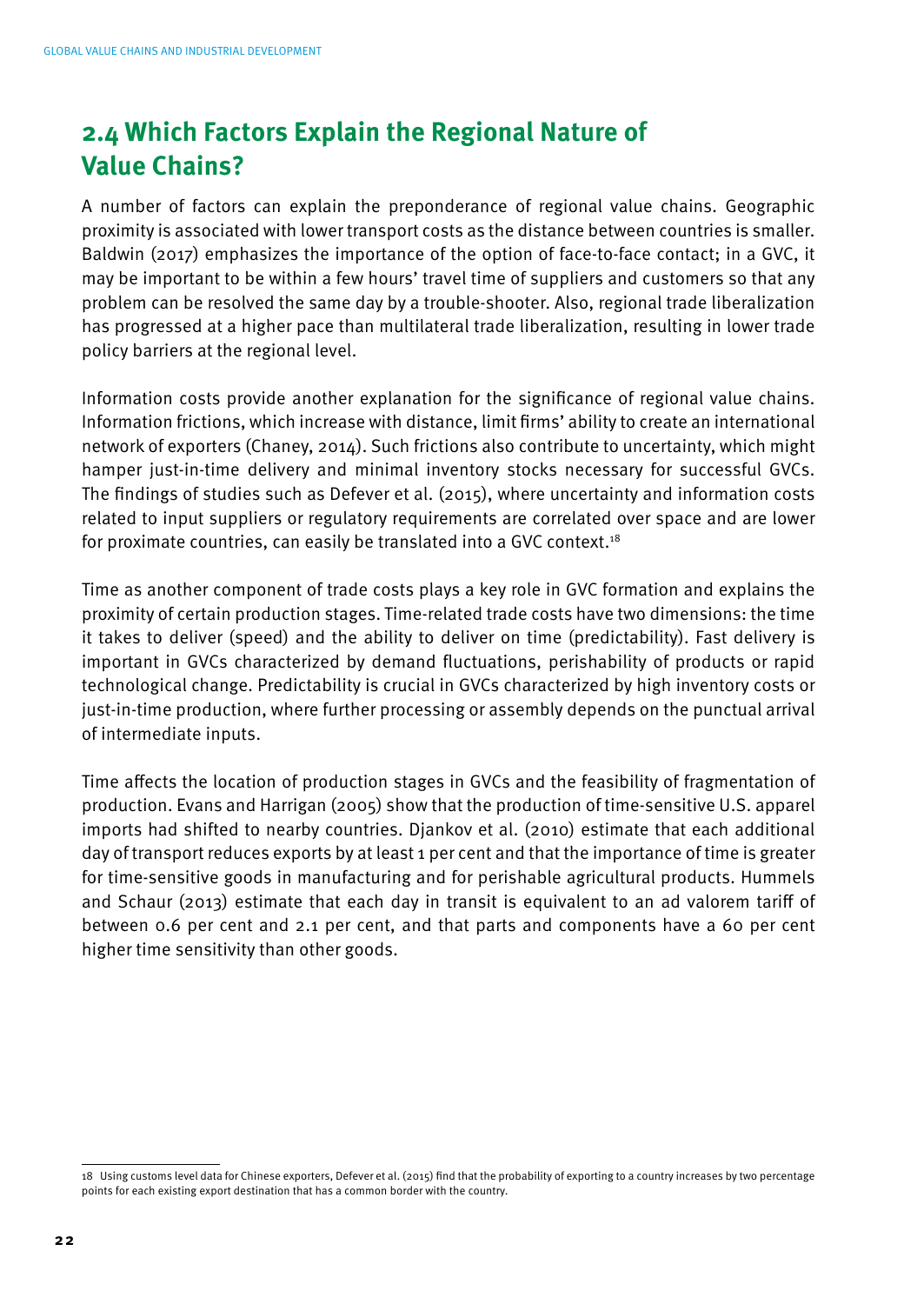## 2.4 Which Factors Explain the Regional Nature of Value Chains?

A number of factors can explain the preponderance of regional value chains. Geographic proximity is associated with lower transport costs as the distance between countries is smaller. Baldwin (2017) emphasizes the importance of the option of face-to-face contact; in a GVC, it may be important to be within a few hours' travel time of suppliers and customers so that any problem can be resolved the same day by a trouble-shooter. Also, regional trade liberalization has progressed at a higher pace than multilateral trade liberalization, resulting in lower trade policy barriers at the regional level.

Information costs provide another explanation for the significance of regional value chains. Information frictions, which increase with distance, limit firms' ability to create an international network of exporters (Chaney, 2014). Such frictions also contribute to uncertainty, which might hamper just-in-time delivery and minimal inventory stocks necessary for successful GVCs. The findings of studies such as Defever et al. (2015), where uncertainty and information costs related to input suppliers or regulatory requirements are correlated over space and are lower for proximate countries, can easily be translated into a GVC context.[18]

Time as another component of trade costs plays a key role in GVC formation and explains the proximity of certain production stages. Time-related trade costs have two dimensions: the time it takes to deliver (speed) and the ability to deliver on time (predictability). Fast delivery is important in GVCs characterized by demand fluctuations, perishability of products or rapid technological change. Predictability is crucial in GVCs characterized by high inventory costs or just-in-time production, where further processing or assembly depends on the punctual arrival of intermediate inputs.

Time affects the location of production stages in GVCs and the feasibility of fragmentation of production. Evans and Harrigan (2005) show that the production of time-sensitive U.S. apparel imports had shifted to nearby countries. Djankov et al. (2010) estimate that each additional day of transport reduces exports by at least 1 per cent and that the importance of time is greater for time-sensitive goods in manufacturing and for perishable agricultural products. Hummels and Schaur (2013) estimate that each day in transit is equivalent to an ad valorem tariff of between 0.6 per cent and 2.1 per cent, and that parts and components have a 60 per cent higher time sensitivity than other goods.

---

18 Using customs level data for Chinese exporters, Defever et al. (2015) find that the probability of exporting to a country increases by two percentage points for each existing export destination that has a common border with the country.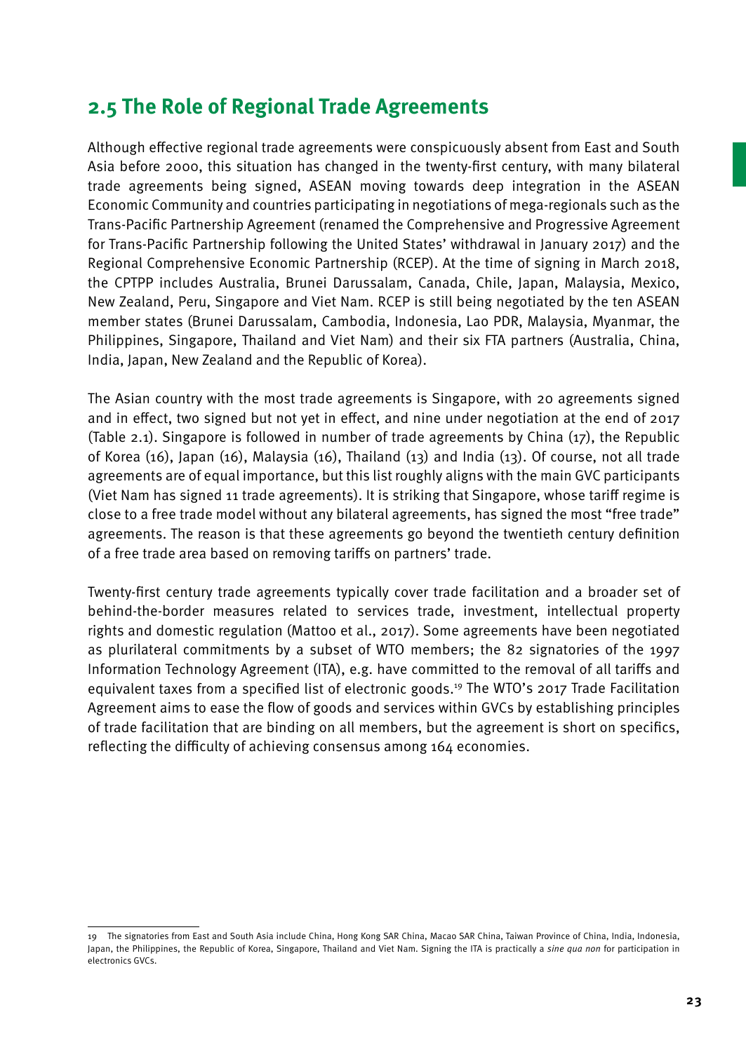## 2.5 The Role of Regional Trade Agreements

Although effective regional trade agreements were conspicuously absent from East and South Asia before 2000, this situation has changed in the twenty-first century, with many bilateral trade agreements being signed, ASEAN moving towards deep integration in the ASEAN Economic Community and countries participating in negotiations of mega-regionals such as the Trans-Pacific Partnership Agreement (renamed the Comprehensive and Progressive Agreement for Trans-Pacific Partnership following the United States' withdrawal in January 2017) and the Regional Comprehensive Economic Partnership (RCEP). At the time of signing in March 2018, the CPTPP includes Australia, Brunei Darussalam, Canada, Chile, Japan, Malaysia, Mexico, New Zealand, Peru, Singapore and Viet Nam. RCEP is still being negotiated by the ten ASEAN member states (Brunei Darussalam, Cambodia, Indonesia, Lao PDR, Malaysia, Myanmar, the Philippines, Singapore, Thailand and Viet Nam) and their six FTA partners (Australia, China, India, Japan, New Zealand and the Republic of Korea).

The Asian country with the most trade agreements is Singapore, with 20 agreements signed and in effect, two signed but not yet in effect, and nine under negotiation at the end of 2017 (Table 2.1). Singapore is followed in number of trade agreements by China (17), the Republic of Korea (16), Japan (16), Malaysia (16), Thailand (13) and India (13). Of course, not all trade agreements are of equal importance, but this list roughly aligns with the main GVC participants (Viet Nam has signed 11 trade agreements). It is striking that Singapore, whose tariff regime is close to a free trade model without any bilateral agreements, has signed the most "free trade" agreements. The reason is that these agreements go beyond the twentieth century definition of a free trade area based on removing tariffs on partners' trade.

Twenty-first century trade agreements typically cover trade facilitation and a broader set of behind-the-border measures related to services trade, investment, intellectual property rights and domestic regulation (Mattoo et al., 2017). Some agreements have been negotiated as plurilateral commitments by a subset of WTO members; the 82 signatories of the 1997 Information Technology Agreement (ITA), e.g. have committed to the removal of all tariffs and equivalent taxes from a specified list of electronic goods.[19] The WTO's 2017 Trade Facilitation Agreement aims to ease the flow of goods and services within GVCs by establishing principles of trade facilitation that are binding on all members, but the agreement is short on specifics, reflecting the difficulty of achieving consensus among 164 economies.

---

19 The signatories from East and South Asia include China, Hong Kong SAR China, Macao SAR China, Taiwan Province of China, India, Indonesia, Japan, the Philippines, the Republic of Korea, Singapore, Thailand and Viet Nam. Signing the ITA is practically a *sine qua non* for participation in electronics GVCs.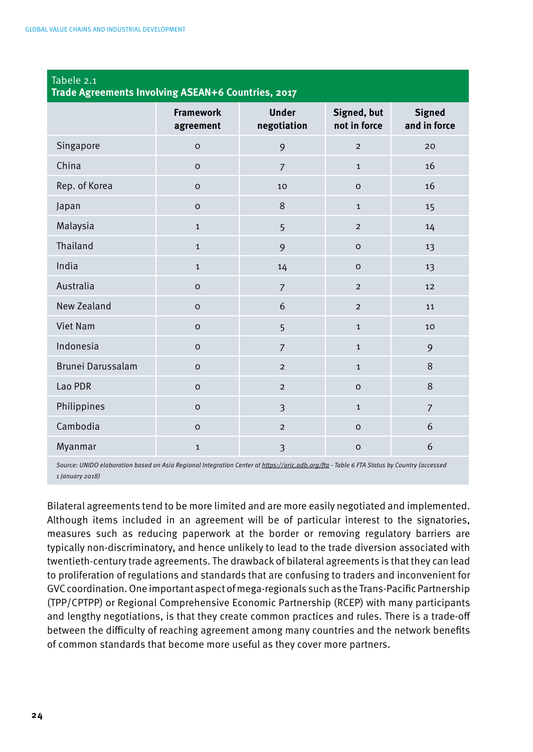Tabele 2.1
**Trade Agreements Involving ASEAN+6 Countries, 2017**

| | Framework agreement | Under negotiation | Signed, but not in force | Signed and in force |
|---|---|---|---|---|
| Singapore | 0 | 9 | 2 | 20 |
| China | 0 | 7 | 1 | 16 |
| Rep. of Korea | 0 | 10 | 0 | 16 |
| Japan | 0 | 8 | 1 | 15 |
| Malaysia | 1 | 5 | 2 | 14 |
| Thailand | 1 | 9 | 0 | 13 |
| India | 1 | 14 | 0 | 13 |
| Australia | 0 | 7 | 2 | 12 |
| New Zealand | 0 | 6 | 2 | 11 |
| Viet Nam | 0 | 5 | 1 | 10 |
| Indonesia | 0 | 7 | 1 | 9 |
| Brunei Darussalam | 0 | 2 | 1 | 8 |
| Lao PDR | 0 | 2 | 0 | 8 |
| Philippines | 0 | 3 | 1 | 7 |
| Cambodia | 0 | 2 | 0 | 6 |
| Myanmar | 1 | 3 | 0 | 6 |

*Source: UNIDO elaboration based on Asia Regional Integration Center at https://aric.adb.org/fta - Table 6 FTA Status by Country (accessed 1 January 2018)*

Bilateral agreements tend to be more limited and are more easily negotiated and implemented. Although items included in an agreement will be of particular interest to the signatories, measures such as reducing paperwork at the border or removing regulatory barriers are typically non-discriminatory, and hence unlikely to lead to the trade diversion associated with twentieth-century trade agreements. The drawback of bilateral agreements is that they can lead to proliferation of regulations and standards that are confusing to traders and inconvenient for GVC coordination. One important aspect of mega-regionals such as the Trans-Pacific Partnership (TPP/CPTPP) or Regional Comprehensive Economic Partnership (RCEP) with many participants and lengthy negotiations, is that they create common practices and rules. There is a trade-off between the difficulty of reaching agreement among many countries and the network benefits of common standards that become more useful as they cover more partners.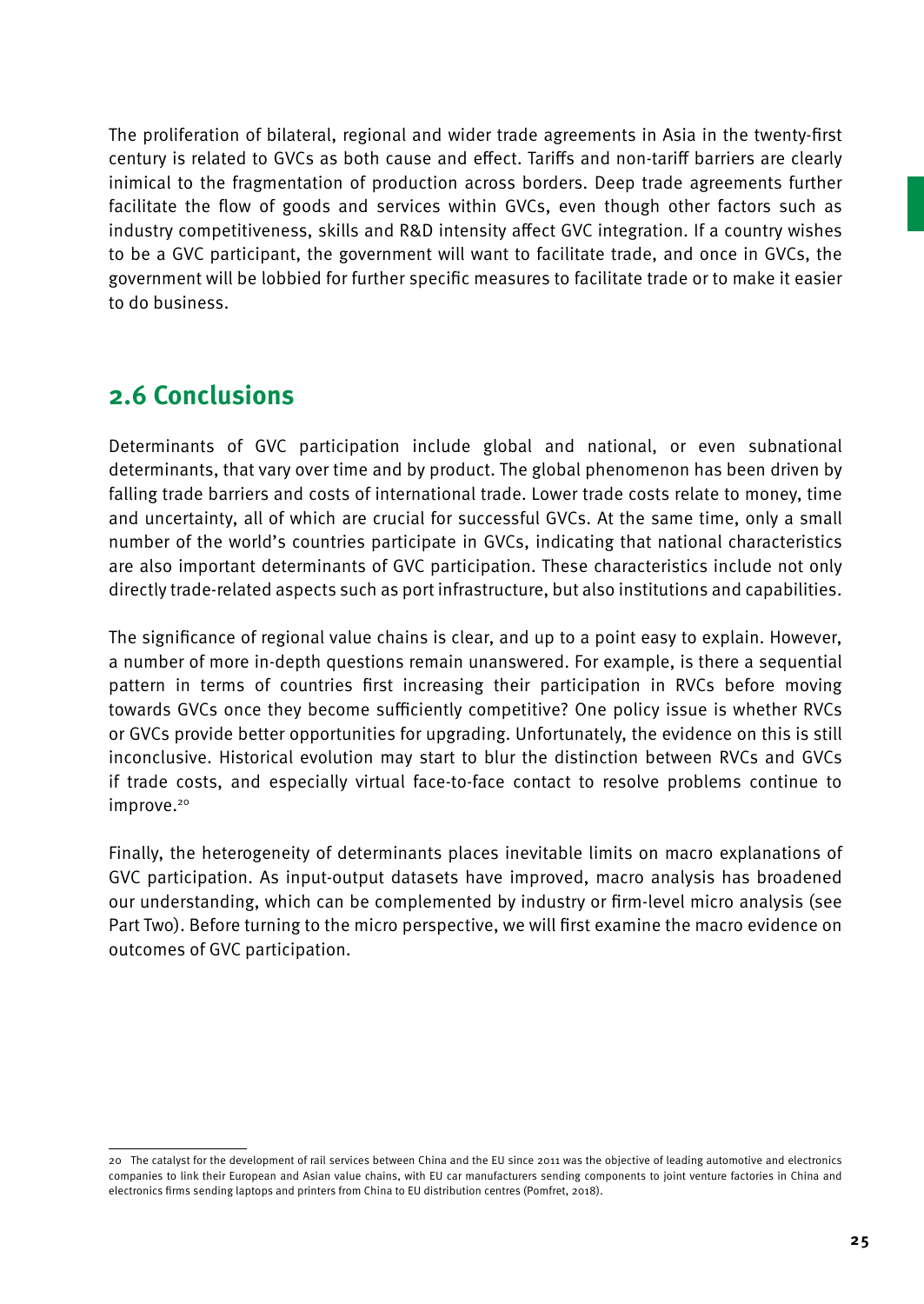The proliferation of bilateral, regional and wider trade agreements in Asia in the twenty-first century is related to GVCs as both cause and effect. Tariffs and non-tariff barriers are clearly inimical to the fragmentation of production across borders. Deep trade agreements further facilitate the flow of goods and services within GVCs, even though other factors such as industry competitiveness, skills and R&D intensity affect GVC integration. If a country wishes to be a GVC participant, the government will want to facilitate trade, and once in GVCs, the government will be lobbied for further specific measures to facilitate trade or to make it easier to do business.

## 2.6 Conclusions

Determinants of GVC participation include global and national, or even subnational determinants, that vary over time and by product. The global phenomenon has been driven by falling trade barriers and costs of international trade. Lower trade costs relate to money, time and uncertainty, all of which are crucial for successful GVCs. At the same time, only a small number of the world's countries participate in GVCs, indicating that national characteristics are also important determinants of GVC participation. These characteristics include not only directly trade-related aspects such as port infrastructure, but also institutions and capabilities.

The significance of regional value chains is clear, and up to a point easy to explain. However, a number of more in-depth questions remain unanswered. For example, is there a sequential pattern in terms of countries first increasing their participation in RVCs before moving towards GVCs once they become sufficiently competitive? One policy issue is whether RVCs or GVCs provide better opportunities for upgrading. Unfortunately, the evidence on this is still inconclusive. Historical evolution may start to blur the distinction between RVCs and GVCs if trade costs, and especially virtual face-to-face contact to resolve problems continue to improve.[20]

Finally, the heterogeneity of determinants places inevitable limits on macro explanations of GVC participation. As input-output datasets have improved, macro analysis has broadened our understanding, which can be complemented by industry or firm-level micro analysis (see Part Two). Before turning to the micro perspective, we will first examine the macro evidence on outcomes of GVC participation.

---

20 The catalyst for the development of rail services between China and the EU since 2011 was the objective of leading automotive and electronics companies to link their European and Asian value chains, with EU car manufacturers sending components to joint venture factories in China and electronics firms sending laptops and printers from China to EU distribution centres (Pomfret, 2018).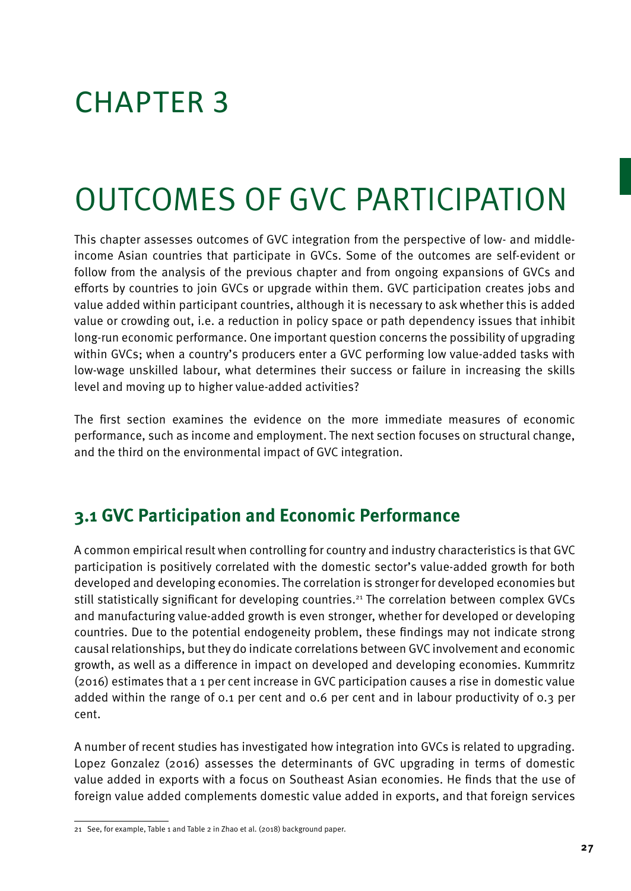# CHAPTER 3

# OUTCOMES OF GVC PARTICIPATION

This chapter assesses outcomes of GVC integration from the perspective of low- and middle-income Asian countries that participate in GVCs. Some of the outcomes are self-evident or follow from the analysis of the previous chapter and from ongoing expansions of GVCs and efforts by countries to join GVCs or upgrade within them. GVC participation creates jobs and value added within participant countries, although it is necessary to ask whether this is added value or crowding out, i.e. a reduction in policy space or path dependency issues that inhibit long-run economic performance. One important question concerns the possibility of upgrading within GVCs; when a country's producers enter a GVC performing low value-added tasks with low-wage unskilled labour, what determines their success or failure in increasing the skills level and moving up to higher value-added activities?

The first section examines the evidence on the more immediate measures of economic performance, such as income and employment. The next section focuses on structural change, and the third on the environmental impact of GVC integration.

## 3.1 GVC Participation and Economic Performance

A common empirical result when controlling for country and industry characteristics is that GVC participation is positively correlated with the domestic sector's value-added growth for both developed and developing economies. The correlation is stronger for developed economies but still statistically significant for developing countries.[21] The correlation between complex GVCs and manufacturing value-added growth is even stronger, whether for developed or developing countries. Due to the potential endogeneity problem, these findings may not indicate strong causal relationships, but they do indicate correlations between GVC involvement and economic growth, as well as a difference in impact on developed and developing economies. Kummritz (2016) estimates that a 1 per cent increase in GVC participation causes a rise in domestic value added within the range of 0.1 per cent and 0.6 per cent and in labour productivity of 0.3 per cent.

A number of recent studies has investigated how integration into GVCs is related to upgrading. Lopez Gonzalez (2016) assesses the determinants of GVC upgrading in terms of domestic value added in exports with a focus on Southeast Asian economies. He finds that the use of foreign value added complements domestic value added in exports, and that foreign services

---

21 See, for example, Table 1 and Table 2 in Zhao et al. (2018) background paper.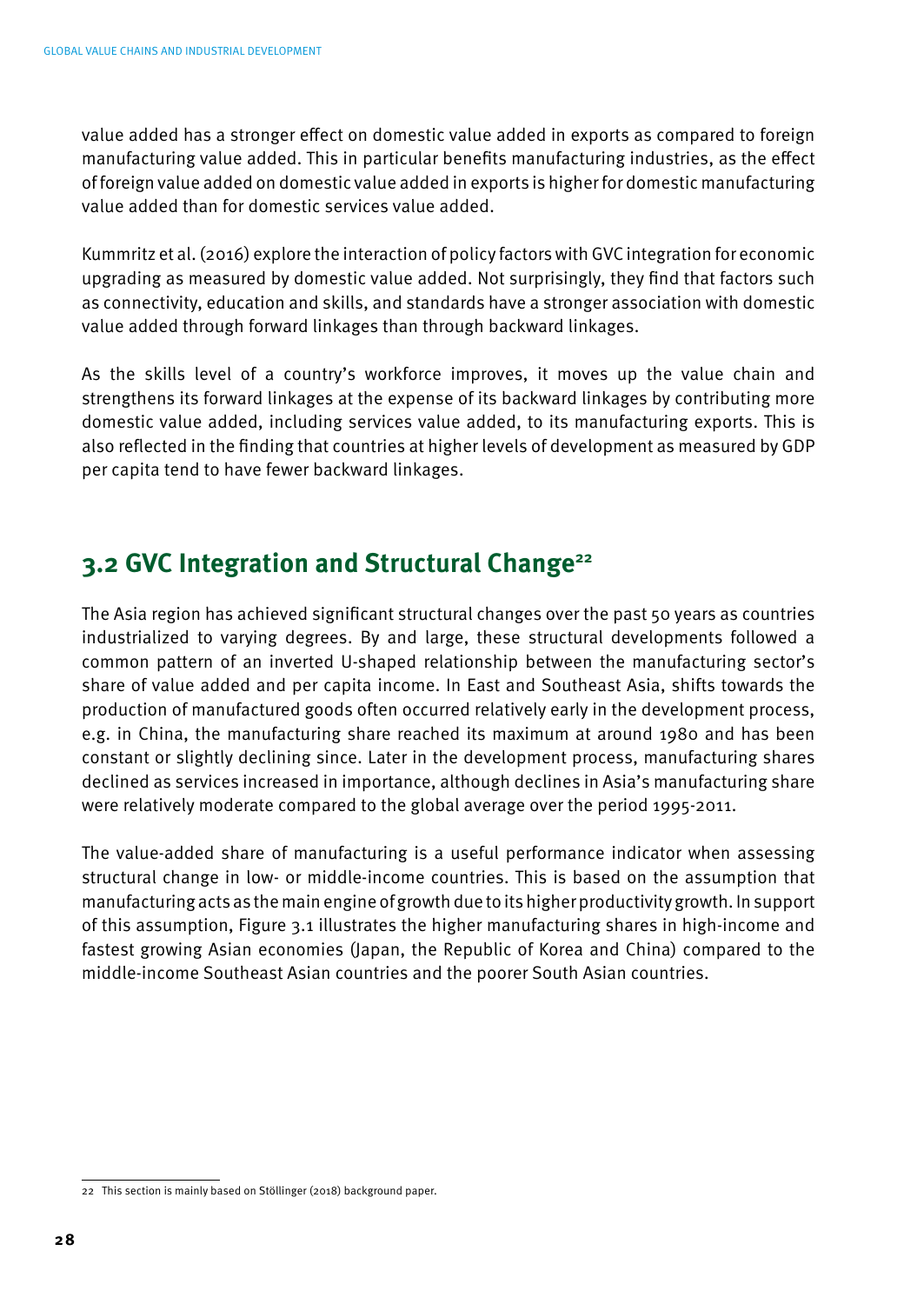value added has a stronger effect on domestic value added in exports as compared to foreign manufacturing value added. This in particular benefits manufacturing industries, as the effect of foreign value added on domestic value added in exports is higher for domestic manufacturing value added than for domestic services value added.

Kummritz et al. (2016) explore the interaction of policy factors with GVC integration for economic upgrading as measured by domestic value added. Not surprisingly, they find that factors such as connectivity, education and skills, and standards have a stronger association with domestic value added through forward linkages than through backward linkages.

As the skills level of a country's workforce improves, it moves up the value chain and strengthens its forward linkages at the expense of its backward linkages by contributing more domestic value added, including services value added, to its manufacturing exports. This is also reflected in the finding that countries at higher levels of development as measured by GDP per capita tend to have fewer backward linkages.

## 3.2 GVC Integration and Structural Change[22]

The Asia region has achieved significant structural changes over the past 50 years as countries industrialized to varying degrees. By and large, these structural developments followed a common pattern of an inverted U-shaped relationship between the manufacturing sector's share of value added and per capita income. In East and Southeast Asia, shifts towards the production of manufactured goods often occurred relatively early in the development process, e.g. in China, the manufacturing share reached its maximum at around 1980 and has been constant or slightly declining since. Later in the development process, manufacturing shares declined as services increased in importance, although declines in Asia's manufacturing share were relatively moderate compared to the global average over the period 1995-2011.

The value-added share of manufacturing is a useful performance indicator when assessing structural change in low- or middle-income countries. This is based on the assumption that manufacturing acts as the main engine of growth due to its higher productivity growth. In support of this assumption, Figure 3.1 illustrates the higher manufacturing shares in high-income and fastest growing Asian economies (Japan, the Republic of Korea and China) compared to the middle-income Southeast Asian countries and the poorer South Asian countries.

[22] This section is mainly based on Stöllinger (2018) background paper.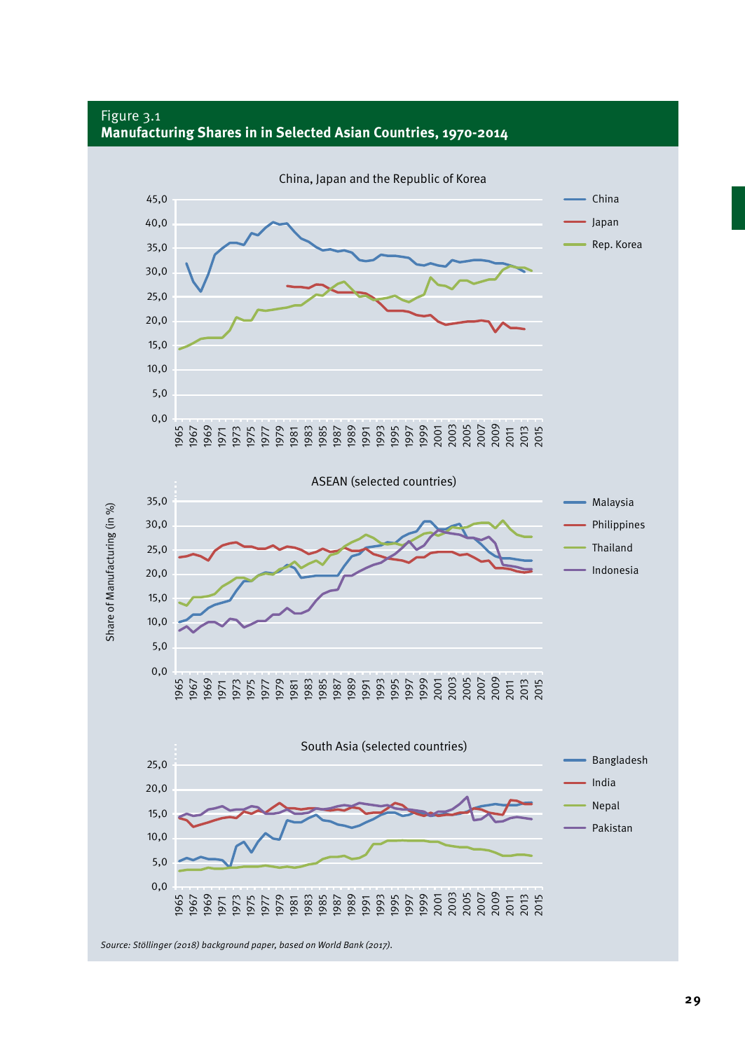Figure 3.1
**Manufacturing Shares in in Selected Asian Countries, 1970-2014**

China, Japan and the Republic of Korea

ASEAN (selected countries)

South Asia (selected countries)

Share of Manufacturing (in %)

*Source: Stöllinger (2018) background paper, based on World Bank (2017).*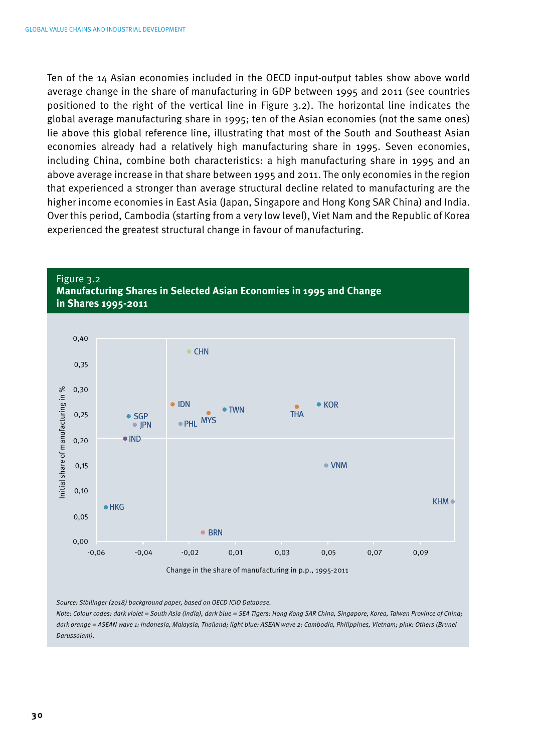Ten of the 14 Asian economies included in the OECD input-output tables show above world average change in the share of manufacturing in GDP between 1995 and 2011 (see countries positioned to the right of the vertical line in Figure 3.2). The horizontal line indicates the global average manufacturing share in 1995; ten of the Asian economies (not the same ones) lie above this global reference line, illustrating that most of the South and Southeast Asian economies already had a relatively high manufacturing share in 1995. Seven economies, including China, combine both characteristics: a high manufacturing share in 1995 and an above average increase in that share between 1995 and 2011. The only economies in the region that experienced a stronger than average structural decline related to manufacturing are the higher income economies in East Asia (Japan, Singapore and Hong Kong SAR China) and India. Over this period, Cambodia (starting from a very low level), Viet Nam and the Republic of Korea experienced the greatest structural change in favour of manufacturing.

Figure 3.2
**Manufacturing Shares in Selected Asian Economies in 1995 and Change in Shares 1995-2011**

*Source: Stöllinger (2018) background paper, based on OECD ICIO Database.*

*Note: Colour codes: dark violet = South Asia (India), dark blue = SEA Tigers: Hong Kong SAR China, Singapore, Korea, Taiwan Province of China; dark orange = ASEAN wave 1: Indonesia, Malaysia, Thailand; light blue: ASEAN wave 2: Cambodia, Philippines, Vietnam; pink: Others (Brunei Darussalam).*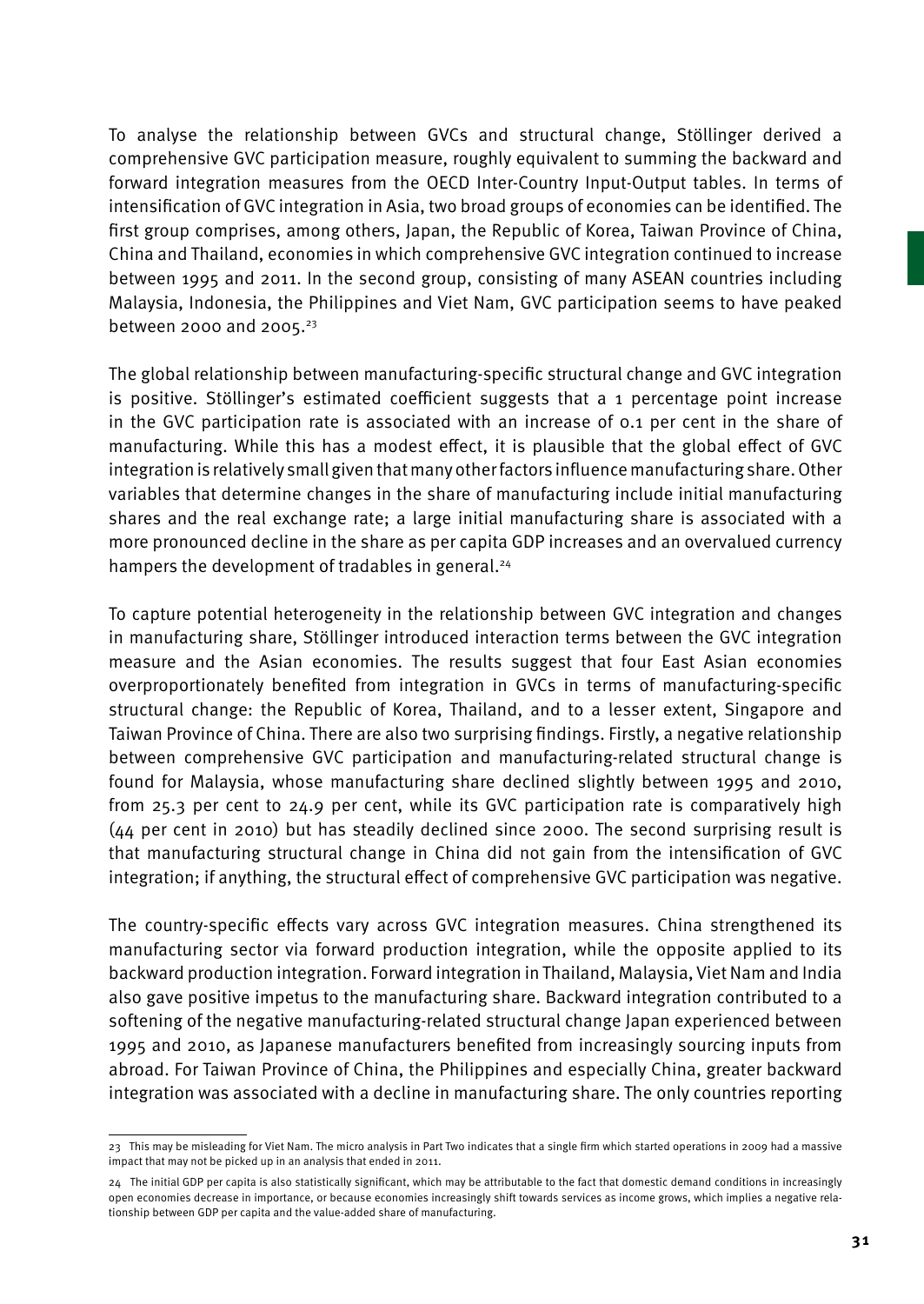To analyse the relationship between GVCs and structural change, Stöllinger derived a comprehensive GVC participation measure, roughly equivalent to summing the backward and forward integration measures from the OECD Inter-Country Input-Output tables. In terms of intensification of GVC integration in Asia, two broad groups of economies can be identified. The first group comprises, among others, Japan, the Republic of Korea, Taiwan Province of China, China and Thailand, economies in which comprehensive GVC integration continued to increase between 1995 and 2011. In the second group, consisting of many ASEAN countries including Malaysia, Indonesia, the Philippines and Viet Nam, GVC participation seems to have peaked between 2000 and 2005.[23]

The global relationship between manufacturing-specific structural change and GVC integration is positive. Stöllinger's estimated coefficient suggests that a 1 percentage point increase in the GVC participation rate is associated with an increase of 0.1 per cent in the share of manufacturing. While this has a modest effect, it is plausible that the global effect of GVC integration is relatively small given that many other factors influence manufacturing share. Other variables that determine changes in the share of manufacturing include initial manufacturing shares and the real exchange rate; a large initial manufacturing share is associated with a more pronounced decline in the share as per capita GDP increases and an overvalued currency hampers the development of tradables in general.[24]

To capture potential heterogeneity in the relationship between GVC integration and changes in manufacturing share, Stöllinger introduced interaction terms between the GVC integration measure and the Asian economies. The results suggest that four East Asian economies overproportionately benefited from integration in GVCs in terms of manufacturing-specific structural change: the Republic of Korea, Thailand, and to a lesser extent, Singapore and Taiwan Province of China. There are also two surprising findings. Firstly, a negative relationship between comprehensive GVC participation and manufacturing-related structural change is found for Malaysia, whose manufacturing share declined slightly between 1995 and 2010, from 25.3 per cent to 24.9 per cent, while its GVC participation rate is comparatively high (44 per cent in 2010) but has steadily declined since 2000. The second surprising result is that manufacturing structural change in China did not gain from the intensification of GVC integration; if anything, the structural effect of comprehensive GVC participation was negative.

The country-specific effects vary across GVC integration measures. China strengthened its manufacturing sector via forward production integration, while the opposite applied to its backward production integration. Forward integration in Thailand, Malaysia, Viet Nam and India also gave positive impetus to the manufacturing share. Backward integration contributed to a softening of the negative manufacturing-related structural change Japan experienced between 1995 and 2010, as Japanese manufacturers benefited from increasingly sourcing inputs from abroad. For Taiwan Province of China, the Philippines and especially China, greater backward integration was associated with a decline in manufacturing share. The only countries reporting

---

23 This may be misleading for Viet Nam. The micro analysis in Part Two indicates that a single firm which started operations in 2009 had a massive impact that may not be picked up in an analysis that ended in 2011.

24 The initial GDP per capita is also statistically significant, which may be attributable to the fact that domestic demand conditions in increasingly open economies decrease in importance, or because economies increasingly shift towards services as income grows, which implies a negative relationship between GDP per capita and the value-added share of manufacturing.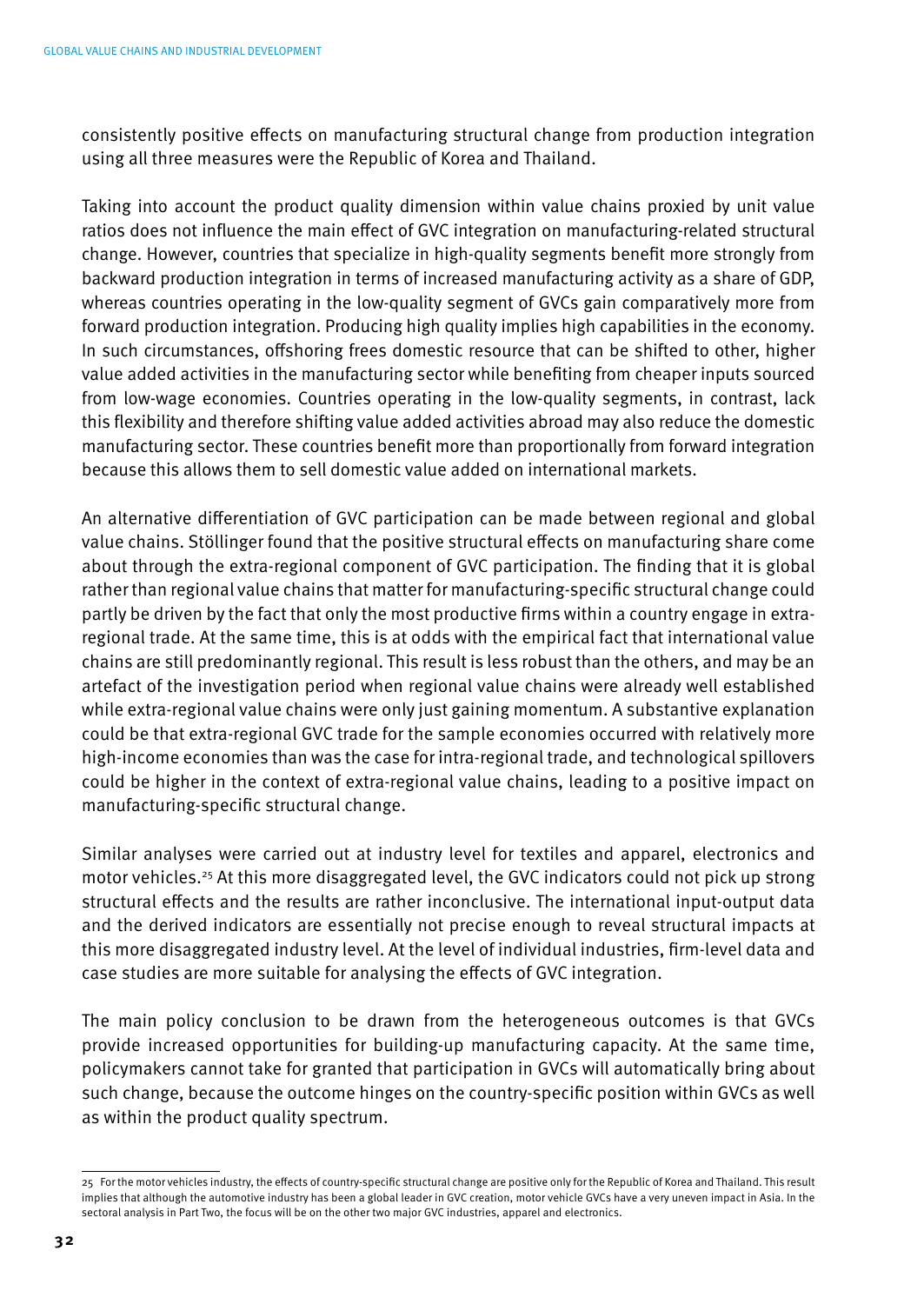consistently positive effects on manufacturing structural change from production integration using all three measures were the Republic of Korea and Thailand.

Taking into account the product quality dimension within value chains proxied by unit value ratios does not influence the main effect of GVC integration on manufacturing-related structural change. However, countries that specialize in high-quality segments benefit more strongly from backward production integration in terms of increased manufacturing activity as a share of GDP, whereas countries operating in the low-quality segment of GVCs gain comparatively more from forward production integration. Producing high quality implies high capabilities in the economy. In such circumstances, offshoring frees domestic resource that can be shifted to other, higher value added activities in the manufacturing sector while benefiting from cheaper inputs sourced from low-wage economies. Countries operating in the low-quality segments, in contrast, lack this flexibility and therefore shifting value added activities abroad may also reduce the domestic manufacturing sector. These countries benefit more than proportionally from forward integration because this allows them to sell domestic value added on international markets.

An alternative differentiation of GVC participation can be made between regional and global value chains. Stöllinger found that the positive structural effects on manufacturing share come about through the extra-regional component of GVC participation. The finding that it is global rather than regional value chains that matter for manufacturing-specific structural change could partly be driven by the fact that only the most productive firms within a country engage in extra-regional trade. At the same time, this is at odds with the empirical fact that international value chains are still predominantly regional. This result is less robust than the others, and may be an artefact of the investigation period when regional value chains were already well established while extra-regional value chains were only just gaining momentum. A substantive explanation could be that extra-regional GVC trade for the sample economies occurred with relatively more high-income economies than was the case for intra-regional trade, and technological spillovers could be higher in the context of extra-regional value chains, leading to a positive impact on manufacturing-specific structural change.

Similar analyses were carried out at industry level for textiles and apparel, electronics and motor vehicles.[25] At this more disaggregated level, the GVC indicators could not pick up strong structural effects and the results are rather inconclusive. The international input-output data and the derived indicators are essentially not precise enough to reveal structural impacts at this more disaggregated industry level. At the level of individual industries, firm-level data and case studies are more suitable for analysing the effects of GVC integration.

The main policy conclusion to be drawn from the heterogeneous outcomes is that GVCs provide increased opportunities for building-up manufacturing capacity. At the same time, policymakers cannot take for granted that participation in GVCs will automatically bring about such change, because the outcome hinges on the country-specific position within GVCs as well as within the product quality spectrum.

---

25 For the motor vehicles industry, the effects of country-specific structural change are positive only for the Republic of Korea and Thailand. This result implies that although the automotive industry has been a global leader in GVC creation, motor vehicle GVCs have a very uneven impact in Asia. In the sectoral analysis in Part Two, the focus will be on the other two major GVC industries, apparel and electronics.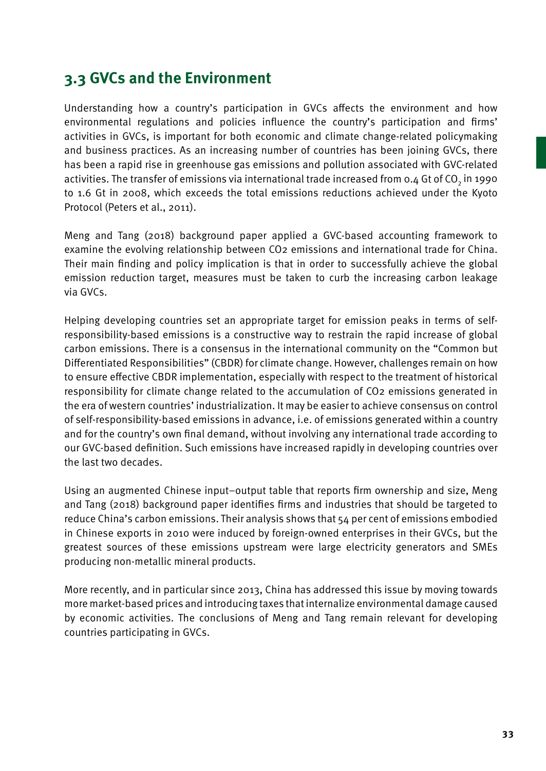## 3.3 GVCs and the Environment

Understanding how a country's participation in GVCs affects the environment and how environmental regulations and policies influence the country's participation and firms' activities in GVCs, is important for both economic and climate change-related policymaking and business practices. As an increasing number of countries has been joining GVCs, there has been a rapid rise in greenhouse gas emissions and pollution associated with GVC-related activities. The transfer of emissions via international trade increased from 0.4 Gt of $CO_2$ in 1990 to 1.6 Gt in 2008, which exceeds the total emissions reductions achieved under the Kyoto Protocol (Peters et al., 2011).

Meng and Tang (2018) background paper applied a GVC-based accounting framework to examine the evolving relationship between CO2 emissions and international trade for China. Their main finding and policy implication is that in order to successfully achieve the global emission reduction target, measures must be taken to curb the increasing carbon leakage via GVCs.

Helping developing countries set an appropriate target for emission peaks in terms of self-responsibility-based emissions is a constructive way to restrain the rapid increase of global carbon emissions. There is a consensus in the international community on the "Common but Differentiated Responsibilities" (CBDR) for climate change. However, challenges remain on how to ensure effective CBDR implementation, especially with respect to the treatment of historical responsibility for climate change related to the accumulation of CO2 emissions generated in the era of western countries' industrialization. It may be easier to achieve consensus on control of self-responsibility-based emissions in advance, i.e. of emissions generated within a country and for the country's own final demand, without involving any international trade according to our GVC-based definition. Such emissions have increased rapidly in developing countries over the last two decades.

Using an augmented Chinese input–output table that reports firm ownership and size, Meng and Tang (2018) background paper identifies firms and industries that should be targeted to reduce China's carbon emissions. Their analysis shows that 54 per cent of emissions embodied in Chinese exports in 2010 were induced by foreign-owned enterprises in their GVCs, but the greatest sources of these emissions upstream were large electricity generators and SMEs producing non-metallic mineral products.

More recently, and in particular since 2013, China has addressed this issue by moving towards more market-based prices and introducing taxes that internalize environmental damage caused by economic activities. The conclusions of Meng and Tang remain relevant for developing countries participating in GVCs.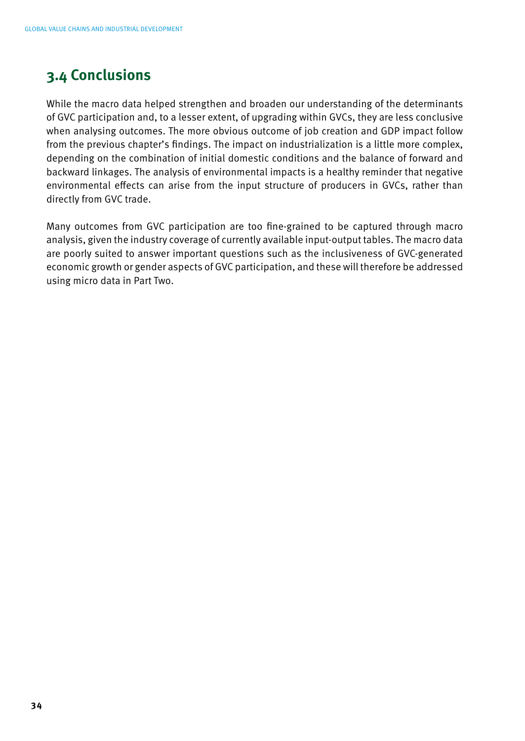## 3.4 Conclusions

While the macro data helped strengthen and broaden our understanding of the determinants of GVC participation and, to a lesser extent, of upgrading within GVCs, they are less conclusive when analysing outcomes. The more obvious outcome of job creation and GDP impact follow from the previous chapter's findings. The impact on industrialization is a little more complex, depending on the combination of initial domestic conditions and the balance of forward and backward linkages. The analysis of environmental impacts is a healthy reminder that negative environmental effects can arise from the input structure of producers in GVCs, rather than directly from GVC trade.

Many outcomes from GVC participation are too fine-grained to be captured through macro analysis, given the industry coverage of currently available input-output tables. The macro data are poorly suited to answer important questions such as the inclusiveness of GVC-generated economic growth or gender aspects of GVC participation, and these will therefore be addressed using micro data in Part Two.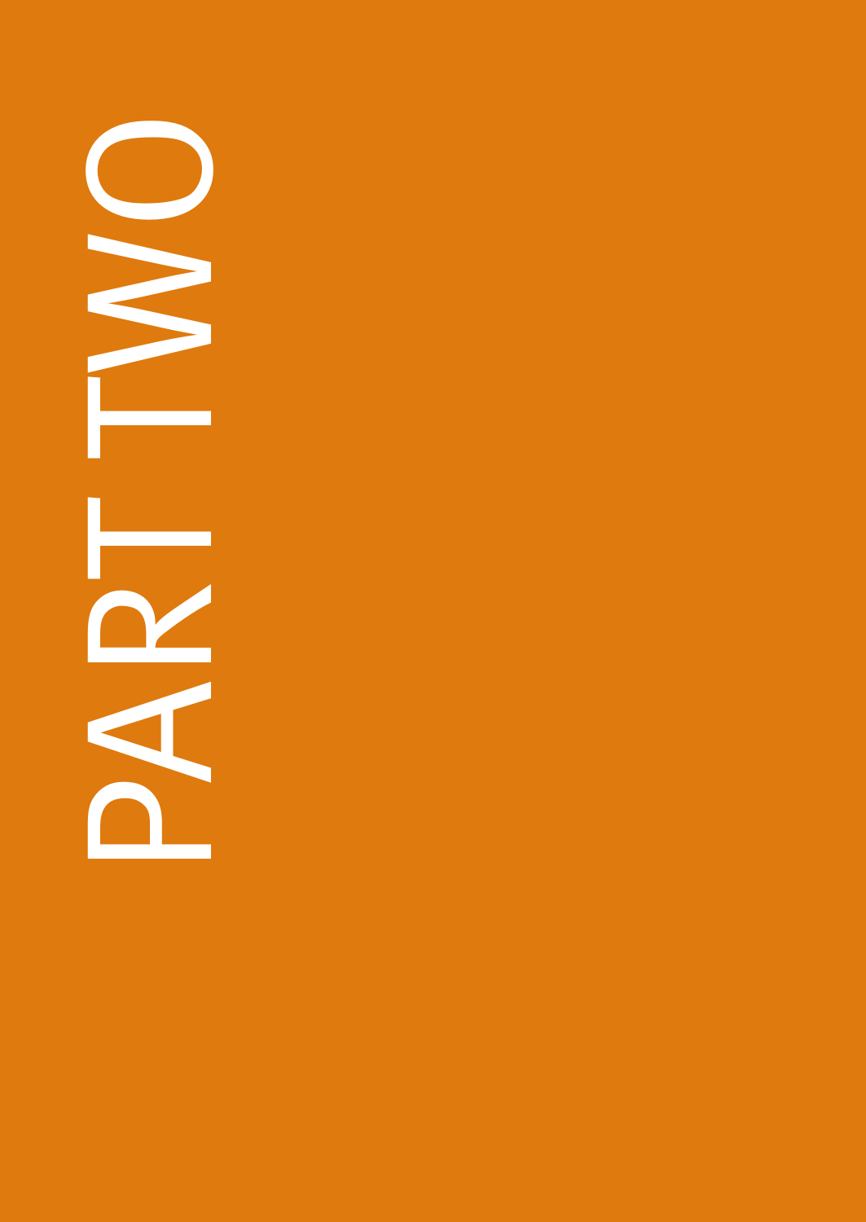# PART TWO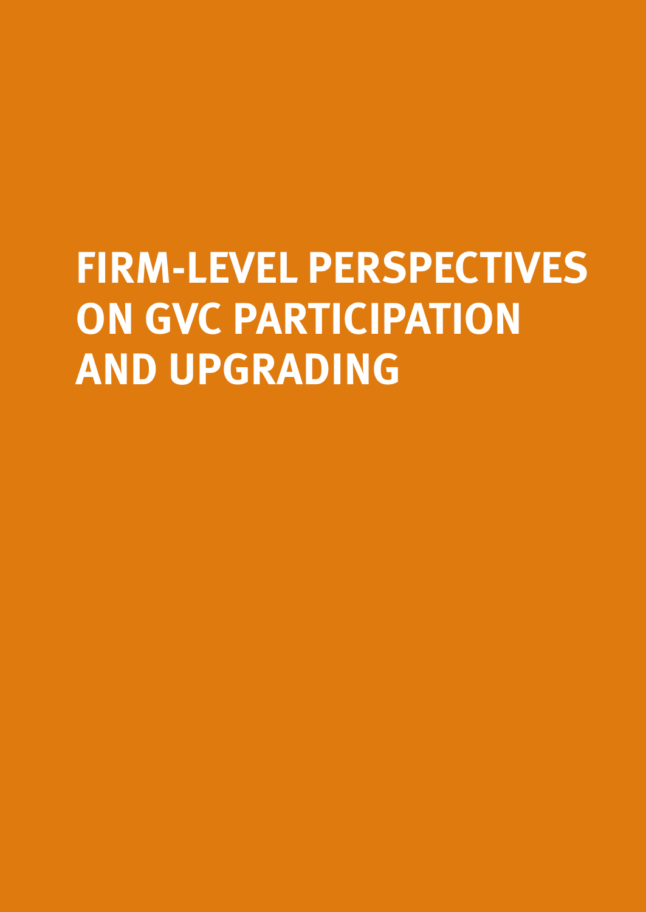# FIRM-LEVEL PERSPECTIVES ON GVC PARTICIPATION AND UPGRADING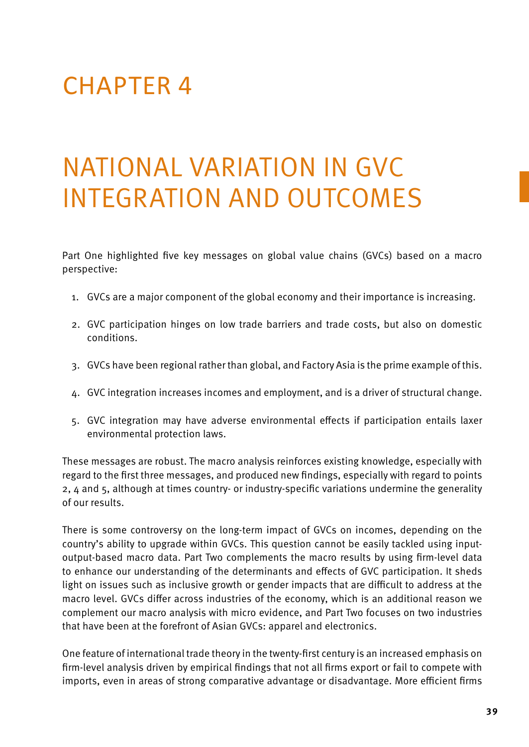# CHAPTER 4

# NATIONAL VARIATION IN GVC INTEGRATION AND OUTCOMES

Part One highlighted five key messages on global value chains (GVCs) based on a macro perspective:

1. GVCs are a major component of the global economy and their importance is increasing.
2. GVC participation hinges on low trade barriers and trade costs, but also on domestic conditions.
3. GVCs have been regional rather than global, and Factory Asia is the prime example of this.
4. GVC integration increases incomes and employment, and is a driver of structural change.
5. GVC integration may have adverse environmental effects if participation entails laxer environmental protection laws.

These messages are robust. The macro analysis reinforces existing knowledge, especially with regard to the first three messages, and produced new findings, especially with regard to points 2, 4 and 5, although at times country- or industry-specific variations undermine the generality of our results.

There is some controversy on the long-term impact of GVCs on incomes, depending on the country's ability to upgrade within GVCs. This question cannot be easily tackled using input-output-based macro data. Part Two complements the macro results by using firm-level data to enhance our understanding of the determinants and effects of GVC participation. It sheds light on issues such as inclusive growth or gender impacts that are difficult to address at the macro level. GVCs differ across industries of the economy, which is an additional reason we complement our macro analysis with micro evidence, and Part Two focuses on two industries that have been at the forefront of Asian GVCs: apparel and electronics.

One feature of international trade theory in the twenty-first century is an increased emphasis on firm-level analysis driven by empirical findings that not all firms export or fail to compete with imports, even in areas of strong comparative advantage or disadvantage. More efficient firms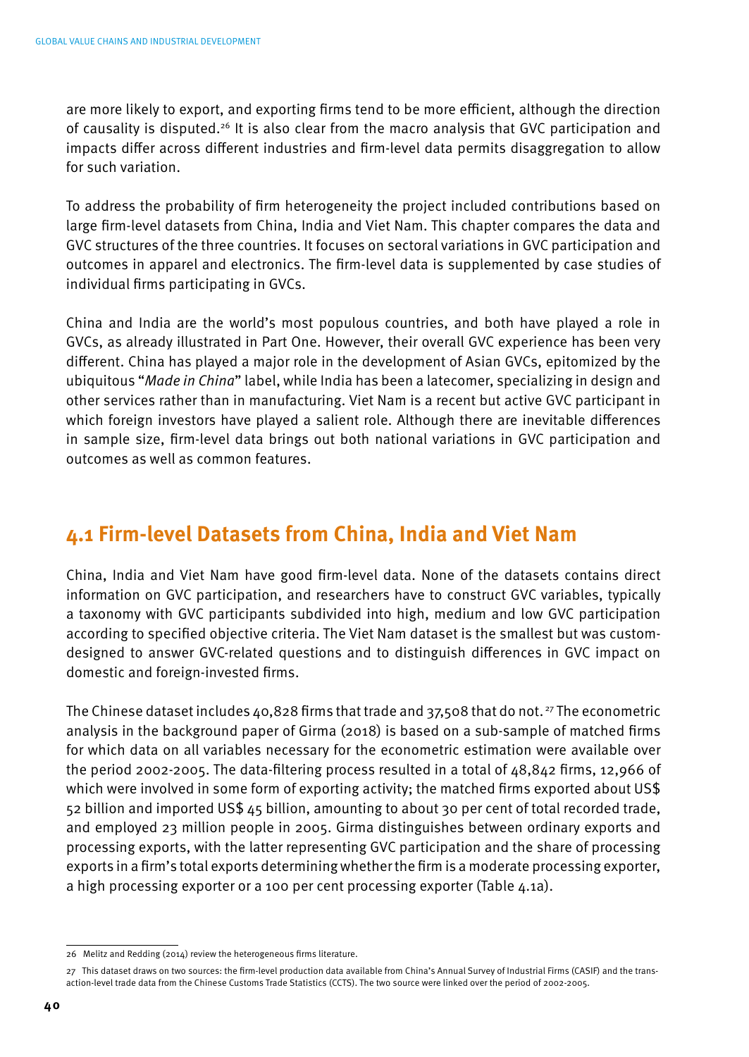are more likely to export, and exporting firms tend to be more efficient, although the direction of causality is disputed.[26] It is also clear from the macro analysis that GVC participation and impacts differ across different industries and firm-level data permits disaggregation to allow for such variation.

To address the probability of firm heterogeneity the project included contributions based on large firm-level datasets from China, India and Viet Nam. This chapter compares the data and GVC structures of the three countries. It focuses on sectoral variations in GVC participation and outcomes in apparel and electronics. The firm-level data is supplemented by case studies of individual firms participating in GVCs.

China and India are the world's most populous countries, and both have played a role in GVCs, as already illustrated in Part One. However, their overall GVC experience has been very different. China has played a major role in the development of Asian GVCs, epitomized by the ubiquitous "*Made in China*" label, while India has been a latecomer, specializing in design and other services rather than in manufacturing. Viet Nam is a recent but active GVC participant in which foreign investors have played a salient role. Although there are inevitable differences in sample size, firm-level data brings out both national variations in GVC participation and outcomes as well as common features.

## 4.1 Firm-level Datasets from China, India and Viet Nam

China, India and Viet Nam have good firm-level data. None of the datasets contains direct information on GVC participation, and researchers have to construct GVC variables, typically a taxonomy with GVC participants subdivided into high, medium and low GVC participation according to specified objective criteria. The Viet Nam dataset is the smallest but was custom-designed to answer GVC-related questions and to distinguish differences in GVC impact on domestic and foreign-invested firms.

The Chinese dataset includes 40,828 firms that trade and 37,508 that do not.[27] The econometric analysis in the background paper of Girma (2018) is based on a sub-sample of matched firms for which data on all variables necessary for the econometric estimation were available over the period 2002-2005. The data-filtering process resulted in a total of 48,842 firms, 12,966 of which were involved in some form of exporting activity; the matched firms exported about US$ 52 billion and imported US$ 45 billion, amounting to about 30 per cent of total recorded trade, and employed 23 million people in 2005. Girma distinguishes between ordinary exports and processing exports, with the latter representing GVC participation and the share of processing exports in a firm's total exports determining whether the firm is a moderate processing exporter, a high processing exporter or a 100 per cent processing exporter (Table 4.1a).

---

26 Melitz and Redding (2014) review the heterogeneous firms literature.

27 This dataset draws on two sources: the firm-level production data available from China's Annual Survey of Industrial Firms (CASIF) and the transaction-level trade data from the Chinese Customs Trade Statistics (CCTS). The two source were linked over the period of 2002-2005.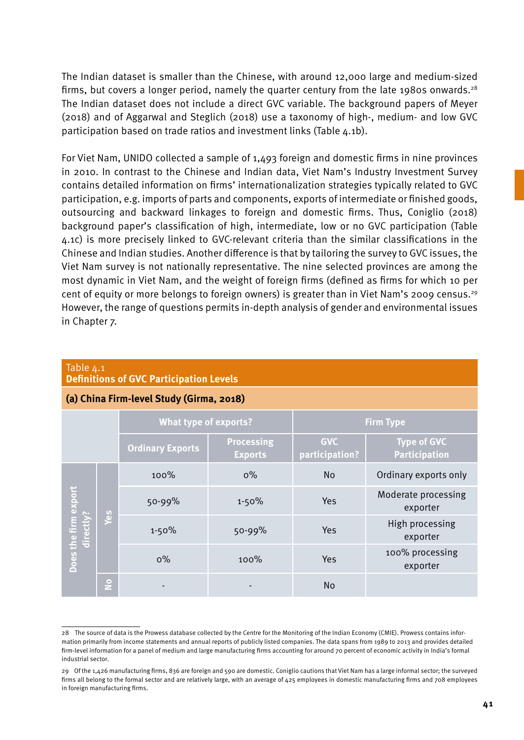The Indian dataset is smaller than the Chinese, with around 12,000 large and medium-sized firms, but covers a longer period, namely the quarter century from the late 1980s onwards.[28] The Indian dataset does not include a direct GVC variable. The background papers of Meyer (2018) and of Aggarwal and Steglich (2018) use a taxonomy of high-, medium- and low GVC participation based on trade ratios and investment links (Table 4.1b).

For Viet Nam, UNIDO collected a sample of 1,493 foreign and domestic firms in nine provinces in 2010. In contrast to the Chinese and Indian data, Viet Nam's Industry Investment Survey contains detailed information on firms' internationalization strategies typically related to GVC participation, e.g. imports of parts and components, exports of intermediate or finished goods, outsourcing and backward linkages to foreign and domestic firms. Thus, Coniglio (2018) background paper's classification of high, intermediate, low or no GVC participation (Table 4.1c) is more precisely linked to GVC-relevant criteria than the similar classifications in the Chinese and Indian studies. Another difference is that by tailoring the survey to GVC issues, the Viet Nam survey is not nationally representative. The nine selected provinces are among the most dynamic in Viet Nam, and the weight of foreign firms (defined as firms for which 10 per cent of equity or more belongs to foreign owners) is greater than in Viet Nam's 2009 census.[29] However, the range of questions permits in-depth analysis of gender and environmental issues in Chapter 7.

Table 4.1
**Definitions of GVC Participation Levels**

**(a) China Firm-level Study (Girma, 2018)**

| | | What type of exports? | | Firm Type | |
|---|---|---|---|---|---|
| | | Ordinary Exports | Processing Exports | GVC participation? | Type of GVC Participation |
| Does the firm export directly? | Yes | 100% | 0% | No | Ordinary exports only |
| | | 50-99% | 1-50% | Yes | Moderate processing exporter |
| | | 1-50% | 50-99% | Yes | High processing exporter |
| | | 0% | 100% | Yes | 100% processing exporter |
| | No | - | - | No | |

28 The source of data is the Prowess database collected by the Centre for the Monitoring of the Indian Economy (CMIE). Prowess contains information primarily from income statements and annual reports of publicly listed companies. The data spans from 1989 to 2013 and provides detailed firm-level information for a panel of medium and large manufacturing firms accounting for around 70 percent of economic activity in India's formal industrial sector.

29 Of the 1,426 manufacturing firms, 836 are foreign and 590 are domestic. Coniglio cautions that Viet Nam has a large informal sector; the surveyed firms all belong to the formal sector and are relatively large, with an average of 425 employees in domestic manufacturing firms and 708 employees in foreign manufacturing firms.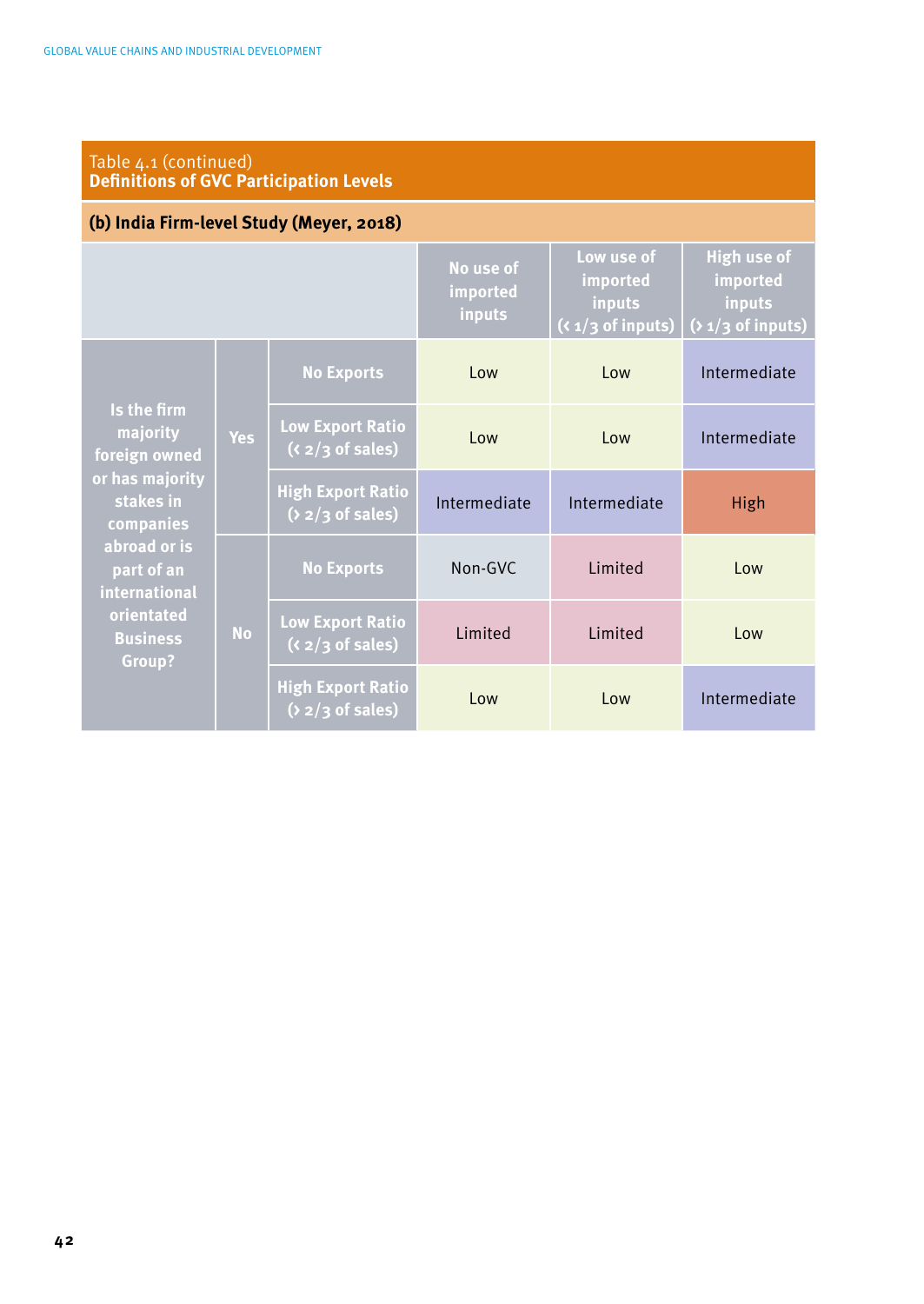Table 4.1 (continued)
**Definitions of GVC Participation Levels**

**(b) India Firm-level Study (Meyer, 2018)**

| | | | No use of imported inputs | Low use of imported inputs (< 1/3 of inputs) | High use of imported inputs (> 1/3 of inputs) |
|---|---|---|---|---|---|
| Is the firm majority foreign owned or has majority stakes in companies abroad or is part of an international orientated Business Group? | Yes | No Exports | Low | Low | Intermediate |
| | | Low Export Ratio (< 2/3 of sales) | Low | Low | Intermediate |
| | | High Export Ratio (> 2/3 of sales) | Intermediate | Intermediate | High |
| | No | No Exports | Non-GVC | Limited | Low |
| | | Low Export Ratio (< 2/3 of sales) | Limited | Limited | Low |
| | | High Export Ratio (> 2/3 of sales) | Low | Low | Intermediate |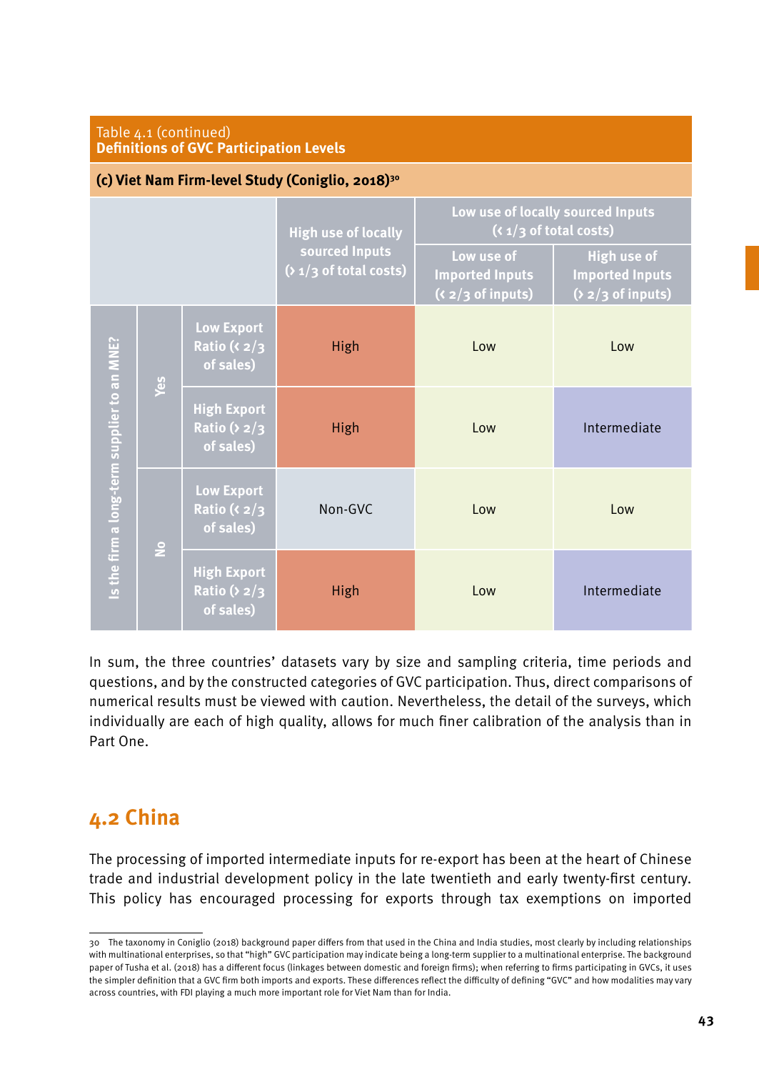Table 4.1 (continued)
**Definitions of GVC Participation Levels**

**(c) Viet Nam Firm-level Study (Coniglio, 2018)[30]**

| | | | High use of locally sourced Inputs (> 1/3 of total costs) | Low use of locally sourced Inputs (< 1/3 of total costs) | |
|---|---|---|---|---|---|
| | | | | Low use of Imported Inputs (< 2/3 of inputs) | High use of Imported Inputs (> 2/3 of inputs) |
| Is the firm a long-term supplier to an MNE? | Yes | Low Export Ratio (< 2/3 of sales) | High | Low | Low |
| | | High Export Ratio (> 2/3 of sales) | High | Low | Intermediate |
| | No | Low Export Ratio (< 2/3 of sales) | Non-GVC | Low | Low |
| | | High Export Ratio (> 2/3 of sales) | High | Low | Intermediate |

In sum, the three countries' datasets vary by size and sampling criteria, time periods and questions, and by the constructed categories of GVC participation. Thus, direct comparisons of numerical results must be viewed with caution. Nevertheless, the detail of the surveys, which individually are each of high quality, allows for much finer calibration of the analysis than in Part One.

## 4.2 China

The processing of imported intermediate inputs for re-export has been at the heart of Chinese trade and industrial development policy in the late twentieth and early twenty-first century. This policy has encouraged processing for exports through tax exemptions on imported

---

30 The taxonomy in Coniglio (2018) background paper differs from that used in the China and India studies, most clearly by including relationships with multinational enterprises, so that "high" GVC participation may indicate being a long-term supplier to a multinational enterprise. The background paper of Tusha et al. (2018) has a different focus (linkages between domestic and foreign firms); when referring to firms participating in GVCs, it uses the simpler definition that a GVC firm both imports and exports. These differences reflect the difficulty of defining "GVC" and how modalities may vary across countries, with FDI playing a much more important role for Viet Nam than for India.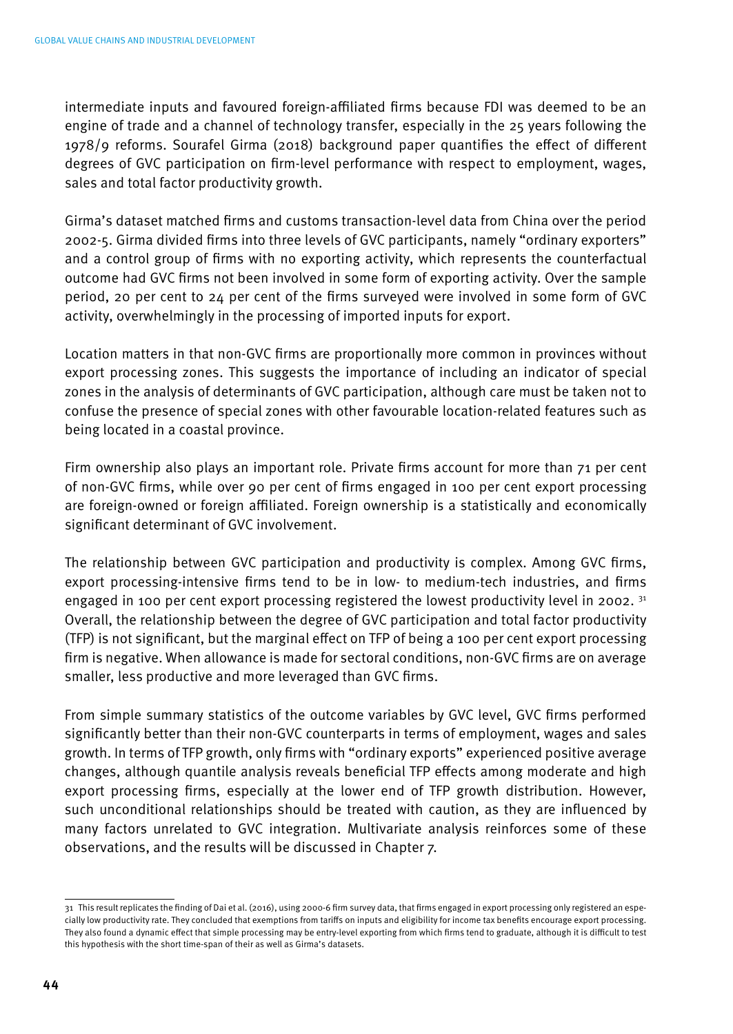intermediate inputs and favoured foreign-affiliated firms because FDI was deemed to be an engine of trade and a channel of technology transfer, especially in the 25 years following the 1978/9 reforms. Sourafel Girma (2018) background paper quantifies the effect of different degrees of GVC participation on firm-level performance with respect to employment, wages, sales and total factor productivity growth.

Girma's dataset matched firms and customs transaction-level data from China over the period 2002-5. Girma divided firms into three levels of GVC participants, namely "ordinary exporters" and a control group of firms with no exporting activity, which represents the counterfactual outcome had GVC firms not been involved in some form of exporting activity. Over the sample period, 20 per cent to 24 per cent of the firms surveyed were involved in some form of GVC activity, overwhelmingly in the processing of imported inputs for export.

Location matters in that non-GVC firms are proportionally more common in provinces without export processing zones. This suggests the importance of including an indicator of special zones in the analysis of determinants of GVC participation, although care must be taken not to confuse the presence of special zones with other favourable location-related features such as being located in a coastal province.

Firm ownership also plays an important role. Private firms account for more than 71 per cent of non-GVC firms, while over 90 per cent of firms engaged in 100 per cent export processing are foreign-owned or foreign affiliated. Foreign ownership is a statistically and economically significant determinant of GVC involvement.

The relationship between GVC participation and productivity is complex. Among GVC firms, export processing-intensive firms tend to be in low- to medium-tech industries, and firms engaged in 100 per cent export processing registered the lowest productivity level in 2002. [31] Overall, the relationship between the degree of GVC participation and total factor productivity (TFP) is not significant, but the marginal effect on TFP of being a 100 per cent export processing firm is negative. When allowance is made for sectoral conditions, non-GVC firms are on average smaller, less productive and more leveraged than GVC firms.

From simple summary statistics of the outcome variables by GVC level, GVC firms performed significantly better than their non-GVC counterparts in terms of employment, wages and sales growth. In terms of TFP growth, only firms with "ordinary exports" experienced positive average changes, although quantile analysis reveals beneficial TFP effects among moderate and high export processing firms, especially at the lower end of TFP growth distribution. However, such unconditional relationships should be treated with caution, as they are influenced by many factors unrelated to GVC integration. Multivariate analysis reinforces some of these observations, and the results will be discussed in Chapter 7.

---

31 This result replicates the finding of Dai et al. (2016), using 2000-6 firm survey data, that firms engaged in export processing only registered an especially low productivity rate. They concluded that exemptions from tariffs on inputs and eligibility for income tax benefits encourage export processing. They also found a dynamic effect that simple processing may be entry-level exporting from which firms tend to graduate, although it is difficult to test this hypothesis with the short time-span of their as well as Girma's datasets.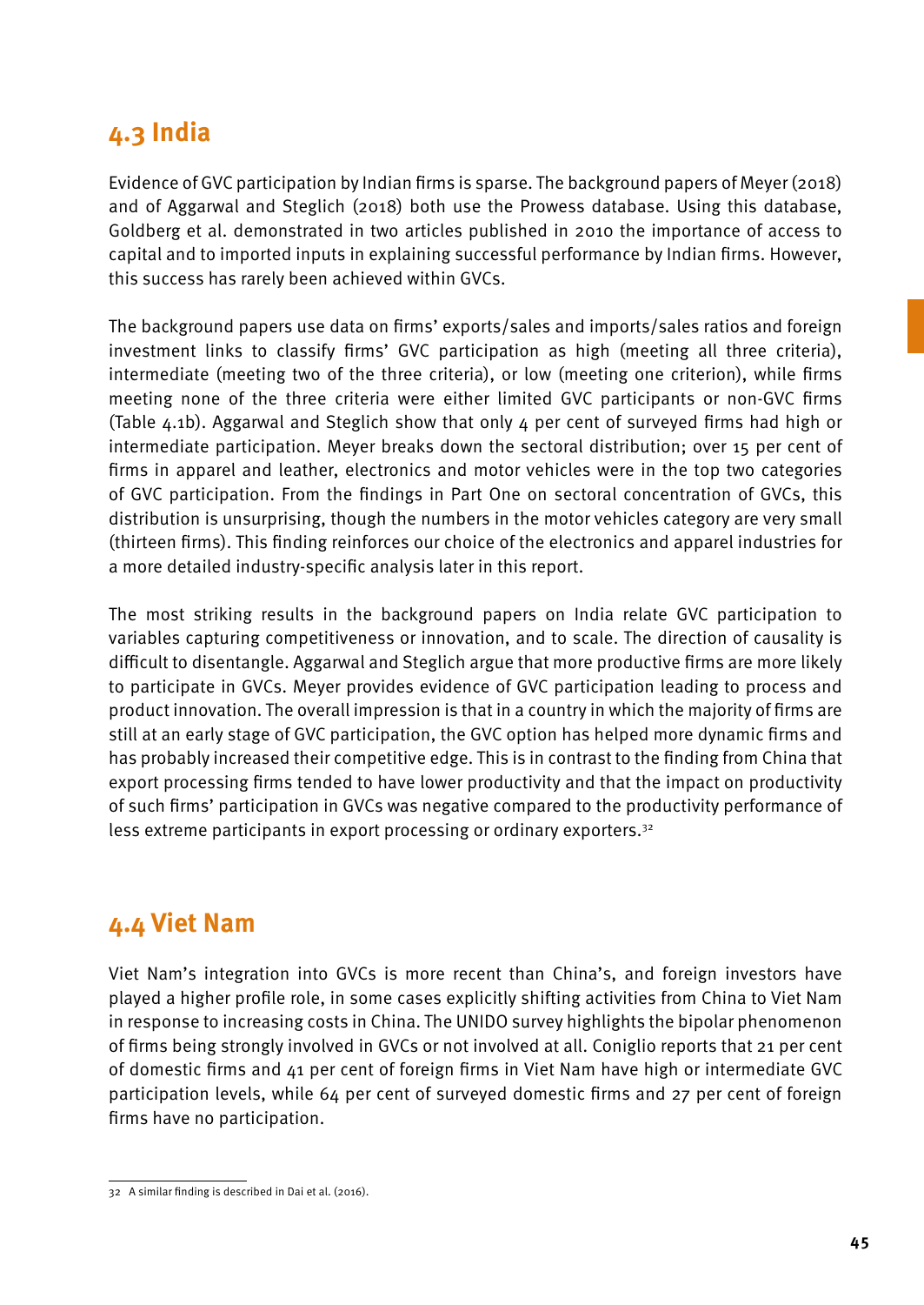## 4.3 India

Evidence of GVC participation by Indian firms is sparse. The background papers of Meyer (2018) and of Aggarwal and Steglich (2018) both use the Prowess database. Using this database, Goldberg et al. demonstrated in two articles published in 2010 the importance of access to capital and to imported inputs in explaining successful performance by Indian firms. However, this success has rarely been achieved within GVCs.

The background papers use data on firms' exports/sales and imports/sales ratios and foreign investment links to classify firms' GVC participation as high (meeting all three criteria), intermediate (meeting two of the three criteria), or low (meeting one criterion), while firms meeting none of the three criteria were either limited GVC participants or non-GVC firms (Table 4.1b). Aggarwal and Steglich show that only 4 per cent of surveyed firms had high or intermediate participation. Meyer breaks down the sectoral distribution; over 15 per cent of firms in apparel and leather, electronics and motor vehicles were in the top two categories of GVC participation. From the findings in Part One on sectoral concentration of GVCs, this distribution is unsurprising, though the numbers in the motor vehicles category are very small (thirteen firms). This finding reinforces our choice of the electronics and apparel industries for a more detailed industry-specific analysis later in this report.

The most striking results in the background papers on India relate GVC participation to variables capturing competitiveness or innovation, and to scale. The direction of causality is difficult to disentangle. Aggarwal and Steglich argue that more productive firms are more likely to participate in GVCs. Meyer provides evidence of GVC participation leading to process and product innovation. The overall impression is that in a country in which the majority of firms are still at an early stage of GVC participation, the GVC option has helped more dynamic firms and has probably increased their competitive edge. This is in contrast to the finding from China that export processing firms tended to have lower productivity and that the impact on productivity of such firms' participation in GVCs was negative compared to the productivity performance of less extreme participants in export processing or ordinary exporters.[32]

## 4.4 Viet Nam

Viet Nam's integration into GVCs is more recent than China's, and foreign investors have played a higher profile role, in some cases explicitly shifting activities from China to Viet Nam in response to increasing costs in China. The UNIDO survey highlights the bipolar phenomenon of firms being strongly involved in GVCs or not involved at all. Coniglio reports that 21 per cent of domestic firms and 41 per cent of foreign firms in Viet Nam have high or intermediate GVC participation levels, while 64 per cent of surveyed domestic firms and 27 per cent of foreign firms have no participation.

---

32 A similar finding is described in Dai et al. (2016).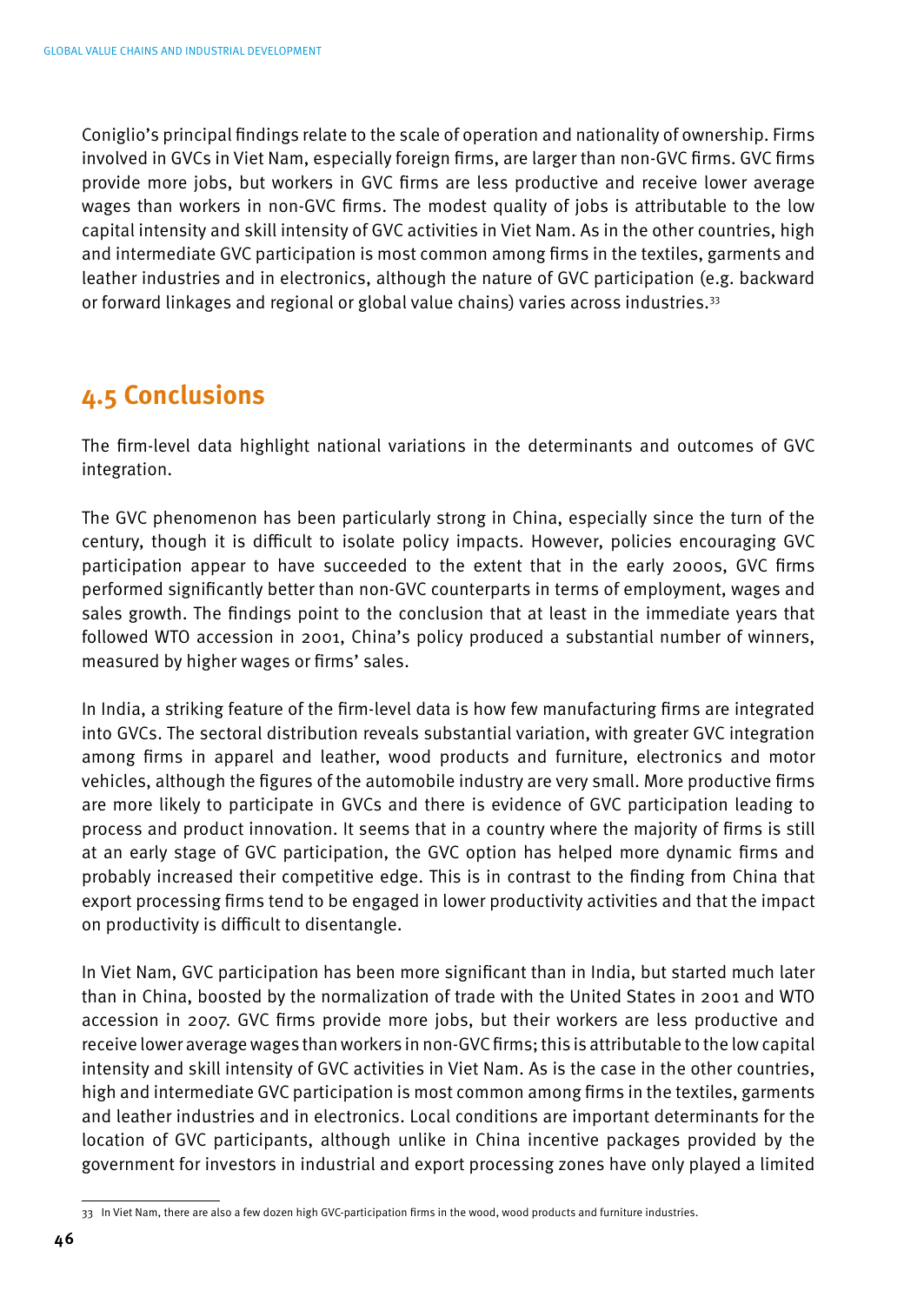Coniglio's principal findings relate to the scale of operation and nationality of ownership. Firms involved in GVCs in Viet Nam, especially foreign firms, are larger than non-GVC firms. GVC firms provide more jobs, but workers in GVC firms are less productive and receive lower average wages than workers in non-GVC firms. The modest quality of jobs is attributable to the low capital intensity and skill intensity of GVC activities in Viet Nam. As in the other countries, high and intermediate GVC participation is most common among firms in the textiles, garments and leather industries and in electronics, although the nature of GVC participation (e.g. backward or forward linkages and regional or global value chains) varies across industries.[33]

## 4.5 Conclusions

The firm-level data highlight national variations in the determinants and outcomes of GVC integration.

The GVC phenomenon has been particularly strong in China, especially since the turn of the century, though it is difficult to isolate policy impacts. However, policies encouraging GVC participation appear to have succeeded to the extent that in the early 2000s, GVC firms performed significantly better than non-GVC counterparts in terms of employment, wages and sales growth. The findings point to the conclusion that at least in the immediate years that followed WTO accession in 2001, China's policy produced a substantial number of winners, measured by higher wages or firms' sales.

In India, a striking feature of the firm-level data is how few manufacturing firms are integrated into GVCs. The sectoral distribution reveals substantial variation, with greater GVC integration among firms in apparel and leather, wood products and furniture, electronics and motor vehicles, although the figures of the automobile industry are very small. More productive firms are more likely to participate in GVCs and there is evidence of GVC participation leading to process and product innovation. It seems that in a country where the majority of firms is still at an early stage of GVC participation, the GVC option has helped more dynamic firms and probably increased their competitive edge. This is in contrast to the finding from China that export processing firms tend to be engaged in lower productivity activities and that the impact on productivity is difficult to disentangle.

In Viet Nam, GVC participation has been more significant than in India, but started much later than in China, boosted by the normalization of trade with the United States in 2001 and WTO accession in 2007. GVC firms provide more jobs, but their workers are less productive and receive lower average wages than workers in non-GVC firms; this is attributable to the low capital intensity and skill intensity of GVC activities in Viet Nam. As is the case in the other countries, high and intermediate GVC participation is most common among firms in the textiles, garments and leather industries and in electronics. Local conditions are important determinants for the location of GVC participants, although unlike in China incentive packages provided by the government for investors in industrial and export processing zones have only played a limited

---

[33] In Viet Nam, there are also a few dozen high GVC-participation firms in the wood, wood products and furniture industries.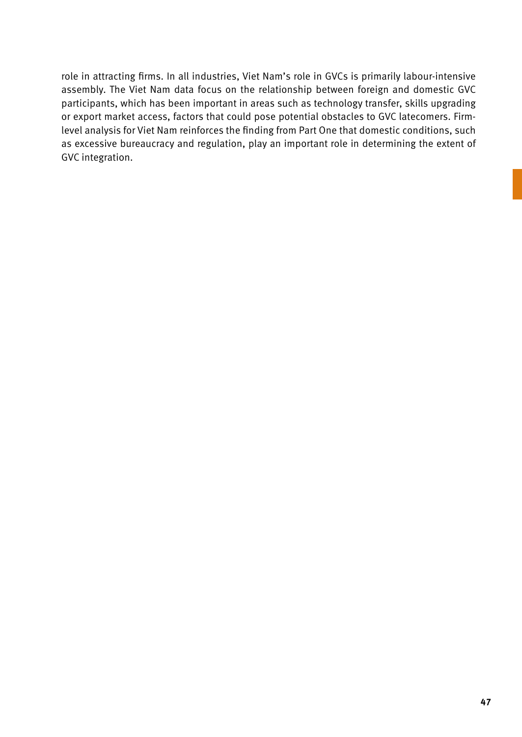role in attracting firms. In all industries, Viet Nam's role in GVCs is primarily labour-intensive assembly. The Viet Nam data focus on the relationship between foreign and domestic GVC participants, which has been important in areas such as technology transfer, skills upgrading or export market access, factors that could pose potential obstacles to GVC latecomers. Firm-level analysis for Viet Nam reinforces the finding from Part One that domestic conditions, such as excessive bureaucracy and regulation, play an important role in determining the extent of GVC integration.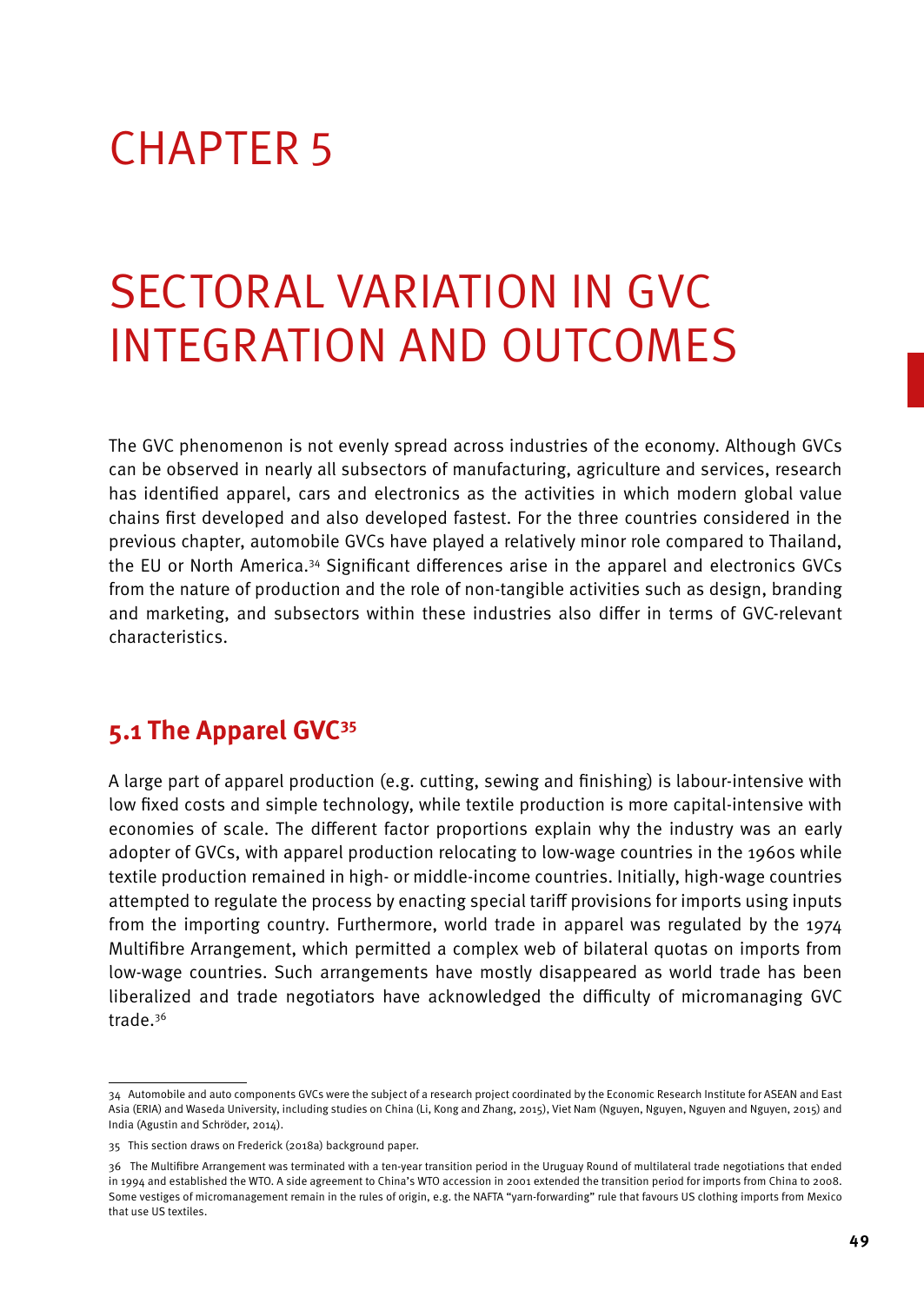# CHAPTER 5

# SECTORAL VARIATION IN GVC INTEGRATION AND OUTCOMES

The GVC phenomenon is not evenly spread across industries of the economy. Although GVCs can be observed in nearly all subsectors of manufacturing, agriculture and services, research has identified apparel, cars and electronics as the activities in which modern global value chains first developed and also developed fastest. For the three countries considered in the previous chapter, automobile GVCs have played a relatively minor role compared to Thailand, the EU or North America.[34] Significant differences arise in the apparel and electronics GVCs from the nature of production and the role of non-tangible activities such as design, branding and marketing, and subsectors within these industries also differ in terms of GVC-relevant characteristics.

## 5.1 The Apparel GVC[35]

A large part of apparel production (e.g. cutting, sewing and finishing) is labour-intensive with low fixed costs and simple technology, while textile production is more capital-intensive with economies of scale. The different factor proportions explain why the industry was an early adopter of GVCs, with apparel production relocating to low-wage countries in the 1960s while textile production remained in high- or middle-income countries. Initially, high-wage countries attempted to regulate the process by enacting special tariff provisions for imports using inputs from the importing country. Furthermore, world trade in apparel was regulated by the 1974 Multifibre Arrangement, which permitted a complex web of bilateral quotas on imports from low-wage countries. Such arrangements have mostly disappeared as world trade has been liberalized and trade negotiators have acknowledged the difficulty of micromanaging GVC trade.[36]

---

34 Automobile and auto components GVCs were the subject of a research project coordinated by the Economic Research Institute for ASEAN and East Asia (ERIA) and Waseda University, including studies on China (Li, Kong and Zhang, 2015), Viet Nam (Nguyen, Nguyen, Nguyen and Nguyen, 2015) and India (Agustin and Schröder, 2014).

35 This section draws on Frederick (2018a) background paper.

36 The Multifibre Arrangement was terminated with a ten-year transition period in the Uruguay Round of multilateral trade negotiations that ended in 1994 and established the WTO. A side agreement to China's WTO accession in 2001 extended the transition period for imports from China to 2008. Some vestiges of micromanagement remain in the rules of origin, e.g. the NAFTA "yarn-forwarding" rule that favours US clothing imports from Mexico that use US textiles.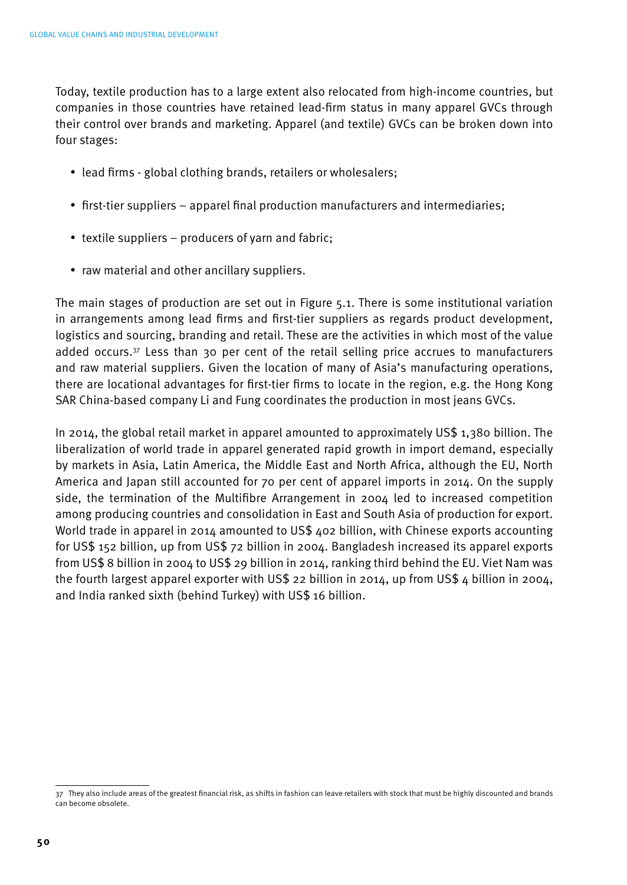Today, textile production has to a large extent also relocated from high-income countries, but companies in those countries have retained lead-firm status in many apparel GVCs through their control over brands and marketing. Apparel (and textile) GVCs can be broken down into four stages:

- lead firms - global clothing brands, retailers or wholesalers;
- first-tier suppliers – apparel final production manufacturers and intermediaries;
- textile suppliers – producers of yarn and fabric;
- raw material and other ancillary suppliers.

The main stages of production are set out in Figure 5.1. There is some institutional variation in arrangements among lead firms and first-tier suppliers as regards product development, logistics and sourcing, branding and retail. These are the activities in which most of the value added occurs.[37] Less than 30 per cent of the retail selling price accrues to manufacturers and raw material suppliers. Given the location of many of Asia's manufacturing operations, there are locational advantages for first-tier firms to locate in the region, e.g. the Hong Kong SAR China-based company Li and Fung coordinates the production in most jeans GVCs.

In 2014, the global retail market in apparel amounted to approximately US$ 1,380 billion. The liberalization of world trade in apparel generated rapid growth in import demand, especially by markets in Asia, Latin America, the Middle East and North Africa, although the EU, North America and Japan still accounted for 70 per cent of apparel imports in 2014. On the supply side, the termination of the Multifibre Arrangement in 2004 led to increased competition among producing countries and consolidation in East and South Asia of production for export. World trade in apparel in 2014 amounted to US$ 402 billion, with Chinese exports accounting for US$ 152 billion, up from US$ 72 billion in 2004. Bangladesh increased its apparel exports from US$ 8 billion in 2004 to US$ 29 billion in 2014, ranking third behind the EU. Viet Nam was the fourth largest apparel exporter with US$ 22 billion in 2014, up from US$ 4 billion in 2004, and India ranked sixth (behind Turkey) with US$ 16 billion.

[37] They also include areas of the greatest financial risk, as shifts in fashion can leave retailers with stock that must be highly discounted and brands can become obsolete.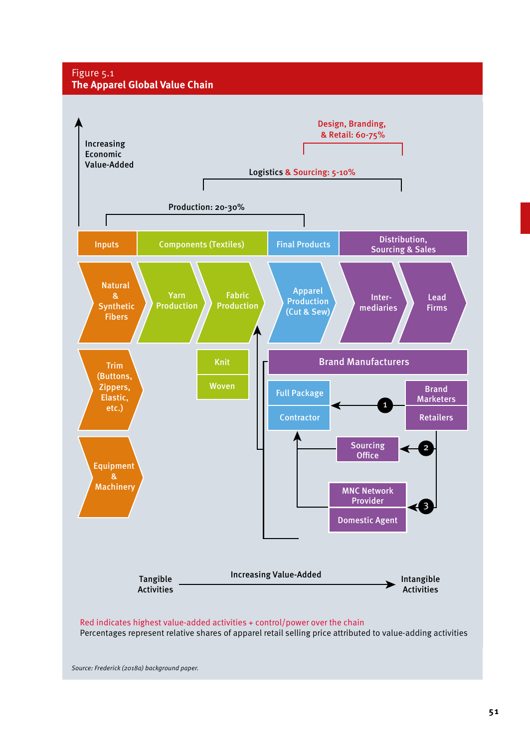Figure 5.1
**The Apparel Global Value Chain**

Increasing Economic Value-Added

Design, Branding, & Retail: 60-75%

Logistics & Sourcing: 5-10%

Production: 20-30%

Inputs | Components (Textiles) | Final Products | Distribution, Sourcing & Sales

Natural & Synthetic Fibers | Yarn Production | Fabric Production | Apparel Production (Cut & Sew) | Inter-mediaries | Lead Firms

Trim (Buttons, Zippers, Elastic, etc.)

Equipment & Machinery

Knit

Woven

Brand Manufacturers

Full Package

Contractor

Brand Marketers

Retailers

Sourcing Office

MNC Network Provider

Domestic Agent

1

2

3

Tangible Activities — Increasing Value-Added → Intangible Activities

Red indicates highest value-added activities + control/power over the chain

Percentages represent relative shares of apparel retail selling price attributed to value-adding activities

*Source: Frederick (2018a) background paper.*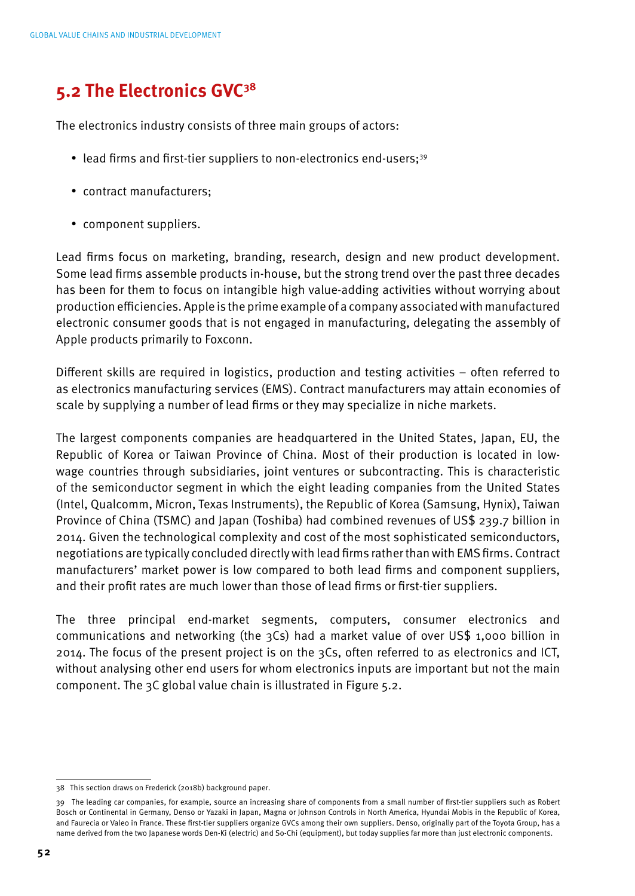## 5.2 The Electronics GVC[38]

The electronics industry consists of three main groups of actors:

- lead firms and first-tier suppliers to non-electronics end-users;[39]
- contract manufacturers;
- component suppliers.

Lead firms focus on marketing, branding, research, design and new product development. Some lead firms assemble products in-house, but the strong trend over the past three decades has been for them to focus on intangible high value-adding activities without worrying about production efficiencies. Apple is the prime example of a company associated with manufactured electronic consumer goods that is not engaged in manufacturing, delegating the assembly of Apple products primarily to Foxconn.

Different skills are required in logistics, production and testing activities – often referred to as electronics manufacturing services (EMS). Contract manufacturers may attain economies of scale by supplying a number of lead firms or they may specialize in niche markets.

The largest components companies are headquartered in the United States, Japan, EU, the Republic of Korea or Taiwan Province of China. Most of their production is located in low-wage countries through subsidiaries, joint ventures or subcontracting. This is characteristic of the semiconductor segment in which the eight leading companies from the United States (Intel, Qualcomm, Micron, Texas Instruments), the Republic of Korea (Samsung, Hynix), Taiwan Province of China (TSMC) and Japan (Toshiba) had combined revenues of US$ 239.7 billion in 2014. Given the technological complexity and cost of the most sophisticated semiconductors, negotiations are typically concluded directly with lead firms rather than with EMS firms. Contract manufacturers' market power is low compared to both lead firms and component suppliers, and their profit rates are much lower than those of lead firms or first-tier suppliers.

The three principal end-market segments, computers, consumer electronics and communications and networking (the 3Cs) had a market value of over US$ 1,000 billion in 2014. The focus of the present project is on the 3Cs, often referred to as electronics and ICT, without analysing other end users for whom electronics inputs are important but not the main component. The 3C global value chain is illustrated in Figure 5.2.

---

38 This section draws on Frederick (2018b) background paper.

39 The leading car companies, for example, source an increasing share of components from a small number of first-tier suppliers such as Robert Bosch or Continental in Germany, Denso or Yazaki in Japan, Magna or Johnson Controls in North America, Hyundai Mobis in the Republic of Korea, and Faurecia or Valeo in France. These first-tier suppliers organize GVCs among their own suppliers. Denso, originally part of the Toyota Group, has a name derived from the two Japanese words Den-Ki (electric) and So-Chi (equipment), but today supplies far more than just electronic components.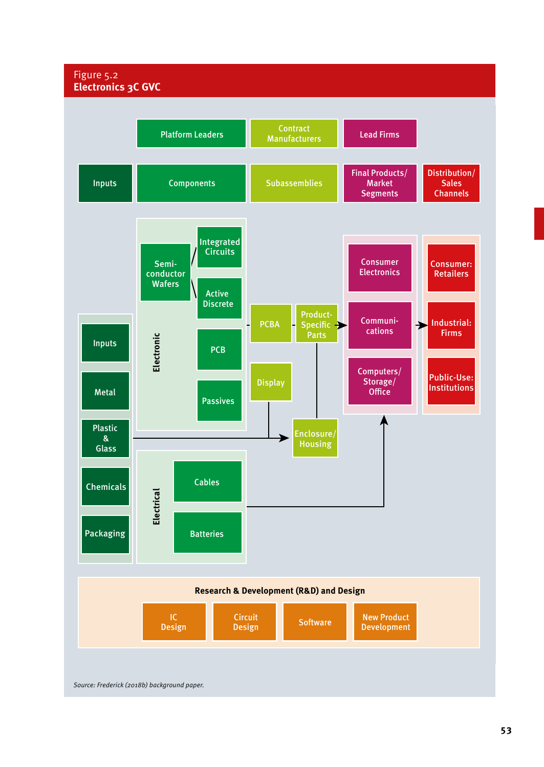Figure 5.2
**Electronics 3C GVC**

| Platform Leaders | Contract Manufacturers | Lead Firms | |
|---|---|---|---|

| Inputs | Components | Subassemblies | Final Products/ Market Segments | Distribution/ Sales Channels |
|---|---|---|---|---|

**Inputs:** Inputs; Metal; Plastic & Glass; Chemicals; Packaging

**Components – Electronic:** Semi-conductor Wafers; Integrated Circuits; Active Discrete; PCB; Passives

**Components – Electrical:** Cables; Batteries

**Subassemblies:** PCBA; Product-Specific Parts; Display; Enclosure/ Housing

**Final Products/ Market Segments:** Consumer Electronics; Communi-cations; Computers/ Storage/ Office

**Distribution/ Sales Channels:** Consumer: Retailers; Industrial: Firms; Public-Use: Institutions

**Research & Development (R&D) and Design**

IC Design; Circuit Design; Software; New Product Development

*Source: Frederick (2018b) background paper.*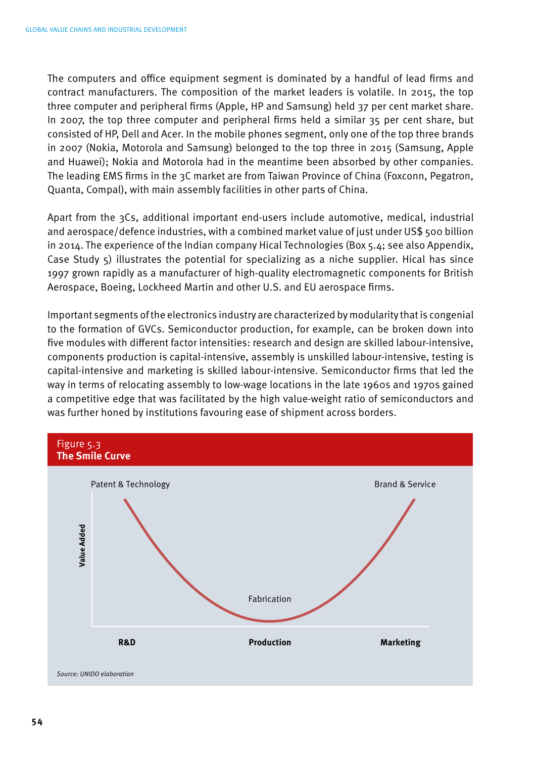The computers and office equipment segment is dominated by a handful of lead firms and contract manufacturers. The composition of the market leaders is volatile. In 2015, the top three computer and peripheral firms (Apple, HP and Samsung) held 37 per cent market share. In 2007, the top three computer and peripheral firms held a similar 35 per cent share, but consisted of HP, Dell and Acer. In the mobile phones segment, only one of the top three brands in 2007 (Nokia, Motorola and Samsung) belonged to the top three in 2015 (Samsung, Apple and Huawei); Nokia and Motorola had in the meantime been absorbed by other companies. The leading EMS firms in the 3C market are from Taiwan Province of China (Foxconn, Pegatron, Quanta, Compal), with main assembly facilities in other parts of China.

Apart from the 3Cs, additional important end-users include automotive, medical, industrial and aerospace/defence industries, with a combined market value of just under US$ 500 billion in 2014. The experience of the Indian company Hical Technologies (Box 5.4; see also Appendix, Case Study 5) illustrates the potential for specializing as a niche supplier. Hical has since 1997 grown rapidly as a manufacturer of high-quality electromagnetic components for British Aerospace, Boeing, Lockheed Martin and other U.S. and EU aerospace firms.

Important segments of the electronics industry are characterized by modularity that is congenial to the formation of GVCs. Semiconductor production, for example, can be broken down into five modules with different factor intensities: research and design are skilled labour-intensive, components production is capital-intensive, assembly is unskilled labour-intensive, testing is capital-intensive and marketing is skilled labour-intensive. Semiconductor firms that led the way in terms of relocating assembly to low-wage locations in the late 1960s and 1970s gained a competitive edge that was facilitated by the high value-weight ratio of semiconductors and was further honed by institutions favouring ease of shipment across borders.

Figure 5.3
**The Smile Curve**

Value Added (vertical axis); R&D — Production — Marketing (horizontal axis). Curve labels: Patent & Technology (R&D, high), Fabrication (Production, low), Brand & Service (Marketing, high).

*Source: UNIDO elaboration*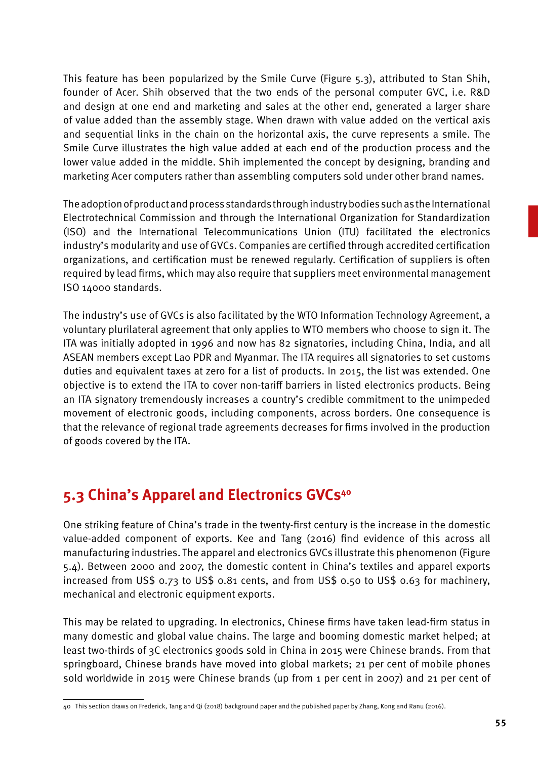This feature has been popularized by the Smile Curve (Figure 5.3), attributed to Stan Shih, founder of Acer. Shih observed that the two ends of the personal computer GVC, i.e. R&D and design at one end and marketing and sales at the other end, generated a larger share of value added than the assembly stage. When drawn with value added on the vertical axis and sequential links in the chain on the horizontal axis, the curve represents a smile. The Smile Curve illustrates the high value added at each end of the production process and the lower value added in the middle. Shih implemented the concept by designing, branding and marketing Acer computers rather than assembling computers sold under other brand names.

The adoption of product and process standards through industry bodies such as the International Electrotechnical Commission and through the International Organization for Standardization (ISO) and the International Telecommunications Union (ITU) facilitated the electronics industry's modularity and use of GVCs. Companies are certified through accredited certification organizations, and certification must be renewed regularly. Certification of suppliers is often required by lead firms, which may also require that suppliers meet environmental management ISO 14000 standards.

The industry's use of GVCs is also facilitated by the WTO Information Technology Agreement, a voluntary plurilateral agreement that only applies to WTO members who choose to sign it. The ITA was initially adopted in 1996 and now has 82 signatories, including China, India, and all ASEAN members except Lao PDR and Myanmar. The ITA requires all signatories to set customs duties and equivalent taxes at zero for a list of products. In 2015, the list was extended. One objective is to extend the ITA to cover non-tariff barriers in listed electronics products. Being an ITA signatory tremendously increases a country's credible commitment to the unimpeded movement of electronic goods, including components, across borders. One consequence is that the relevance of regional trade agreements decreases for firms involved in the production of goods covered by the ITA.

## 5.3 China's Apparel and Electronics GVCs[40]

One striking feature of China's trade in the twenty-first century is the increase in the domestic value-added component of exports. Kee and Tang (2016) find evidence of this across all manufacturing industries. The apparel and electronics GVCs illustrate this phenomenon (Figure 5.4). Between 2000 and 2007, the domestic content in China's textiles and apparel exports increased from US$ 0.73 to US$ 0.81 cents, and from US$ 0.50 to US$ 0.63 for machinery, mechanical and electronic equipment exports.

This may be related to upgrading. In electronics, Chinese firms have taken lead-firm status in many domestic and global value chains. The large and booming domestic market helped; at least two-thirds of 3C electronics goods sold in China in 2015 were Chinese brands. From that springboard, Chinese brands have moved into global markets; 21 per cent of mobile phones sold worldwide in 2015 were Chinese brands (up from 1 per cent in 2007) and 21 per cent of

[40] This section draws on Frederick, Tang and Qi (2018) background paper and the published paper by Zhang, Kong and Ranu (2016).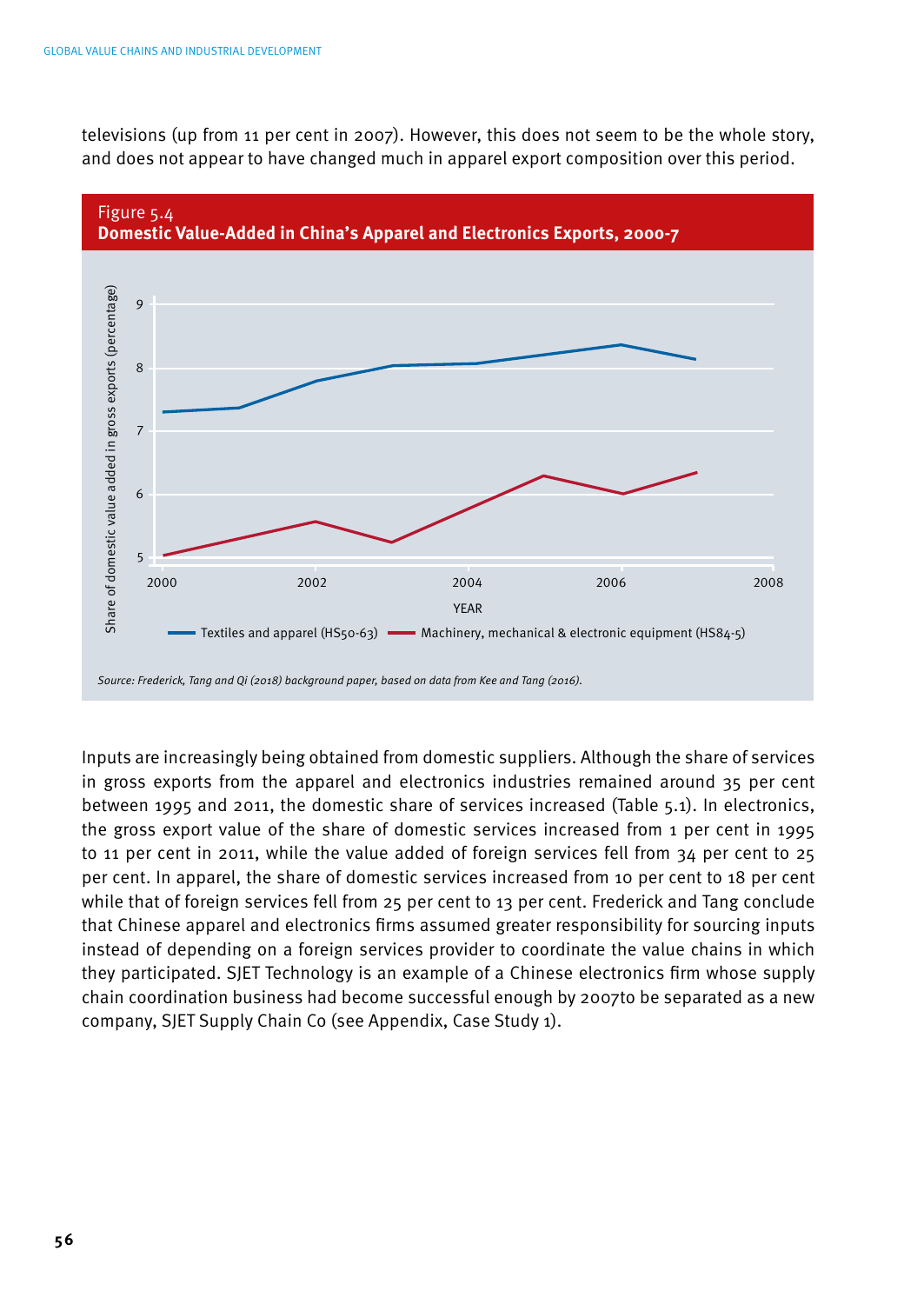televisions (up from 11 per cent in 2007). However, this does not seem to be the whole story, and does not appear to have changed much in apparel export composition over this period.

Figure 5.4
**Domestic Value-Added in China's Apparel and Electronics Exports, 2000-7**

*Source: Frederick, Tang and Qi (2018) background paper, based on data from Kee and Tang (2016).*

Inputs are increasingly being obtained from domestic suppliers. Although the share of services in gross exports from the apparel and electronics industries remained around 35 per cent between 1995 and 2011, the domestic share of services increased (Table 5.1). In electronics, the gross export value of the share of domestic services increased from 1 per cent in 1995 to 11 per cent in 2011, while the value added of foreign services fell from 34 per cent to 25 per cent. In apparel, the share of domestic services increased from 10 per cent to 18 per cent while that of foreign services fell from 25 per cent to 13 per cent. Frederick and Tang conclude that Chinese apparel and electronics firms assumed greater responsibility for sourcing inputs instead of depending on a foreign services provider to coordinate the value chains in which they participated. SJET Technology is an example of a Chinese electronics firm whose supply chain coordination business had become successful enough by 2007to be separated as a new company, SJET Supply Chain Co (see Appendix, Case Study 1).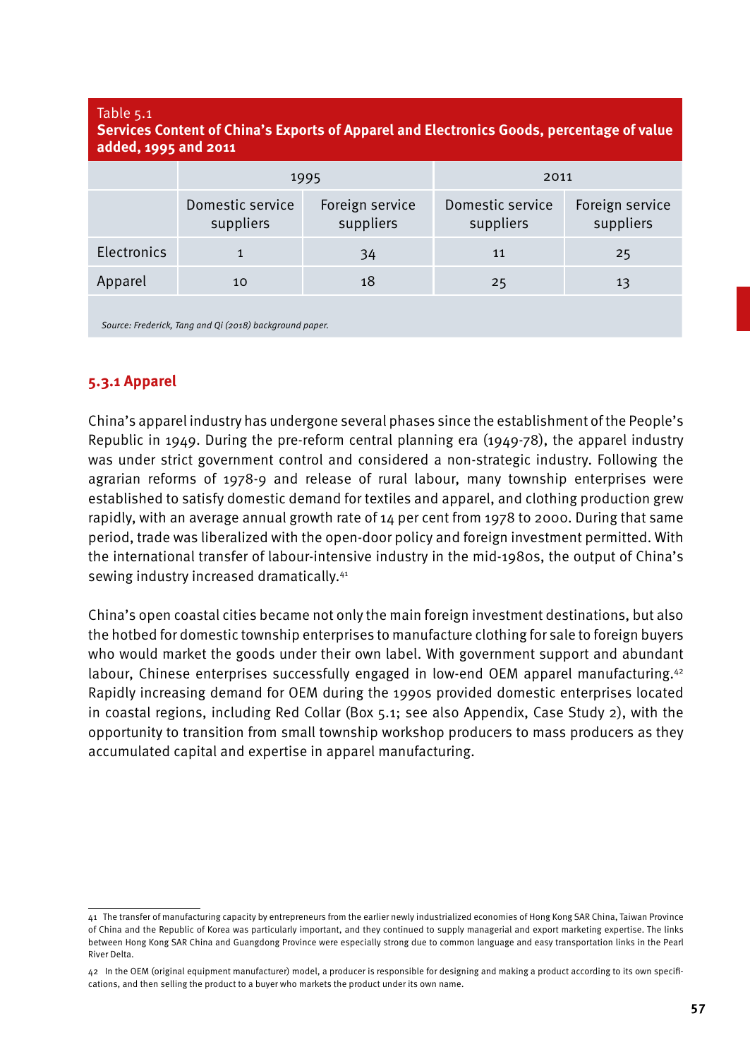Table 5.1
**Services Content of China's Exports of Apparel and Electronics Goods, percentage of value added, 1995 and 2011**

| | 1995 | | 2011 | |
|---|---|---|---|---|
| | Domestic service suppliers | Foreign service suppliers | Domestic service suppliers | Foreign service suppliers |
| Electronics | 1 | 34 | 11 | 25 |
| Apparel | 10 | 18 | 25 | 13 |

*Source: Frederick, Tang and Qi (2018) background paper.*

### 5.3.1 Apparel

China's apparel industry has undergone several phases since the establishment of the People's Republic in 1949. During the pre-reform central planning era (1949-78), the apparel industry was under strict government control and considered a non-strategic industry. Following the agrarian reforms of 1978-9 and release of rural labour, many township enterprises were established to satisfy domestic demand for textiles and apparel, and clothing production grew rapidly, with an average annual growth rate of 14 per cent from 1978 to 2000. During that same period, trade was liberalized with the open-door policy and foreign investment permitted. With the international transfer of labour-intensive industry in the mid-1980s, the output of China's sewing industry increased dramatically.[41]

China's open coastal cities became not only the main foreign investment destinations, but also the hotbed for domestic township enterprises to manufacture clothing for sale to foreign buyers who would market the goods under their own label. With government support and abundant labour, Chinese enterprises successfully engaged in low-end OEM apparel manufacturing.[42] Rapidly increasing demand for OEM during the 1990s provided domestic enterprises located in coastal regions, including Red Collar (Box 5.1; see also Appendix, Case Study 2), with the opportunity to transition from small township workshop producers to mass producers as they accumulated capital and expertise in apparel manufacturing.

41 The transfer of manufacturing capacity by entrepreneurs from the earlier newly industrialized economies of Hong Kong SAR China, Taiwan Province of China and the Republic of Korea was particularly important, and they continued to supply managerial and export marketing expertise. The links between Hong Kong SAR China and Guangdong Province were especially strong due to common language and easy transportation links in the Pearl River Delta.

42 In the OEM (original equipment manufacturer) model, a producer is responsible for designing and making a product according to its own specifications, and then selling the product to a buyer who markets the product under its own name.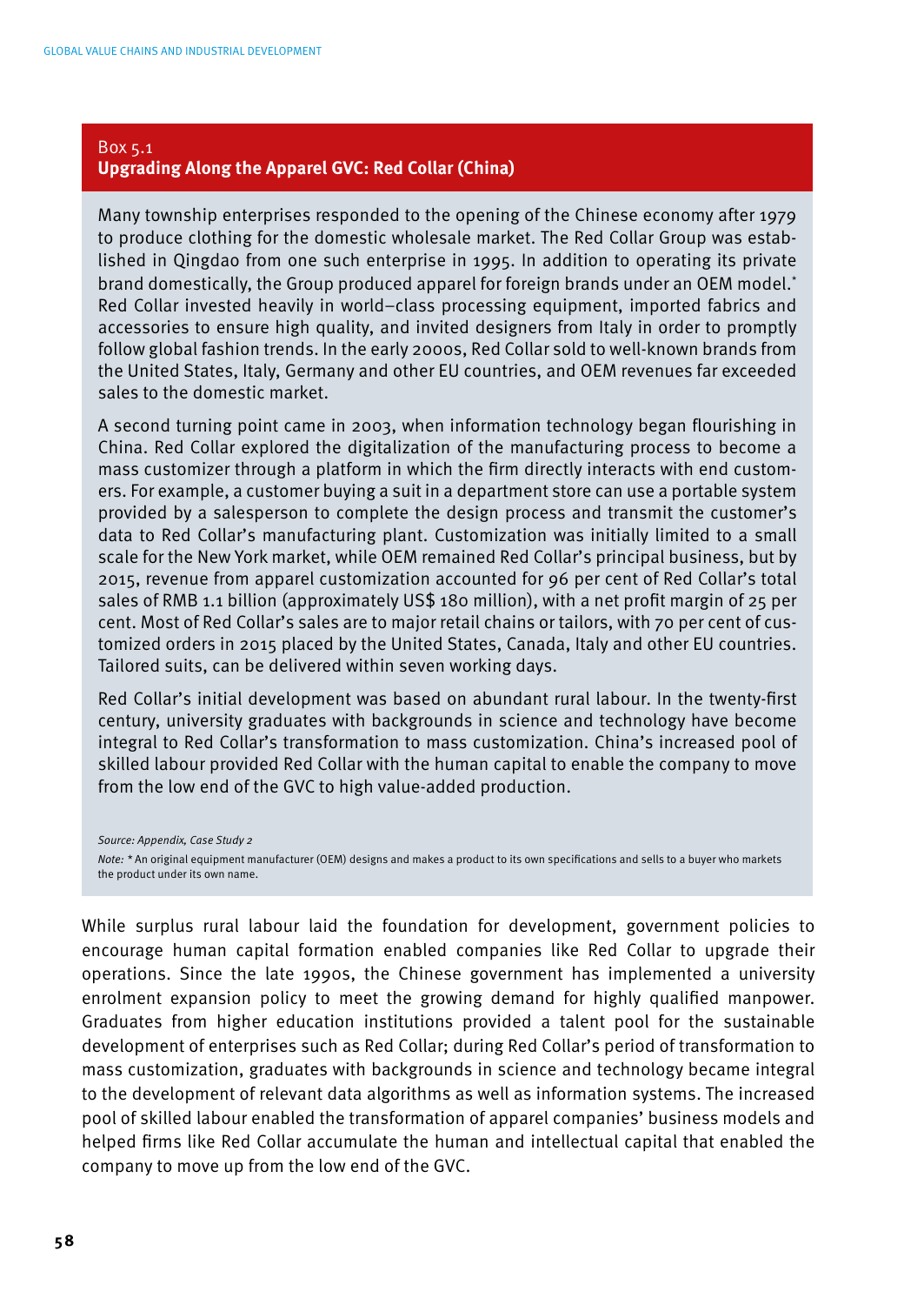Box 5.1

**Upgrading Along the Apparel GVC: Red Collar (China)**

Many township enterprises responded to the opening of the Chinese economy after 1979 to produce clothing for the domestic wholesale market. The Red Collar Group was established in Qingdao from one such enterprise in 1995. In addition to operating its private brand domestically, the Group produced apparel for foreign brands under an OEM model.* Red Collar invested heavily in world–class processing equipment, imported fabrics and accessories to ensure high quality, and invited designers from Italy in order to promptly follow global fashion trends. In the early 2000s, Red Collar sold to well-known brands from the United States, Italy, Germany and other EU countries, and OEM revenues far exceeded sales to the domestic market.

A second turning point came in 2003, when information technology began flourishing in China. Red Collar explored the digitalization of the manufacturing process to become a mass customizer through a platform in which the firm directly interacts with end customers. For example, a customer buying a suit in a department store can use a portable system provided by a salesperson to complete the design process and transmit the customer's data to Red Collar's manufacturing plant. Customization was initially limited to a small scale for the New York market, while OEM remained Red Collar's principal business, but by 2015, revenue from apparel customization accounted for 96 per cent of Red Collar's total sales of RMB 1.1 billion (approximately US$ 180 million), with a net profit margin of 25 per cent. Most of Red Collar's sales are to major retail chains or tailors, with 70 per cent of customized orders in 2015 placed by the United States, Canada, Italy and other EU countries. Tailored suits, can be delivered within seven working days.

Red Collar's initial development was based on abundant rural labour. In the twenty-first century, university graduates with backgrounds in science and technology have become integral to Red Collar's transformation to mass customization. China's increased pool of skilled labour provided Red Collar with the human capital to enable the company to move from the low end of the GVC to high value-added production.

*Source: Appendix, Case Study 2*

*Note:* * An original equipment manufacturer (OEM) designs and makes a product to its own specifications and sells to a buyer who markets the product under its own name.

While surplus rural labour laid the foundation for development, government policies to encourage human capital formation enabled companies like Red Collar to upgrade their operations. Since the late 1990s, the Chinese government has implemented a university enrolment expansion policy to meet the growing demand for highly qualified manpower. Graduates from higher education institutions provided a talent pool for the sustainable development of enterprises such as Red Collar; during Red Collar's period of transformation to mass customization, graduates with backgrounds in science and technology became integral to the development of relevant data algorithms as well as information systems. The increased pool of skilled labour enabled the transformation of apparel companies' business models and helped firms like Red Collar accumulate the human and intellectual capital that enabled the company to move up from the low end of the GVC.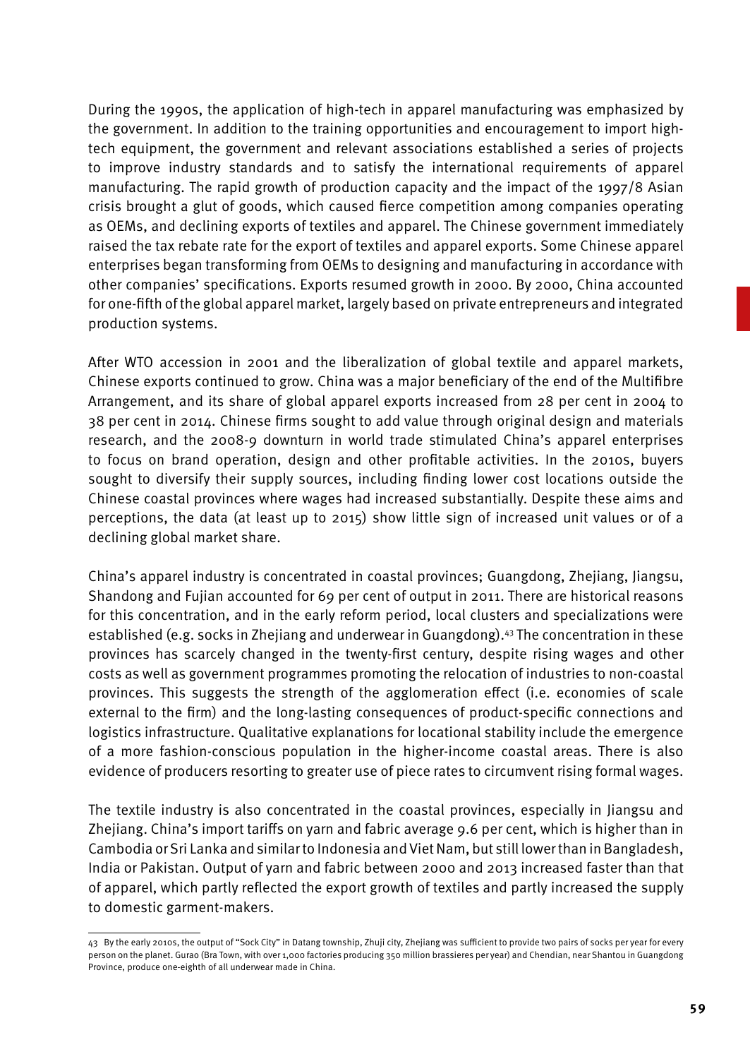During the 1990s, the application of high-tech in apparel manufacturing was emphasized by the government. In addition to the training opportunities and encouragement to import high-tech equipment, the government and relevant associations established a series of projects to improve industry standards and to satisfy the international requirements of apparel manufacturing. The rapid growth of production capacity and the impact of the 1997/8 Asian crisis brought a glut of goods, which caused fierce competition among companies operating as OEMs, and declining exports of textiles and apparel. The Chinese government immediately raised the tax rebate rate for the export of textiles and apparel exports. Some Chinese apparel enterprises began transforming from OEMs to designing and manufacturing in accordance with other companies' specifications. Exports resumed growth in 2000. By 2000, China accounted for one-fifth of the global apparel market, largely based on private entrepreneurs and integrated production systems.

After WTO accession in 2001 and the liberalization of global textile and apparel markets, Chinese exports continued to grow. China was a major beneficiary of the end of the Multifibre Arrangement, and its share of global apparel exports increased from 28 per cent in 2004 to 38 per cent in 2014. Chinese firms sought to add value through original design and materials research, and the 2008-9 downturn in world trade stimulated China's apparel enterprises to focus on brand operation, design and other profitable activities. In the 2010s, buyers sought to diversify their supply sources, including finding lower cost locations outside the Chinese coastal provinces where wages had increased substantially. Despite these aims and perceptions, the data (at least up to 2015) show little sign of increased unit values or of a declining global market share.

China's apparel industry is concentrated in coastal provinces; Guangdong, Zhejiang, Jiangsu, Shandong and Fujian accounted for 69 per cent of output in 2011. There are historical reasons for this concentration, and in the early reform period, local clusters and specializations were established (e.g. socks in Zhejiang and underwear in Guangdong).[43] The concentration in these provinces has scarcely changed in the twenty-first century, despite rising wages and other costs as well as government programmes promoting the relocation of industries to non-coastal provinces. This suggests the strength of the agglomeration effect (i.e. economies of scale external to the firm) and the long-lasting consequences of product-specific connections and logistics infrastructure. Qualitative explanations for locational stability include the emergence of a more fashion-conscious population in the higher-income coastal areas. There is also evidence of producers resorting to greater use of piece rates to circumvent rising formal wages.

The textile industry is also concentrated in the coastal provinces, especially in Jiangsu and Zhejiang. China's import tariffs on yarn and fabric average 9.6 per cent, which is higher than in Cambodia or Sri Lanka and similar to Indonesia and Viet Nam, but still lower than in Bangladesh, India or Pakistan. Output of yarn and fabric between 2000 and 2013 increased faster than that of apparel, which partly reflected the export growth of textiles and partly increased the supply to domestic garment-makers.

---

43 By the early 2010s, the output of "Sock City" in Datang township, Zhuji city, Zhejiang was sufficient to provide two pairs of socks per year for every person on the planet. Gurao (Bra Town, with over 1,000 factories producing 350 million brassieres per year) and Chendian, near Shantou in Guangdong Province, produce one-eighth of all underwear made in China.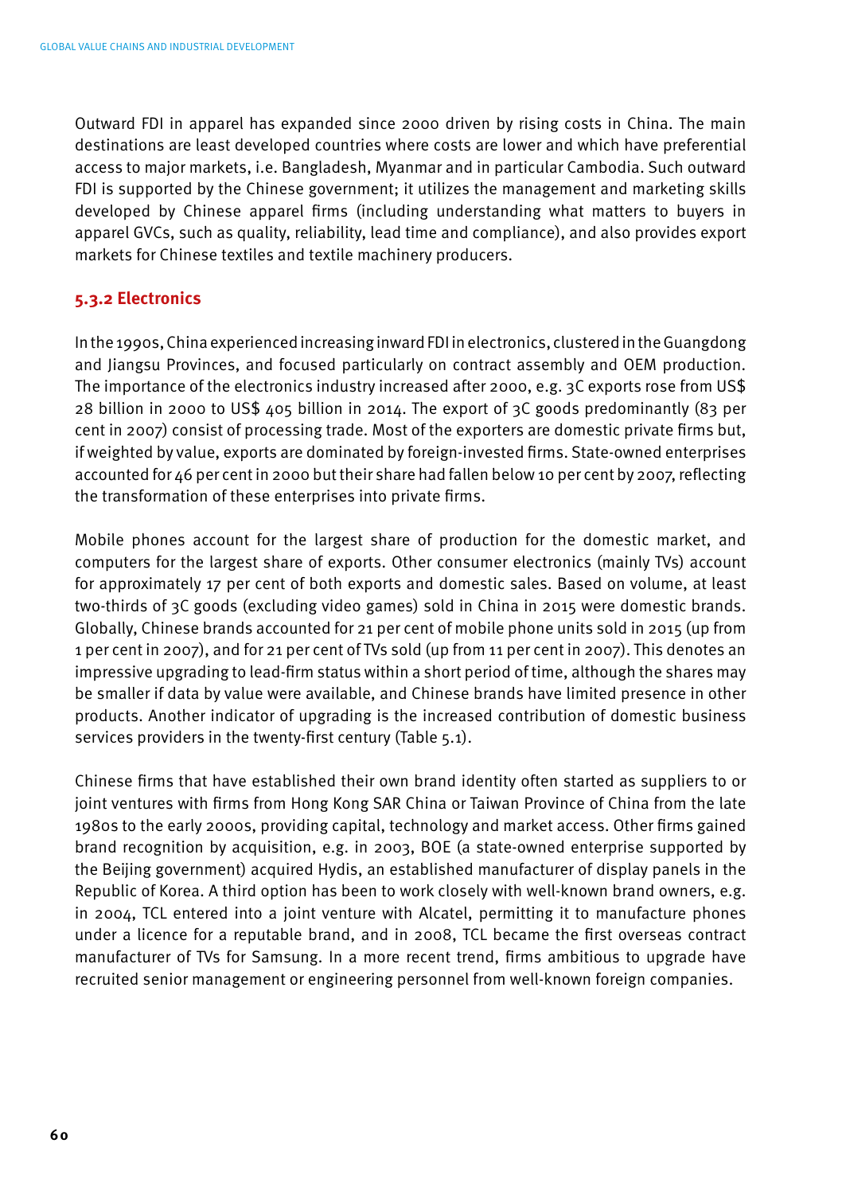Outward FDI in apparel has expanded since 2000 driven by rising costs in China. The main destinations are least developed countries where costs are lower and which have preferential access to major markets, i.e. Bangladesh, Myanmar and in particular Cambodia. Such outward FDI is supported by the Chinese government; it utilizes the management and marketing skills developed by Chinese apparel firms (including understanding what matters to buyers in apparel GVCs, such as quality, reliability, lead time and compliance), and also provides export markets for Chinese textiles and textile machinery producers.

### 5.3.2 Electronics

In the 1990s, China experienced increasing inward FDI in electronics, clustered in the Guangdong and Jiangsu Provinces, and focused particularly on contract assembly and OEM production. The importance of the electronics industry increased after 2000, e.g. 3C exports rose from US$ 28 billion in 2000 to US$ 405 billion in 2014. The export of 3C goods predominantly (83 per cent in 2007) consist of processing trade. Most of the exporters are domestic private firms but, if weighted by value, exports are dominated by foreign-invested firms. State-owned enterprises accounted for 46 per cent in 2000 but their share had fallen below 10 per cent by 2007, reflecting the transformation of these enterprises into private firms.

Mobile phones account for the largest share of production for the domestic market, and computers for the largest share of exports. Other consumer electronics (mainly TVs) account for approximately 17 per cent of both exports and domestic sales. Based on volume, at least two-thirds of 3C goods (excluding video games) sold in China in 2015 were domestic brands. Globally, Chinese brands accounted for 21 per cent of mobile phone units sold in 2015 (up from 1 per cent in 2007), and for 21 per cent of TVs sold (up from 11 per cent in 2007). This denotes an impressive upgrading to lead-firm status within a short period of time, although the shares may be smaller if data by value were available, and Chinese brands have limited presence in other products. Another indicator of upgrading is the increased contribution of domestic business services providers in the twenty-first century (Table 5.1).

Chinese firms that have established their own brand identity often started as suppliers to or joint ventures with firms from Hong Kong SAR China or Taiwan Province of China from the late 1980s to the early 2000s, providing capital, technology and market access. Other firms gained brand recognition by acquisition, e.g. in 2003, BOE (a state-owned enterprise supported by the Beijing government) acquired Hydis, an established manufacturer of display panels in the Republic of Korea. A third option has been to work closely with well-known brand owners, e.g. in 2004, TCL entered into a joint venture with Alcatel, permitting it to manufacture phones under a licence for a reputable brand, and in 2008, TCL became the first overseas contract manufacturer of TVs for Samsung. In a more recent trend, firms ambitious to upgrade have recruited senior management or engineering personnel from well-known foreign companies.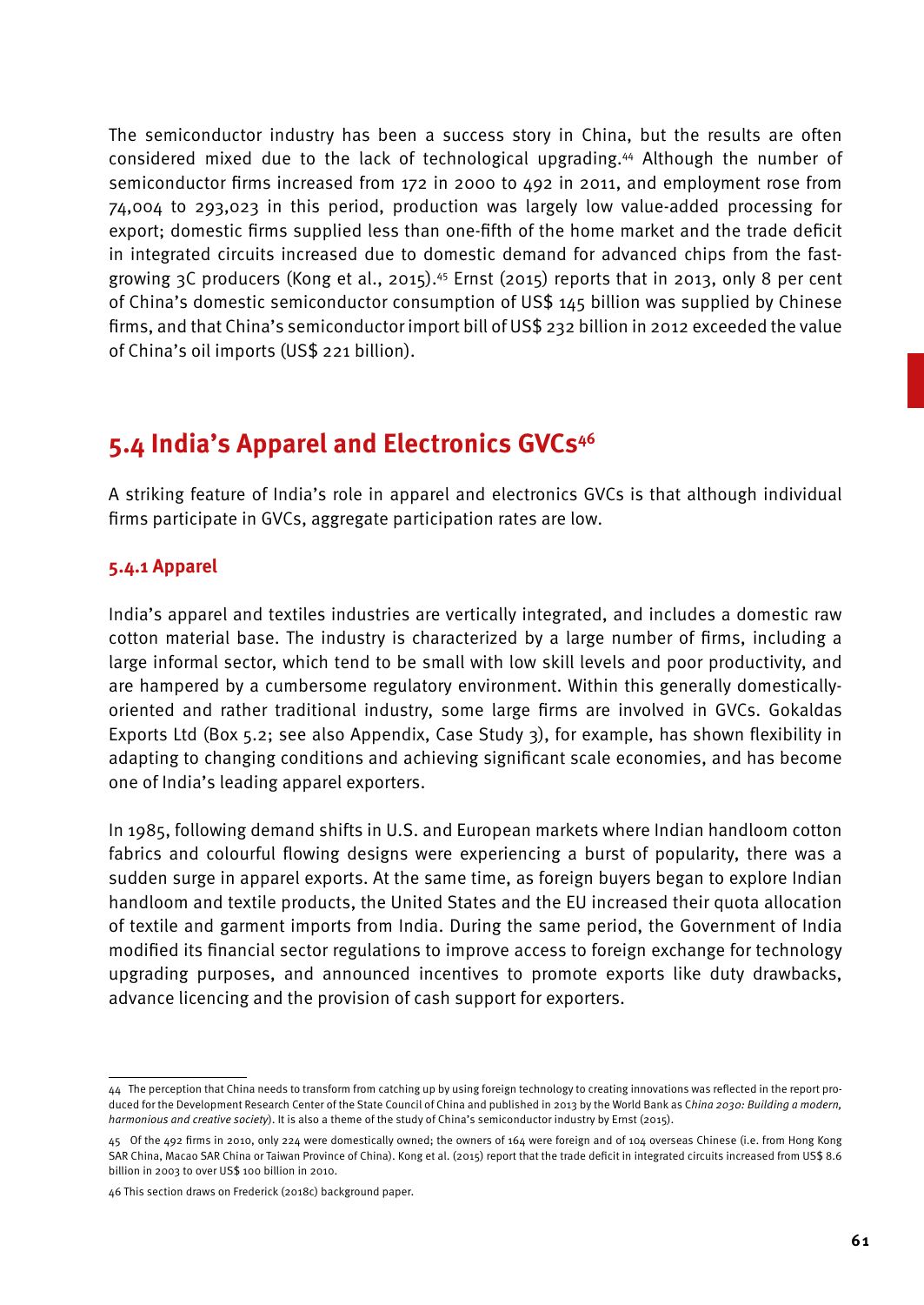The semiconductor industry has been a success story in China, but the results are often considered mixed due to the lack of technological upgrading.[44] Although the number of semiconductor firms increased from 172 in 2000 to 492 in 2011, and employment rose from 74,004 to 293,023 in this period, production was largely low value-added processing for export; domestic firms supplied less than one-fifth of the home market and the trade deficit in integrated circuits increased due to domestic demand for advanced chips from the fast-growing 3C producers (Kong et al., 2015).[45] Ernst (2015) reports that in 2013, only 8 per cent of China's domestic semiconductor consumption of US$ 145 billion was supplied by Chinese firms, and that China's semiconductor import bill of US$ 232 billion in 2012 exceeded the value of China's oil imports (US$ 221 billion).

## 5.4 India's Apparel and Electronics GVCs[46]

A striking feature of India's role in apparel and electronics GVCs is that although individual firms participate in GVCs, aggregate participation rates are low.

### 5.4.1 Apparel

India's apparel and textiles industries are vertically integrated, and includes a domestic raw cotton material base. The industry is characterized by a large number of firms, including a large informal sector, which tend to be small with low skill levels and poor productivity, and are hampered by a cumbersome regulatory environment. Within this generally domestically-oriented and rather traditional industry, some large firms are involved in GVCs. Gokaldas Exports Ltd (Box 5.2; see also Appendix, Case Study 3), for example, has shown flexibility in adapting to changing conditions and achieving significant scale economies, and has become one of India's leading apparel exporters.

In 1985, following demand shifts in U.S. and European markets where Indian handloom cotton fabrics and colourful flowing designs were experiencing a burst of popularity, there was a sudden surge in apparel exports. At the same time, as foreign buyers began to explore Indian handloom and textile products, the United States and the EU increased their quota allocation of textile and garment imports from India. During the same period, the Government of India modified its financial sector regulations to improve access to foreign exchange for technology upgrading purposes, and announced incentives to promote exports like duty drawbacks, advance licencing and the provision of cash support for exporters.

---

44 The perception that China needs to transform from catching up by using foreign technology to creating innovations was reflected in the report produced for the Development Research Center of the State Council of China and published in 2013 by the World Bank as *China 2030: Building a modern, harmonious and creative society*). It is also a theme of the study of China's semiconductor industry by Ernst (2015).

45 Of the 492 firms in 2010, only 224 were domestically owned; the owners of 164 were foreign and of 104 overseas Chinese (i.e. from Hong Kong SAR China, Macao SAR China or Taiwan Province of China). Kong et al. (2015) report that the trade deficit in integrated circuits increased from US$ 8.6 billion in 2003 to over US$ 100 billion in 2010.

46 This section draws on Frederick (2018c) background paper.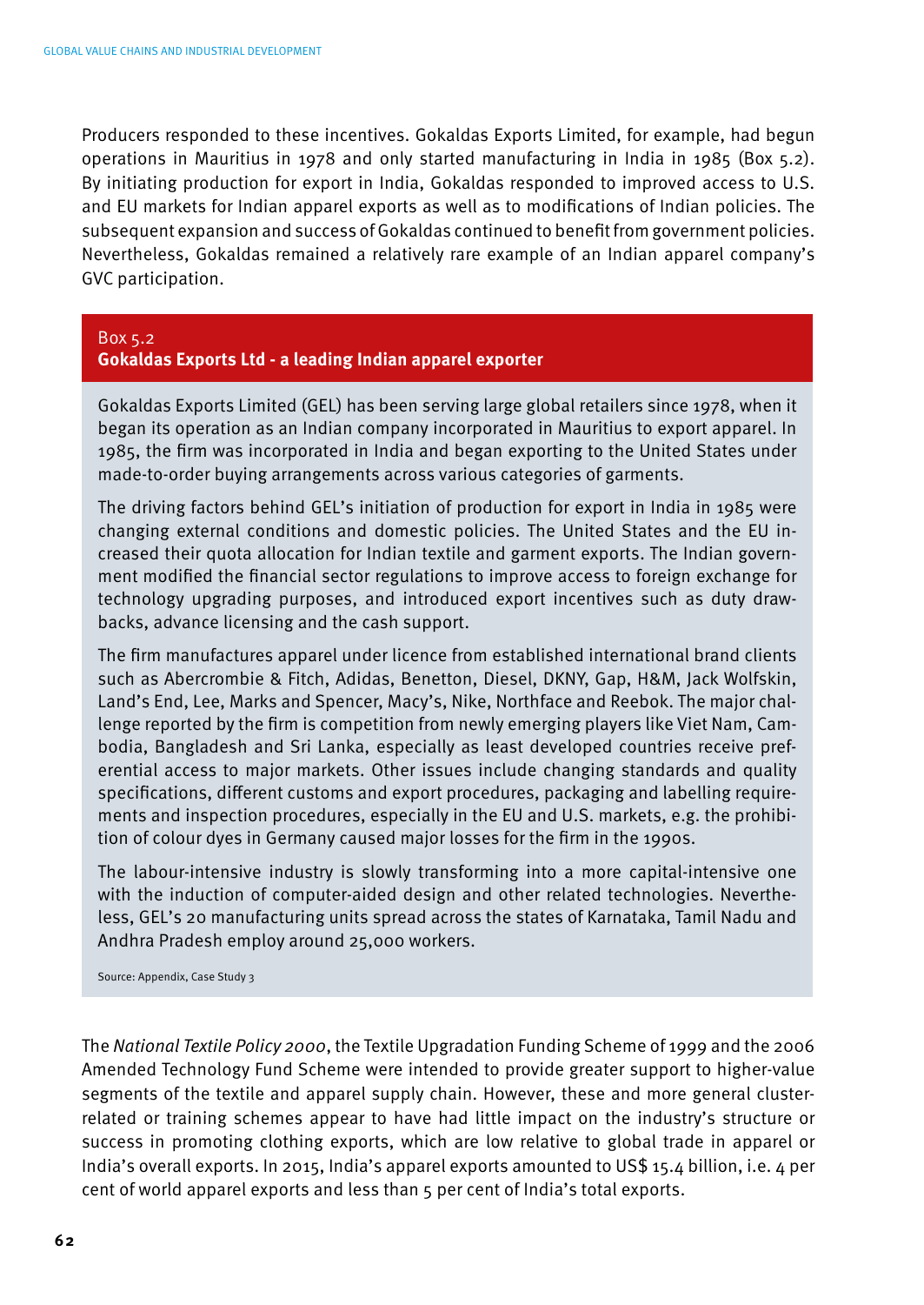Producers responded to these incentives. Gokaldas Exports Limited, for example, had begun operations in Mauritius in 1978 and only started manufacturing in India in 1985 (Box 5.2). By initiating production for export in India, Gokaldas responded to improved access to U.S. and EU markets for Indian apparel exports as well as to modifications of Indian policies. The subsequent expansion and success of Gokaldas continued to benefit from government policies. Nevertheless, Gokaldas remained a relatively rare example of an Indian apparel company's GVC participation.

Box 5.2

**Gokaldas Exports Ltd - a leading Indian apparel exporter**

Gokaldas Exports Limited (GEL) has been serving large global retailers since 1978, when it began its operation as an Indian company incorporated in Mauritius to export apparel. In 1985, the firm was incorporated in India and began exporting to the United States under made-to-order buying arrangements across various categories of garments.

The driving factors behind GEL's initiation of production for export in India in 1985 were changing external conditions and domestic policies. The United States and the EU increased their quota allocation for Indian textile and garment exports. The Indian government modified the financial sector regulations to improve access to foreign exchange for technology upgrading purposes, and introduced export incentives such as duty drawbacks, advance licensing and the cash support.

The firm manufactures apparel under licence from established international brand clients such as Abercrombie & Fitch, Adidas, Benetton, Diesel, DKNY, Gap, H&M, Jack Wolfskin, Land's End, Lee, Marks and Spencer, Macy's, Nike, Northface and Reebok. The major challenge reported by the firm is competition from newly emerging players like Viet Nam, Cambodia, Bangladesh and Sri Lanka, especially as least developed countries receive preferential access to major markets. Other issues include changing standards and quality specifications, different customs and export procedures, packaging and labelling requirements and inspection procedures, especially in the EU and U.S. markets, e.g. the prohibition of colour dyes in Germany caused major losses for the firm in the 1990s.

The labour-intensive industry is slowly transforming into a more capital-intensive one with the induction of computer-aided design and other related technologies. Nevertheless, GEL's 20 manufacturing units spread across the states of Karnataka, Tamil Nadu and Andhra Pradesh employ around 25,000 workers.

Source: Appendix, Case Study 3

The *National Textile Policy 2000*, the Textile Upgradation Funding Scheme of 1999 and the 2006 Amended Technology Fund Scheme were intended to provide greater support to higher-value segments of the textile and apparel supply chain. However, these and more general cluster-related or training schemes appear to have had little impact on the industry's structure or success in promoting clothing exports, which are low relative to global trade in apparel or India's overall exports. In 2015, India's apparel exports amounted to US$ 15.4 billion, i.e. 4 per cent of world apparel exports and less than 5 per cent of India's total exports.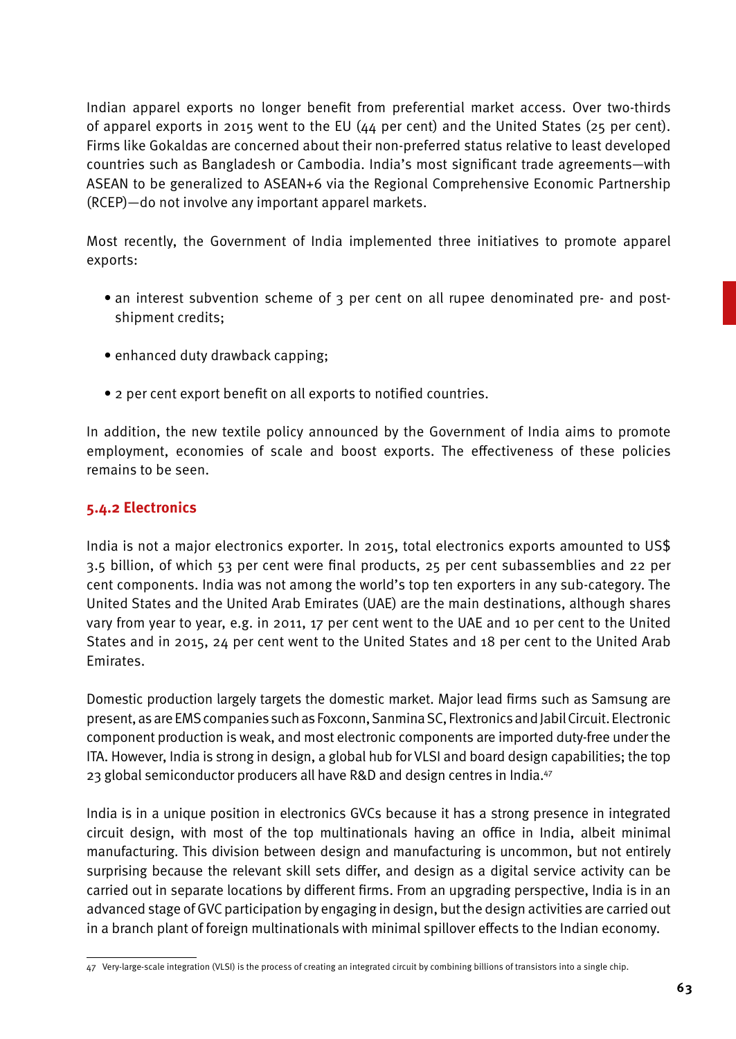Indian apparel exports no longer benefit from preferential market access. Over two-thirds of apparel exports in 2015 went to the EU (44 per cent) and the United States (25 per cent). Firms like Gokaldas are concerned about their non-preferred status relative to least developed countries such as Bangladesh or Cambodia. India's most significant trade agreements—with ASEAN to be generalized to ASEAN+6 via the Regional Comprehensive Economic Partnership (RCEP)—do not involve any important apparel markets.

Most recently, the Government of India implemented three initiatives to promote apparel exports:

- an interest subvention scheme of 3 per cent on all rupee denominated pre- and post-shipment credits;
- enhanced duty drawback capping;
- 2 per cent export benefit on all exports to notified countries.

In addition, the new textile policy announced by the Government of India aims to promote employment, economies of scale and boost exports. The effectiveness of these policies remains to be seen.

### 5.4.2 Electronics

India is not a major electronics exporter. In 2015, total electronics exports amounted to US$ 3.5 billion, of which 53 per cent were final products, 25 per cent subassemblies and 22 per cent components. India was not among the world's top ten exporters in any sub-category. The United States and the United Arab Emirates (UAE) are the main destinations, although shares vary from year to year, e.g. in 2011, 17 per cent went to the UAE and 10 per cent to the United States and in 2015, 24 per cent went to the United States and 18 per cent to the United Arab Emirates.

Domestic production largely targets the domestic market. Major lead firms such as Samsung are present, as are EMS companies such as Foxconn, Sanmina SC, Flextronics and Jabil Circuit. Electronic component production is weak, and most electronic components are imported duty-free under the ITA. However, India is strong in design, a global hub for VLSI and board design capabilities; the top 23 global semiconductor producers all have R&D and design centres in India.[47]

India is in a unique position in electronics GVCs because it has a strong presence in integrated circuit design, with most of the top multinationals having an office in India, albeit minimal manufacturing. This division between design and manufacturing is uncommon, but not entirely surprising because the relevant skill sets differ, and design as a digital service activity can be carried out in separate locations by different firms. From an upgrading perspective, India is in an advanced stage of GVC participation by engaging in design, but the design activities are carried out in a branch plant of foreign multinationals with minimal spillover effects to the Indian economy.

---

47 Very-large-scale integration (VLSI) is the process of creating an integrated circuit by combining billions of transistors into a single chip.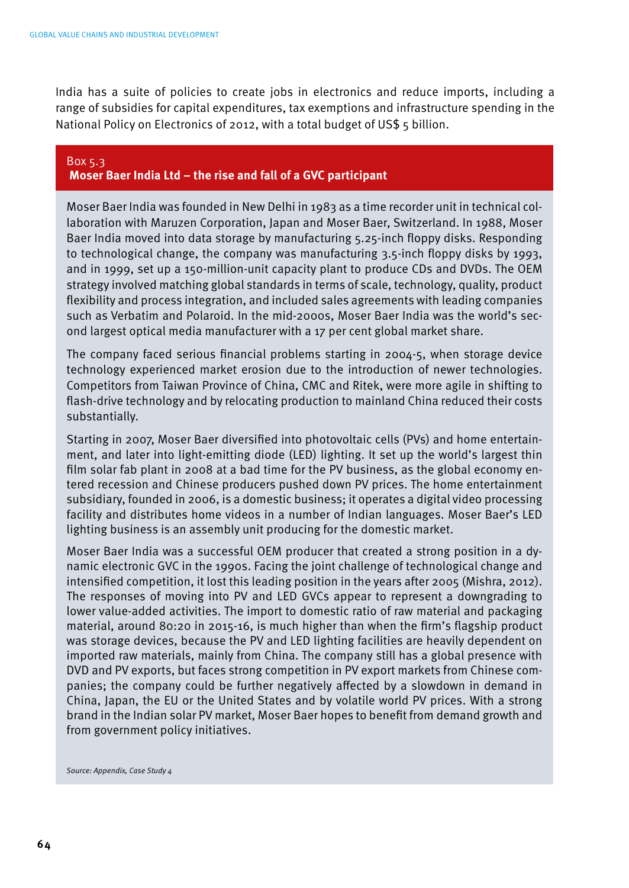India has a suite of policies to create jobs in electronics and reduce imports, including a range of subsidies for capital expenditures, tax exemptions and infrastructure spending in the National Policy on Electronics of 2012, with a total budget of US$ 5 billion.

### Box 5.3
### Moser Baer India Ltd – the rise and fall of a GVC participant

Moser Baer India was founded in New Delhi in 1983 as a time recorder unit in technical collaboration with Maruzen Corporation, Japan and Moser Baer, Switzerland. In 1988, Moser Baer India moved into data storage by manufacturing 5.25-inch floppy disks. Responding to technological change, the company was manufacturing 3.5-inch floppy disks by 1993, and in 1999, set up a 150-million-unit capacity plant to produce CDs and DVDs. The OEM strategy involved matching global standards in terms of scale, technology, quality, product flexibility and process integration, and included sales agreements with leading companies such as Verbatim and Polaroid. In the mid-2000s, Moser Baer India was the world's second largest optical media manufacturer with a 17 per cent global market share.

The company faced serious financial problems starting in 2004-5, when storage device technology experienced market erosion due to the introduction of newer technologies. Competitors from Taiwan Province of China, CMC and Ritek, were more agile in shifting to flash-drive technology and by relocating production to mainland China reduced their costs substantially.

Starting in 2007, Moser Baer diversified into photovoltaic cells (PVs) and home entertainment, and later into light-emitting diode (LED) lighting. It set up the world's largest thin film solar fab plant in 2008 at a bad time for the PV business, as the global economy entered recession and Chinese producers pushed down PV prices. The home entertainment subsidiary, founded in 2006, is a domestic business; it operates a digital video processing facility and distributes home videos in a number of Indian languages. Moser Baer's LED lighting business is an assembly unit producing for the domestic market.

Moser Baer India was a successful OEM producer that created a strong position in a dynamic electronic GVC in the 1990s. Facing the joint challenge of technological change and intensified competition, it lost this leading position in the years after 2005 (Mishra, 2012). The responses of moving into PV and LED GVCs appear to represent a downgrading to lower value-added activities. The import to domestic ratio of raw material and packaging material, around 80:20 in 2015-16, is much higher than when the firm's flagship product was storage devices, because the PV and LED lighting facilities are heavily dependent on imported raw materials, mainly from China. The company still has a global presence with DVD and PV exports, but faces strong competition in PV export markets from Chinese companies; the company could be further negatively affected by a slowdown in demand in China, Japan, the EU or the United States and by volatile world PV prices. With a strong brand in the Indian solar PV market, Moser Baer hopes to benefit from demand growth and from government policy initiatives.

*Source: Appendix, Case Study 4*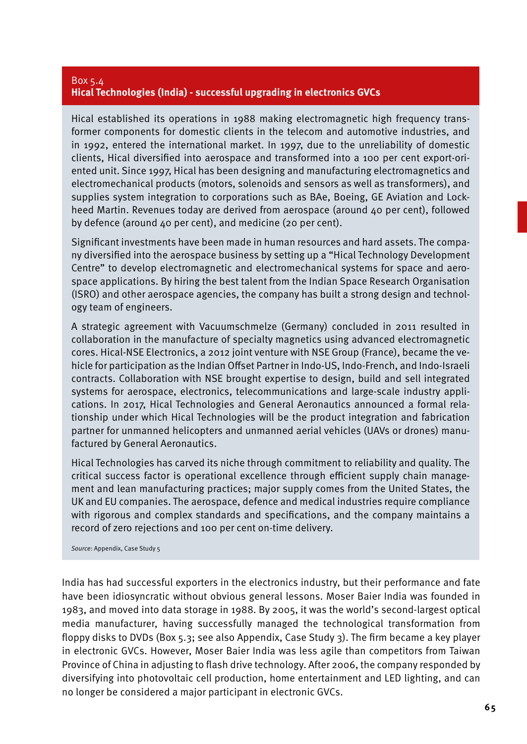Box 5.4

**Hical Technologies (India) - successful upgrading in electronics GVCs**

Hical established its operations in 1988 making electromagnetic high frequency transformer components for domestic clients in the telecom and automotive industries, and in 1992, entered the international market. In 1997, due to the unreliability of domestic clients, Hical diversified into aerospace and transformed into a 100 per cent export-oriented unit. Since 1997, Hical has designing and manufacturing electromagnetics and electromechanical products (motors, solenoids and sensors as well as transformers), and supplies system integration to corporations such as BAe, Boeing, GE Aviation and Lockheed Martin. Revenues today are derived from aerospace (around 40 per cent), followed by defence (around 40 per cent), and medicine (20 per cent).

Significant investments have been made in human resources and hard assets. The company diversified into the aerospace business by setting up a "Hical Technology Development Centre" to develop electromagnetic and electromechanical systems for space and aerospace applications. By hiring the best talent from the Indian Space Research Organisation (ISRO) and other aerospace agencies, the company has built a strong design and technology team of engineers.

A strategic agreement with Vacuumschmelze (Germany) concluded in 2011 resulted in collaboration in the manufacture of specialty magnetics using advanced electromagnetic cores. Hical-NSE Electronics, a 2012 joint venture with NSE Group (France), became the vehicle for participation as the Indian Offset Partner in Indo-US, Indo-French, and Indo-Israeli contracts. Collaboration with NSE brought expertise to design, build and sell integrated systems for aerospace, electronics, telecommunications and large-scale industry applications. In 2017, Hical Technologies and General Aeronautics announced a formal relationship under which Hical Technologies will be the product integration and fabrication partner for unmanned helicopters and unmanned aerial vehicles (UAVs or drones) manufactured by General Aeronautics.

Hical Technologies has carved its niche through commitment to reliability and quality. The critical success factor is operational excellence through efficient supply chain management and lean manufacturing practices; major supply comes from the United States, the UK and EU companies. The aerospace, defence and medical industries require compliance with rigorous and complex standards and specifications, and the company maintains a record of zero rejections and 100 per cent on-time delivery.

*Source*: Appendix, Case Study 5

India has had successful exporters in the electronics industry, but their performance and fate have been idiosyncratic without obvious general lessons. Moser Baier India was founded in 1983, and moved into data storage in 1988. By 2005, it was the world's second-largest optical media manufacturer, having successfully managed the technological transformation from floppy disks to DVDs (Box 5.3; see also Appendix, Case Study 3). The firm became a key player in electronic GVCs. However, Moser Baier India was less agile than competitors from Taiwan Province of China in adjusting to flash drive technology. After 2006, the company responded by diversifying into photovoltaic cell production, home entertainment and LED lighting, and can no longer be considered a major participant in electronic GVCs.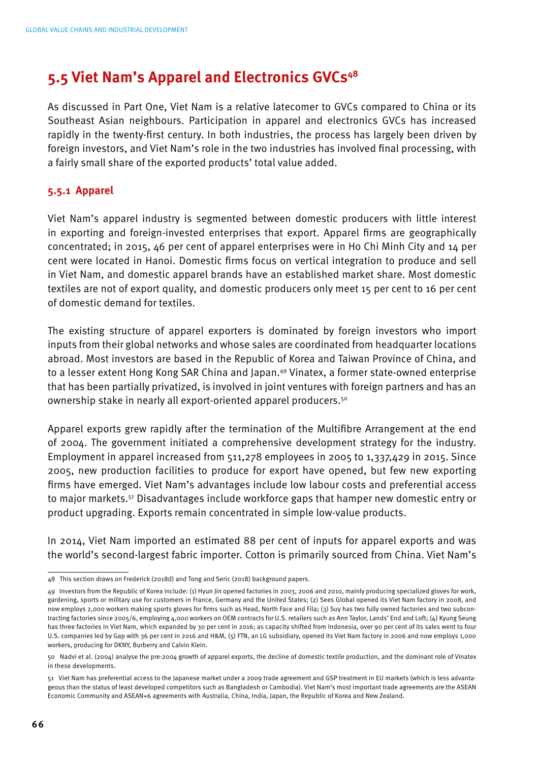## 5.5 Viet Nam's Apparel and Electronics GVCs[48]

As discussed in Part One, Viet Nam is a relative latecomer to GVCs compared to China or its Southeast Asian neighbours. Participation in apparel and electronics GVCs has increased rapidly in the twenty-first century. In both industries, the process has largely been driven by foreign investors, and Viet Nam's role in the two industries has involved final processing, with a fairly small share of the exported products' total value added.

### 5.5.1 Apparel

Viet Nam's apparel industry is segmented between domestic producers with little interest in exporting and foreign-invested enterprises that export. Apparel firms are geographically concentrated; in 2015, 46 per cent of apparel enterprises were in Ho Chi Minh City and 14 per cent were located in Hanoi. Domestic firms focus on vertical integration to produce and sell in Viet Nam, and domestic apparel brands have an established market share. Most domestic textiles are not of export quality, and domestic producers only meet 15 per cent to 16 per cent of domestic demand for textiles.

The existing structure of apparel exporters is dominated by foreign investors who import inputs from their global networks and whose sales are coordinated from headquarter locations abroad. Most investors are based in the Republic of Korea and Taiwan Province of China, and to a lesser extent Hong Kong SAR China and Japan.[49] Vinatex, a former state-owned enterprise that has been partially privatized, is involved in joint ventures with foreign partners and has an ownership stake in nearly all export-oriented apparel producers.[50]

Apparel exports grew rapidly after the termination of the Multifibre Arrangement at the end of 2004. The government initiated a comprehensive development strategy for the industry. Employment in apparel increased from 511,278 employees in 2005 to 1,337,429 in 2015. Since 2005, new production facilities to produce for export have opened, but few new exporting firms have emerged. Viet Nam's advantages include low labour costs and preferential access to major markets.[51] Disadvantages include workforce gaps that hamper new domestic entry or product upgrading. Exports remain concentrated in simple low-value products.

In 2014, Viet Nam imported an estimated 88 per cent of inputs for apparel exports and was the world's second-largest fabric importer. Cotton is primarily sourced from China. Viet Nam's

---

48 This section draws on Frederick (2018d) and Tong and Seric (2018) background papers.

49 Investors from the Republic of Korea include: (1) Hyun Jin opened factories in 2003, 2006 and 2010, mainly producing specialized gloves for work, gardening, sports or military use for customers in France, Germany and the United States; (2) Sees Global opened its Viet Nam factory in 2008, and now employs 2,000 workers making sports gloves for firms such as Head, North Face and Fila; (3) Suy has two fully owned factories and two subcontracting factories since 2005/6, employing 4,000 workers on OEM contracts for U.S. retailers such as Ann Taylor, Lands' End and Loft; (4) Kyung Seung has three factories in Viet Nam, which expanded by 30 per cent in 2016; as capacity shifted from Indonesia, over 90 per cent of its sales went to four U.S. companies led by Gap with 36 per cent in 2016 and H&M, (5) FTN, an LG subsidiary, opened its Viet Nam factory in 2006 and now employs 1,000 workers, producing for DKNY, Burberry and Calvin Klein.

50 Nadvi et al. (2004) analyse the pre-2004 growth of apparel exports, the decline of domestic textile production, and the dominant role of Vinatex in these developments.

51 Viet Nam has preferential access to the Japanese market under a 2009 trade agreement and GSP treatment in EU markets (which is less advantageous than the status of least developed competitors such as Bangladesh or Cambodia). Viet Nam's most important trade agreements are the ASEAN Economic Community and ASEAN+6 agreements with Australia, China, India, Japan, the Republic of Korea and New Zealand.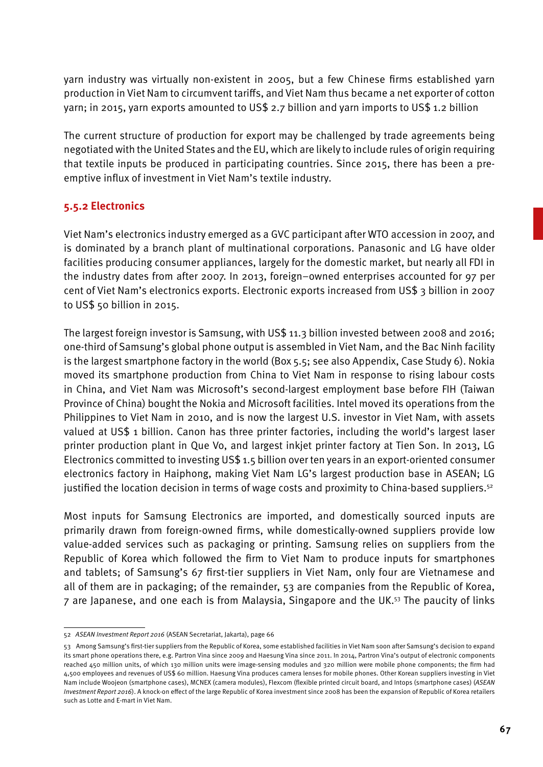yarn industry was virtually non-existent in 2005, but a few Chinese firms established yarn production in Viet Nam to circumvent tariffs, and Viet Nam thus became a net exporter of cotton yarn; in 2015, yarn exports amounted to US$ 2.7 billion and yarn imports to US$ 1.2 billion

The current structure of production for export may be challenged by trade agreements being negotiated with the United States and the EU, which are likely to include rules of origin requiring that textile inputs be produced in participating countries. Since 2015, there has been a pre-emptive influx of investment in Viet Nam's textile industry.

### 5.5.2 Electronics

Viet Nam's electronics industry emerged as a GVC participant after WTO accession in 2007, and is dominated by a branch plant of multinational corporations. Panasonic and LG have older facilities producing consumer appliances, largely for the domestic market, but nearly all FDI in the industry dates from after 2007. In 2013, foreign–owned enterprises accounted for 97 per cent of Viet Nam's electronics exports. Electronic exports increased from US$ 3 billion in 2007 to US$ 50 billion in 2015.

The largest foreign investor is Samsung, with US$ 11.3 billion invested between 2008 and 2016; one-third of Samsung's global phone output is assembled in Viet Nam, and the Bac Ninh facility is the largest smartphone factory in the world (Box 5.5; see also Appendix, Case Study 6). Nokia moved its smartphone production from China to Viet Nam in response to rising labour costs in China, and Viet Nam was Microsoft's second-largest employment base before FIH (Taiwan Province of China) bought the Nokia and Microsoft facilities. Intel moved its operations from the Philippines to Viet Nam in 2010, and is now the largest U.S. investor in Viet Nam, with assets valued at US$ 1 billion. Canon has three printer factories, including the world's largest laser printer production plant in Que Vo, and largest inkjet printer factory at Tien Son. In 2013, LG Electronics committed to investing US$ 1.5 billion over ten years in an export-oriented consumer electronics factory in Haiphong, making Viet Nam LG's largest production base in ASEAN; LG justified the location decision in terms of wage costs and proximity to China-based suppliers.[52]

Most inputs for Samsung Electronics are imported, and domestically sourced inputs are primarily drawn from foreign-owned firms, while domestically-owned suppliers provide low value-added services such as packaging or printing. Samsung relies on suppliers from the Republic of Korea which followed the firm to Viet Nam to produce inputs for smartphones and tablets; of Samsung's 67 first-tier suppliers in Viet Nam, only four are Vietnamese and all of them are in packaging; of the remainder, 53 are companies from the Republic of Korea, 7 are Japanese, and one each is from Malaysia, Singapore and the UK.[53] The paucity of links

---

52 *ASEAN Investment Report 2016* (ASEAN Secretariat, Jakarta), page 66

53 Among Samsung's first-tier suppliers from the Republic of Korea, some established facilities in Viet Nam soon after Samsung's decision to expand its smart phone operations there, e.g. Partron Vina since 2009 and Haesung Vina since 2011. In 2014, Partron Vina's output of electronic components reached 450 million units, of which 130 million units were image-sensing modules and 320 million were mobile phone components; the firm had 4,500 employees and revenues of US$ 60 million. Haesung Vina produces camera lenses for mobile phones. Other Korean suppliers investing in Viet Nam include Woojeon (smartphone cases), MCNEX (camera modules), Flexcom (flexible printed circuit board, and Intops (smartphone cases) (*ASEAN Investment Report 2016*). A knock-on effect of the large Republic of Korea investment since 2008 has been the expansion of Republic of Korea retailers such as Lotte and E-mart in Viet Nam.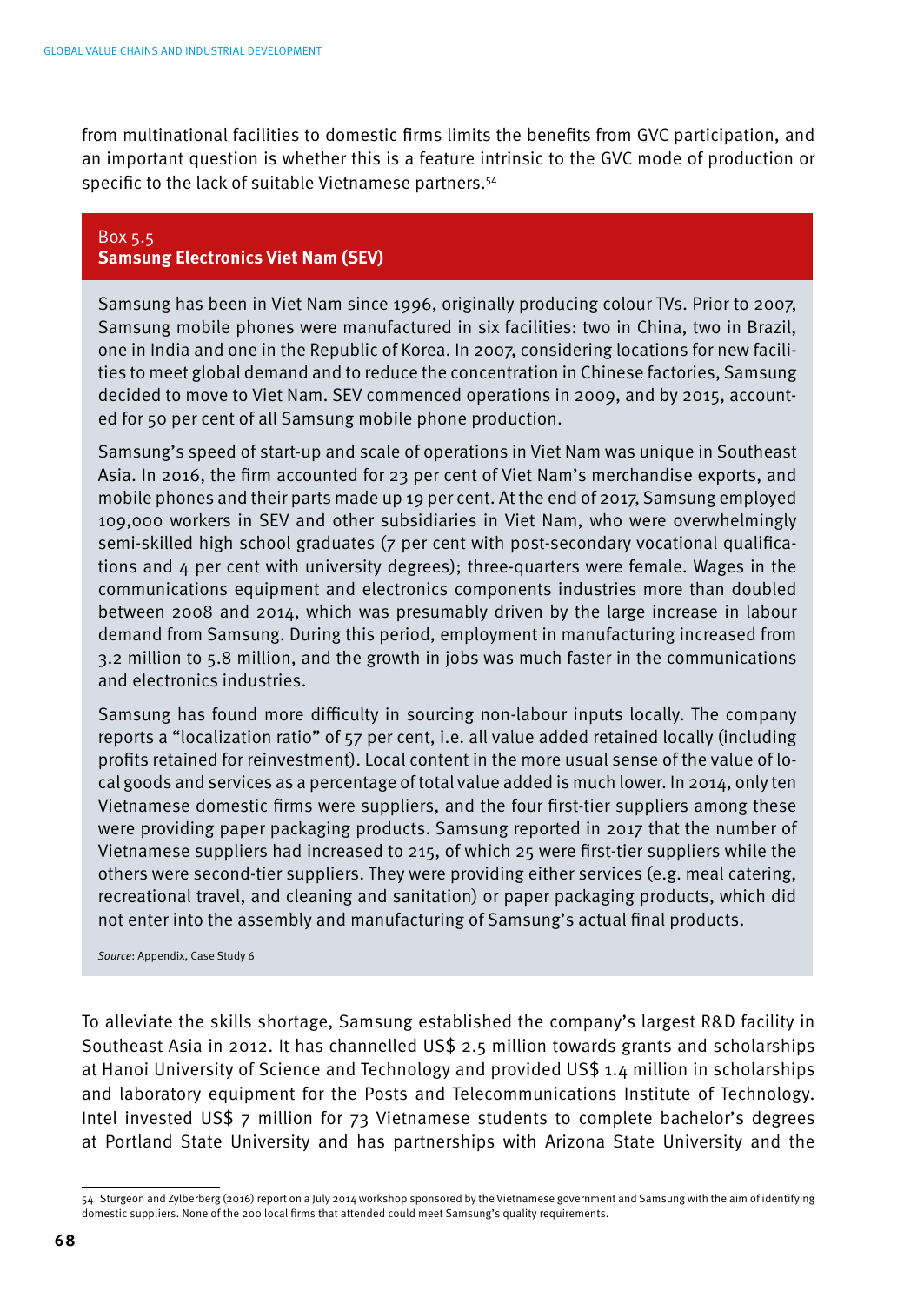from multinational facilities to domestic firms limits the benefits from GVC participation, and an important question is whether this is a feature intrinsic to the GVC mode of production or specific to the lack of suitable Vietnamese partners.[54]

> Box 5.5
> **Samsung Electronics Viet Nam (SEV)**
>
> Samsung has been in Viet Nam since 1996, originally producing colour TVs. Prior to 2007, Samsung mobile phones were manufactured in six facilities: two in China, two in Brazil, one in India and one in the Republic of Korea. In 2007, considering locations for new facilities to meet global demand and to reduce the concentration in Chinese factories, Samsung decided to move to Viet Nam. SEV commenced operations in 2009, and by 2015, accounted for 50 per cent of all Samsung mobile phone production.
>
> Samsung's speed of start-up and scale of operations in Viet Nam was unique in Southeast Asia. In 2016, the firm accounted for 23 per cent of Viet Nam's merchandise exports, and mobile phones and their parts made up 19 per cent. At the end of 2017, Samsung employed 109,000 workers in SEV and other subsidiaries in Viet Nam, who were overwhelmingly semi-skilled high school graduates (7 per cent with post-secondary vocational qualifications and 4 per cent with university degrees); three-quarters were female. Wages in the communications equipment and electronics components industries more than doubled between 2008 and 2014, which was presumably driven by the large increase in labour demand from Samsung. During this period, employment in manufacturing increased from 3.2 million to 5.8 million, and the growth in jobs was much faster in the communications and electronics industries.
>
> Samsung has found more difficulty in sourcing non-labour inputs locally. The company reports a "localization ratio" of 57 per cent, i.e. all value added retained locally (including profits retained for reinvestment). Local content in the more usual sense of the value of local goods and services as a percentage of total value added is much lower. In 2014, only ten Vietnamese domestic firms were suppliers, and the four first-tier suppliers among these were providing paper packaging products. Samsung reported in 2017 that the number of Vietnamese suppliers had increased to 215, of which 25 were first-tier suppliers while the others were second-tier suppliers. They were providing either services (e.g. meal catering, recreational travel, and cleaning and sanitation) or paper packaging products, which did not enter into the assembly and manufacturing of Samsung's actual final products.
>
> *Source*: Appendix, Case Study 6

To alleviate the skills shortage, Samsung established the company's largest R&D facility in Southeast Asia in 2012. It has channelled US$ 2.5 million towards grants and scholarships at Hanoi University of Science and Technology and provided US$ 1.4 million in scholarships and laboratory equipment for the Posts and Telecommunications Institute of Technology. Intel invested US$ 7 million for 73 Vietnamese students to complete bachelor's degrees at Portland State University and has partnerships with Arizona State University and the

---

[54] Sturgeon and Zylberberg (2016) report on a July 2014 workshop sponsored by the Vietnamese government and Samsung with the aim of identifying domestic suppliers. None of the 200 local firms that attended could meet Samsung's quality requirements.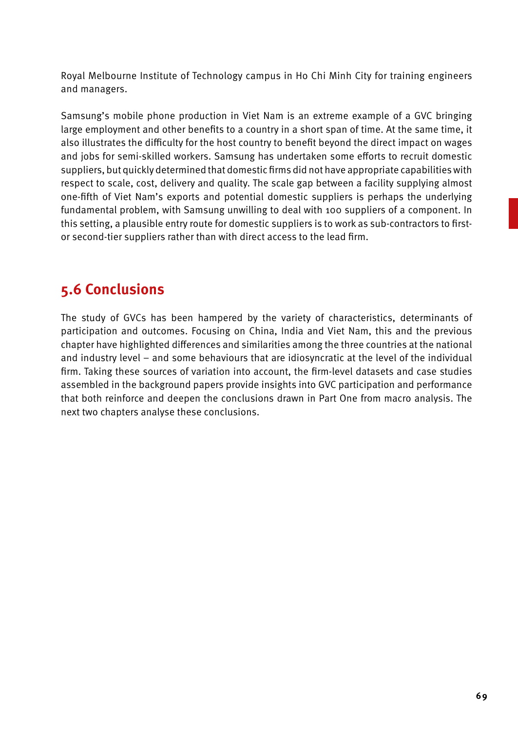Royal Melbourne Institute of Technology campus in Ho Chi Minh City for training engineers and managers.

Samsung's mobile phone production in Viet Nam is an extreme example of a GVC bringing large employment and other benefits to a country in a short span of time. At the same time, it also illustrates the difficulty for the host country to benefit beyond the direct impact on wages and jobs for semi-skilled workers. Samsung has undertaken some efforts to recruit domestic suppliers, but quickly determined that domestic firms did not have appropriate capabilities with respect to scale, cost, delivery and quality. The scale gap between a facility supplying almost one-fifth of Viet Nam's exports and potential domestic suppliers is perhaps the underlying fundamental problem, with Samsung unwilling to deal with 100 suppliers of a component. In this setting, a plausible entry route for domestic suppliers is to work as sub-contractors to first- or second-tier suppliers rather than with direct access to the lead firm.

## 5.6 Conclusions

The study of GVCs has been hampered by the variety of characteristics, determinants of participation and outcomes. Focusing on China, India and Viet Nam, this and the previous chapter have highlighted differences and similarities among the three countries at the national and industry level – and some behaviours that are idiosyncratic at the level of the individual firm. Taking these sources of variation into account, the firm-level datasets and case studies assembled in the background papers provide insights into GVC participation and performance that both reinforce and deepen the conclusions drawn in Part One from macro analysis. The next two chapters analyse these conclusions.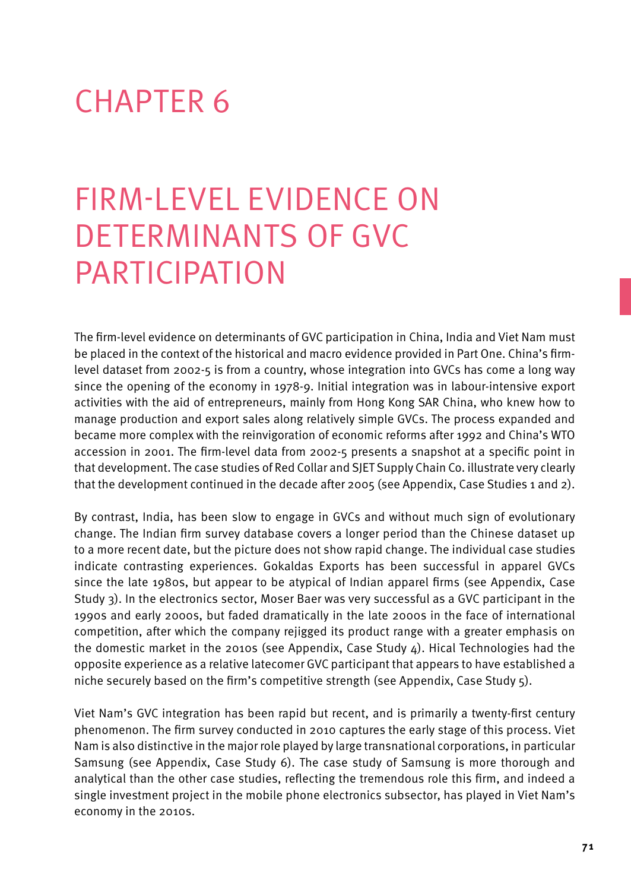# CHAPTER 6

# FIRM-LEVEL EVIDENCE ON DETERMINANTS OF GVC PARTICIPATION

The firm-level evidence on determinants of GVC participation in China, India and Viet Nam must be placed in the context of the historical and macro evidence provided in Part One. China's firm-level dataset from 2002-5 is from a country, whose integration into GVCs has come a long way since the opening of the economy in 1978-9. Initial integration was in labour-intensive export activities with the aid of entrepreneurs, mainly from Hong Kong SAR China, who knew how to manage production and export sales along relatively simple GVCs. The process expanded and became more complex with the reinvigoration of economic reforms after 1992 and China's WTO accession in 2001. The firm-level data from 2002-5 presents a snapshot at a specific point in that development. The case studies of Red Collar and SJET Supply Chain Co. illustrate very clearly that the development continued in the decade after 2005 (see Appendix, Case Studies 1 and 2).

By contrast, India, has been slow to engage in GVCs and without much sign of evolutionary change. The Indian firm survey database covers a longer period than the Chinese dataset up to a more recent date, but the picture does not show rapid change. The individual case studies indicate contrasting experiences. Gokaldas Exports has been successful in apparel GVCs since the late 1980s, but appear to be atypical of Indian apparel firms (see Appendix, Case Study 3). In the electronics sector, Moser Baer was very successful as a GVC participant in the 1990s and early 2000s, but faded dramatically in the late 2000s in the face of international competition, after which the company rejigged its product range with a greater emphasis on the domestic market in the 2010s (see Appendix, Case Study 4). Hical Technologies had the opposite experience as a relative latecomer GVC participant that appears to have established a niche securely based on the firm's competitive strength (see Appendix, Case Study 5).

Viet Nam's GVC integration has been rapid but recent, and is primarily a twenty-first century phenomenon. The firm survey conducted in 2010 captures the early stage of this process. Viet Nam is also distinctive in the major role played by large transnational corporations, in particular Samsung (see Appendix, Case Study 6). The case study of Samsung is more thorough and analytical than the other case studies, reflecting the tremendous role this firm, and indeed a single investment project in the mobile phone electronics subsector, has played in Viet Nam's economy in the 2010s.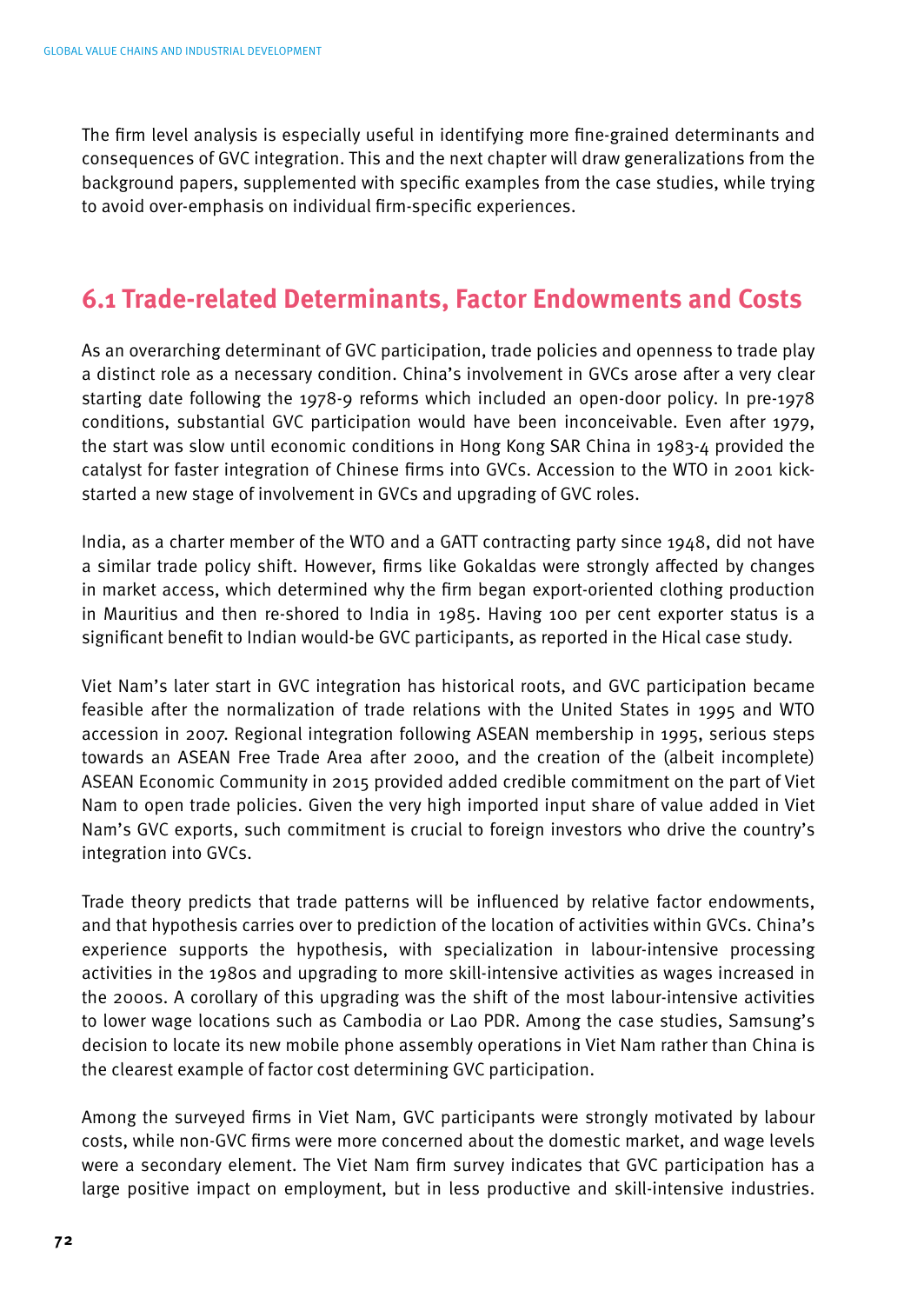The firm level analysis is especially useful in identifying more fine-grained determinants and consequences of GVC integration. This and the next chapter will draw generalizations from the background papers, supplemented with specific examples from the case studies, while trying to avoid over-emphasis on individual firm-specific experiences.

## 6.1 Trade-related Determinants, Factor Endowments and Costs

As an overarching determinant of GVC participation, trade policies and openness to trade play a distinct role as a necessary condition. China's involvement in GVCs arose after a very clear starting date following the 1978-9 reforms which included an open-door policy. In pre-1978 conditions, substantial GVC participation would have been inconceivable. Even after 1979, the start was slow until economic conditions in Hong Kong SAR China in 1983-4 provided the catalyst for faster integration of Chinese firms into GVCs. Accession to the WTO in 2001 kick-started a new stage of involvement in GVCs and upgrading of GVC roles.

India, as a charter member of the WTO and a GATT contracting party since 1948, did not have a similar trade policy shift. However, firms like Gokaldas were strongly affected by changes in market access, which determined why the firm began export-oriented clothing production in Mauritius and then re-shored to India in 1985. Having 100 per cent exporter status is a significant benefit to Indian would-be GVC participants, as reported in the Hical case study.

Viet Nam's later start in GVC integration has historical roots, and GVC participation became feasible after the normalization of trade relations with the United States in 1995 and WTO accession in 2007. Regional integration following ASEAN membership in 1995, serious steps towards an ASEAN Free Trade Area after 2000, and the creation of the (albeit incomplete) ASEAN Economic Community in 2015 provided added credible commitment on the part of Viet Nam to open trade policies. Given the very high imported input share of value added in Viet Nam's GVC exports, such commitment is crucial to foreign investors who drive the country's integration into GVCs.

Trade theory predicts that trade patterns will be influenced by relative factor endowments, and that hypothesis carries over to prediction of the location of activities within GVCs. China's experience supports the hypothesis, with specialization in labour-intensive processing activities in the 1980s and upgrading to more skill-intensive activities as wages increased in the 2000s. A corollary of this upgrading was the shift of the most labour-intensive activities to lower wage locations such as Cambodia or Lao PDR. Among the case studies, Samsung's decision to locate its new mobile phone assembly operations in Viet Nam rather than China is the clearest example of factor cost determining GVC participation.

Among the surveyed firms in Viet Nam, GVC participants were strongly motivated by labour costs, while non-GVC firms were more concerned about the domestic market, and wage levels were a secondary element. The Viet Nam firm survey indicates that GVC participation has a large positive impact on employment, but in less productive and skill-intensive industries.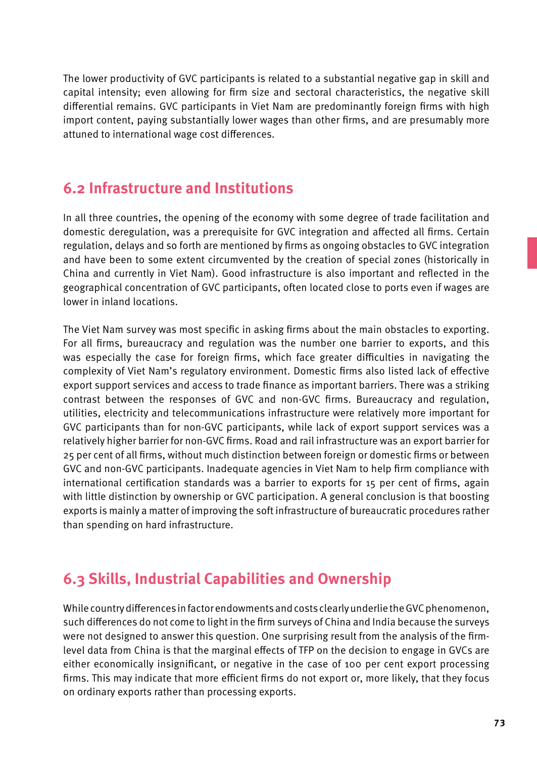The lower productivity of GVC participants is related to a substantial negative gap in skill and capital intensity; even allowing for firm size and sectoral characteristics, the negative skill differential remains. GVC participants in Viet Nam are predominantly foreign firms with high import content, paying substantially lower wages than other firms, and are presumably more attuned to international wage cost differences.

## 6.2 Infrastructure and Institutions

In all three countries, the opening of the economy with some degree of trade facilitation and domestic deregulation, was a prerequisite for GVC integration and affected all firms. Certain regulation, delays and so forth are mentioned by firms as ongoing obstacles to GVC integration and have been to some extent circumvented by the creation of special zones (historically in China and currently in Viet Nam). Good infrastructure is also important and reflected in the geographical concentration of GVC participants, often located close to ports even if wages are lower in inland locations.

The Viet Nam survey was most specific in asking firms about the main obstacles to exporting. For all firms, bureaucracy and regulation was the number one barrier to exports, and this was especially the case for foreign firms, which face greater difficulties in navigating the complexity of Viet Nam's regulatory environment. Domestic firms also listed lack of effective export support services and access to trade finance as important barriers. There was a striking contrast between the responses of GVC and non-GVC firms. Bureaucracy and regulation, utilities, electricity and telecommunications infrastructure were relatively more important for GVC participants than for non-GVC participants, while lack of export support services was a relatively higher barrier for non-GVC firms. Road and rail infrastructure was an export barrier for 25 per cent of all firms, without much distinction between foreign or domestic firms or between GVC and non-GVC participants. Inadequate agencies in Viet Nam to help firm compliance with international certification standards was a barrier to exports for 15 per cent of firms, again with little distinction by ownership or GVC participation. A general conclusion is that boosting exports is mainly a matter of improving the soft infrastructure of bureaucratic procedures rather than spending on hard infrastructure.

## 6.3 Skills, Industrial Capabilities and Ownership

While country differences in factor endowments and costs clearly underlie the GVC phenomenon, such differences do not come to light in the firm surveys of China and India because the surveys were not designed to answer this question. One surprising result from the analysis of the firm-level data from China is that the marginal effects of TFP on the decision to engage in GVCs are either economically insignificant, or negative in the case of 100 per cent export processing firms. This may indicate that more efficient firms do not export or, more likely, that they focus on ordinary exports rather than processing exports.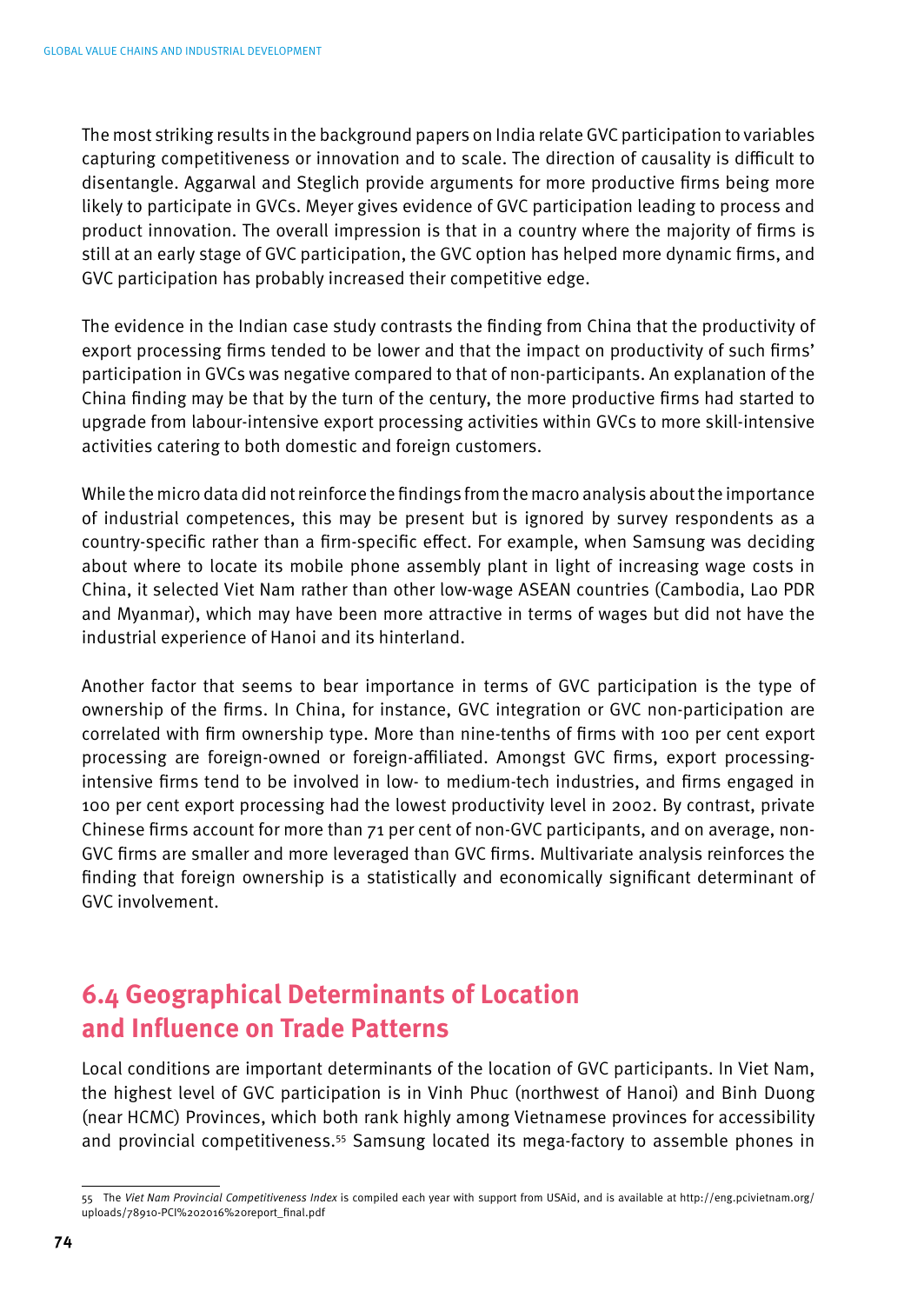The most striking results in the background papers on India relate GVC participation to variables capturing competitiveness or innovation and to scale. The direction of causality is difficult to disentangle. Aggarwal and Steglich provide arguments for more productive firms being more likely to participate in GVCs. Meyer gives evidence of GVC participation leading to process and product innovation. The overall impression is that in a country where the majority of firms is still at an early stage of GVC participation, the GVC option has helped more dynamic firms, and GVC participation has probably increased their competitive edge.

The evidence in the Indian case study contrasts the finding from China that the productivity of export processing firms tended to be lower and that the impact on productivity of such firms' participation in GVCs was negative compared to that of non-participants. An explanation of the China finding may be that by the turn of the century, the more productive firms had started to upgrade from labour-intensive export processing activities within GVCs to more skill-intensive activities catering to both domestic and foreign customers.

While the micro data did not reinforce the findings from the macro analysis about the importance of industrial competences, this may be present but is ignored by survey respondents as a country-specific rather than a firm-specific effect. For example, when Samsung was deciding about where to locate its mobile phone assembly plant in light of increasing wage costs in China, it selected Viet Nam rather than other low-wage ASEAN countries (Cambodia, Lao PDR and Myanmar), which may have been more attractive in terms of wages but did not have the industrial experience of Hanoi and its hinterland.

Another factor that seems to bear importance in terms of GVC participation is the type of ownership of the firms. In China, for instance, GVC integration or GVC non-participation are correlated with firm ownership type. More than nine-tenths of firms with 100 per cent export processing are foreign-owned or foreign-affiliated. Amongst GVC firms, export processing-intensive firms tend to be involved in low- to medium-tech industries, and firms engaged in 100 per cent export processing had the lowest productivity level in 2002. By contrast, private Chinese firms account for more than 71 per cent of non-GVC participants, and on average, non-GVC firms are smaller and more leveraged than GVC firms. Multivariate analysis reinforces the finding that foreign ownership is a statistically and economically significant determinant of GVC involvement.

## 6.4 Geographical Determinants of Location and Influence on Trade Patterns

Local conditions are important determinants of the location of GVC participants. In Viet Nam, the highest level of GVC participation is in Vinh Phuc (northwest of Hanoi) and Binh Duong (near HCMC) Provinces, which both rank highly among Vietnamese provinces for accessibility and provincial competitiveness.[55] Samsung located its mega-factory to assemble phones in

---

[55] The *Viet Nam Provincial Competitiveness Index* is compiled each year with support from USAid, and is available at http://eng.pcivietnam.org/uploads/78910-PCI%202016%20report_final.pdf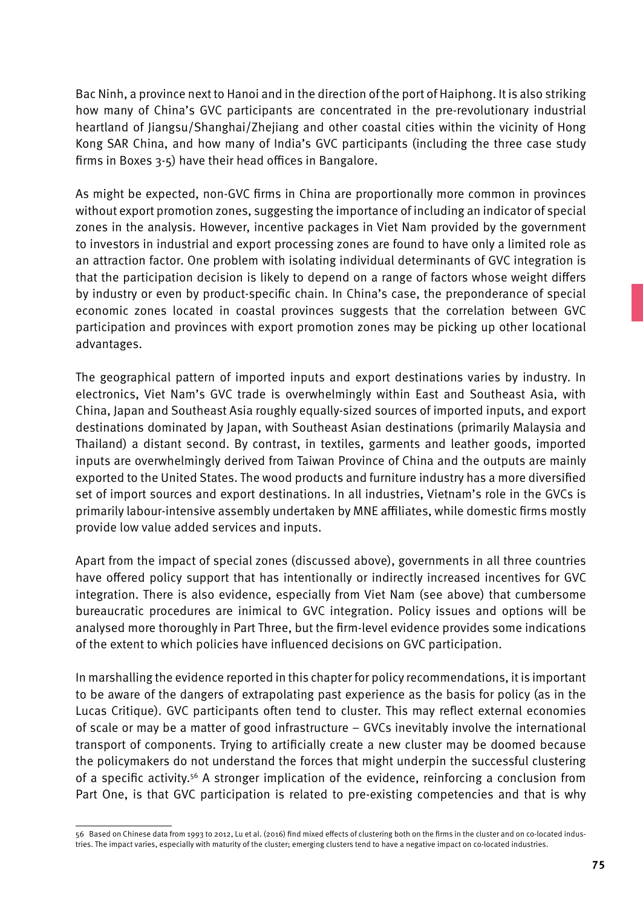Bac Ninh, a province next to Hanoi and in the direction of the port of Haiphong. It is also striking how many of China's GVC participants are concentrated in the pre-revolutionary industrial heartland of Jiangsu/Shanghai/Zhejiang and other coastal cities within the vicinity of Hong Kong SAR China, and how many of India's GVC participants (including the three case study firms in Boxes 3-5) have their head offices in Bangalore.

As might be expected, non-GVC firms in China are proportionally more common in provinces without export promotion zones, suggesting the importance of including an indicator of special zones in the analysis. However, incentive packages in Viet Nam provided by the government to investors in industrial and export processing zones are found to have only a limited role as an attraction factor. One problem with isolating individual determinants of GVC integration is that the participation decision is likely to depend on a range of factors whose weight differs by industry or even by product-specific chain. In China's case, the preponderance of special economic zones located in coastal provinces suggests that the correlation between GVC participation and provinces with export promotion zones may be picking up other locational advantages.

The geographical pattern of imported inputs and export destinations varies by industry. In electronics, Viet Nam's GVC trade is overwhelmingly within East and Southeast Asia, with China, Japan and Southeast Asia roughly equally-sized sources of imported inputs, and export destinations dominated by Japan, with Southeast Asian destinations (primarily Malaysia and Thailand) a distant second. By contrast, in textiles, garments and leather goods, imported inputs are overwhelmingly derived from Taiwan Province of China and the outputs are mainly exported to the United States. The wood products and furniture industry has a more diversified set of import sources and export destinations. In all industries, Vietnam's role in the GVCs is primarily labour-intensive assembly undertaken by MNE affiliates, while domestic firms mostly provide low value added services and inputs.

Apart from the impact of special zones (discussed above), governments in all three countries have offered policy support that has intentionally or indirectly increased incentives for GVC integration. There is also evidence, especially from Viet Nam (see above) that cumbersome bureaucratic procedures are inimical to GVC integration. Policy issues and options will be analysed more thoroughly in Part Three, but the firm-level evidence provides some indications of the extent to which policies have influenced decisions on GVC participation.

In marshalling the evidence reported in this chapter for policy recommendations, it is important to be aware of the dangers of extrapolating past experience as the basis for policy (as in the Lucas Critique). GVC participants often tend to cluster. This may reflect external economies of scale or may be a matter of good infrastructure – GVCs inevitably involve the international transport of components. Trying to artificially create a new cluster may be doomed because the policymakers do not understand the forces that might underpin the successful clustering of a specific activity.[56] A stronger implication of the evidence, reinforcing a conclusion from Part One, is that GVC participation is related to pre-existing competencies and that is why

---

56 Based on Chinese data from 1993 to 2012, Lu et al. (2016) find mixed effects of clustering both on the firms in the cluster and on co-located industries. The impact varies, especially with maturity of the cluster; emerging clusters tend to have a negative impact on co-located industries.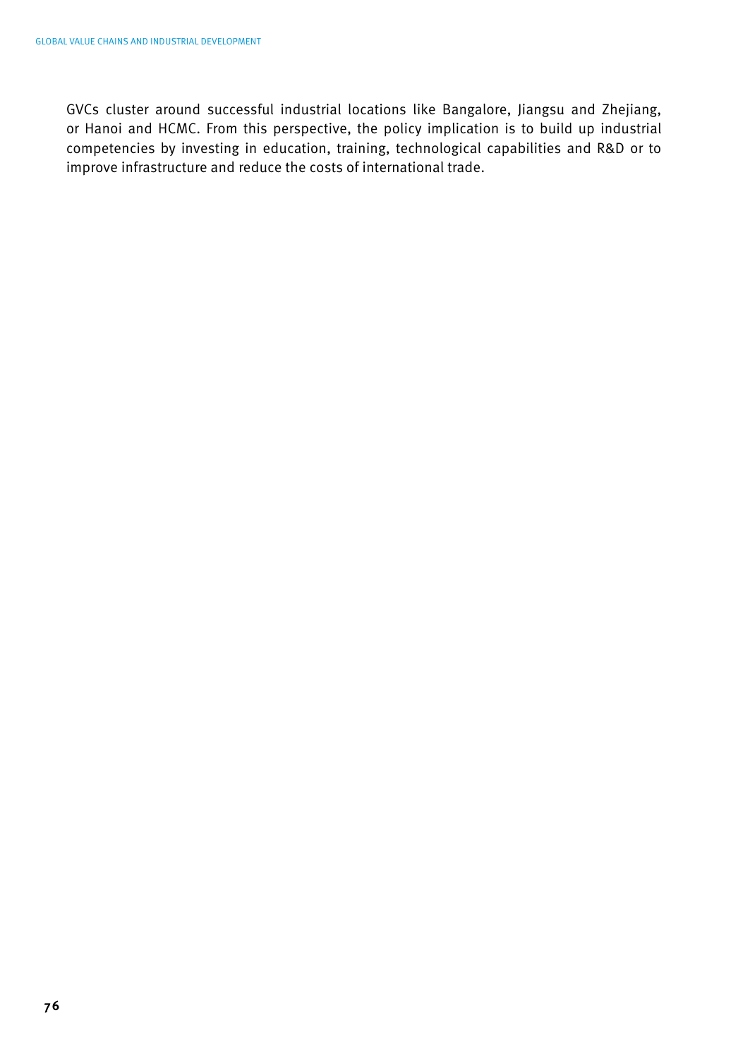GVCs cluster around successful industrial locations like Bangalore, Jiangsu and Zhejiang, or Hanoi and HCMC. From this perspective, the policy implication is to build up industrial competencies by investing in education, training, technological capabilities and R&D or to improve infrastructure and reduce the costs of international trade.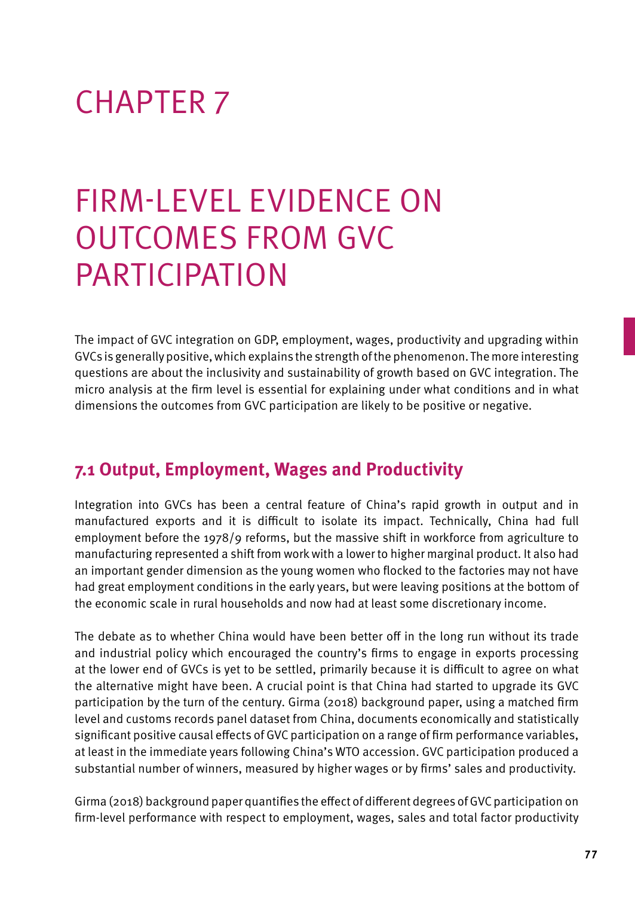# CHAPTER 7

# FIRM-LEVEL EVIDENCE ON OUTCOMES FROM GVC PARTICIPATION

The impact of GVC integration on GDP, employment, wages, productivity and upgrading within GVCs is generally positive, which explains the strength of the phenomenon. The more interesting questions are about the inclusivity and sustainability of growth based on GVC integration. The micro analysis at the firm level is essential for explaining under what conditions and in what dimensions the outcomes from GVC participation are likely to be positive or negative.

## 7.1 Output, Employment, Wages and Productivity

Integration into GVCs has been a central feature of China's rapid growth in output and in manufactured exports and it is difficult to isolate its impact. Technically, China had full employment before the 1978/9 reforms, but the massive shift in workforce from agriculture to manufacturing represented a shift from work with a lower to higher marginal product. It also had an important gender dimension as the young women who flocked to the factories may not have had great employment conditions in the early years, but were leaving positions at the bottom of the economic scale in rural households and now had at least some discretionary income.

The debate as to whether China would have been better off in the long run without its trade and industrial policy which encouraged the country's firms to engage in exports processing at the lower end of GVCs is yet to be settled, primarily because it is difficult to agree on what the alternative might have been. A crucial point is that China had started to upgrade its GVC participation by the turn of the century. Girma (2018) background paper, using a matched firm level and customs records panel dataset from China, documents economically and statistically significant positive causal effects of GVC participation on a range of firm performance variables, at least in the immediate years following China's WTO accession. GVC participation produced a substantial number of winners, measured by higher wages or by firms' sales and productivity.

Girma (2018) background paper quantifies the effect of different degrees of GVC participation on firm-level performance with respect to employment, wages, sales and total factor productivity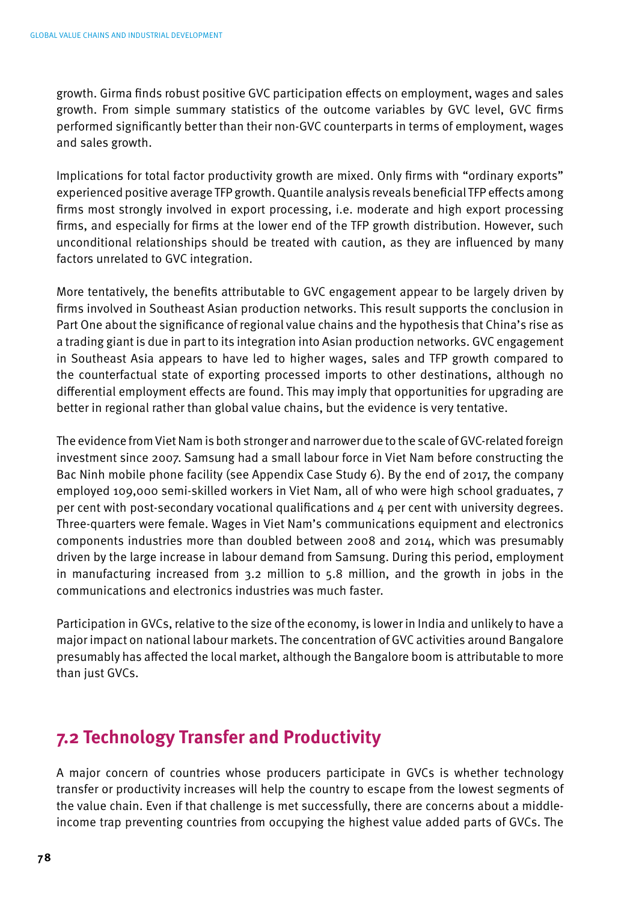growth. Girma finds robust positive GVC participation effects on employment, wages and sales growth. From simple summary statistics of the outcome variables by GVC level, GVC firms performed significantly better than their non-GVC counterparts in terms of employment, wages and sales growth.

Implications for total factor productivity growth are mixed. Only firms with "ordinary exports" experienced positive average TFP growth. Quantile analysis reveals beneficial TFP effects among firms most strongly involved in export processing, i.e. moderate and high export processing firms, and especially for firms at the lower end of the TFP growth distribution. However, such unconditional relationships should be treated with caution, as they are influenced by many factors unrelated to GVC integration.

More tentatively, the benefits attributable to GVC engagement appear to be largely driven by firms involved in Southeast Asian production networks. This result supports the conclusion in Part One about the significance of regional value chains and the hypothesis that China's rise as a trading giant is due in part to its integration into Asian production networks. GVC engagement in Southeast Asia appears to have led to higher wages, sales and TFP growth compared to the counterfactual state of exporting processed imports to other destinations, although no differential employment effects are found. This may imply that opportunities for upgrading are better in regional rather than global value chains, but the evidence is very tentative.

The evidence from Viet Nam is both stronger and narrower due to the scale of GVC-related foreign investment since 2007. Samsung had a small labour force in Viet Nam before constructing the Bac Ninh mobile phone facility (see Appendix Case Study 6). By the end of 2017, the company employed 109,000 semi-skilled workers in Viet Nam, all of who were high school graduates, 7 per cent with post-secondary vocational qualifications and 4 per cent with university degrees. Three-quarters were female. Wages in Viet Nam's communications equipment and electronics components industries more than doubled between 2008 and 2014, which was presumably driven by the large increase in labour demand from Samsung. During this period, employment in manufacturing increased from 3.2 million to 5.8 million, and the growth in jobs in the communications and electronics industries was much faster.

Participation in GVCs, relative to the size of the economy, is lower in India and unlikely to have a major impact on national labour markets. The concentration of GVC activities around Bangalore presumably has affected the local market, although the Bangalore boom is attributable to more than just GVCs.

## 7.2 Technology Transfer and Productivity

A major concern of countries whose producers participate in GVCs is whether technology transfer or productivity increases will help the country to escape from the lowest segments of the value chain. Even if that challenge is met successfully, there are concerns about a middle-income trap preventing countries from occupying the highest value added parts of GVCs. The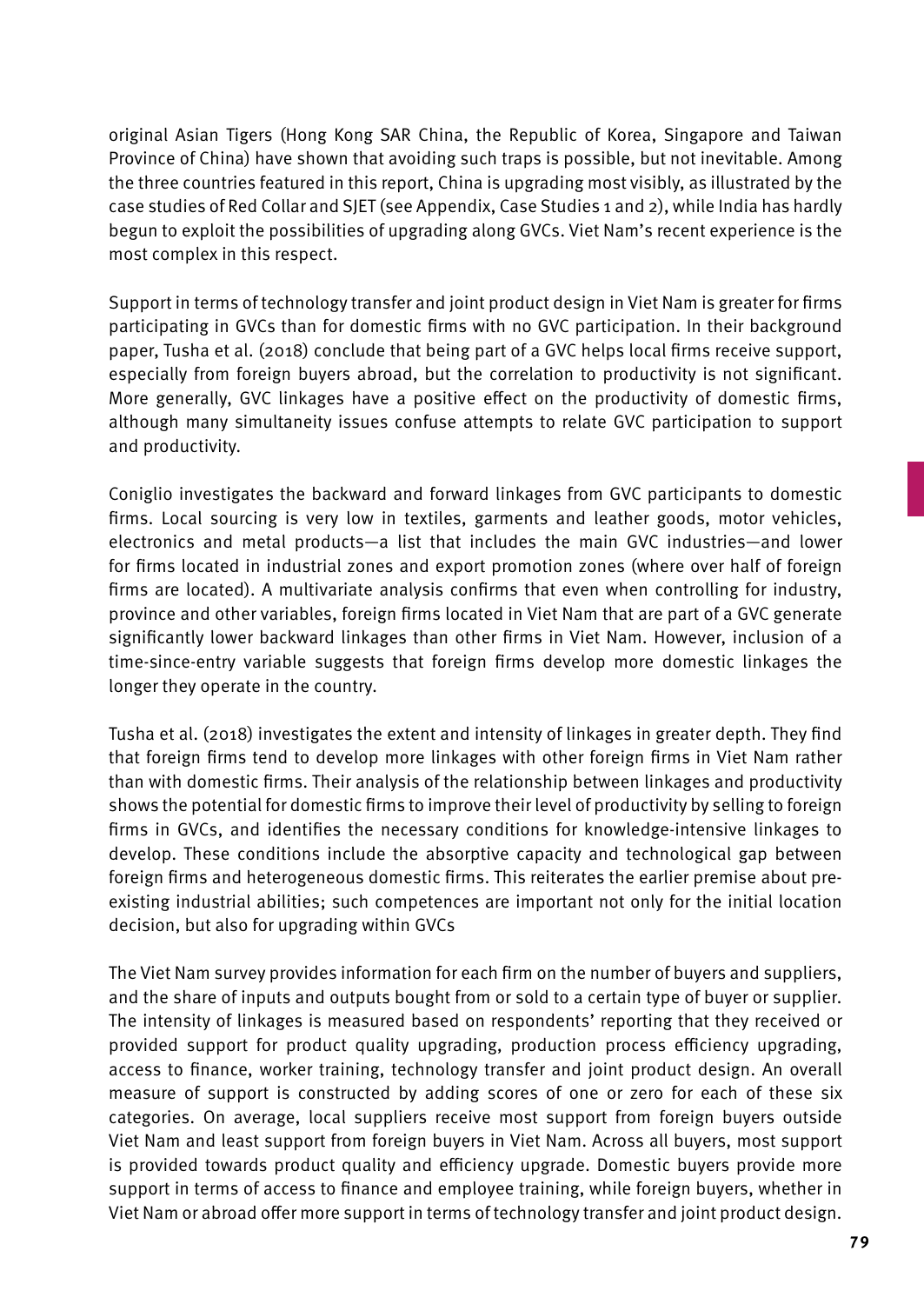original Asian Tigers (Hong Kong SAR China, the Republic of Korea, Singapore and Taiwan Province of China) have shown that avoiding such traps is possible, but not inevitable. Among the three countries featured in this report, China is upgrading most visibly, as illustrated by the case studies of Red Collar and SJET (see Appendix, Case Studies 1 and 2), while India has hardly begun to exploit the possibilities of upgrading along GVCs. Viet Nam's recent experience is the most complex in this respect.

Support in terms of technology transfer and joint product design in Viet Nam is greater for firms participating in GVCs than for domestic firms with no GVC participation. In their background paper, Tusha et al. (2018) conclude that being part of a GVC helps local firms receive support, especially from foreign buyers abroad, but the correlation to productivity is not significant. More generally, GVC linkages have a positive effect on the productivity of domestic firms, although many simultaneity issues confuse attempts to relate GVC participation to support and productivity.

Coniglio investigates the backward and forward linkages from GVC participants to domestic firms. Local sourcing is very low in textiles, garments and leather goods, motor vehicles, electronics and metal products—a list that includes the main GVC industries—and lower for firms located in industrial zones and export promotion zones (where over half of foreign firms are located). A multivariate analysis confirms that even when controlling for industry, province and other variables, foreign firms located in Viet Nam that are part of a GVC generate significantly lower backward linkages than other firms in Viet Nam. However, inclusion of a time-since-entry variable suggests that foreign firms develop more domestic linkages the longer they operate in the country.

Tusha et al. (2018) investigates the extent and intensity of linkages in greater depth. They find that foreign firms tend to develop more linkages with other foreign firms in Viet Nam rather than with domestic firms. Their analysis of the relationship between linkages and productivity shows the potential for domestic firms to improve their level of productivity by selling to foreign firms in GVCs, and identifies the necessary conditions for knowledge-intensive linkages to develop. These conditions include the absorptive capacity and technological gap between foreign firms and heterogeneous domestic firms. This reiterates the earlier premise about pre-existing industrial abilities; such competences are important not only for the initial location decision, but also for upgrading within GVCs

The Viet Nam survey provides information for each firm on the number of buyers and suppliers, and the share of inputs and outputs bought from or sold to a certain type of buyer or supplier. The intensity of linkages is measured based on respondents' reporting that they received or provided support for product quality upgrading, production process efficiency upgrading, access to finance, worker training, technology transfer and joint product design. An overall measure of support is constructed by adding scores of one or zero for each of these six categories. On average, local suppliers receive most support from foreign buyers outside Viet Nam and least support from foreign buyers in Viet Nam. Across all buyers, most support is provided towards product quality and efficiency upgrade. Domestic buyers provide more support in terms of access to finance and employee training, while foreign buyers, whether in Viet Nam or abroad offer more support in terms of technology transfer and joint product design.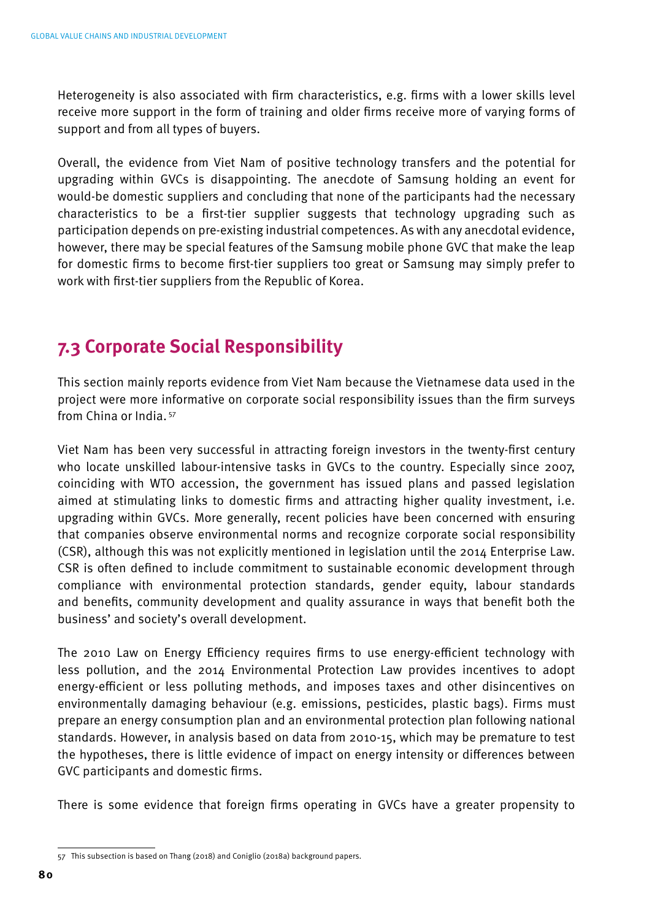Heterogeneity is also associated with firm characteristics, e.g. firms with a lower skills level receive more support in the form of training and older firms receive more of varying forms of support and from all types of buyers.

Overall, the evidence from Viet Nam of positive technology transfers and the potential for upgrading within GVCs is disappointing. The anecdote of Samsung holding an event for would-be domestic suppliers and concluding that none of the participants had the necessary characteristics to be a first-tier supplier suggests that technology upgrading such as participation depends on pre-existing industrial competences. As with any anecdotal evidence, however, there may be special features of the Samsung mobile phone GVC that make the leap for domestic firms to become first-tier suppliers too great or Samsung may simply prefer to work with first-tier suppliers from the Republic of Korea.

## 7.3 Corporate Social Responsibility

This section mainly reports evidence from Viet Nam because the Vietnamese data used in the project were more informative on corporate social responsibility issues than the firm surveys from China or India.[57]

Viet Nam has been very successful in attracting foreign investors in the twenty-first century who locate unskilled labour-intensive tasks in GVCs to the country. Especially since 2007, coinciding with WTO accession, the government has issued plans and passed legislation aimed at stimulating links to domestic firms and attracting higher quality investment, i.e. upgrading within GVCs. More generally, recent policies have been concerned with ensuring that companies observe environmental norms and recognize corporate social responsibility (CSR), although this was not explicitly mentioned in legislation until the 2014 Enterprise Law. CSR is often defined to include commitment to sustainable economic development through compliance with environmental protection standards, gender equity, labour standards and benefits, community development and quality assurance in ways that benefit both the business' and society's overall development.

The 2010 Law on Energy Efficiency requires firms to use energy-efficient technology with less pollution, and the 2014 Environmental Protection Law provides incentives to adopt energy-efficient or less polluting methods, and imposes taxes and other disincentives on environmentally damaging behaviour (e.g. emissions, pesticides, plastic bags). Firms must prepare an energy consumption plan and an environmental protection plan following national standards. However, in analysis based on data from 2010-15, which may be premature to test the hypotheses, there is little evidence of impact on energy intensity or differences between GVC participants and domestic firms.

There is some evidence that foreign firms operating in GVCs have a greater propensity to

[57] This subsection is based on Thang (2018) and Coniglio (2018a) background papers.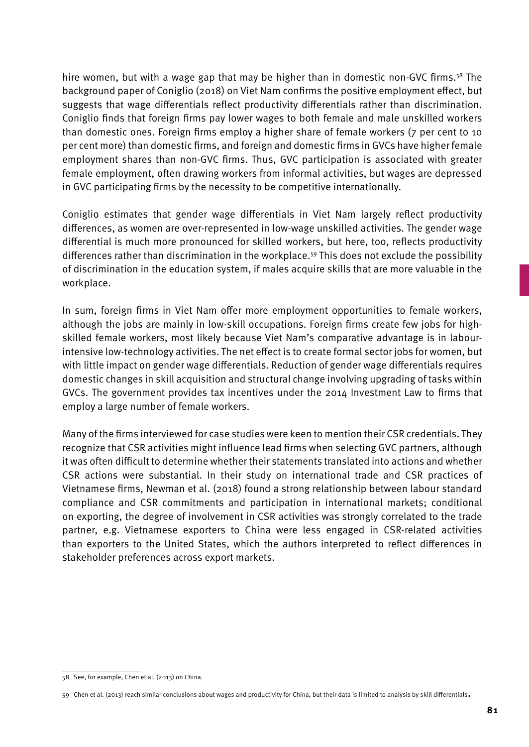hire women, but with a wage gap that may be higher than in domestic non-GVC firms.[58] The background paper of Coniglio (2018) on Viet Nam confirms the positive employment effect, but suggests that wage differentials reflect productivity differentials rather than discrimination. Coniglio finds that foreign firms pay lower wages to both female and male unskilled workers than domestic ones. Foreign firms employ a higher share of female workers (7 per cent to 10 per cent more) than domestic firms, and foreign and domestic firms in GVCs have higher female employment shares than non-GVC firms. Thus, GVC participation is associated with greater female employment, often drawing workers from informal activities, but wages are depressed in GVC participating firms by the necessity to be competitive internationally.

Coniglio estimates that gender wage differentials in Viet Nam largely reflect productivity differences, as women are over-represented in low-wage unskilled activities. The gender wage differential is much more pronounced for skilled workers, but here, too, reflects productivity differences rather than discrimination in the workplace.[59] This does not exclude the possibility of discrimination in the education system, if males acquire skills that are more valuable in the workplace.

In sum, foreign firms in Viet Nam offer more employment opportunities to female workers, although the jobs are mainly in low-skill occupations. Foreign firms create few jobs for high-skilled female workers, most likely because Viet Nam's comparative advantage is in labour-intensive low-technology activities. The net effect is to create formal sector jobs for women, but with little impact on gender wage differentials. Reduction of gender wage differentials requires domestic changes in skill acquisition and structural change involving upgrading of tasks within GVCs. The government provides tax incentives under the 2014 Investment Law to firms that employ a large number of female workers.

Many of the firms interviewed for case studies were keen to mention their CSR credentials. They recognize that CSR activities might influence lead firms when selecting GVC partners, although it was often difficult to determine whether their statements translated into actions and whether CSR actions were substantial. In their study on international trade and CSR practices of Vietnamese firms, Newman et al. (2018) found a strong relationship between labour standard compliance and CSR commitments and participation in international markets; conditional on exporting, the degree of involvement in CSR activities was strongly correlated to the trade partner, e.g. Vietnamese exporters to China were less engaged in CSR-related activities than exporters to the United States, which the authors interpreted to reflect differences in stakeholder preferences across export markets.

---

58 See, for example, Chen et al. (2013) on China.

59 Chen et al. (2013) reach similar conclusions about wages and productivity for China, but their data is limited to analysis by skill differentials.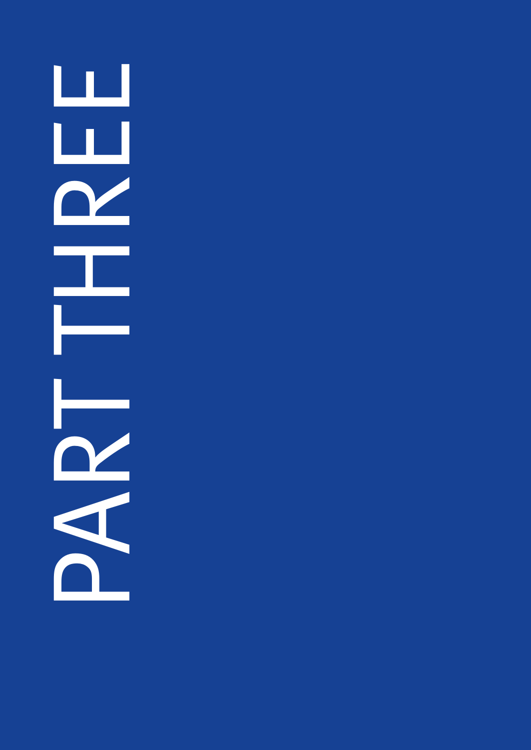# PART THREE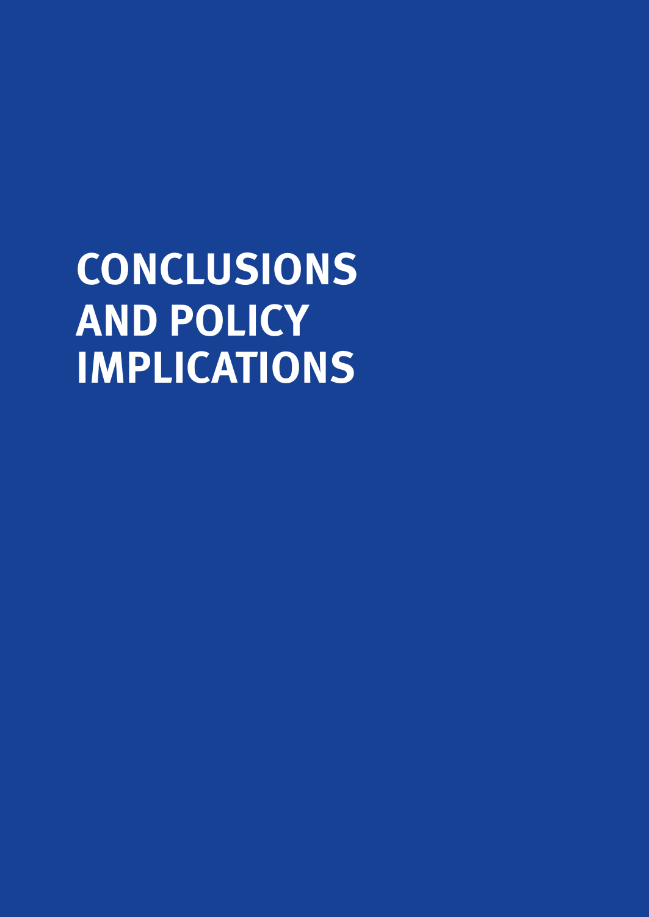# CONCLUSIONS AND POLICY IMPLICATIONS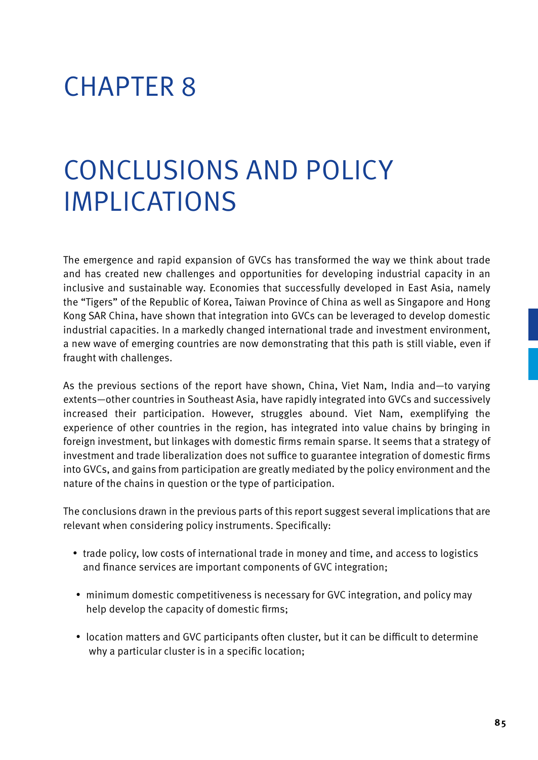# CHAPTER 8

# CONCLUSIONS AND POLICY IMPLICATIONS

The emergence and rapid expansion of GVCs has transformed the way we think about trade and has created new challenges and opportunities for developing industrial capacity in an inclusive and sustainable way. Economies that successfully developed in East Asia, namely the "Tigers" of the Republic of Korea, Taiwan Province of China as well as Singapore and Hong Kong SAR China, have shown that integration into GVCs can be leveraged to develop domestic industrial capacities. In a markedly changed international trade and investment environment, a new wave of emerging countries are now demonstrating that this path is still viable, even if fraught with challenges.

As the previous sections of the report have shown, China, Viet Nam, India and—to varying extents—other countries in Southeast Asia, have rapidly integrated into GVCs and successively increased their participation. However, struggles abound. Viet Nam, exemplifying the experience of other countries in the region, has integrated into value chains by bringing in foreign investment, but linkages with domestic firms remain sparse. It seems that a strategy of investment and trade liberalization does not suffice to guarantee integration of domestic firms into GVCs, and gains from participation are greatly mediated by the policy environment and the nature of the chains in question or the type of participation.

The conclusions drawn in the previous parts of this report suggest several implications that are relevant when considering policy instruments. Specifically:

- trade policy, low costs of international trade in money and time, and access to logistics and finance services are important components of GVC integration;
- minimum domestic competitiveness is necessary for GVC integration, and policy may help develop the capacity of domestic firms;
- location matters and GVC participants often cluster, but it can be difficult to determine why a particular cluster is in a specific location;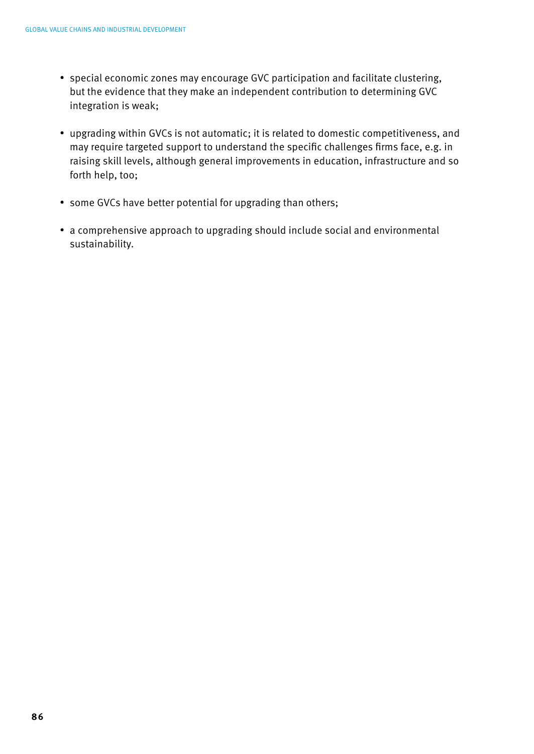- special economic zones may encourage GVC participation and facilitate clustering, but the evidence that they make an independent contribution to determining GVC integration is weak;

- upgrading within GVCs is not automatic; it is related to domestic competitiveness, and may require targeted support to understand the specific challenges firms face, e.g. in raising skill levels, although general improvements in education, infrastructure and so forth help, too;

- some GVCs have better potential for upgrading than others;

- a comprehensive approach to upgrading should include social and environmental sustainability.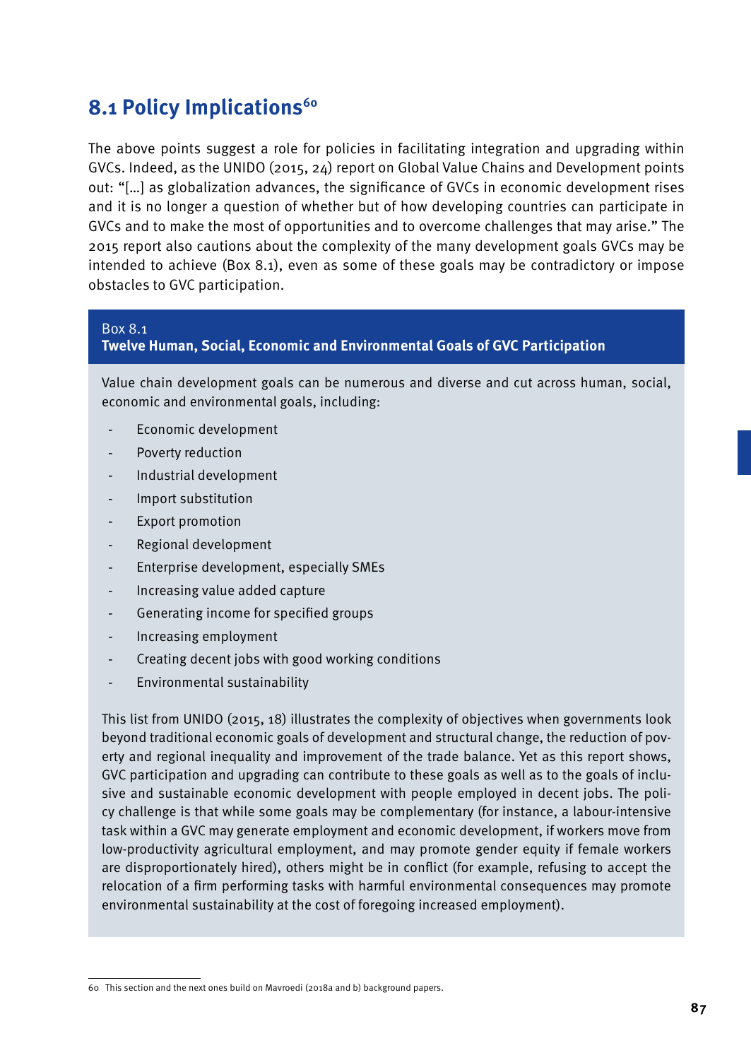## 8.1 Policy Implications[60]

The above points suggest a role for policies in facilitating integration and upgrading within GVCs. Indeed, as the UNIDO (2015, 24) report on Global Value Chains and Development points out: "[…] as globalization advances, the significance of GVCs in economic development rises and it is no longer a question of whether but of how developing countries can participate in GVCs and to make the most of opportunities and to overcome challenges that may arise." The 2015 report also cautions about the complexity of the many development goals GVCs may be intended to achieve (Box 8.1), even as some of these goals may be contradictory or impose obstacles to GVC participation.

> Box 8.1
> **Twelve Human, Social, Economic and Environmental Goals of GVC Participation**
>
> Value chain development goals can be numerous and diverse and cut across human, social, economic and environmental goals, including:
>
> - Economic development
> - Poverty reduction
> - Industrial development
> - Import substitution
> - Export promotion
> - Regional development
> - Enterprise development, especially SMEs
> - Increasing value added capture
> - Generating income for specified groups
> - Increasing employment
> - Creating decent jobs with good working conditions
> - Environmental sustainability
>
> This list from UNIDO (2015, 18) illustrates the complexity of objectives when governments look beyond traditional economic goals of development and structural change, the reduction of poverty and regional inequality and improvement of the trade balance. Yet as this report shows, GVC participation and upgrading can contribute to these goals as well as to the goals of inclusive and sustainable economic development with people employed in decent jobs. The policy challenge is that while some goals may be complementary (for instance, a labour-intensive task within a GVC may generate employment and economic development, if workers move from low-productivity agricultural employment, and may promote gender equity if female workers are disproportionately hired), others might be in conflict (for example, refusing to accept the relocation of a firm performing tasks with harmful environmental consequences may promote environmental sustainability at the cost of foregoing increased employment).

60 This section and the next ones build on Mavroedi (2018a and b) background papers.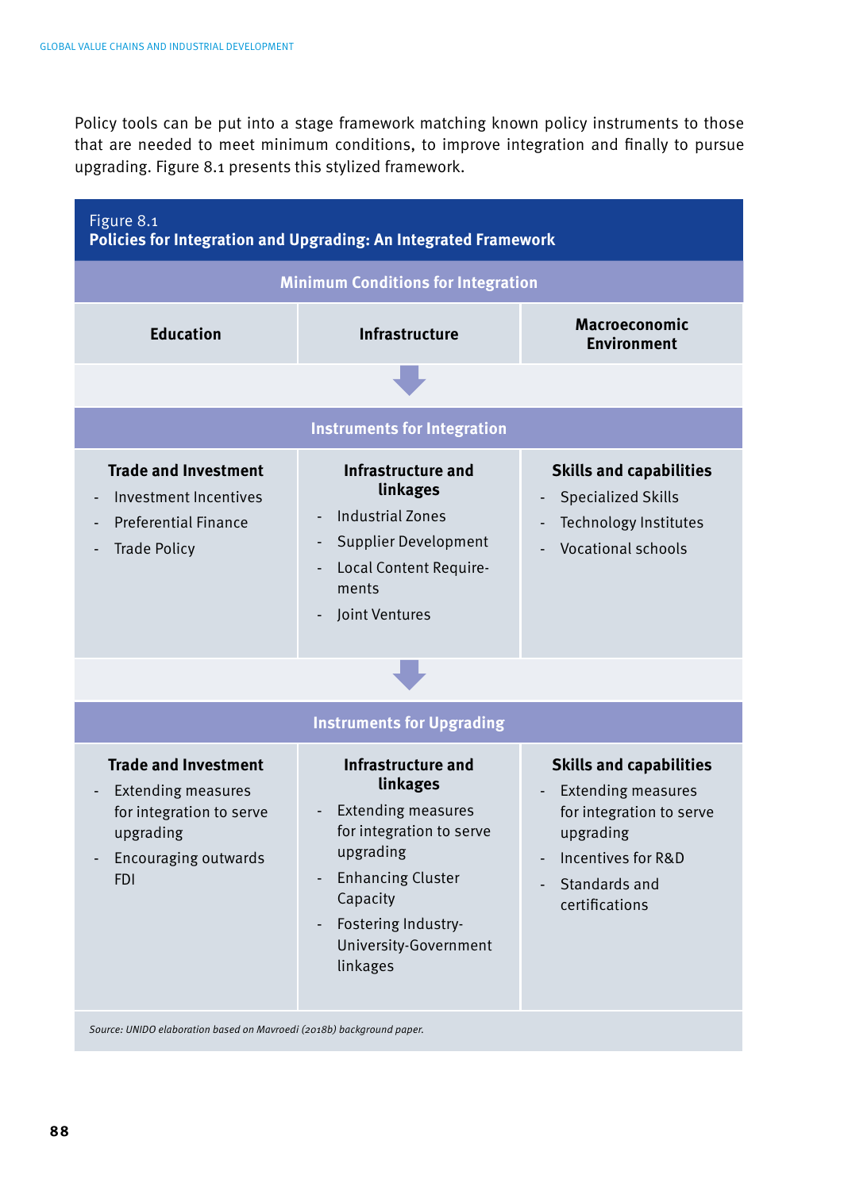Policy tools can be put into a stage framework matching known policy instruments to those that are needed to meet minimum conditions, to improve integration and finally to pursue upgrading. Figure 8.1 presents this stylized framework.

Figure 8.1
**Policies for Integration and Upgrading: An Integrated Framework**

**Minimum Conditions for Integration**

| Education | Infrastructure | Macroeconomic Environment |
|---|---|---|

↓

**Instruments for Integration**

| Trade and Investment | Infrastructure and linkages | Skills and capabilities |
|---|---|---|
| - Investment Incentives<br>- Preferential Finance<br>- Trade Policy | - Industrial Zones<br>- Supplier Development<br>- Local Content Requirements<br>- Joint Ventures | - Specialized Skills<br>- Technology Institutes<br>- Vocational schools |

↓

**Instruments for Upgrading**

| Trade and Investment | Infrastructure and linkages | Skills and capabilities |
|---|---|---|
| - Extending measures for integration to serve upgrading<br>- Encouraging outwards FDI | - Extending measures for integration to serve upgrading<br>- Enhancing Cluster Capacity<br>- Fostering Industry-University-Government linkages | - Extending measures for integration to serve upgrading<br>- Incentives for R&D<br>- Standards and certifications |

*Source: UNIDO elaboration based on Mavroedi (2018b) background paper.*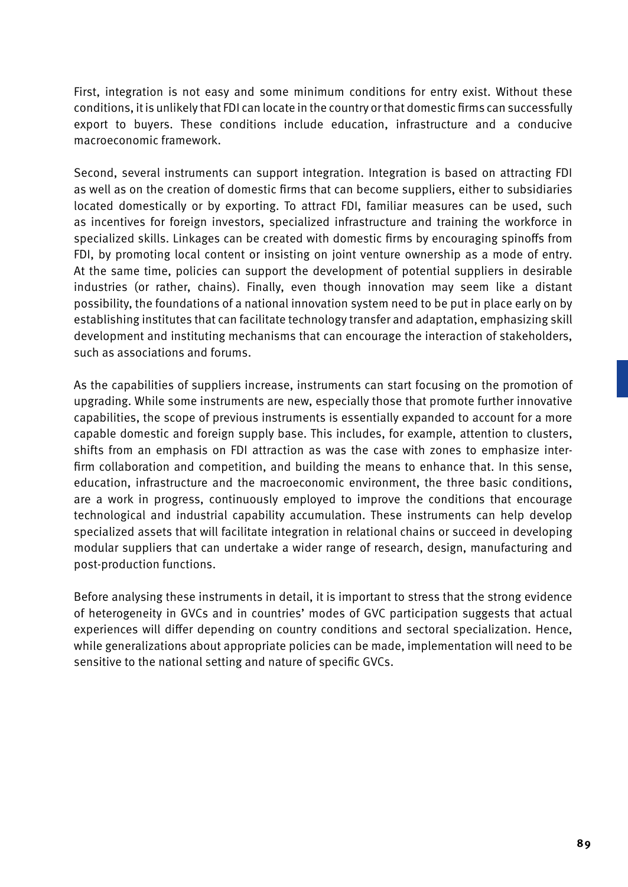First, integration is not easy and some minimum conditions for entry exist. Without these conditions, it is unlikely that FDI can locate in the country or that domestic firms can successfully export to buyers. These conditions include education, infrastructure and a conducive macroeconomic framework.

Second, several instruments can support integration. Integration is based on attracting FDI as well as on the creation of domestic firms that can become suppliers, either to subsidiaries located domestically or by exporting. To attract FDI, familiar measures can be used, such as incentives for foreign investors, specialized infrastructure and training the workforce in specialized skills. Linkages can be created with domestic firms by encouraging spinoffs from FDI, by promoting local content or insisting on joint venture ownership as a mode of entry. At the same time, policies can support the development of potential suppliers in desirable industries (or rather, chains). Finally, even though innovation may seem like a distant possibility, the foundations of a national innovation system need to be put in place early on by establishing institutes that can facilitate technology transfer and adaptation, emphasizing skill development and instituting mechanisms that can encourage the interaction of stakeholders, such as associations and forums.

As the capabilities of suppliers increase, instruments can start focusing on the promotion of upgrading. While some instruments are new, especially those that promote further innovative capabilities, the scope of previous instruments is essentially expanded to account for a more capable domestic and foreign supply base. This includes, for example, attention to clusters, shifts from an emphasis on FDI attraction as was the case with zones to emphasize inter-firm collaboration and competition, and building the means to enhance that. In this sense, education, infrastructure and the macroeconomic environment, the three basic conditions, are a work in progress, continuously employed to improve the conditions that encourage technological and industrial capability accumulation. These instruments can help develop specialized assets that will facilitate integration in relational chains or succeed in developing modular suppliers that can undertake a wider range of research, design, manufacturing and post-production functions.

Before analysing these instruments in detail, it is important to stress that the strong evidence of heterogeneity in GVCs and in countries' modes of GVC participation suggests that actual experiences will differ depending on country conditions and sectoral specialization. Hence, while generalizations about appropriate policies can be made, implementation will need to be sensitive to the national setting and nature of specific GVCs.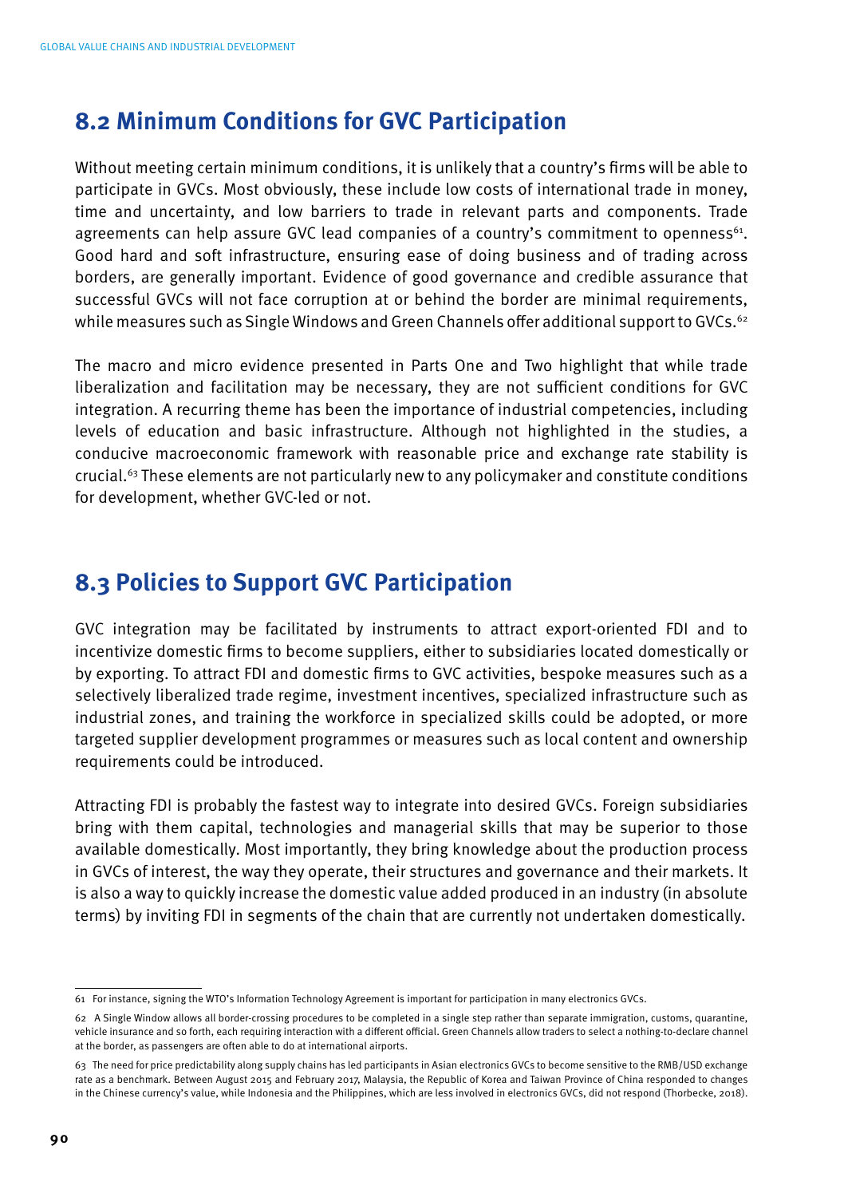## 8.2 Minimum Conditions for GVC Participation

Without meeting certain minimum conditions, it is unlikely that a country's firms will be able to participate in GVCs. Most obviously, these include low costs of international trade in money, time and uncertainty, and low barriers to trade in relevant parts and components. Trade agreements can help assure GVC lead companies of a country's commitment to openness[61]. Good hard and soft infrastructure, ensuring ease of doing business and of trading across borders, are generally important. Evidence of good governance and credible assurance that successful GVCs will not face corruption at or behind the border are minimal requirements, while measures such as Single Windows and Green Channels offer additional support to GVCs.[62]

The macro and micro evidence presented in Parts One and Two highlight that while trade liberalization and facilitation may be necessary, they are not sufficient conditions for GVC integration. A recurring theme has been the importance of industrial competencies, including levels of education and basic infrastructure. Although not highlighted in the studies, a conducive macroeconomic framework with reasonable price and exchange rate stability is crucial.[63] These elements are not particularly new to any policymaker and constitute conditions for development, whether GVC-led or not.

## 8.3 Policies to Support GVC Participation

GVC integration may be facilitated by instruments to attract export-oriented FDI and to incentivize domestic firms to become suppliers, either to subsidiaries located domestically or by exporting. To attract FDI and domestic firms to GVC activities, bespoke measures such as a selectively liberalized trade regime, investment incentives, specialized infrastructure such as industrial zones, and training the workforce in specialized skills could be adopted, or more targeted supplier development programmes or measures such as local content and ownership requirements could be introduced.

Attracting FDI is probably the fastest way to integrate into desired GVCs. Foreign subsidiaries bring with them capital, technologies and managerial skills that may be superior to those available domestically. Most importantly, they bring knowledge about the production process in GVCs of interest, the way they operate, their structures and governance and their markets. It is also a way to quickly increase the domestic value added produced in an industry (in absolute terms) by inviting FDI in segments of the chain that are currently not undertaken domestically.

---

61 For instance, signing the WTO's Information Technology Agreement is important for participation in many electronics GVCs.

62 A Single Window allows all border-crossing procedures to be completed in a single step rather than separate immigration, customs, quarantine, vehicle insurance and so forth, each requiring interaction with a different official. Green Channels allow traders to select a nothing-to-declare channel at the border, as passengers are often able to do at international airports.

63 The need for price predictability along supply chains has led participants in Asian electronics GVCs to become sensitive to the RMB/USD exchange rate as a benchmark. Between August 2015 and February 2017, Malaysia, the Republic of Korea and Taiwan Province of China responded to changes in the Chinese currency's value, while Indonesia and the Philippines, which are less involved in electronics GVCs, did not respond (Thorbecke, 2018).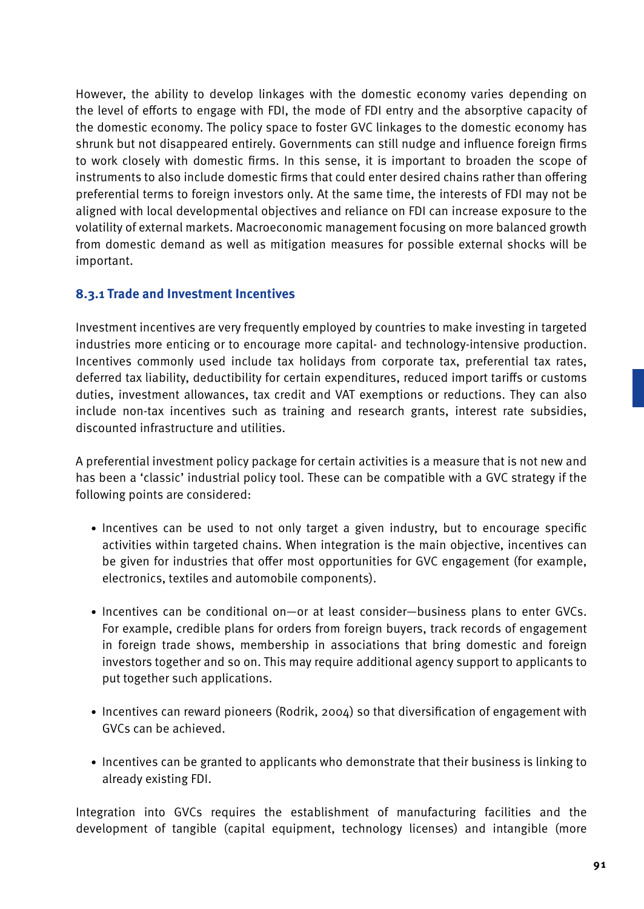However, the ability to develop linkages with the domestic economy varies depending on the level of efforts to engage with FDI, the mode of FDI entry and the absorptive capacity of the domestic economy. The policy space to foster GVC linkages to the domestic economy has shrunk but not disappeared entirely. Governments can still nudge and influence foreign firms to work closely with domestic firms. In this sense, it is important to broaden the scope of instruments to also include domestic firms that could enter desired chains rather than offering preferential terms to foreign investors only. At the same time, the interests of FDI may not be aligned with local developmental objectives and reliance on FDI can increase exposure to the volatility of external markets. Macroeconomic management focusing on more balanced growth from domestic demand as well as mitigation measures for possible external shocks will be important.

### 8.3.1 Trade and Investment Incentives

Investment incentives are very frequently employed by countries to make investing in targeted industries more enticing or to encourage more capital- and technology-intensive production. Incentives commonly used include tax holidays from corporate tax, preferential tax rates, deferred tax liability, deductibility for certain expenditures, reduced import tariffs or customs duties, investment allowances, tax credit and VAT exemptions or reductions. They can also include non-tax incentives such as training and research grants, interest rate subsidies, discounted infrastructure and utilities.

A preferential investment policy package for certain activities is a measure that is not new and has been a 'classic' industrial policy tool. These can be compatible with a GVC strategy if the following points are considered:

- Incentives can be used to not only target a given industry, but to encourage specific activities within targeted chains. When integration is the main objective, incentives can be given for industries that offer most opportunities for GVC engagement (for example, electronics, textiles and automobile components).
- Incentives can be conditional on—or at least consider—business plans to enter GVCs. For example, credible plans for orders from foreign buyers, track records of engagement in foreign trade shows, membership in associations that bring domestic and foreign investors together and so on. This may require additional agency support to applicants to put together such applications.
- Incentives can reward pioneers (Rodrik, 2004) so that diversification of engagement with GVCs can be achieved.
- Incentives can be granted to applicants who demonstrate that their business is linking to already existing FDI.

Integration into GVCs requires the establishment of manufacturing facilities and the development of tangible (capital equipment, technology licenses) and intangible (more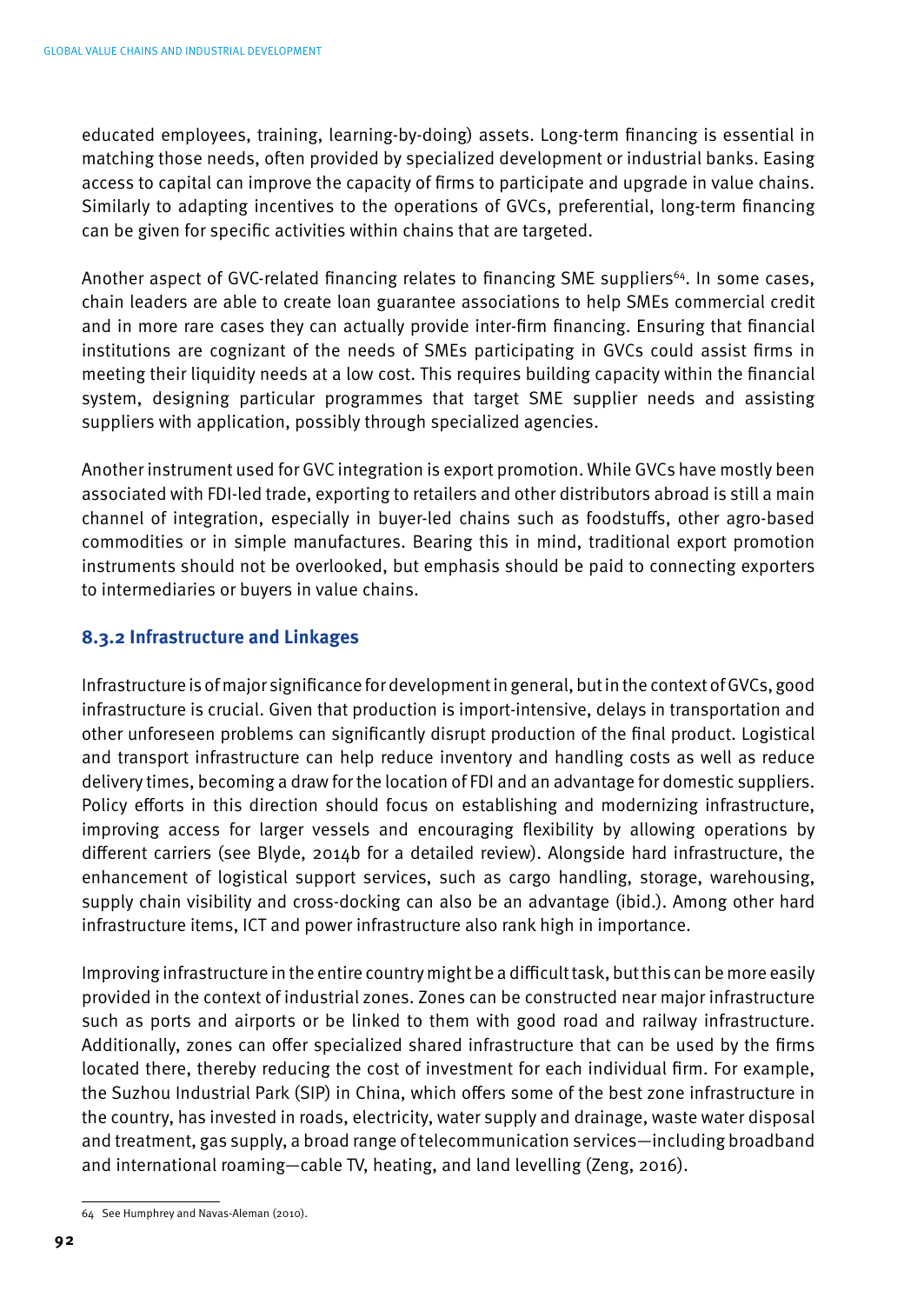educated employees, training, learning-by-doing) assets. Long-term financing is essential in matching those needs, often provided by specialized development or industrial banks. Easing access to capital can improve the capacity of firms to participate and upgrade in value chains. Similarly to adapting incentives to the operations of GVCs, preferential, long-term financing can be given for specific activities within chains that are targeted.

Another aspect of GVC-related financing relates to financing SME suppliers[64]. In some cases, chain leaders are able to create loan guarantee associations to help SMEs commercial credit and in more rare cases they can actually provide inter-firm financing. Ensuring that financial institutions are cognizant of the needs of SMEs participating in GVCs could assist firms in meeting their liquidity needs at a low cost. This requires building capacity within the financial system, designing particular programmes that target SME supplier needs and assisting suppliers with application, possibly through specialized agencies.

Another instrument used for GVC integration is export promotion. While GVCs have mostly been associated with FDI-led trade, exporting to retailers and other distributors abroad is still a main channel of integration, especially in buyer-led chains such as foodstuffs, other agro-based commodities or in simple manufactures. Bearing this in mind, traditional export promotion instruments should not be overlooked, but emphasis should be paid to connecting exporters to intermediaries or buyers in value chains.

### 8.3.2 Infrastructure and Linkages

Infrastructure is of major significance for development in general, but in the context of GVCs, good infrastructure is crucial. Given that production is import-intensive, delays in transportation and other unforeseen problems can significantly disrupt production of the final product. Logistical and transport infrastructure can help reduce inventory and handling costs as well as reduce delivery times, becoming a draw for the location of FDI and an advantage for domestic suppliers. Policy efforts in this direction should focus on establishing and modernizing infrastructure, improving access for larger vessels and encouraging flexibility by allowing operations by different carriers (see Blyde, 2014b for a detailed review). Alongside hard infrastructure, the enhancement of logistical support services, such as cargo handling, storage, warehousing, supply chain visibility and cross-docking can also be an advantage (ibid.). Among other hard infrastructure items, ICT and power infrastructure also rank high in importance.

Improving infrastructure in the entire country might be a difficult task, but this can be more easily provided in the context of industrial zones. Zones can be constructed near major infrastructure such as ports and airports or be linked to them with good road and railway infrastructure. Additionally, zones can offer specialized shared infrastructure that can be used by the firms located there, thereby reducing the cost of investment for each individual firm. For example, the Suzhou Industrial Park (SIP) in China, which offers some of the best zone infrastructure in the country, has invested in roads, electricity, water supply and drainage, waste water disposal and treatment, gas supply, a broad range of telecommunication services—including broadband and international roaming—cable TV, heating, and land levelling (Zeng, 2016).

---

64 See Humphrey and Navas-Aleman (2010).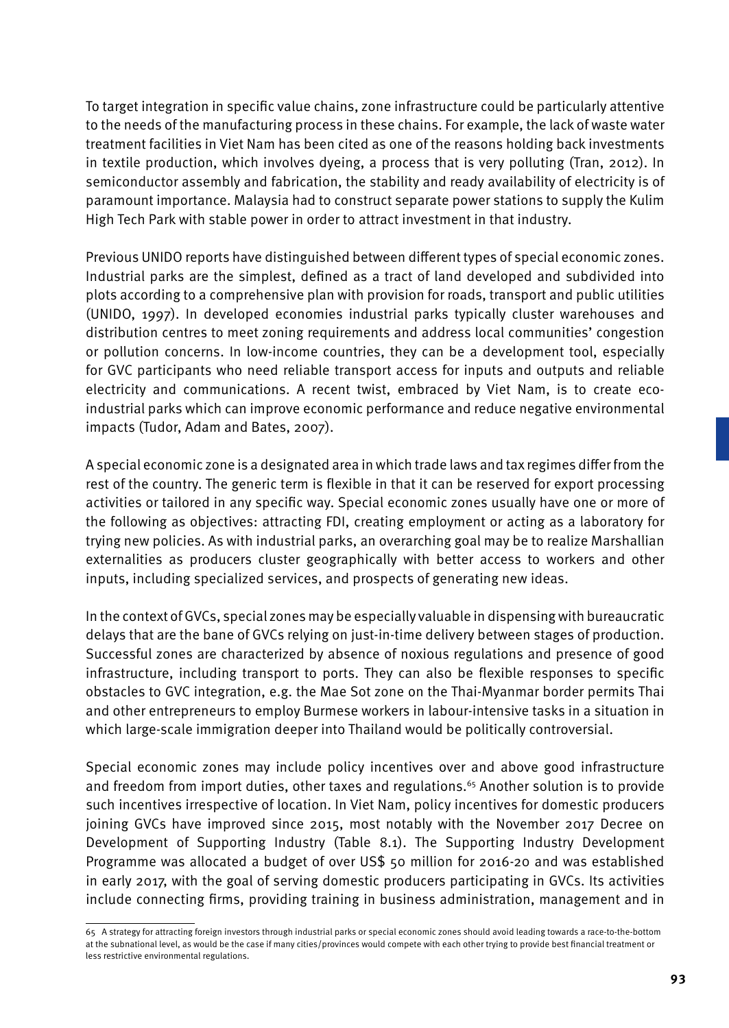To target integration in specific value chains, zone infrastructure could be particularly attentive to the needs of the manufacturing process in these chains. For example, the lack of waste water treatment facilities in Viet Nam has been cited as one of the reasons holding back investments in textile production, which involves dyeing, a process that is very polluting (Tran, 2012). In semiconductor assembly and fabrication, the stability and ready availability of electricity is of paramount importance. Malaysia had to construct separate power stations to supply the Kulim High Tech Park with stable power in order to attract investment in that industry.

Previous UNIDO reports have distinguished between different types of special economic zones. Industrial parks are the simplest, defined as a tract of land developed and subdivided into plots according to a comprehensive plan with provision for roads, transport and public utilities (UNIDO, 1997). In developed economies industrial parks typically cluster warehouses and distribution centres to meet zoning requirements and address local communities' congestion or pollution concerns. In low-income countries, they can be a development tool, especially for GVC participants who need reliable transport access for inputs and outputs and reliable electricity and communications. A recent twist, embraced by Viet Nam, is to create eco-industrial parks which can improve economic performance and reduce negative environmental impacts (Tudor, Adam and Bates, 2007).

A special economic zone is a designated area in which trade laws and tax regimes differ from the rest of the country. The generic term is flexible in that it can be reserved for export processing activities or tailored in any specific way. Special economic zones usually have one or more of the following as objectives: attracting FDI, creating employment or acting as a laboratory for trying new policies. As with industrial parks, an overarching goal may be to realize Marshallian externalities as producers cluster geographically with better access to workers and other inputs, including specialized services, and prospects of generating new ideas.

In the context of GVCs, special zones may be especially valuable in dispensing with bureaucratic delays that are the bane of GVCs relying on just-in-time delivery between stages of production. Successful zones are characterized by absence of noxious regulations and presence of good infrastructure, including transport to ports. They can also be flexible responses to specific obstacles to GVC integration, e.g. the Mae Sot zone on the Thai-Myanmar border permits Thai and other entrepreneurs to employ Burmese workers in labour-intensive tasks in a situation in which large-scale immigration deeper into Thailand would be politically controversial.

Special economic zones may include policy incentives over and above good infrastructure and freedom from import duties, other taxes and regulations.[65] Another solution is to provide such incentives irrespective of location. In Viet Nam, policy incentives for domestic producers joining GVCs have improved since 2015, most notably with the November 2017 Decree on Development of Supporting Industry (Table 8.1). The Supporting Industry Development Programme was allocated a budget of over US$ 50 million for 2016-20 and was established in early 2017, with the goal of serving domestic producers participating in GVCs. Its activities include connecting firms, providing training in business administration, management and in

65 A strategy for attracting foreign investors through industrial parks or special economic zones should avoid leading towards a race-to-the-bottom at the subnational level, as would be the case if many cities/provinces would compete with each other trying to provide best financial treatment or less restrictive environmental regulations.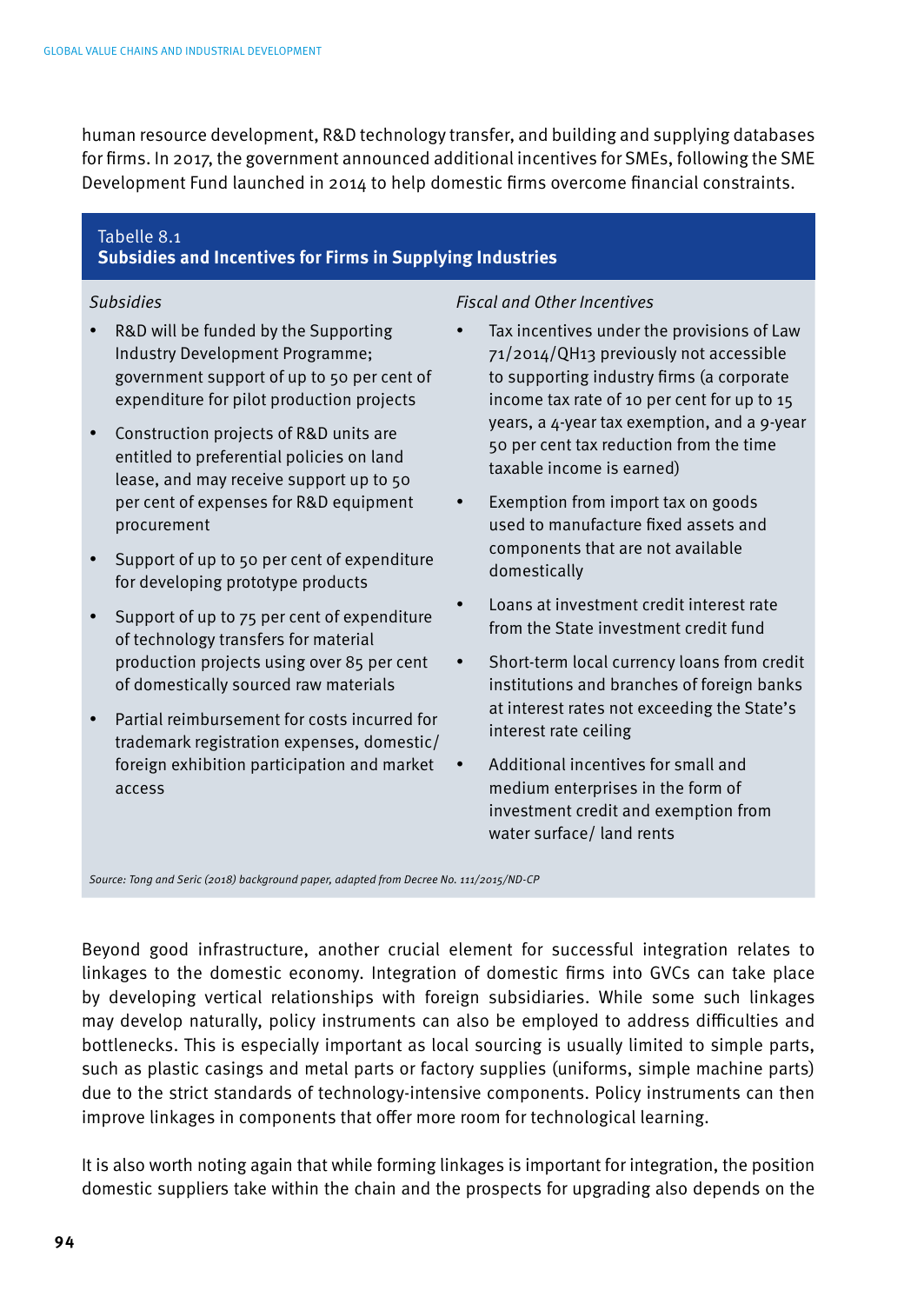human resource development, R&D technology transfer, and building and supplying databases for firms. In 2017, the government announced additional incentives for SMEs, following the SME Development Fund launched in 2014 to help domestic firms overcome financial constraints.

**Tabelle 8.1**
**Subsidies and Incentives for Firms in Supplying Industries**

| *Subsidies* | *Fiscal and Other Incentives* |
|---|---|
| • R&D will be funded by the Supporting Industry Development Programme; government support of up to 50 per cent of expenditure for pilot production projects<br>• Construction projects of R&D units are entitled to preferential policies on land lease, and may receive support up to 50 per cent of expenses for R&D equipment procurement<br>• Support of up to 50 per cent of expenditure for developing prototype products<br>• Support of up to 75 per cent of expenditure of technology transfers for material production projects using over 85 per cent of domestically sourced raw materials<br>• Partial reimbursement for costs incurred for trademark registration expenses, domestic/ foreign exhibition participation and market access | • Tax incentives under the provisions of Law 71/2014/QH13 previously not accessible to supporting industry firms (a corporate income tax rate of 10 per cent for up to 15 years, a 4-year tax exemption, and a 9-year 50 per cent tax reduction from the time taxable income is earned)<br>• Exemption from import tax on goods used to manufacture fixed assets and components that are not available domestically<br>• Loans at investment credit interest rate from the State investment credit fund<br>• Short-term local currency loans from credit institutions and branches of foreign banks at interest rates not exceeding the State's interest rate ceiling<br>• Additional incentives for small and medium enterprises in the form of investment credit and exemption from water surface/ land rents |

*Source: Tong and Seric (2018) background paper, adapted from Decree No. 111/2015/ND-CP*

Beyond good infrastructure, another crucial element for successful integration relates to linkages to the domestic economy. Integration of domestic firms into GVCs can take place by developing vertical relationships with foreign subsidiaries. While some such linkages may develop naturally, policy instruments can also be employed to address difficulties and bottlenecks. This is especially important as local sourcing is usually limited to simple parts, such as plastic casings and metal parts or factory supplies (uniforms, simple machine parts) due to the strict standards of technology-intensive components. Policy instruments can then improve linkages in components that offer more room for technological learning.

It is also worth noting again that while forming linkages is important for integration, the position domestic suppliers take within the chain and the prospects for upgrading also depends on the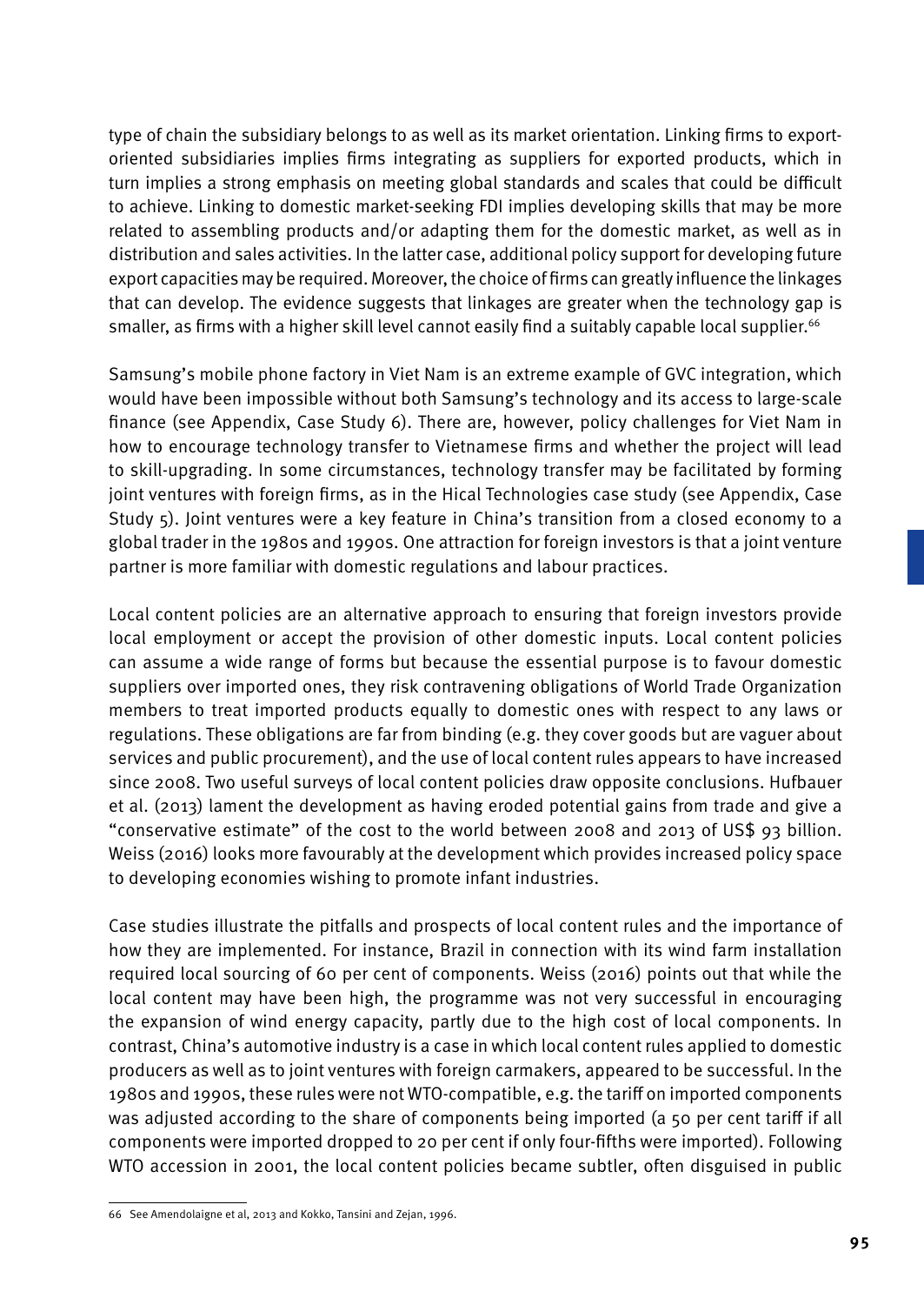type of chain the subsidiary belongs to as well as its market orientation. Linking firms to export-oriented subsidiaries implies firms integrating as suppliers for exported products, which in turn implies a strong emphasis on meeting global standards and scales that could be difficult to achieve. Linking to domestic market-seeking FDI implies developing skills that may be more related to assembling products and/or adapting them for the domestic market, as well as in distribution and sales activities. In the latter case, additional policy support for developing future export capacities may be required. Moreover, the choice of firms can greatly influence the linkages that can develop. The evidence suggests that linkages are greater when the technology gap is smaller, as firms with a higher skill level cannot easily find a suitably capable local supplier.[66]

Samsung's mobile phone factory in Viet Nam is an extreme example of GVC integration, which would have been impossible without both Samsung's technology and its access to large-scale finance (see Appendix, Case Study 6). There are, however, policy challenges for Viet Nam in how to encourage technology transfer to Vietnamese firms and whether the project will lead to skill-upgrading. In some circumstances, technology transfer may be facilitated by forming joint ventures with foreign firms, as in the Hical Technologies case study (see Appendix, Case Study 5). Joint ventures were a key feature in China's transition from a closed economy to a global trader in the 1980s and 1990s. One attraction for foreign investors is that a joint venture partner is more familiar with domestic regulations and labour practices.

Local content policies are an alternative approach to ensuring that foreign investors provide local employment or accept the provision of other domestic inputs. Local content policies can assume a wide range of forms but because the essential purpose is to favour domestic suppliers over imported ones, they risk contravening obligations of World Trade Organization members to treat imported products equally to domestic ones with respect to any laws or regulations. These obligations are far from binding (e.g. they cover goods but are vaguer about services and public procurement), and the use of local content rules appears to have increased since 2008. Two useful surveys of local content policies draw opposite conclusions. Hufbauer et al. (2013) lament the development as having eroded potential gains from trade and give a "conservative estimate" of the cost to the world between 2008 and 2013 of US$ 93 billion. Weiss (2016) looks more favourably at the development which provides increased policy space to developing economies wishing to promote infant industries.

Case studies illustrate the pitfalls and prospects of local content rules and the importance of how they are implemented. For instance, Brazil in connection with its wind farm installation required local sourcing of 60 per cent of components. Weiss (2016) points out that while the local content may have been high, the programme was not very successful in encouraging the expansion of wind energy capacity, partly due to the high cost of local components. In contrast, China's automotive industry is a case in which local content rules applied to domestic producers as well as to joint ventures with foreign carmakers, appeared to be successful. In the 1980s and 1990s, these rules were not WTO-compatible, e.g. the tariff on imported components was adjusted according to the share of components being imported (a 50 per cent tariff if all components were imported dropped to 20 per cent if only four-fifths were imported). Following WTO accession in 2001, the local content policies became subtler, often disguised in public

---

66 See Amendolaigne et al, 2013 and Kokko, Tansini and Zejan, 1996.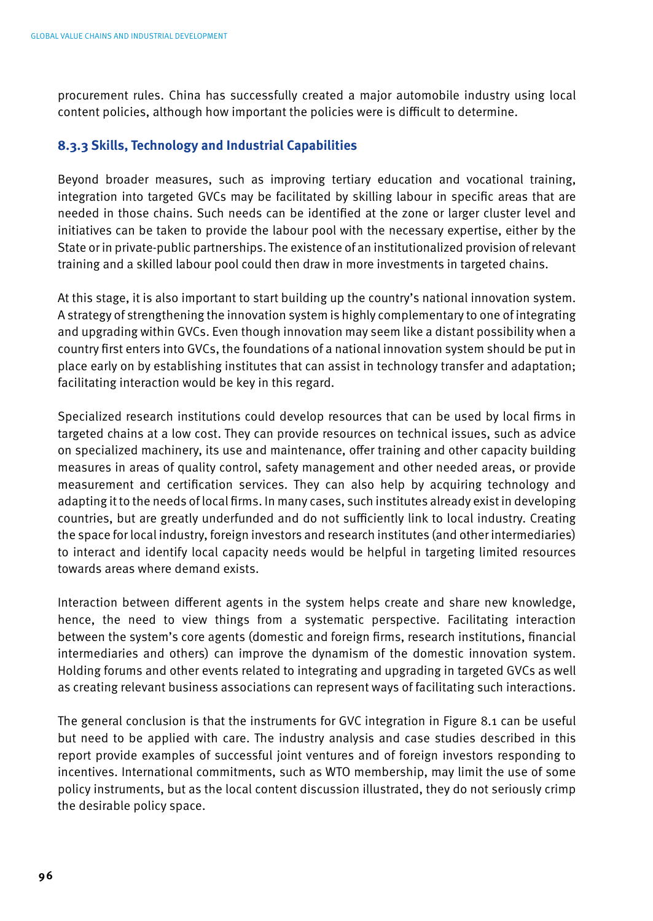procurement rules. China has successfully created a major automobile industry using local content policies, although how important the policies were is difficult to determine.

### 8.3.3 Skills, Technology and Industrial Capabilities

Beyond broader measures, such as improving tertiary education and vocational training, integration into targeted GVCs may be facilitated by skilling labour in specific areas that are needed in those chains. Such needs can be identified at the zone or larger cluster level and initiatives can be taken to provide the labour pool with the necessary expertise, either by the State or in private-public partnerships. The existence of an institutionalized provision of relevant training and a skilled labour pool could then draw in more investments in targeted chains.

At this stage, it is also important to start building up the country's national innovation system. A strategy of strengthening the innovation system is highly complementary to one of integrating and upgrading within GVCs. Even though innovation may seem like a distant possibility when a country first enters into GVCs, the foundations of a national innovation system should be put in place early on by establishing institutes that can assist in technology transfer and adaptation; facilitating interaction would be key in this regard.

Specialized research institutions could develop resources that can be used by local firms in targeted chains at a low cost. They can provide resources on technical issues, such as advice on specialized machinery, its use and maintenance, offer training and other capacity building measures in areas of quality control, safety management and other needed areas, or provide measurement and certification services. They can also help by acquiring technology and adapting it to the needs of local firms. In many cases, such institutes already exist in developing countries, but are greatly underfunded and do not sufficiently link to local industry. Creating the space for local industry, foreign investors and research institutes (and other intermediaries) to interact and identify local capacity needs would be helpful in targeting limited resources towards areas where demand exists.

Interaction between different agents in the system helps create and share new knowledge, hence, the need to view things from a systematic perspective. Facilitating interaction between the system's core agents (domestic and foreign firms, research institutions, financial intermediaries and others) can improve the dynamism of the domestic innovation system. Holding forums and other events related to integrating and upgrading in targeted GVCs as well as creating relevant business associations can represent ways of facilitating such interactions.

The general conclusion is that the instruments for GVC integration in Figure 8.1 can be useful but need to be applied with care. The industry analysis and case studies described in this report provide examples of successful joint ventures and of foreign investors responding to incentives. International commitments, such as WTO membership, may limit the use of some policy instruments, but as the local content discussion illustrated, they do not seriously crimp the desirable policy space.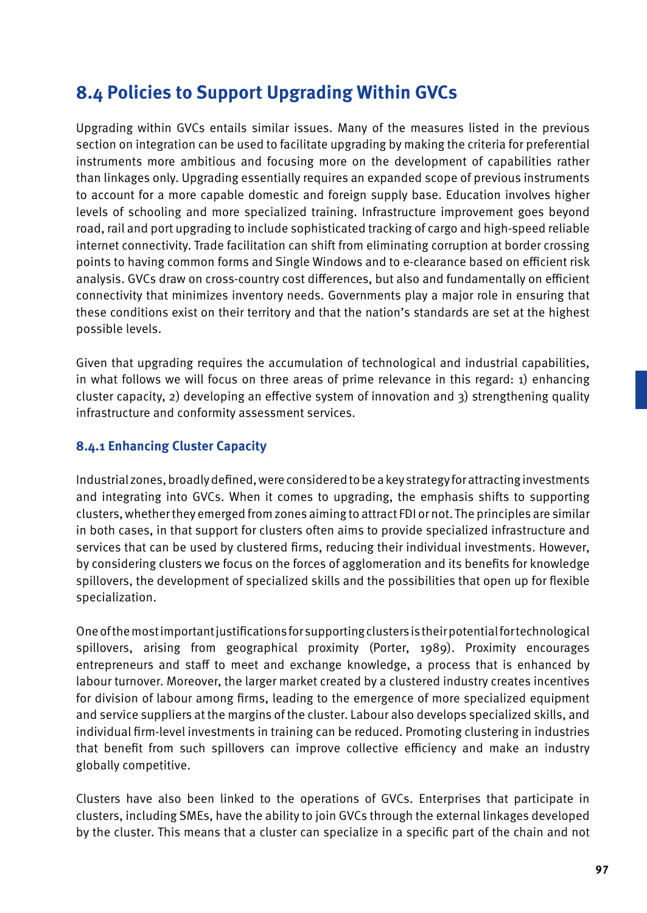## 8.4 Policies to Support Upgrading Within GVCs

Upgrading within GVCs entails similar issues. Many of the measures listed in the previous section on integration can be used to facilitate upgrading by making the criteria for preferential instruments more ambitious and focusing more on the development of capabilities rather than linkages only. Upgrading essentially requires an expanded scope of previous instruments to account for a more capable domestic and foreign supply base. Education involves higher levels of schooling and more specialized training. Infrastructure improvement goes beyond road, rail and port upgrading to include sophisticated tracking of cargo and high-speed reliable internet connectivity. Trade facilitation can shift from eliminating corruption at border crossing points to having common forms and Single Windows and to e-clearance based on efficient risk analysis. GVCs draw on cross-country cost differences, but also and fundamentally on efficient connectivity that minimizes inventory needs. Governments play a major role in ensuring that these conditions exist on their territory and that the nation's standards are set at the highest possible levels.

Given that upgrading requires the accumulation of technological and industrial capabilities, in what follows we will focus on three areas of prime relevance in this regard: 1) enhancing cluster capacity, 2) developing an effective system of innovation and 3) strengthening quality infrastructure and conformity assessment services.

### 8.4.1 Enhancing Cluster Capacity

Industrial zones, broadly defined, were considered to be a key strategy for attracting investments and integrating into GVCs. When it comes to upgrading, the emphasis shifts to supporting clusters, whether they emerged from zones aiming to attract FDI or not. The principles are similar in both cases, in that support for clusters often aims to provide specialized infrastructure and services that can be used by clustered firms, reducing their individual investments. However, by considering clusters we focus on the forces of agglomeration and its benefits for knowledge spillovers, the development of specialized skills and the possibilities that open up for flexible specialization.

One of the most important justifications for supporting clusters is their potential for technological spillovers, arising from geographical proximity (Porter, 1989). Proximity encourages entrepreneurs and staff to meet and exchange knowledge, a process that is enhanced by labour turnover. Moreover, the larger market created by a clustered industry creates incentives for division of labour among firms, leading to the emergence of more specialized equipment and service suppliers at the margins of the cluster. Labour also develops specialized skills, and individual firm-level investments in training can be reduced. Promoting clustering in industries that benefit from such spillovers can improve collective efficiency and make an industry globally competitive.

Clusters have also been linked to the operations of GVCs. Enterprises that participate in clusters, including SMEs, have the ability to join GVCs through the external linkages developed by the cluster. This means that a cluster can specialize in a specific part of the chain and not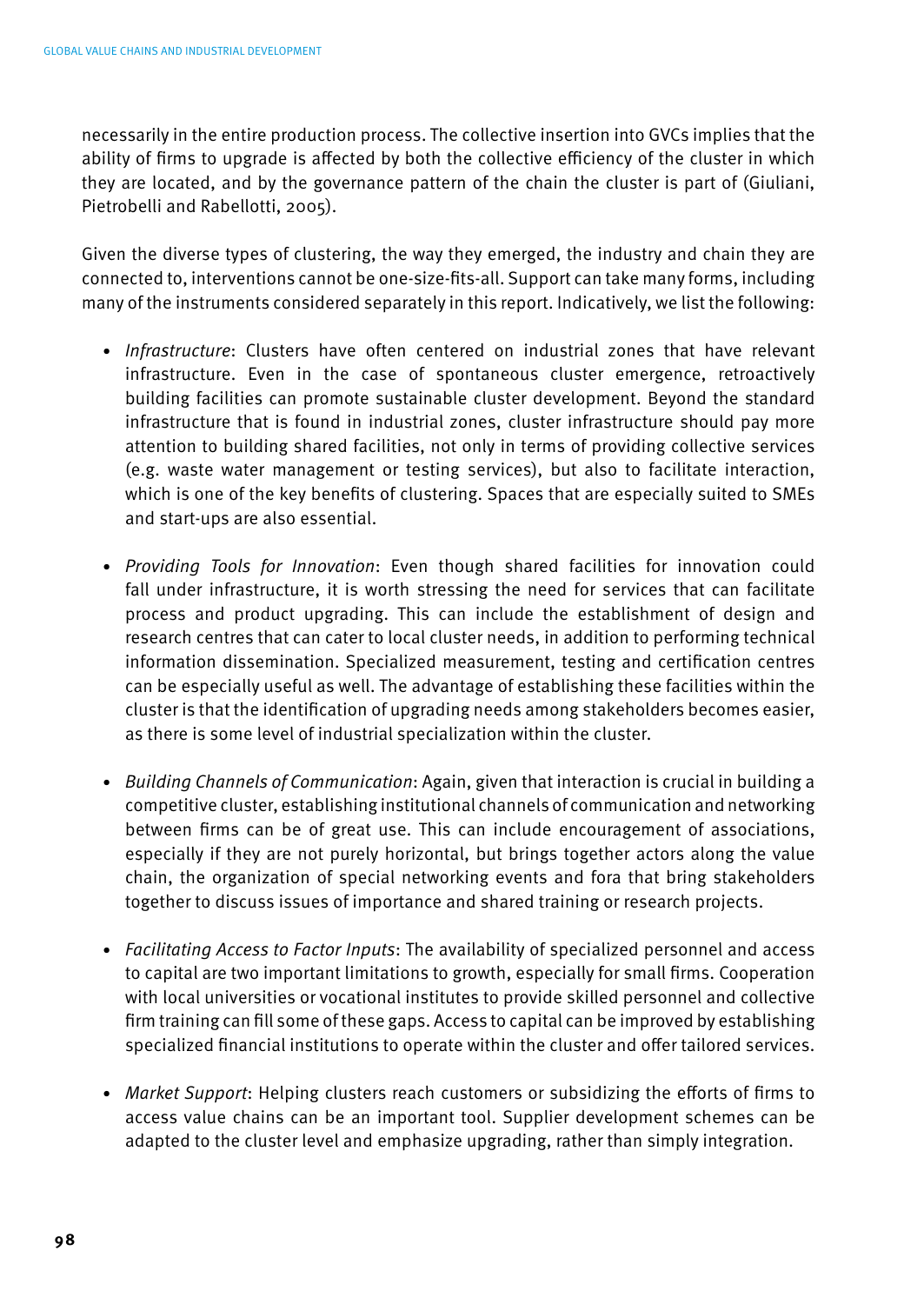necessarily in the entire production process. The collective insertion into GVCs implies that the ability of firms to upgrade is affected by both the collective efficiency of the cluster in which they are located, and by the governance pattern of the chain the cluster is part of (Giuliani, Pietrobelli and Rabellotti, 2005).

Given the diverse types of clustering, the way they emerged, the industry and chain they are connected to, interventions cannot be one-size-fits-all. Support can take many forms, including many of the instruments considered separately in this report. Indicatively, we list the following:

- *Infrastructure*: Clusters have often centered on industrial zones that have relevant infrastructure. Even in the case of spontaneous cluster emergence, retroactively building facilities can promote sustainable cluster development. Beyond the standard infrastructure that is found in industrial zones, cluster infrastructure should pay more attention to building shared facilities, not only in terms of providing collective services (e.g. waste water management or testing services), but also to facilitate interaction, which is one of the key benefits of clustering. Spaces that are especially suited to SMEs and start-ups are also essential.

- *Providing Tools for Innovation*: Even though shared facilities for innovation could fall under infrastructure, it is worth stressing the need for services that can facilitate process and product upgrading. This can include the establishment of design and research centres that can cater to local cluster needs, in addition to performing technical information dissemination. Specialized measurement, testing and certification centres can be especially useful as well. The advantage of establishing these facilities within the cluster is that the identification of upgrading needs among stakeholders becomes easier, as there is some level of industrial specialization within the cluster.

- *Building Channels of Communication*: Again, given that interaction is crucial in building a competitive cluster, establishing institutional channels of communication and networking between firms can be of great use. This can include encouragement of associations, especially if they are not purely horizontal, but brings together actors along the value chain, the organization of special networking events and fora that bring stakeholders together to discuss issues of importance and shared training or research projects.

- *Facilitating Access to Factor Inputs*: The availability of specialized personnel and access to capital are two important limitations to growth, especially for small firms. Cooperation with local universities or vocational institutes to provide skilled personnel and collective firm training can fill some of these gaps. Access to capital can be improved by establishing specialized financial institutions to operate within the cluster and offer tailored services.

- *Market Support*: Helping clusters reach customers or subsidizing the efforts of firms to access value chains can be an important tool. Supplier development schemes can be adapted to the cluster level and emphasize upgrading, rather than simply integration.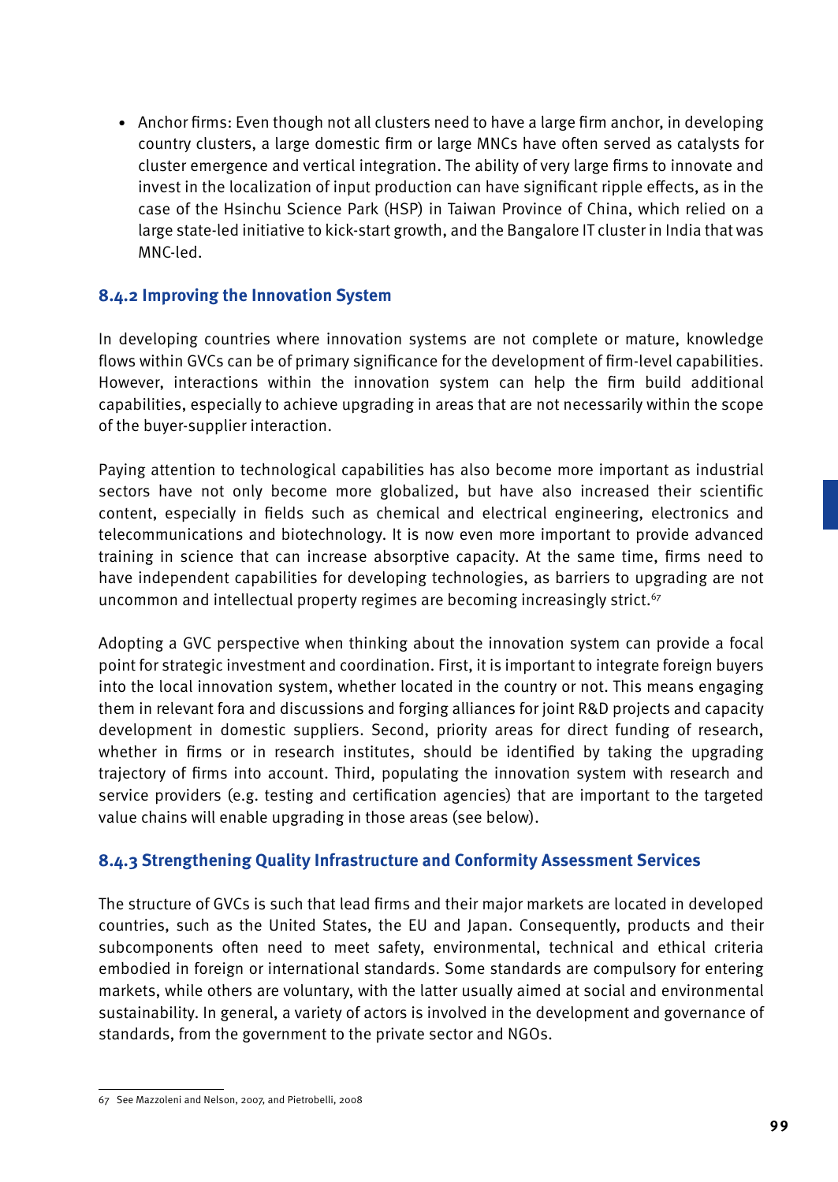- Anchor firms: Even though not all clusters need to have a large firm anchor, in developing country clusters, a large domestic firm or large MNCs have often served as catalysts for cluster emergence and vertical integration. The ability of very large firms to innovate and invest in the localization of input production can have significant ripple effects, as in the case of the Hsinchu Science Park (HSP) in Taiwan Province of China, which relied on a large state-led initiative to kick-start growth, and the Bangalore IT cluster in India that was MNC-led.

### 8.4.2 Improving the Innovation System

In developing countries where innovation systems are not complete or mature, knowledge flows within GVCs can be of primary significance for the development of firm-level capabilities. However, interactions within the innovation system can help the firm build additional capabilities, especially to achieve upgrading in areas that are not necessarily within the scope of the buyer-supplier interaction.

Paying attention to technological capabilities has also become more important as industrial sectors have not only become more globalized, but have also increased their scientific content, especially in fields such as chemical and electrical engineering, electronics and telecommunications and biotechnology. It is now even more important to provide advanced training in science that can increase absorptive capacity. At the same time, firms need to have independent capabilities for developing technologies, as barriers to upgrading are not uncommon and intellectual property regimes are becoming increasingly strict.[67]

Adopting a GVC perspective when thinking about the innovation system can provide a focal point for strategic investment and coordination. First, it is important to integrate foreign buyers into the local innovation system, whether located in the country or not. This means engaging them in relevant fora and discussions and forging alliances for joint R&D projects and capacity development in domestic suppliers. Second, priority areas for direct funding of research, whether in firms or in research institutes, should be identified by taking the upgrading trajectory of firms into account. Third, populating the innovation system with research and service providers (e.g. testing and certification agencies) that are important to the targeted value chains will enable upgrading in those areas (see below).

### 8.4.3 Strengthening Quality Infrastructure and Conformity Assessment Services

The structure of GVCs is such that lead firms and their major markets are located in developed countries, such as the United States, the EU and Japan. Consequently, products and their subcomponents often need to meet safety, environmental, technical and ethical criteria embodied in foreign or international standards. Some standards are compulsory for entering markets, while others are voluntary, with the latter usually aimed at social and environmental sustainability. In general, a variety of actors is involved in the development and governance of standards, from the government to the private sector and NGOs.

67 See Mazzoleni and Nelson, 2007, and Pietrobelli, 2008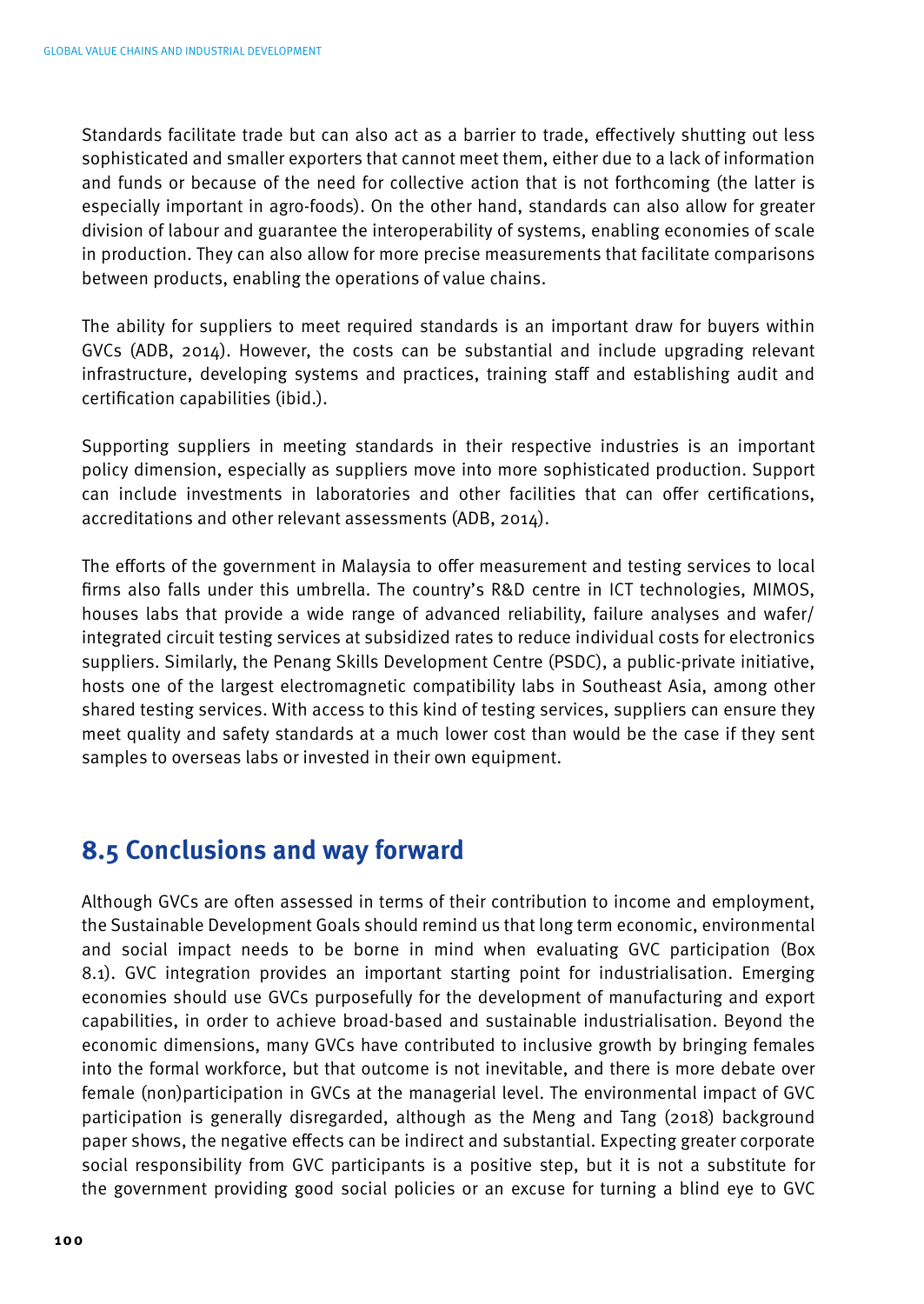Standards facilitate trade but can also act as a barrier to trade, effectively shutting out less sophisticated and smaller exporters that cannot meet them, either due to a lack of information and funds or because of the need for collective action that is not forthcoming (the latter is especially important in agro-foods). On the other hand, standards can also allow for greater division of labour and guarantee the interoperability of systems, enabling economies of scale in production. They can also allow for more precise measurements that facilitate comparisons between products, enabling the operations of value chains.

The ability for suppliers to meet required standards is an important draw for buyers within GVCs (ADB, 2014). However, the costs can be substantial and include upgrading relevant infrastructure, developing systems and practices, training staff and establishing audit and certification capabilities (ibid.).

Supporting suppliers in meeting standards in their respective industries is an important policy dimension, especially as suppliers move into more sophisticated production. Support can include investments in laboratories and other facilities that can offer certifications, accreditations and other relevant assessments (ADB, 2014).

The efforts of the government in Malaysia to offer measurement and testing services to local firms also falls under this umbrella. The country's R&D centre in ICT technologies, MIMOS, houses labs that provide a wide range of advanced reliability, failure analyses and wafer/integrated circuit testing services at subsidized rates to reduce individual costs for electronics suppliers. Similarly, the Penang Skills Development Centre (PSDC), a public-private initiative, hosts one of the largest electromagnetic compatibility labs in Southeast Asia, among other shared testing services. With access to this kind of testing services, suppliers can ensure they meet quality and safety standards at a much lower cost than would be the case if they sent samples to overseas labs or invested in their own equipment.

## 8.5 Conclusions and way forward

Although GVCs are often assessed in terms of their contribution to income and employment, the Sustainable Development Goals should remind us that long term economic, environmental and social impact needs to be borne in mind when evaluating GVC participation (Box 8.1). GVC integration provides an important starting point for industrialisation. Emerging economies should use GVCs purposefully for the development of manufacturing and export capabilities, in order to achieve broad-based and sustainable industrialisation. Beyond the economic dimensions, many GVCs have contributed to inclusive growth by bringing females into the formal workforce, but that outcome is not inevitable, and there is more debate over female (non)participation in GVCs at the managerial level. The environmental impact of GVC participation is generally disregarded, although as the Meng and Tang (2018) background paper shows, the negative effects can be indirect and substantial. Expecting greater corporate social responsibility from GVC participants is a positive step, but it is not a substitute for the government providing good social policies or an excuse for turning a blind eye to GVC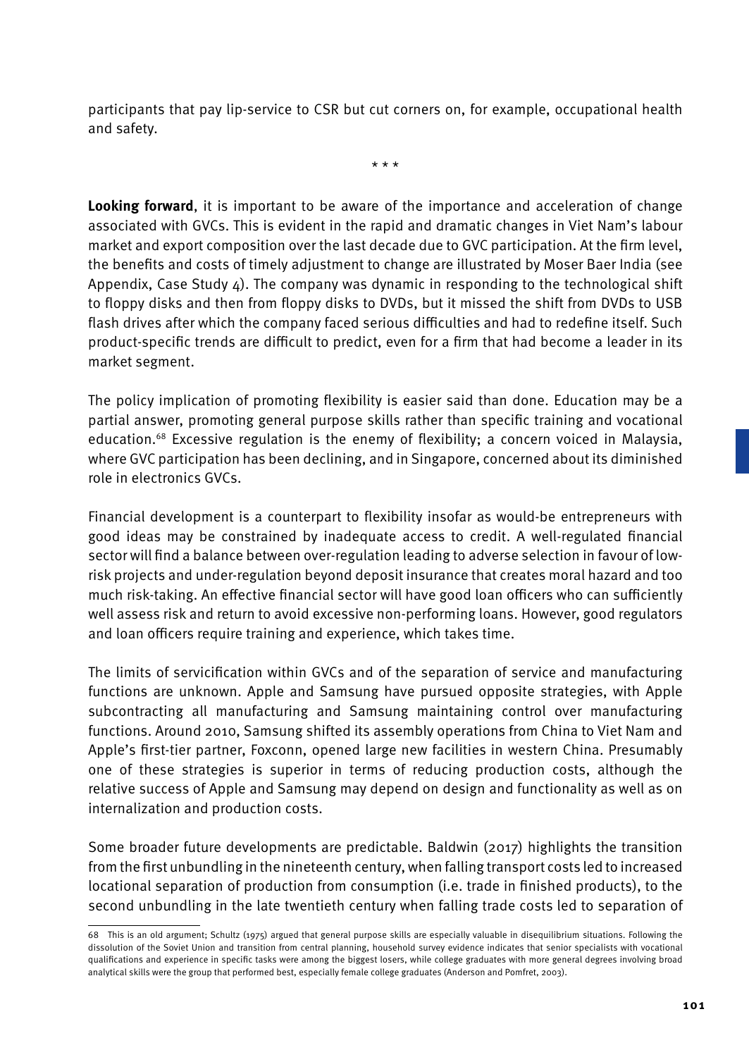participants that pay lip-service to CSR but cut corners on, for example, occupational health and safety.

\* \* \*

**Looking forward**, it is important to be aware of the importance and acceleration of change associated with GVCs. This is evident in the rapid and dramatic changes in Viet Nam's labour market and export composition over the last decade due to GVC participation. At the firm level, the benefits and costs of timely adjustment to change are illustrated by Moser Baer India (see Appendix, Case Study 4). The company was dynamic in responding to the technological shift to floppy disks and then from floppy disks to DVDs, but it missed the shift from DVDs to USB flash drives after which the company faced serious difficulties and had to redefine itself. Such product-specific trends are difficult to predict, even for a firm that had become a leader in its market segment.

The policy implication of promoting flexibility is easier said than done. Education may be a partial answer, promoting general purpose skills rather than specific training and vocational education.[68] Excessive regulation is the enemy of flexibility; a concern voiced in Malaysia, where GVC participation has been declining, and in Singapore, concerned about its diminished role in electronics GVCs.

Financial development is a counterpart to flexibility insofar as would-be entrepreneurs with good ideas may be constrained by inadequate access to credit. A well-regulated financial sector will find a balance between over-regulation leading to adverse selection in favour of low-risk projects and under-regulation beyond deposit insurance that creates moral hazard and too much risk-taking. An effective financial sector will have good loan officers who can sufficiently well assess risk and return to avoid excessive non-performing loans. However, good regulators and loan officers require training and experience, which takes time.

The limits of servicification within GVCs and of the separation of service and manufacturing functions are unknown. Apple and Samsung have pursued opposite strategies, with Apple subcontracting all manufacturing and Samsung maintaining control over manufacturing functions. Around 2010, Samsung shifted its assembly operations from China to Viet Nam and Apple's first-tier partner, Foxconn, opened large new facilities in western China. Presumably one of these strategies is superior in terms of reducing production costs, although the relative success of Apple and Samsung may depend on design and functionality as well as on internalization and production costs.

Some broader future developments are predictable. Baldwin (2017) highlights the transition from the first unbundling in the nineteenth century, when falling transport costs led to increased locational separation of production from consumption (i.e. trade in finished products), to the second unbundling in the late twentieth century when falling trade costs led to separation of

---

68 This is an old argument; Schultz (1975) argued that general purpose skills are especially valuable in disequilibrium situations. Following the dissolution of the Soviet Union and transition from central planning, household survey evidence indicates that senior specialists with vocational qualifications and experience in specific tasks were among the biggest losers, while college graduates with more general degrees involving broad analytical skills were the group that performed best, especially female college graduates (Anderson and Pomfret, 2003).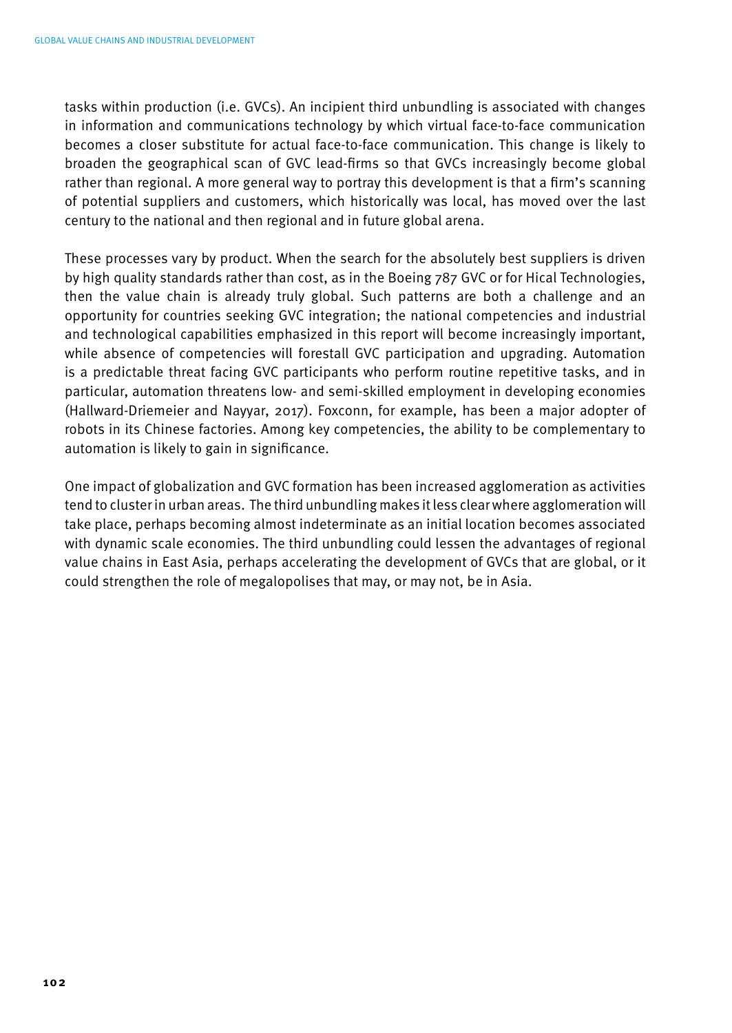tasks within production (i.e. GVCs). An incipient third unbundling is associated with changes in information and communications technology by which virtual face-to-face communication becomes a closer substitute for actual face-to-face communication. This change is likely to broaden the geographical scan of GVC lead-firms so that GVCs increasingly become global rather than regional. A more general way to portray this development is that a firm's scanning of potential suppliers and customers, which historically was local, has moved over the last century to the national and then regional and in future global arena.

These processes vary by product. When the search for the absolutely best suppliers is driven by high quality standards rather than cost, as in the Boeing 787 GVC or for Hical Technologies, then the value chain is already truly global. Such patterns are both a challenge and an opportunity for countries seeking GVC integration; the national competencies and industrial and technological capabilities emphasized in this report will become increasingly important, while absence of competencies will forestall GVC participation and upgrading. Automation is a predictable threat facing GVC participants who perform routine repetitive tasks, and in particular, automation threatens low- and semi-skilled employment in developing economies (Hallward-Driemeier and Nayyar, 2017). Foxconn, for example, has been a major adopter of robots in its Chinese factories. Among key competencies, the ability to be complementary to automation is likely to gain in significance.

One impact of globalization and GVC formation has been increased agglomeration as activities tend to cluster in urban areas. The third unbundling makes it less clear where agglomeration will take place, perhaps becoming almost indeterminate as an initial location becomes associated with dynamic scale economies. The third unbundling could lessen the advantages of regional value chains in East Asia, perhaps accelerating the development of GVCs that are global, or it could strengthen the role of megalopolises that may, or may not, be in Asia.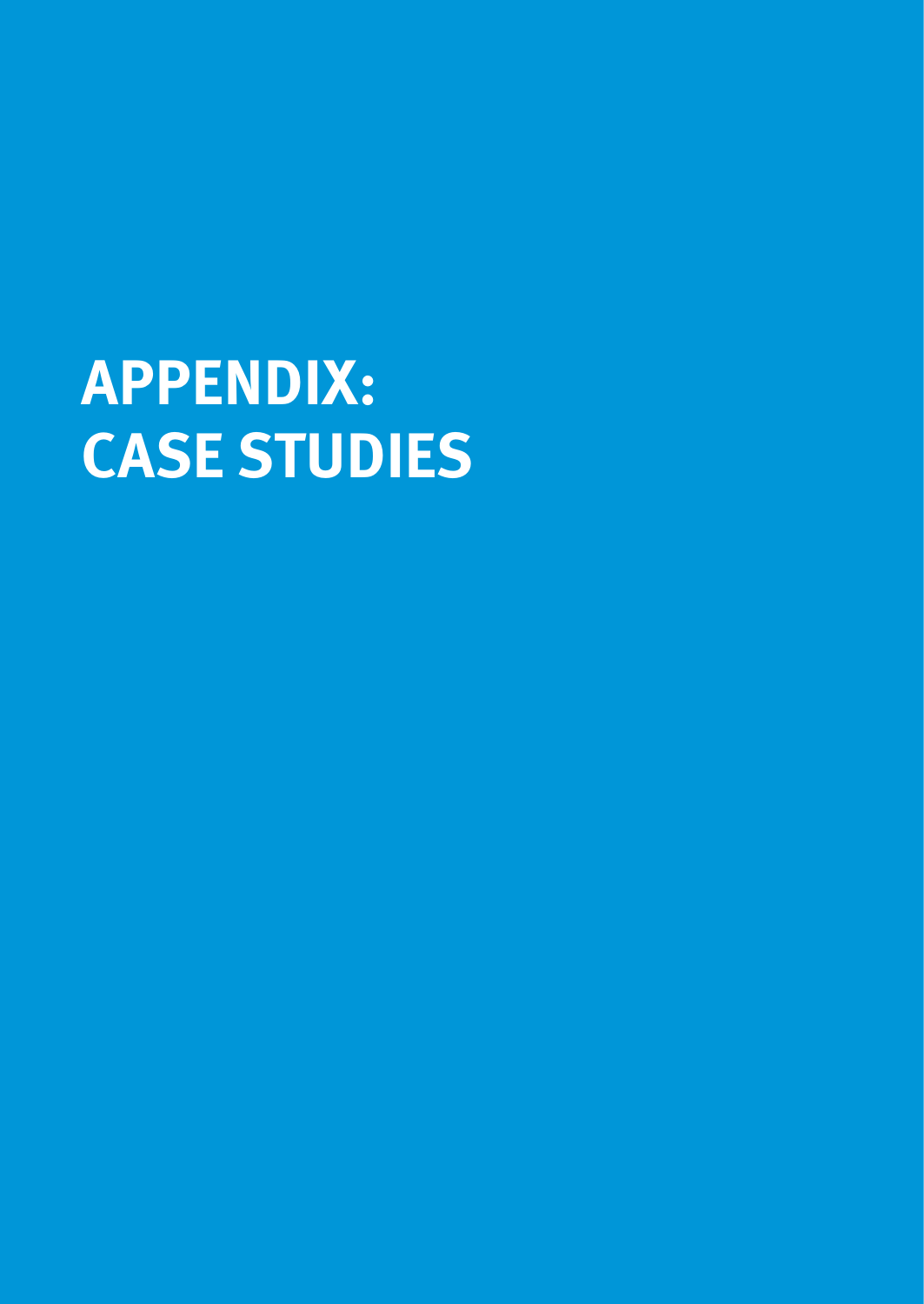# APPENDIX: CASE STUDIES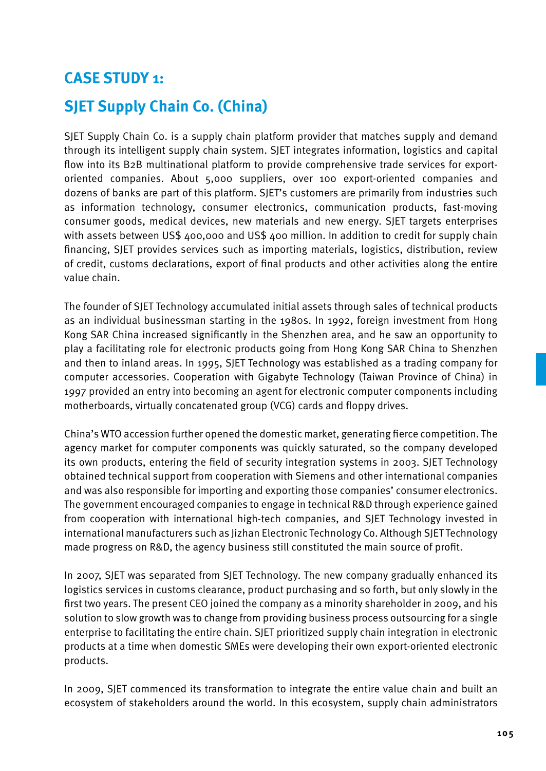## CASE STUDY 1:

## SJET Supply Chain Co. (China)

SJET Supply Chain Co. is a supply chain platform provider that matches supply and demand through its intelligent supply chain system. SJET integrates information, logistics and capital flow into its B2B multinational platform to provide comprehensive trade services for export-oriented companies. About 5,000 suppliers, over 100 export-oriented companies and dozens of banks are part of this platform. SJET's customers are primarily from industries such as information technology, consumer electronics, communication products, fast-moving consumer goods, medical devices, new materials and new energy. SJET targets enterprises with assets between US$ 400,000 and US$ 400 million. In addition to credit for supply chain financing, SJET provides services such as importing materials, logistics, distribution, review of credit, customs declarations, export of final products and other activities along the entire value chain.

The founder of SJET Technology accumulated initial assets through sales of technical products as an individual businessman starting in the 1980s. In 1992, foreign investment from Hong Kong SAR China increased significantly in the Shenzhen area, and he saw an opportunity to play a facilitating role for electronic products going from Hong Kong SAR China to Shenzhen and then to inland areas. In 1995, SJET Technology was established as a trading company for computer accessories. Cooperation with Gigabyte Technology (Taiwan Province of China) in 1997 provided an entry into becoming an agent for electronic computer components including motherboards, virtually concatenated group (VCG) cards and floppy drives.

China's WTO accession further opened the domestic market, generating fierce competition. The agency market for computer components was quickly saturated, so the company developed its own products, entering the field of security integration systems in 2003. SJET Technology obtained technical support from cooperation with Siemens and other international companies and was also responsible for importing and exporting those companies' consumer electronics. The government encouraged companies to engage in technical R&D through experience gained from cooperation with international high-tech companies, and SJET Technology invested in international manufacturers such as Jizhan Electronic Technology Co. Although SJET Technology made progress on R&D, the agency business still constituted the main source of profit.

In 2007, SJET was separated from SJET Technology. The new company gradually enhanced its logistics services in customs clearance, product purchasing and so forth, but only slowly in the first two years. The present CEO joined the company as a minority shareholder in 2009, and his solution to slow growth was to change from providing business process outsourcing for a single enterprise to facilitating the entire chain. SJET prioritized supply chain integration in electronic products at a time when domestic SMEs were developing their own export-oriented electronic products.

In 2009, SJET commenced its transformation to integrate the entire value chain and built an ecosystem of stakeholders around the world. In this ecosystem, supply chain administrators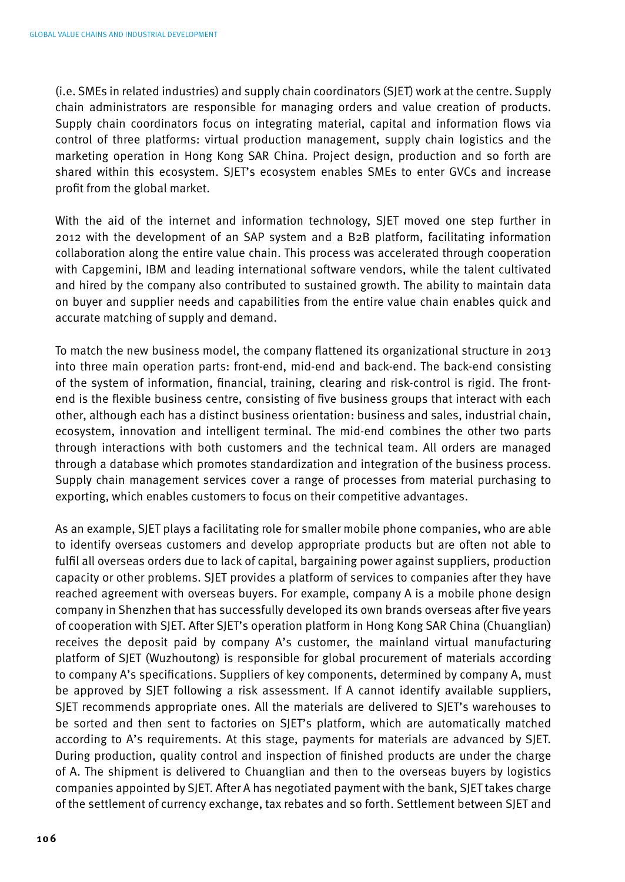(i.e. SMEs in related industries) and supply chain coordinators (SJET) work at the centre. Supply chain administrators are responsible for managing orders and value creation of products. Supply chain coordinators focus on integrating material, capital and information flows via control of three platforms: virtual production management, supply chain logistics and the marketing operation in Hong Kong SAR China. Project design, production and so forth are shared within this ecosystem. SJET's ecosystem enables SMEs to enter GVCs and increase profit from the global market.

With the aid of the internet and information technology, SJET moved one step further in 2012 with the development of an SAP system and a B2B platform, facilitating information collaboration along the entire value chain. This process was accelerated through cooperation with Capgemini, IBM and leading international software vendors, while the talent cultivated and hired by the company also contributed to sustained growth. The ability to maintain data on buyer and supplier needs and capabilities from the entire value chain enables quick and accurate matching of supply and demand.

To match the new business model, the company flattened its organizational structure in 2013 into three main operation parts: front-end, mid-end and back-end. The back-end consisting of the system of information, financial, training, clearing and risk-control is rigid. The front-end is the flexible business centre, consisting of five business groups that interact with each other, although each has a distinct business orientation: business and sales, industrial chain, ecosystem, innovation and intelligent terminal. The mid-end combines the other two parts through interactions with both customers and the technical team. All orders are managed through a database which promotes standardization and integration of the business process. Supply chain management services cover a range of processes from material purchasing to exporting, which enables customers to focus on their competitive advantages.

As an example, SJET plays a facilitating role for smaller mobile phone companies, who are able to identify overseas customers and develop appropriate products but are often not able to fulfil all overseas orders due to lack of capital, bargaining power against suppliers, production capacity or other problems. SJET provides a platform of services to companies after they have reached agreement with overseas buyers. For example, company A is a mobile phone design company in Shenzhen that has successfully developed its own brands overseas after five years of cooperation with SJET. After SJET's operation platform in Hong Kong SAR China (Chuanglian) receives the deposit paid by company A's customer, the mainland virtual manufacturing platform of SJET (Wuzhoutong) is responsible for global procurement of materials according to company A's specifications. Suppliers of key components, determined by company A, must be approved by SJET following a risk assessment. If A cannot identify available suppliers, SJET recommends appropriate ones. All the materials are delivered to SJET's warehouses to be sorted and then sent to factories on SJET's platform, which are automatically matched according to A's requirements. At this stage, payments for materials are advanced by SJET. During production, quality control and inspection of finished products are under the charge of A. The shipment is delivered to Chuanglian and then to the overseas buyers by logistics companies appointed by SJET. After A has negotiated payment with the bank, SJET takes charge of the settlement of currency exchange, tax rebates and so forth. Settlement between SJET and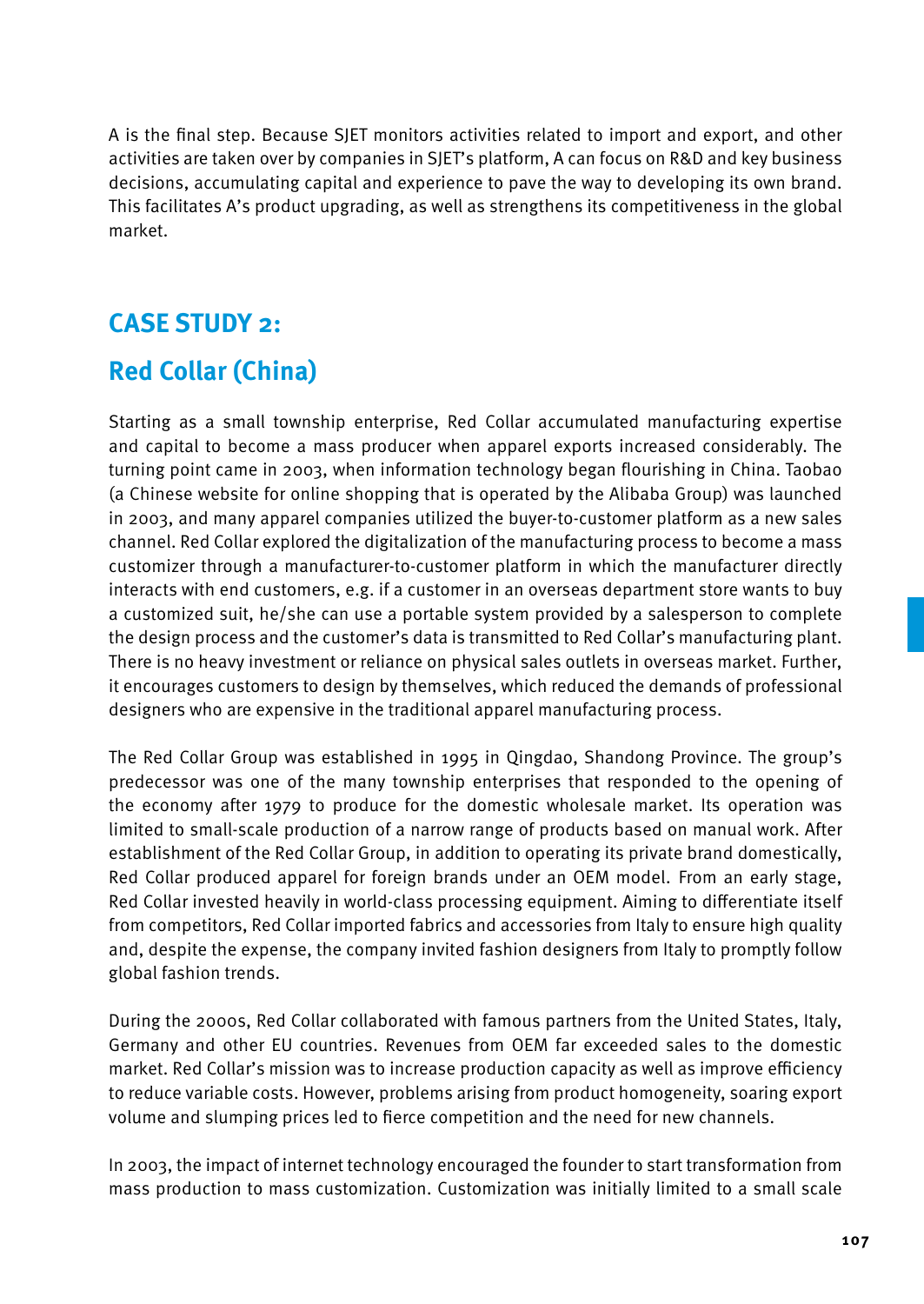A is the final step. Because SJET monitors activities related to import and export, and other activities are taken over by companies in SJET's platform, A can focus on R&D and key business decisions, accumulating capital and experience to pave the way to developing its own brand. This facilitates A's product upgrading, as well as strengthens its competitiveness in the global market.

## CASE STUDY 2:

## Red Collar (China)

Starting as a small township enterprise, Red Collar accumulated manufacturing expertise and capital to become a mass producer when apparel exports increased considerably. The turning point came in 2003, when information technology began flourishing in China. Taobao (a Chinese website for online shopping that is operated by the Alibaba Group) was launched in 2003, and many apparel companies utilized the buyer-to-customer platform as a new sales channel. Red Collar explored the digitalization of the manufacturing process to become a mass customizer through a manufacturer-to-customer platform in which the manufacturer directly interacts with end customers, e.g. if a customer in an overseas department store wants to buy a customized suit, he/she can use a portable system provided by a salesperson to complete the design process and the customer's data is transmitted to Red Collar's manufacturing plant. There is no heavy investment or reliance on physical sales outlets in overseas market. Further, it encourages customers to design by themselves, which reduced the demands of professional designers who are expensive in the traditional apparel manufacturing process.

The Red Collar Group was established in 1995 in Qingdao, Shandong Province. The group's predecessor was one of the many township enterprises that responded to the opening of the economy after 1979 to produce for the domestic wholesale market. Its operation was limited to small-scale production of a narrow range of products based on manual work. After establishment of the Red Collar Group, in addition to operating its private brand domestically, Red Collar produced apparel for foreign brands under an OEM model. From an early stage, Red Collar invested heavily in world-class processing equipment. Aiming to differentiate itself from competitors, Red Collar imported fabrics and accessories from Italy to ensure high quality and, despite the expense, the company invited fashion designers from Italy to promptly follow global fashion trends.

During the 2000s, Red Collar collaborated with famous partners from the United States, Italy, Germany and other EU countries. Revenues from OEM far exceeded sales to the domestic market. Red Collar's mission was to increase production capacity as well as improve efficiency to reduce variable costs. However, problems arising from product homogeneity, soaring export volume and slumping prices led to fierce competition and the need for new channels.

In 2003, the impact of internet technology encouraged the founder to start transformation from mass production to mass customization. Customization was initially limited to a small scale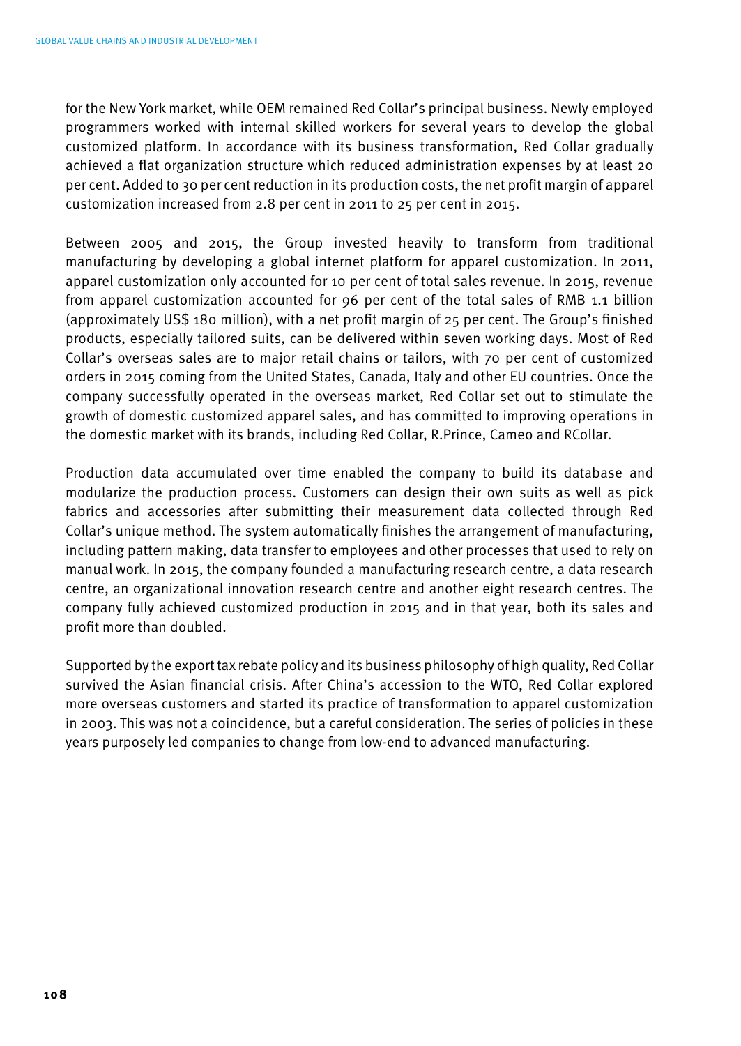for the New York market, while OEM remained Red Collar's principal business. Newly employed programmers worked with internal skilled workers for several years to develop the global customized platform. In accordance with its business transformation, Red Collar gradually achieved a flat organization structure which reduced administration expenses by at least 20 per cent. Added to 30 per cent reduction in its production costs, the net profit margin of apparel customization increased from 2.8 per cent in 2011 to 25 per cent in 2015.

Between 2005 and 2015, the Group invested heavily to transform from traditional manufacturing by developing a global internet platform for apparel customization. In 2011, apparel customization only accounted for 10 per cent of total sales revenue. In 2015, revenue from apparel customization accounted for 96 per cent of the total sales of RMB 1.1 billion (approximately US$ 180 million), with a net profit margin of 25 per cent. The Group's finished products, especially tailored suits, can be delivered within seven working days. Most of Red Collar's overseas sales are to major retail chains or tailors, with 70 per cent of customized orders in 2015 coming from the United States, Canada, Italy and other EU countries. Once the company successfully operated in the overseas market, Red Collar set out to stimulate the growth of domestic customized apparel sales, and has committed to improving operations in the domestic market with its brands, including Red Collar, R.Prince, Cameo and RCollar.

Production data accumulated over time enabled the company to build its database and modularize the production process. Customers can design their own suits as well as pick fabrics and accessories after submitting their measurement data collected through Red Collar's unique method. The system automatically finishes the arrangement of manufacturing, including pattern making, data transfer to employees and other processes that used to rely on manual work. In 2015, the company founded a manufacturing research centre, a data research centre, an organizational innovation research centre and another eight research centres. The company fully achieved customized production in 2015 and in that year, both its sales and profit more than doubled.

Supported by the export tax rebate policy and its business philosophy of high quality, Red Collar survived the Asian financial crisis. After China's accession to the WTO, Red Collar explored more overseas customers and started its practice of transformation to apparel customization in 2003. This was not a coincidence, but a careful consideration. The series of policies in these years purposely led companies to change from low-end to advanced manufacturing.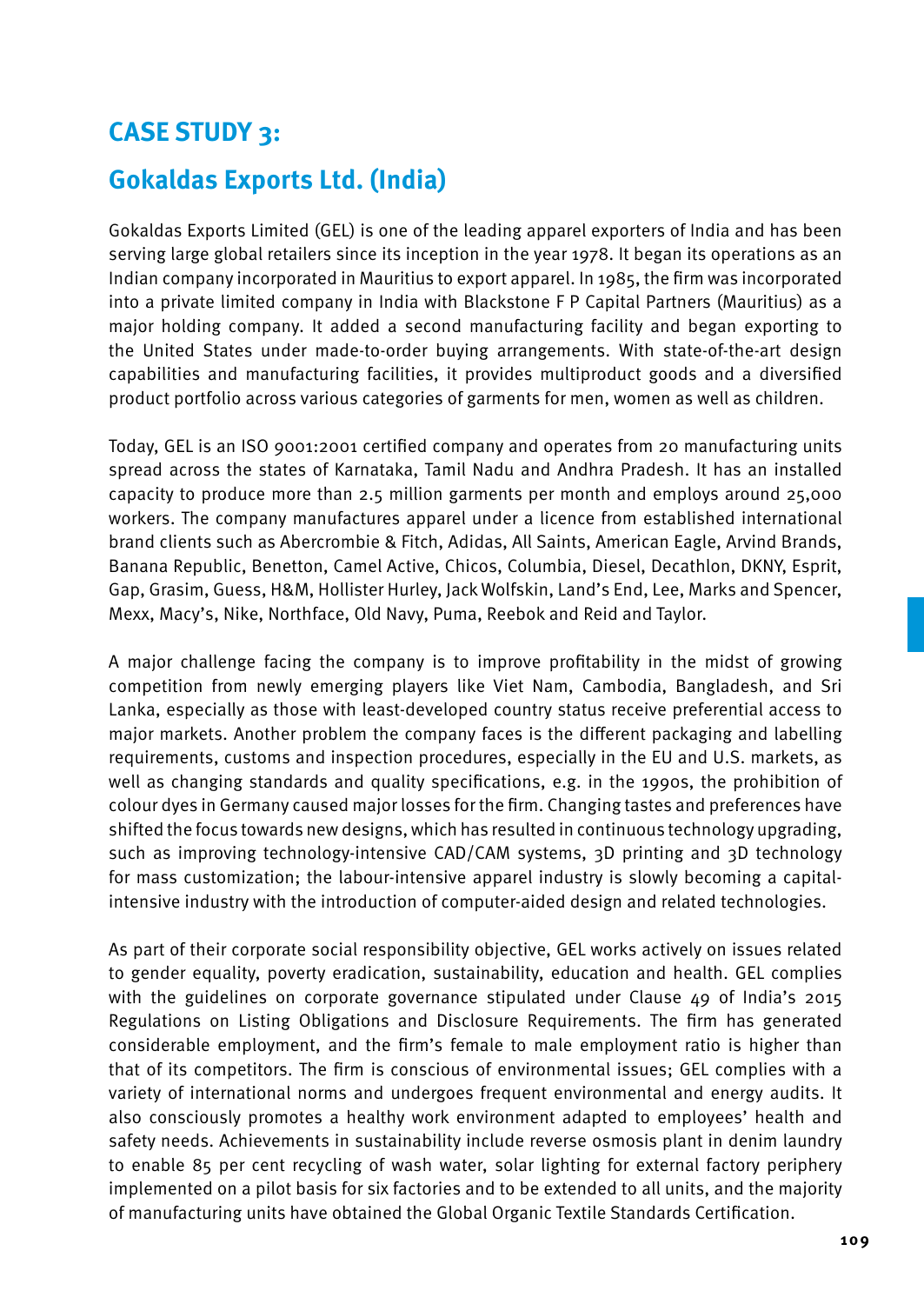## CASE STUDY 3:

## Gokaldas Exports Ltd. (India)

Gokaldas Exports Limited (GEL) is one of the leading apparel exporters of India and has been serving large global retailers since its inception in the year 1978. It began its operations as an Indian company incorporated in Mauritius to export apparel. In 1985, the firm was incorporated into a private limited company in India with Blackstone F P Capital Partners (Mauritius) as a major holding company. It added a second manufacturing facility and began exporting to the United States under made-to-order buying arrangements. With state-of-the-art design capabilities and manufacturing facilities, it provides multiproduct goods and a diversified product portfolio across various categories of garments for men, women as well as children.

Today, GEL is an ISO 9001:2001 certified company and operates from 20 manufacturing units spread across the states of Karnataka, Tamil Nadu and Andhra Pradesh. It has an installed capacity to produce more than 2.5 million garments per month and employs around 25,000 workers. The company manufactures apparel under a licence from established international brand clients such as Abercrombie & Fitch, Adidas, All Saints, American Eagle, Arvind Brands, Banana Republic, Benetton, Camel Active, Chicos, Columbia, Diesel, Decathlon, DKNY, Esprit, Gap, Grasim, Guess, H&M, Hollister Hurley, Jack Wolfskin, Land's End, Lee, Marks and Spencer, Mexx, Macy's, Nike, Northface, Old Navy, Puma, Reebok and Reid and Taylor.

A major challenge facing the company is to improve profitability in the midst of growing competition from newly emerging players like Viet Nam, Cambodia, Bangladesh, and Sri Lanka, especially as those with least-developed country status receive preferential access to major markets. Another problem the company faces is the different packaging and labelling requirements, customs and inspection procedures, especially in the EU and U.S. markets, as well as changing standards and quality specifications, e.g. in the 1990s, the prohibition of colour dyes in Germany caused major losses for the firm. Changing tastes and preferences have shifted the focus towards new designs, which has resulted in continuous technology upgrading, such as improving technology-intensive CAD/CAM systems, 3D printing and 3D technology for mass customization; the labour-intensive apparel industry is slowly becoming a capital-intensive industry with the introduction of computer-aided design and related technologies.

As part of their corporate social responsibility objective, GEL works actively on issues related to gender equality, poverty eradication, sustainability, education and health. GEL complies with the guidelines on corporate governance stipulated under Clause 49 of India's 2015 Regulations on Listing Obligations and Disclosure Requirements. The firm has generated considerable employment, and the firm's female to male employment ratio is higher than that of its competitors. The firm is conscious of environmental issues; GEL complies with a variety of international norms and undergoes frequent environmental and energy audits. It also consciously promotes a healthy work environment adapted to employees' health and safety needs. Achievements in sustainability include reverse osmosis plant in denim laundry to enable 85 per cent recycling of wash water, solar lighting for external factory periphery implemented on a pilot basis for six factories and to be extended to all units, and the majority of manufacturing units have obtained the Global Organic Textile Standards Certification.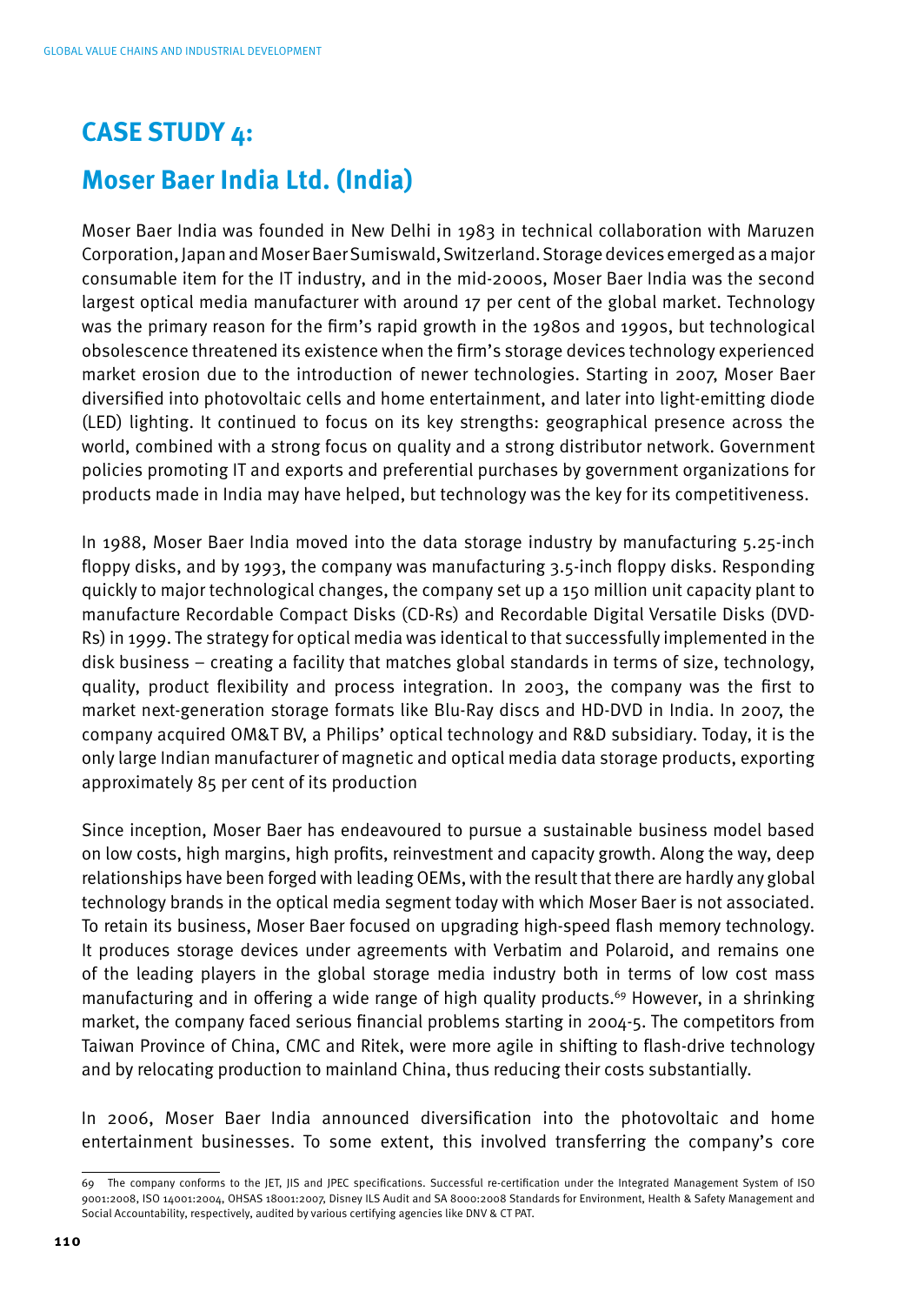## CASE STUDY 4:

## Moser Baer India Ltd. (India)

Moser Baer India was founded in New Delhi in 1983 in technical collaboration with Maruzen Corporation, Japan and Moser Baer Sumiswald, Switzerland. Storage devices emerged as a major consumable item for the IT industry, and in the mid-2000s, Moser Baer India was the second largest optical media manufacturer with around 17 per cent of the global market. Technology was the primary reason for the firm's rapid growth in the 1980s and 1990s, but technological obsolescence threatened its existence when the firm's storage devices technology experienced market erosion due to the introduction of newer technologies. Starting in 2007, Moser Baer diversified into photovoltaic cells and home entertainment, and later into light-emitting diode (LED) lighting. It continued to focus on its key strengths: geographical presence across the world, combined with a strong focus on quality and a strong distributor network. Government policies promoting IT and exports and preferential purchases by government organizations for products made in India may have helped, but technology was the key for its competitiveness.

In 1988, Moser Baer India moved into the data storage industry by manufacturing 5.25-inch floppy disks, and by 1993, the company was manufacturing 3.5-inch floppy disks. Responding quickly to major technological changes, the company set up a 150 million unit capacity plant to manufacture Recordable Compact Disks (CD-Rs) and Recordable Digital Versatile Disks (DVD-Rs) in 1999. The strategy for optical media was identical to that successfully implemented in the disk business – creating a facility that matches global standards in terms of size, technology, quality, product flexibility and process integration. In 2003, the company was the first to market next-generation storage formats like Blu-Ray discs and HD-DVD in India. In 2007, the company acquired OM&T BV, a Philips' optical technology and R&D subsidiary. Today, it is the only large Indian manufacturer of magnetic and optical media data storage products, exporting approximately 85 per cent of its production

Since inception, Moser Baer has endeavoured to pursue a sustainable business model based on low costs, high margins, high profits, reinvestment and capacity growth. Along the way, deep relationships have been forged with leading OEMs, with the result that there are hardly any global technology brands in the optical media segment today with which Moser Baer is not associated. To retain its business, Moser Baer focused on upgrading high-speed flash memory technology. It produces storage devices under agreements with Verbatim and Polaroid, and remains one of the leading players in the global storage media industry both in terms of low cost mass manufacturing and in offering a wide range of high quality products.[69] However, in a shrinking market, the company faced serious financial problems starting in 2004-5. The competitors from Taiwan Province of China, CMC and Ritek, were more agile in shifting to flash-drive technology and by relocating production to mainland China, thus reducing their costs substantially.

In 2006, Moser Baer India announced diversification into the photovoltaic and home entertainment businesses. To some extent, this involved transferring the company's core

---

69 The company conforms to the JET, JIS and JPEC specifications. Successful re-certification under the Integrated Management System of ISO 9001:2008, ISO 14001:2004, OHSAS 18001:2007, Disney ILS Audit and SA 8000:2008 Standards for Environment, Health & Safety Management and Social Accountability, respectively, audited by various certifying agencies like DNV & CT PAT.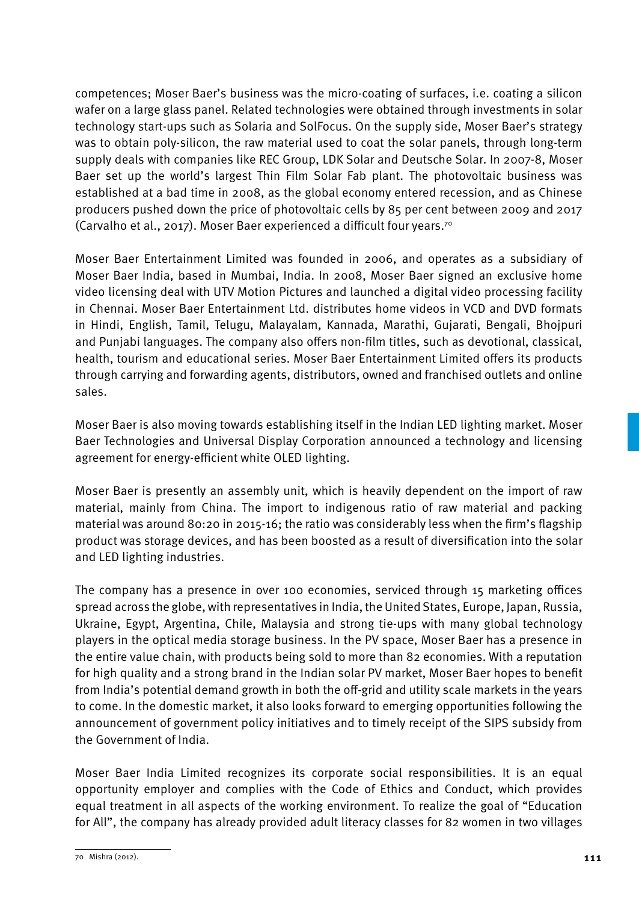competences; Moser Baer's business was the micro-coating of surfaces, i.e. coating a silicon wafer on a large glass panel. Related technologies were obtained through investments in solar technology start-ups such as Solaria and SolFocus. On the supply side, Moser Baer's strategy was to obtain poly-silicon, the raw material used to coat the solar panels, through long-term supply deals with companies like REC Group, LDK Solar and Deutsche Solar. In 2007-8, Moser Baer set up the world's largest Thin Film Solar Fab plant. The photovoltaic business was established at a bad time in 2008, as the global economy entered recession, and as Chinese producers pushed down the price of photovoltaic cells by 85 per cent between 2009 and 2017 (Carvalho et al., 2017). Moser Baer experienced a difficult four years.[70]

Moser Baer Entertainment Limited was founded in 2006, and operates as a subsidiary of Moser Baer India, based in Mumbai, India. In 2008, Moser Baer signed an exclusive home video licensing deal with UTV Motion Pictures and launched a digital video processing facility in Chennai. Moser Baer Entertainment Ltd. distributes home videos in VCD and DVD formats in Hindi, English, Tamil, Telugu, Malayalam, Kannada, Marathi, Gujarati, Bengali, Bhojpuri and Punjabi languages. The company also offers non-film titles, such as devotional, classical, health, tourism and educational series. Moser Baer Entertainment Limited offers its products through carrying and forwarding agents, distributors, owned and franchised outlets and online sales.

Moser Baer is also moving towards establishing itself in the Indian LED lighting market. Moser Baer Technologies and Universal Display Corporation announced a technology and licensing agreement for energy-efficient white OLED lighting.

Moser Baer is presently an assembly unit, which is heavily dependent on the import of raw material, mainly from China. The import to indigenous ratio of raw material and packing material was around 80:20 in 2015-16; the ratio was considerably less when the firm's flagship product was storage devices, and has been boosted as a result of diversification into the solar and LED lighting industries.

The company has a presence in over 100 economies, serviced through 15 marketing offices spread across the globe, with representatives in India, the United States, Europe, Japan, Russia, Ukraine, Egypt, Argentina, Chile, Malaysia and strong tie-ups with many global technology players in the optical media storage business. In the PV space, Moser Baer has a presence in the entire value chain, with products being sold to more than 82 economies. With a reputation for high quality and a strong brand in the Indian solar PV market, Moser Baer hopes to benefit from India's potential demand growth in both the off-grid and utility scale markets in the years to come. In the domestic market, it also looks forward to emerging opportunities following the announcement of government policy initiatives and to timely receipt of the SIPS subsidy from the Government of India.

Moser Baer India Limited recognizes its corporate social responsibilities. It is an equal opportunity employer and complies with the Code of Ethics and Conduct, which provides equal treatment in all aspects of the working environment. To realize the goal of "Education for All", the company has already provided adult literacy classes for 82 women in two villages

---

70 Mishra (2012).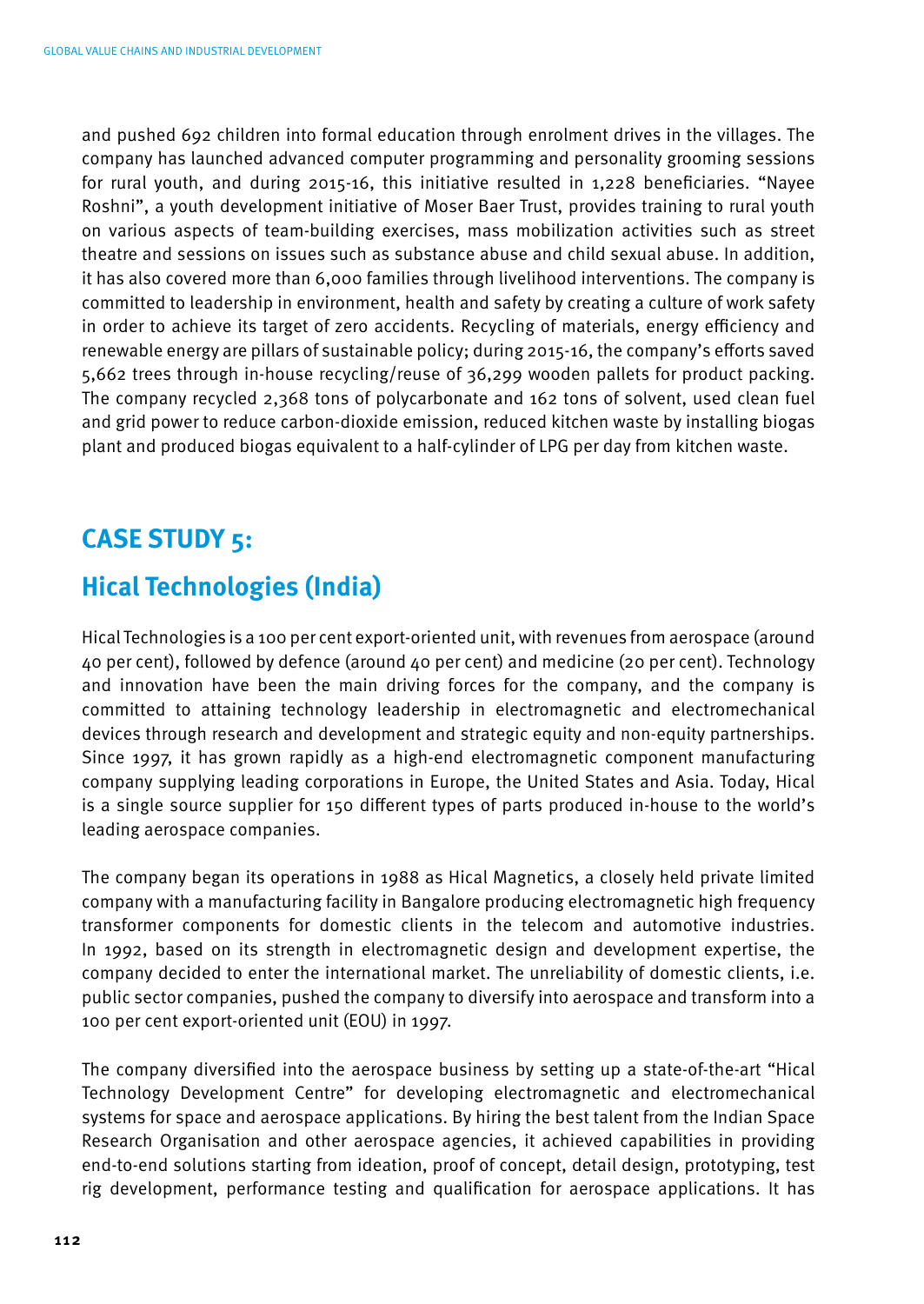and pushed 692 children into formal education through enrolment drives in the villages. The company has launched advanced computer programming and personality grooming sessions for rural youth, and during 2015-16, this initiative resulted in 1,228 beneficiaries. "Nayee Roshni", a youth development initiative of Moser Baer Trust, provides training to rural youth on various aspects of team-building exercises, mass mobilization activities such as street theatre and sessions on issues such as substance abuse and child sexual abuse. In addition, it has also covered more than 6,000 families through livelihood interventions. The company is committed to leadership in environment, health and safety by creating a culture of work safety in order to achieve its target of zero accidents. Recycling of materials, energy efficiency and renewable energy are pillars of sustainable policy; during 2015-16, the company's efforts saved 5,662 trees through in-house recycling/reuse of 36,299 wooden pallets for product packing. The company recycled 2,368 tons of polycarbonate and 162 tons of solvent, used clean fuel and grid power to reduce carbon-dioxide emission, reduced kitchen waste by installing biogas plant and produced biogas equivalent to a half-cylinder of LPG per day from kitchen waste.

## CASE STUDY 5:

## Hical Technologies (India)

Hical Technologies is a 100 per cent export-oriented unit, with revenues from aerospace (around 40 per cent), followed by defence (around 40 per cent) and medicine (20 per cent). Technology and innovation have been the main driving forces for the company, and the company is committed to attaining technology leadership in electromagnetic and electromechanical devices through research and development and strategic equity and non-equity partnerships. Since 1997, it has grown rapidly as a high-end electromagnetic component manufacturing company supplying leading corporations in Europe, the United States and Asia. Today, Hical is a single source supplier for 150 different types of parts produced in-house to the world's leading aerospace companies.

The company began its operations in 1988 as Hical Magnetics, a closely held private limited company with a manufacturing facility in Bangalore producing electromagnetic high frequency transformer components for domestic clients in the telecom and automotive industries. In 1992, based on its strength in electromagnetic design and development expertise, the company decided to enter the international market. The unreliability of domestic clients, i.e. public sector companies, pushed the company to diversify into aerospace and transform into a 100 per cent export-oriented unit (EOU) in 1997.

The company diversified into the aerospace business by setting up a state-of-the-art "Hical Technology Development Centre" for developing electromagnetic and electromechanical systems for space and aerospace applications. By hiring the best talent from the Indian Space Research Organisation and other aerospace agencies, it achieved capabilities in providing end-to-end solutions starting from ideation, proof of concept, detail design, prototyping, test rig development, performance testing and qualification for aerospace applications. It has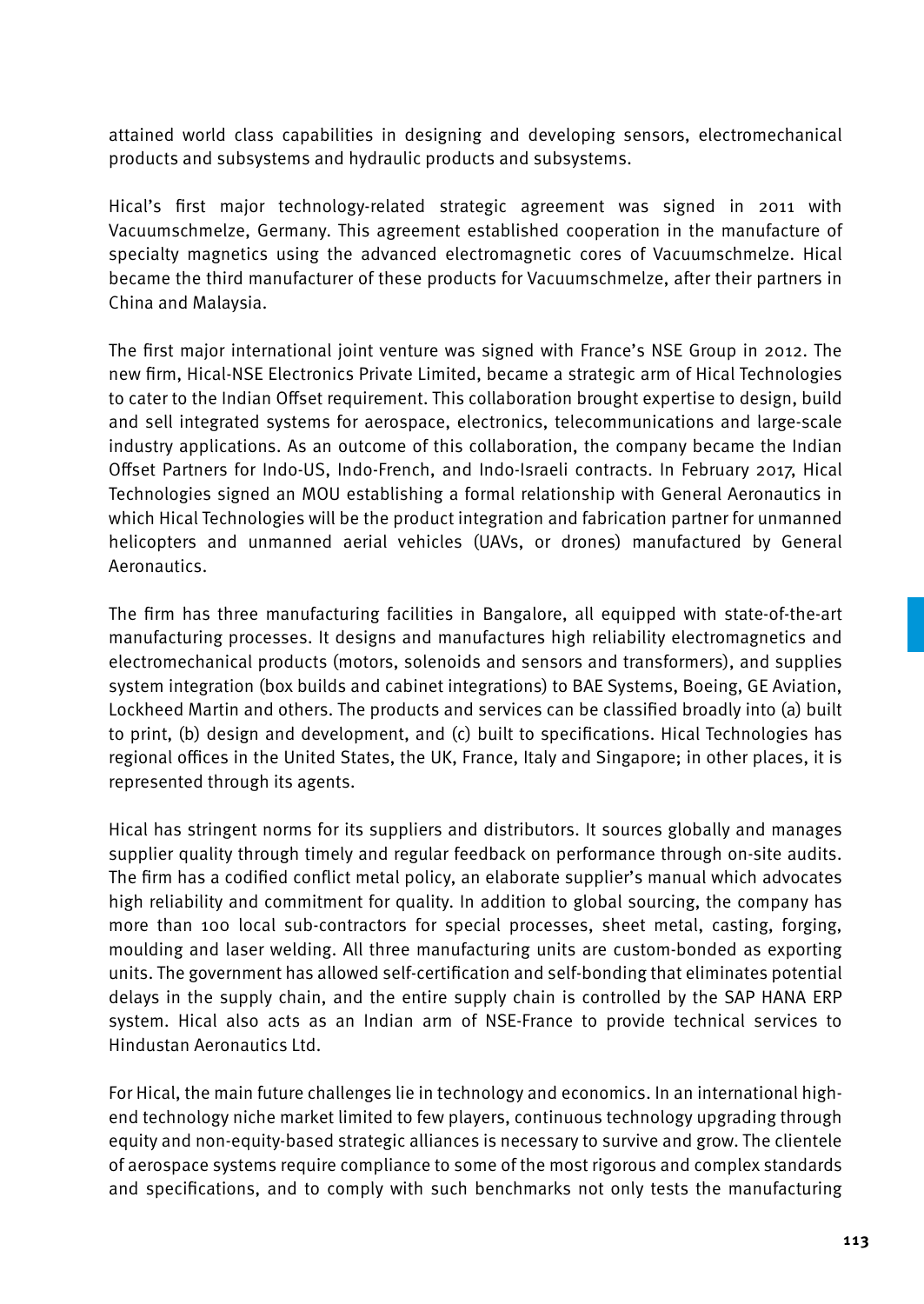attained world class capabilities in designing and developing sensors, electromechanical products and subsystems and hydraulic products and subsystems.

Hical's first major technology-related strategic agreement was signed in 2011 with Vacuumschmelze, Germany. This agreement established cooperation in the manufacture of specialty magnetics using the advanced electromagnetic cores of Vacuumschmelze. Hical became the third manufacturer of these products for Vacuumschmelze, after their partners in China and Malaysia.

The first major international joint venture was signed with France's NSE Group in 2012. The new firm, Hical-NSE Electronics Private Limited, became a strategic arm of Hical Technologies to cater to the Indian Offset requirement. This collaboration brought expertise to design, build and sell integrated systems for aerospace, electronics, telecommunications and large-scale industry applications. As an outcome of this collaboration, the company became the Indian Offset Partners for Indo-US, Indo-French, and Indo-Israeli contracts. In February 2017, Hical Technologies signed an MOU establishing a formal relationship with General Aeronautics in which Hical Technologies will be the product integration and fabrication partner for unmanned helicopters and unmanned aerial vehicles (UAVs, or drones) manufactured by General Aeronautics.

The firm has three manufacturing facilities in Bangalore, all equipped with state-of-the-art manufacturing processes. It designs and manufactures high reliability electromagnetics and electromechanical products (motors, solenoids and sensors and transformers), and supplies system integration (box builds and cabinet integrations) to BAE Systems, Boeing, GE Aviation, Lockheed Martin and others. The products and services can be classified broadly into (a) built to print, (b) design and development, and (c) built to specifications. Hical Technologies has regional offices in the United States, the UK, France, Italy and Singapore; in other places, it is represented through its agents.

Hical has stringent norms for its suppliers and distributors. It sources globally and manages supplier quality through timely and regular feedback on performance through on-site audits. The firm has a codified conflict metal policy, an elaborate supplier's manual which advocates high reliability and commitment for quality. In addition to global sourcing, the company has more than 100 local sub-contractors for special processes, sheet metal, casting, forging, moulding and laser welding. All three manufacturing units are custom-bonded as exporting units. The government has allowed self-certification and self-bonding that eliminates potential delays in the supply chain, and the entire supply chain is controlled by the SAP HANA ERP system. Hical also acts as an Indian arm of NSE-France to provide technical services to Hindustan Aeronautics Ltd.

For Hical, the main future challenges lie in technology and economics. In an international high-end technology niche market limited to few players, continuous technology upgrading through equity and non-equity-based strategic alliances is necessary to survive and grow. The clientele of aerospace systems require compliance to some of the most rigorous and complex standards and specifications, and to comply with such benchmarks not only tests the manufacturing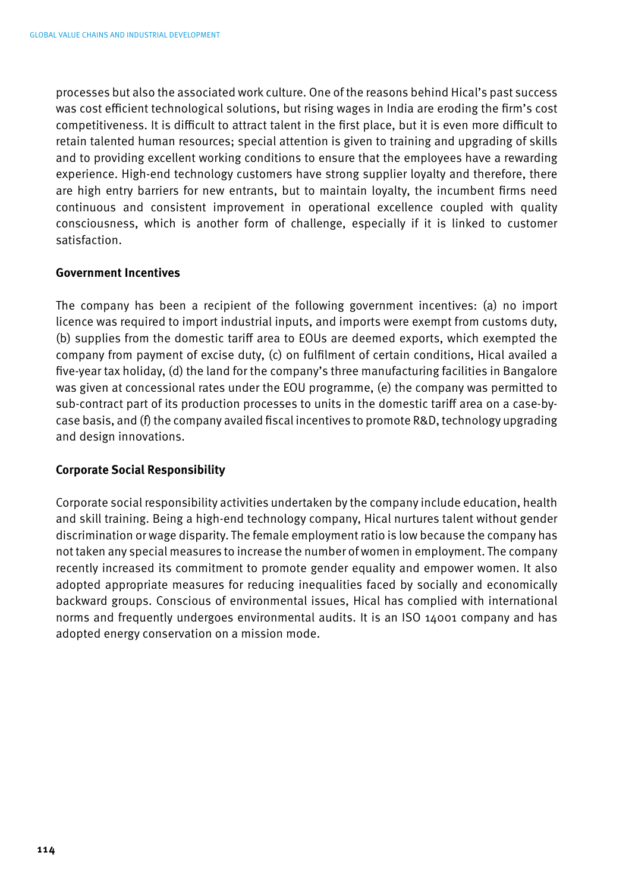processes but also the associated work culture. One of the reasons behind Hical's past success was cost efficient technological solutions, but rising wages in India are eroding the firm's cost competitiveness. It is difficult to attract talent in the first place, but it is even more difficult to retain talented human resources; special attention is given to training and upgrading of skills and to providing excellent working conditions to ensure that the employees have a rewarding experience. High-end technology customers have strong supplier loyalty and therefore, there are high entry barriers for new entrants, but to maintain loyalty, the incumbent firms need continuous and consistent improvement in operational excellence coupled with quality consciousness, which is another form of challenge, especially if it is linked to customer satisfaction.

**Government Incentives**

The company has been a recipient of the following government incentives: (a) no import licence was required to import industrial inputs, and imports were exempt from customs duty, (b) supplies from the domestic tariff area to EOUs are deemed exports, which exempted the company from payment of excise duty, (c) on fulfilment of certain conditions, Hical availed a five-year tax holiday, (d) the land for the company's three manufacturing facilities in Bangalore was given at concessional rates under the EOU programme, (e) the company was permitted to sub-contract part of its production processes to units in the domestic tariff area on a case-by-case basis, and (f) the company availed fiscal incentives to promote R&D, technology upgrading and design innovations.

**Corporate Social Responsibility**

Corporate social responsibility activities undertaken by the company include education, health and skill training. Being a high-end technology company, Hical nurtures talent without gender discrimination or wage disparity. The female employment ratio is low because the company has not taken any special measures to increase the number of women in employment. The company recently increased its commitment to promote gender equality and empower women. It also adopted appropriate measures for reducing inequalities faced by socially and economically backward groups. Conscious of environmental issues, Hical has complied with international norms and frequently undergoes environmental audits. It is an ISO 14001 company and has adopted energy conservation on a mission mode.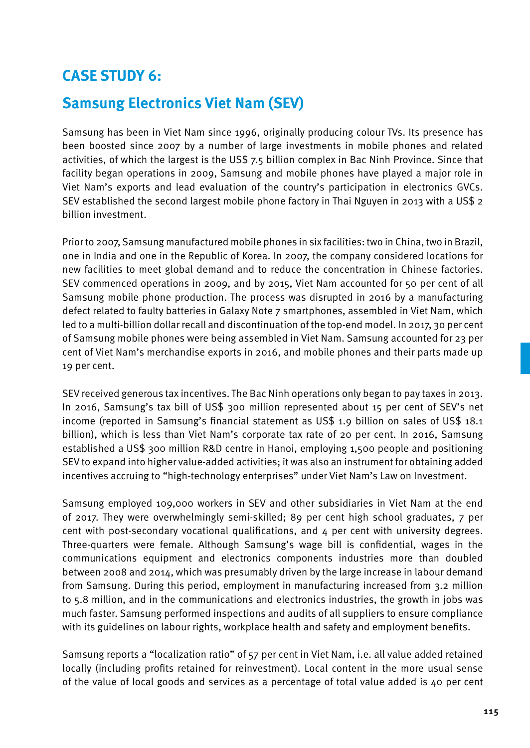## CASE STUDY 6:

## Samsung Electronics Viet Nam (SEV)

Samsung has been in Viet Nam since 1996, originally producing colour TVs. Its presence has been boosted since 2007 by a number of large investments in mobile phones and related activities, of which the largest is the US$ 7.5 billion complex in Bac Ninh Province. Since that facility began operations in 2009, Samsung and mobile phones have played a major role in Viet Nam's exports and lead evaluation of the country's participation in electronics GVCs. SEV established the second largest mobile phone factory in Thai Nguyen in 2013 with a US$ 2 billion investment.

Prior to 2007, Samsung manufactured mobile phones in six facilities: two in China, two in Brazil, one in India and one in the Republic of Korea. In 2007, the company considered locations for new facilities to meet global demand and to reduce the concentration in Chinese factories. SEV commenced operations in 2009, and by 2015, Viet Nam accounted for 50 per cent of all Samsung mobile phone production. The process was disrupted in 2016 by a manufacturing defect related to faulty batteries in Galaxy Note 7 smartphones, assembled in Viet Nam, which led to a multi-billion dollar recall and discontinuation of the top-end model. In 2017, 30 per cent of Samsung mobile phones were being assembled in Viet Nam. Samsung accounted for 23 per cent of Viet Nam's merchandise exports in 2016, and mobile phones and their parts made up 19 per cent.

SEV received generous tax incentives. The Bac Ninh operations only began to pay taxes in 2013. In 2016, Samsung's tax bill of US$ 300 million represented about 15 per cent of SEV's net income (reported in Samsung's financial statement as US$ 1.9 billion on sales of US$ 18.1 billion), which is less than Viet Nam's corporate tax rate of 20 per cent. In 2016, Samsung established a US$ 300 million R&D centre in Hanoi, employing 1,500 people and positioning SEV to expand into higher value-added activities; it was also an instrument for obtaining added incentives accruing to "high-technology enterprises" under Viet Nam's Law on Investment.

Samsung employed 109,000 workers in SEV and other subsidiaries in Viet Nam at the end of 2017. They were overwhelmingly semi-skilled; 89 per cent high school graduates, 7 per cent with post-secondary vocational qualifications, and 4 per cent with university degrees. Three-quarters were female. Although Samsung's wage bill is confidential, wages in the communications equipment and electronics components industries more than doubled between 2008 and 2014, which was presumably driven by the large increase in labour demand from Samsung. During this period, employment in manufacturing increased from 3.2 million to 5.8 million, and in the communications and electronics industries, the growth in jobs was much faster. Samsung performed inspections and audits of all suppliers to ensure compliance with its guidelines on labour rights, workplace health and safety and employment benefits.

Samsung reports a "localization ratio" of 57 per cent in Viet Nam, i.e. all value added retained locally (including profits retained for reinvestment). Local content in the more usual sense of the value of local goods and services as a percentage of total value added is 40 per cent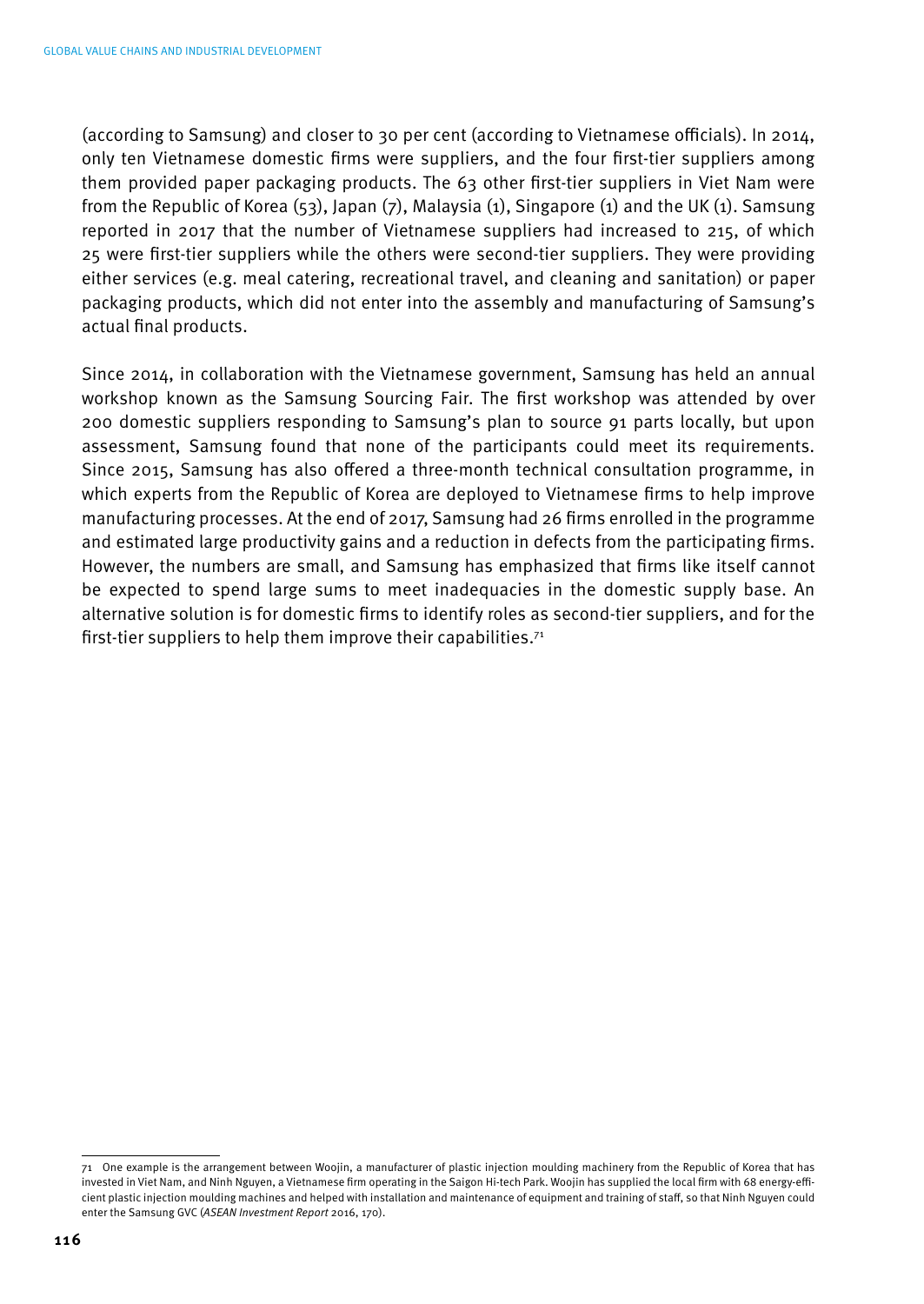(according to Samsung) and closer to 30 per cent (according to Vietnamese officials). In 2014, only ten Vietnamese domestic firms were suppliers, and the four first-tier suppliers among them provided paper packaging products. The 63 other first-tier suppliers in Viet Nam were from the Republic of Korea (53), Japan (7), Malaysia (1), Singapore (1) and the UK (1). Samsung reported in 2017 that the number of Vietnamese suppliers had increased to 215, of which 25 were first-tier suppliers while the others were second-tier suppliers. They were providing either services (e.g. meal catering, recreational travel, and cleaning and sanitation) or paper packaging products, which did not enter into the assembly and manufacturing of Samsung's actual final products.

Since 2014, in collaboration with the Vietnamese government, Samsung has held an annual workshop known as the Samsung Sourcing Fair. The first workshop was attended by over 200 domestic suppliers responding to Samsung's plan to source 91 parts locally, but upon assessment, Samsung found that none of the participants could meet its requirements. Since 2015, Samsung has also offered a three-month technical consultation programme, in which experts from the Republic of Korea are deployed to Vietnamese firms to help improve manufacturing processes. At the end of 2017, Samsung had 26 firms enrolled in the programme and estimated large productivity gains and a reduction in defects from the participating firms. However, the numbers are small, and Samsung has emphasized that firms like itself cannot be expected to spend large sums to meet inadequacies in the domestic supply base. An alternative solution is for domestic firms to identify roles as second-tier suppliers, and for the first-tier suppliers to help them improve their capabilities.[71]

---

71 One example is the arrangement between Woojin, a manufacturer of plastic injection moulding machinery from the Republic of Korea that has invested in Viet Nam, and Ninh Nguyen, a Vietnamese firm operating in the Saigon Hi-tech Park. Woojin has supplied the local firm with 68 energy-efficient plastic injection moulding machines and helped with installation and maintenance of equipment and training of staff, so that Ninh Nguyen could enter the Samsung GVC (*ASEAN Investment Report* 2016, 170).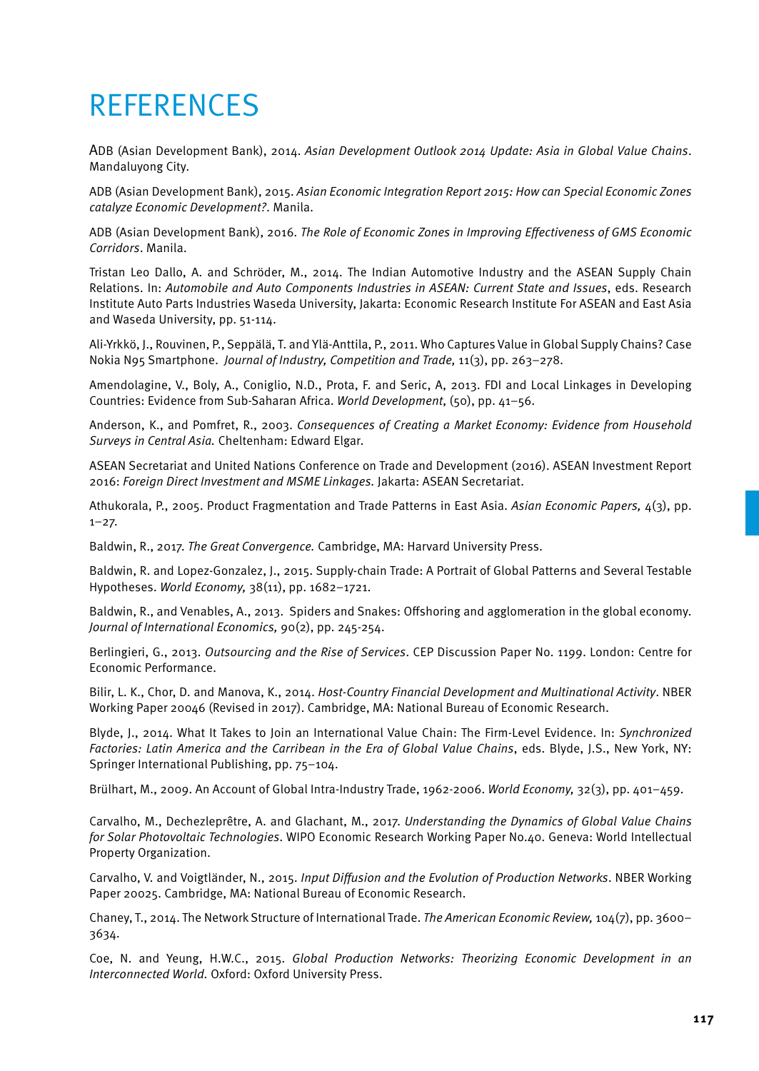# REFERENCES

ADB (Asian Development Bank), 2014. *Asian Development Outlook 2014 Update: Asia in Global Value Chains*. Mandaluyong City.

ADB (Asian Development Bank), 2015. *Asian Economic Integration Report 2015: How can Special Economic Zones catalyze Economic Development?*. Manila.

ADB (Asian Development Bank), 2016. *The Role of Economic Zones in Improving Effectiveness of GMS Economic Corridors*. Manila.

Tristan Leo Dallo, A. and Schröder, M., 2014. The Indian Automotive Industry and the ASEAN Supply Chain Relations. In: *Automobile and Auto Components Industries in ASEAN: Current State and Issues*, eds. Research Institute Auto Parts Industries Waseda University, Jakarta: Economic Research Institute For ASEAN and East Asia and Waseda University, pp. 51-114.

Ali-Yrkkö, J., Rouvinen, P., Seppälä, T. and Ylä-Anttila, P., 2011. Who Captures Value in Global Supply Chains? Case Nokia N95 Smartphone. *Journal of Industry, Competition and Trade,* 11(3), pp. 263–278.

Amendolagine, V., Boly, A., Coniglio, N.D., Prota, F. and Seric, A, 2013. FDI and Local Linkages in Developing Countries: Evidence from Sub-Saharan Africa. *World Development*, (50), pp. 41–56.

Anderson, K., and Pomfret, R., 2003. *Consequences of Creating a Market Economy: Evidence from Household Surveys in Central Asia.* Cheltenham: Edward Elgar.

ASEAN Secretariat and United Nations Conference on Trade and Development (2016). ASEAN Investment Report 2016: *Foreign Direct Investment and MSME Linkages.* Jakarta: ASEAN Secretariat.

Athukorala, P., 2005. Product Fragmentation and Trade Patterns in East Asia. *Asian Economic Papers,* 4(3), pp. 1–27.

Baldwin, R., 2017. *The Great Convergence.* Cambridge, MA: Harvard University Press.

Baldwin, R. and Lopez-Gonzalez, J., 2015. Supply-chain Trade: A Portrait of Global Patterns and Several Testable Hypotheses. *World Economy,* 38(11), pp. 1682–1721.

Baldwin, R., and Venables, A., 2013. Spiders and Snakes: Offshoring and agglomeration in the global economy. *Journal of International Economics,* 90(2), pp. 245-254.

Berlingieri, G., 2013. *Outsourcing and the Rise of Services*. CEP Discussion Paper No. 1199. London: Centre for Economic Performance.

Bilir, L. K., Chor, D. and Manova, K., 2014. *Host-Country Financial Development and Multinational Activity*. NBER Working Paper 20046 (Revised in 2017). Cambridge, MA: National Bureau of Economic Research.

Blyde, J., 2014. What It Takes to Join an International Value Chain: The Firm-Level Evidence. In: *Synchronized Factories: Latin America and the Carribean in the Era of Global Value Chains*, eds. Blyde, J.S., New York, NY: Springer International Publishing, pp. 75–104.

Brülhart, M., 2009. An Account of Global Intra-Industry Trade, 1962-2006. *World Economy,* 32(3), pp. 401–459.

Carvalho, M., Dechezleprêtre, A. and Glachant, M., 2017. *Understanding the Dynamics of Global Value Chains for Solar Photovoltaic Technologies*. WIPO Economic Research Working Paper No.40. Geneva: World Intellectual Property Organization.

Carvalho, V. and Voigtländer, N., 2015. *Input Diffusion and the Evolution of Production Networks*. NBER Working Paper 20025. Cambridge, MA: National Bureau of Economic Research.

Chaney, T., 2014. The Network Structure of International Trade. *The American Economic Review,* 104(7), pp. 3600–3634.

Coe, N. and Yeung, H.W.C., 2015. *Global Production Networks: Theorizing Economic Development in an Interconnected World.* Oxford: Oxford University Press.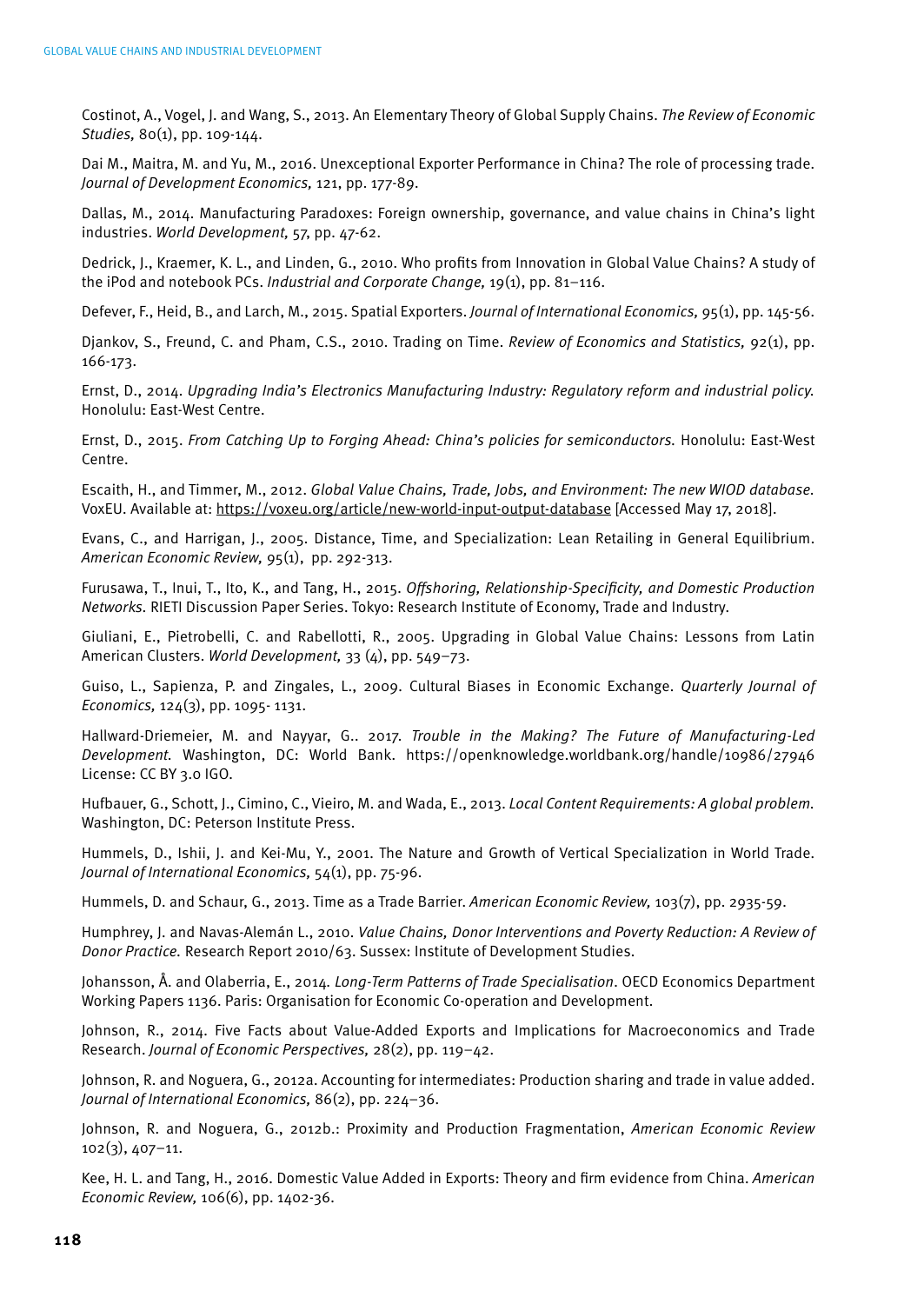Costinot, A., Vogel, J. and Wang, S., 2013. An Elementary Theory of Global Supply Chains. *The Review of Economic Studies,* 80(1), pp. 109-144.

Dai M., Maitra, M. and Yu, M., 2016. Unexceptional Exporter Performance in China? The role of processing trade. *Journal of Development Economics,* 121, pp. 177-89.

Dallas, M., 2014. Manufacturing Paradoxes: Foreign ownership, governance, and value chains in China's light industries. *World Development,* 57, pp. 47-62.

Dedrick, J., Kraemer, K. L., and Linden, G., 2010. Who profits from Innovation in Global Value Chains? A study of the iPod and notebook PCs. *Industrial and Corporate Change,* 19(1), pp. 81–116.

Defever, F., Heid, B., and Larch, M., 2015. Spatial Exporters. *Journal of International Economics,* 95(1), pp. 145-56.

Djankov, S., Freund, C. and Pham, C.S., 2010. Trading on Time. *Review of Economics and Statistics,* 92(1), pp. 166-173.

Ernst, D., 2014. *Upgrading India's Electronics Manufacturing Industry: Regulatory reform and industrial policy.* Honolulu: East-West Centre.

Ernst, D., 2015. *From Catching Up to Forging Ahead: China's policies for semiconductors.* Honolulu: East-West Centre.

Escaith, H., and Timmer, M., 2012. *Global Value Chains, Trade, Jobs, and Environment: The new WIOD database.* VoxEU. Available at: https://voxeu.org/article/new-world-input-output-database [Accessed May 17, 2018].

Evans, C., and Harrigan, J., 2005. Distance, Time, and Specialization: Lean Retailing in General Equilibrium. *American Economic Review,* 95(1), pp. 292-313.

Furusawa, T., Inui, T., Ito, K., and Tang, H., 2015. *Offshoring, Relationship-Specificity, and Domestic Production Networks.* RIETI Discussion Paper Series. Tokyo: Research Institute of Economy, Trade and Industry.

Giuliani, E., Pietrobelli, C. and Rabellotti, R., 2005. Upgrading in Global Value Chains: Lessons from Latin American Clusters. *World Development,* 33 (4), pp. 549–73.

Guiso, L., Sapienza, P. and Zingales, L., 2009. Cultural Biases in Economic Exchange. *Quarterly Journal of Economics,* 124(3), pp. 1095- 1131.

Hallward-Driemeier, M. and Nayyar, G.. 2017. *Trouble in the Making? The Future of Manufacturing-Led Development.* Washington, DC: World Bank. https://openknowledge.worldbank.org/handle/10986/27946 License: CC BY 3.0 IGO.

Hufbauer, G., Schott, J., Cimino, C., Vieiro, M. and Wada, E., 2013. *Local Content Requirements: A global problem.* Washington, DC: Peterson Institute Press.

Hummels, D., Ishii, J. and Kei-Mu, Y., 2001. The Nature and Growth of Vertical Specialization in World Trade. *Journal of International Economics,* 54(1), pp. 75-96.

Hummels, D. and Schaur, G., 2013. Time as a Trade Barrier. *American Economic Review,* 103(7), pp. 2935-59.

Humphrey, J. and Navas-Alemán L., 2010. *Value Chains, Donor Interventions and Poverty Reduction: A Review of Donor Practice.* Research Report 2010/63. Sussex: Institute of Development Studies.

Johansson, Å. and Olaberria, E., 2014. *Long-Term Patterns of Trade Specialisation*. OECD Economics Department Working Papers 1136. Paris: Organisation for Economic Co-operation and Development.

Johnson, R., 2014. Five Facts about Value-Added Exports and Implications for Macroeconomics and Trade Research. *Journal of Economic Perspectives,* 28(2), pp. 119–42.

Johnson, R. and Noguera, G., 2012a. Accounting for intermediates: Production sharing and trade in value added. *Journal of International Economics,* 86(2), pp. 224–36.

Johnson, R. and Noguera, G., 2012b.: Proximity and Production Fragmentation, *American Economic Review* 102(3), 407–11.

Kee, H. L. and Tang, H., 2016. Domestic Value Added in Exports: Theory and firm evidence from China. *American Economic Review,* 106(6), pp. 1402-36.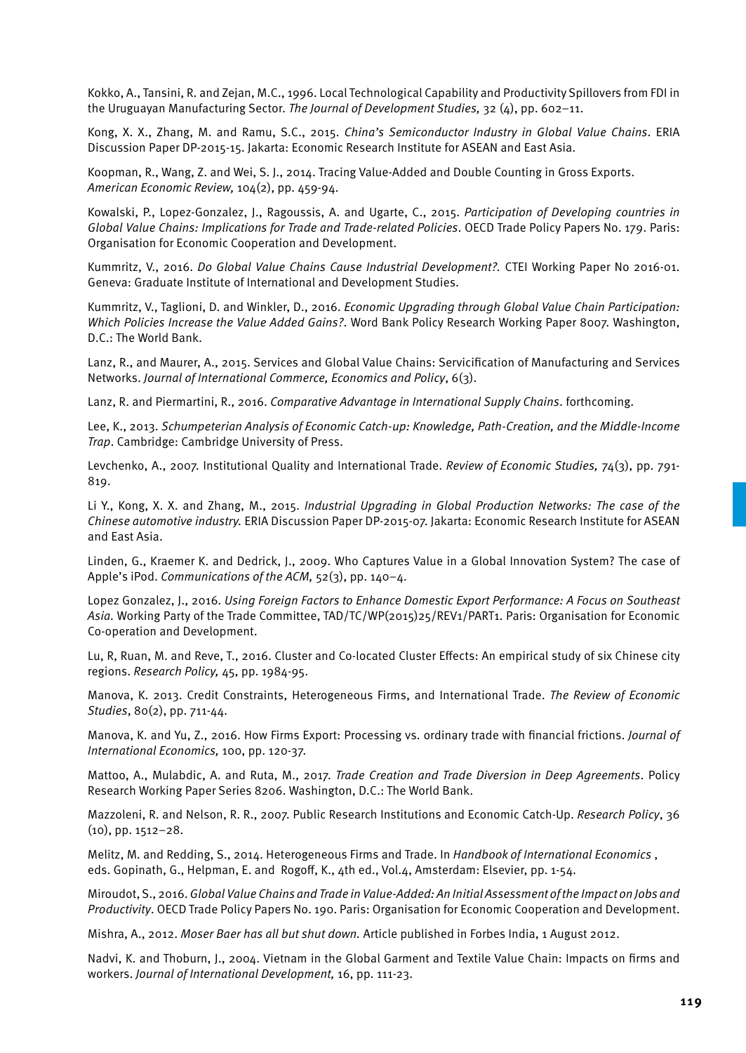Kokko, A., Tansini, R. and Zejan, M.C., 1996. Local Technological Capability and Productivity Spillovers from FDI in the Uruguayan Manufacturing Sector. *The Journal of Development Studies,* 32 (4), pp. 602–11.

Kong, X. X., Zhang, M. and Ramu, S.C., 2015. *China's Semiconductor Industry in Global Value Chains*. ERIA Discussion Paper DP-2015-15. Jakarta: Economic Research Institute for ASEAN and East Asia.

Koopman, R., Wang, Z. and Wei, S. J., 2014. Tracing Value-Added and Double Counting in Gross Exports. *American Economic Review,* 104(2), pp. 459-94.

Kowalski, P., Lopez-Gonzalez, J., Ragoussis, A. and Ugarte, C., 2015. *Participation of Developing countries in Global Value Chains: Implications for Trade and Trade-related Policies*. OECD Trade Policy Papers No. 179. Paris: Organisation for Economic Cooperation and Development.

Kummritz, V., 2016. *Do Global Value Chains Cause Industrial Development?*. CTEI Working Paper No 2016-01. Geneva: Graduate Institute of International and Development Studies.

Kummritz, V., Taglioni, D. and Winkler, D., 2016. *Economic Upgrading through Global Value Chain Participation: Which Policies Increase the Value Added Gains?*. Word Bank Policy Research Working Paper 8007. Washington, D.C.: The World Bank.

Lanz, R., and Maurer, A., 2015. Services and Global Value Chains: Servicification of Manufacturing and Services Networks. *Journal of International Commerce, Economics and Policy*, 6(3).

Lanz, R. and Piermartini, R., 2016. *Comparative Advantage in International Supply Chains*. forthcoming.

Lee, K., 2013. *Schumpeterian Analysis of Economic Catch-up: Knowledge, Path-Creation, and the Middle-Income Trap*. Cambridge: Cambridge University of Press.

Levchenko, A., 2007. Institutional Quality and International Trade. *Review of Economic Studies,* 74(3), pp. 791-819.

Li Y., Kong, X. X. and Zhang, M., 2015. *Industrial Upgrading in Global Production Networks: The case of the Chinese automotive industry.* ERIA Discussion Paper DP-2015-07. Jakarta: Economic Research Institute for ASEAN and East Asia.

Linden, G., Kraemer K. and Dedrick, J., 2009. Who Captures Value in a Global Innovation System? The case of Apple's iPod. *Communications of the ACM,* 52(3), pp. 140–4.

Lopez Gonzalez, J., 2016. *Using Foreign Factors to Enhance Domestic Export Performance: A Focus on Southeast Asia.* Working Party of the Trade Committee, TAD/TC/WP(2015)25/REV1/PART1. Paris: Organisation for Economic Co-operation and Development.

Lu, R, Ruan, M. and Reve, T., 2016. Cluster and Co-located Cluster Effects: An empirical study of six Chinese city regions. *Research Policy,* 45, pp. 1984-95.

Manova, K. 2013. Credit Constraints, Heterogeneous Firms, and International Trade. *The Review of Economic Studies*, 80(2), pp. 711-44.

Manova, K. and Yu, Z., 2016. How Firms Export: Processing vs. ordinary trade with financial frictions. *Journal of International Economics,* 100, pp. 120-37.

Mattoo, A., Mulabdic, A. and Ruta, M., 2017. *Trade Creation and Trade Diversion in Deep Agreements*. Policy Research Working Paper Series 8206. Washington, D.C.: The World Bank.

Mazzoleni, R. and Nelson, R. R., 2007. Public Research Institutions and Economic Catch-Up. *Research Policy*, 36 (10), pp. 1512–28.

Melitz, M. and Redding, S., 2014. Heterogeneous Firms and Trade. In *Handbook of International Economics* , eds. Gopinath, G., Helpman, E. and Rogoff, K., 4th ed., Vol.4, Amsterdam: Elsevier, pp. 1-54.

Miroudot, S., 2016. *Global Value Chains and Trade in Value-Added: An Initial Assessment of the Impact on Jobs and Productivity*. OECD Trade Policy Papers No. 190. Paris: Organisation for Economic Cooperation and Development.

Mishra, A., 2012. *Moser Baer has all but shut down.* Article published in Forbes India, 1 August 2012.

Nadvi, K. and Thoburn, J., 2004. Vietnam in the Global Garment and Textile Value Chain: Impacts on firms and workers. *Journal of International Development,* 16, pp. 111-23.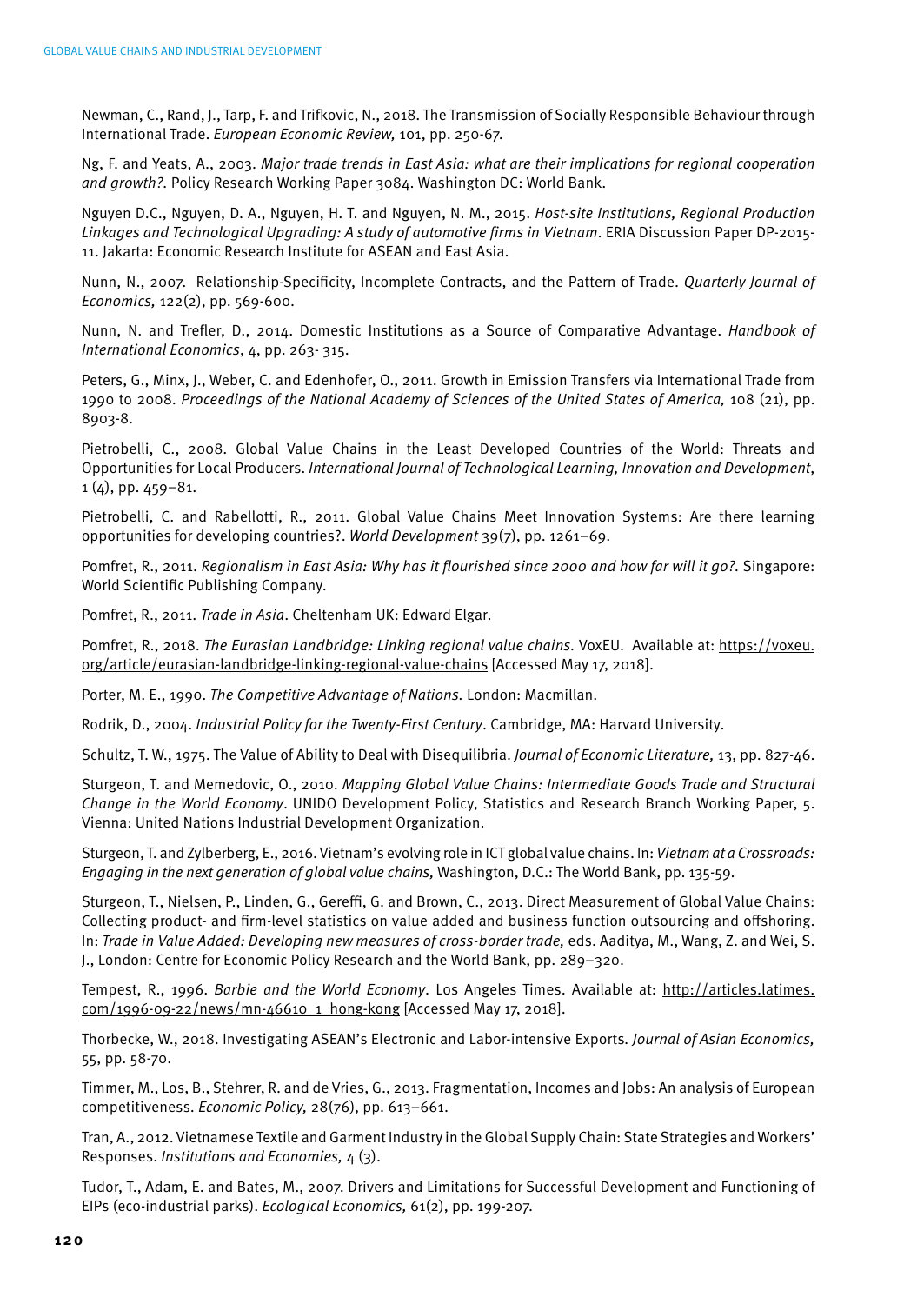Newman, C., Rand, J., Tarp, F. and Trifkovic, N., 2018. The Transmission of Socially Responsible Behaviour through International Trade. *European Economic Review,* 101, pp. 250-67.

Ng, F. and Yeats, A., 2003. *Major trade trends in East Asia: what are their implications for regional cooperation and growth?*. Policy Research Working Paper 3084. Washington DC: World Bank.

Nguyen D.C., Nguyen, D. A., Nguyen, H. T. and Nguyen, N. M., 2015. *Host-site Institutions, Regional Production Linkages and Technological Upgrading: A study of automotive firms in Vietnam*. ERIA Discussion Paper DP-2015-11. Jakarta: Economic Research Institute for ASEAN and East Asia.

Nunn, N., 2007. Relationship-Specificity, Incomplete Contracts, and the Pattern of Trade. *Quarterly Journal of Economics,* 122(2), pp. 569-600.

Nunn, N. and Trefler, D., 2014. Domestic Institutions as a Source of Comparative Advantage. *Handbook of International Economics*, 4, pp. 263- 315.

Peters, G., Minx, J., Weber, C. and Edenhofer, O., 2011. Growth in Emission Transfers via International Trade from 1990 to 2008. *Proceedings of the National Academy of Sciences of the United States of America,* 108 (21), pp. 8903-8.

Pietrobelli, C., 2008. Global Value Chains in the Least Developed Countries of the World: Threats and Opportunities for Local Producers. *International Journal of Technological Learning, Innovation and Development*, 1 (4), pp. 459–81.

Pietrobelli, C. and Rabellotti, R., 2011. Global Value Chains Meet Innovation Systems: Are there learning opportunities for developing countries?. *World Development* 39(7), pp. 1261–69.

Pomfret, R., 2011. *Regionalism in East Asia: Why has it flourished since 2000 and how far will it go?.* Singapore: World Scientific Publishing Company.

Pomfret, R., 2011. *Trade in Asia*. Cheltenham UK: Edward Elgar.

Pomfret, R., 2018. *The Eurasian Landbridge: Linking regional value chains.* VoxEU. Available at: https://voxeu.org/article/eurasian-landbridge-linking-regional-value-chains [Accessed May 17, 2018].

Porter, M. E., 1990. *The Competitive Advantage of Nations.* London: Macmillan.

Rodrik, D., 2004. *Industrial Policy for the Twenty-First Century*. Cambridge, MA: Harvard University.

Schultz, T. W., 1975. The Value of Ability to Deal with Disequilibria. *Journal of Economic Literature,* 13, pp. 827-46.

Sturgeon, T. and Memedovic, O., 2010. *Mapping Global Value Chains: Intermediate Goods Trade and Structural Change in the World Economy*. UNIDO Development Policy, Statistics and Research Branch Working Paper, 5. Vienna: United Nations Industrial Development Organization.

Sturgeon, T. and Zylberberg, E., 2016. Vietnam's evolving role in ICT global value chains. In: *Vietnam at a Crossroads: Engaging in the next generation of global value chains,* Washington, D.C.: The World Bank, pp. 135-59.

Sturgeon, T., Nielsen, P., Linden, G., Gereffi, G. and Brown, C., 2013. Direct Measurement of Global Value Chains: Collecting product- and firm-level statistics on value added and business function outsourcing and offshoring. In: *Trade in Value Added: Developing new measures of cross-border trade,* eds. Aaditya, M., Wang, Z. and Wei, S. J., London: Centre for Economic Policy Research and the World Bank, pp. 289–320.

Tempest, R., 1996. *Barbie and the World Economy*. Los Angeles Times. Available at: http://articles.latimes.com/1996-09-22/news/mn-46610_1_hong-kong [Accessed May 17, 2018].

Thorbecke, W., 2018. Investigating ASEAN's Electronic and Labor-intensive Exports. *Journal of Asian Economics,* 55, pp. 58-70.

Timmer, M., Los, B., Stehrer, R. and de Vries, G., 2013. Fragmentation, Incomes and Jobs: An analysis of European competitiveness. *Economic Policy,* 28(76), pp. 613–661.

Tran, A., 2012. Vietnamese Textile and Garment Industry in the Global Supply Chain: State Strategies and Workers' Responses. *Institutions and Economies,* 4 (3).

Tudor, T., Adam, E. and Bates, M., 2007. Drivers and Limitations for Successful Development and Functioning of EIPs (eco-industrial parks). *Ecological Economics,* 61(2), pp. 199-207.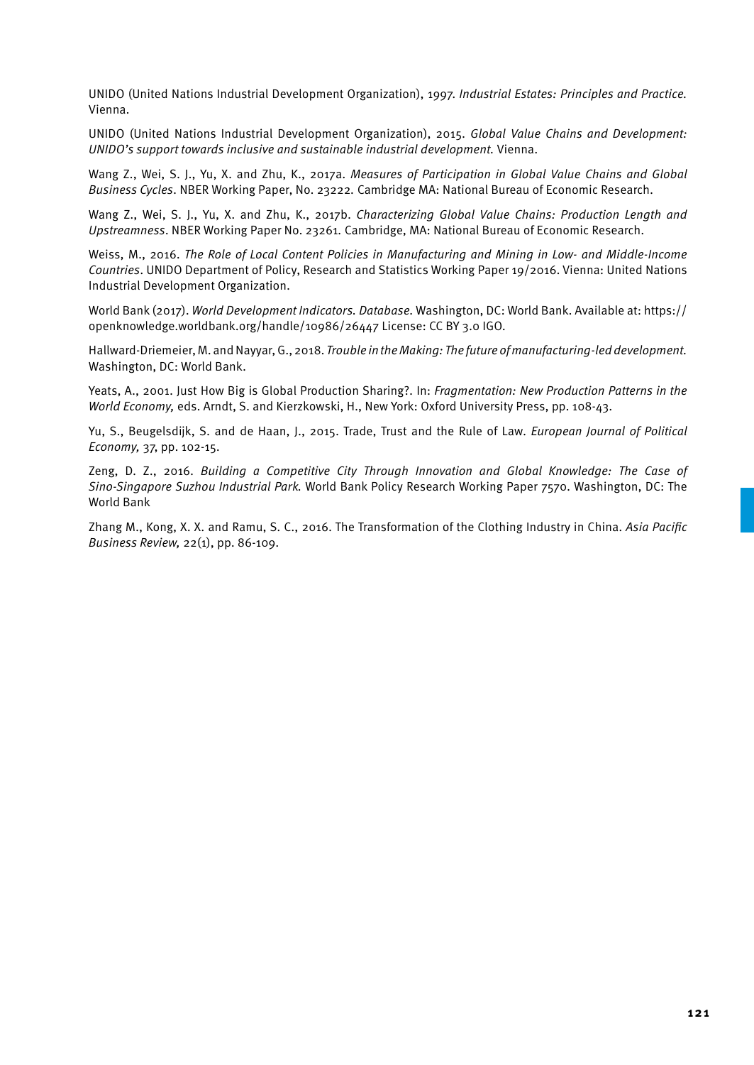UNIDO (United Nations Industrial Development Organization), 1997. *Industrial Estates: Principles and Practice.* Vienna.

UNIDO (United Nations Industrial Development Organization), 2015. *Global Value Chains and Development: UNIDO's support towards inclusive and sustainable industrial development.* Vienna.

Wang Z., Wei, S. J., Yu, X. and Zhu, K., 2017a. *Measures of Participation in Global Value Chains and Global Business Cycles*. NBER Working Paper, No. 23222. Cambridge MA: National Bureau of Economic Research.

Wang Z., Wei, S. J., Yu, X. and Zhu, K., 2017b. *Characterizing Global Value Chains: Production Length and Upstreamness*. NBER Working Paper No. 23261. Cambridge, MA: National Bureau of Economic Research.

Weiss, M., 2016. *The Role of Local Content Policies in Manufacturing and Mining in Low- and Middle-Income Countries*. UNIDO Department of Policy, Research and Statistics Working Paper 19/2016. Vienna: United Nations Industrial Development Organization.

World Bank (2017). *World Development Indicators. Database.* Washington, DC: World Bank. Available at: https://openknowledge.worldbank.org/handle/10986/26447 License: CC BY 3.0 IGO.

Hallward-Driemeier, M. and Nayyar, G., 2018. *Trouble in the Making: The future of manufacturing-led development.* Washington, DC: World Bank.

Yeats, A., 2001. Just How Big is Global Production Sharing?. In: *Fragmentation: New Production Patterns in the World Economy,* eds. Arndt, S. and Kierzkowski, H., New York: Oxford University Press, pp. 108-43.

Yu, S., Beugelsdijk, S. and de Haan, J., 2015. Trade, Trust and the Rule of Law. *European Journal of Political Economy,* 37, pp. 102-15.

Zeng, D. Z., 2016. *Building a Competitive City Through Innovation and Global Knowledge: The Case of Sino-Singapore Suzhou Industrial Park.* World Bank Policy Research Working Paper 7570. Washington, DC: The World Bank

Zhang M., Kong, X. X. and Ramu, S. C., 2016. The Transformation of the Clothing Industry in China. *Asia Pacific Business Review,* 22(1), pp. 86-109.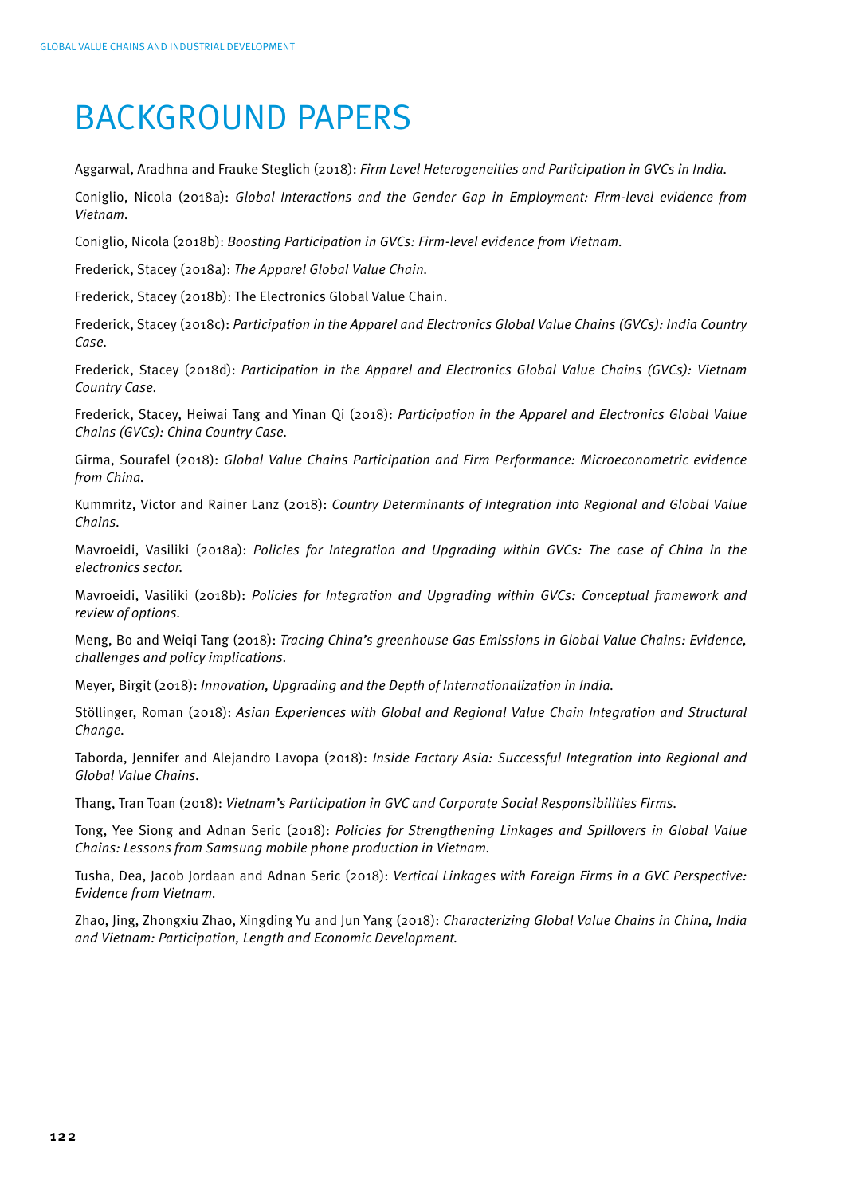# BACKGROUND PAPERS

Aggarwal, Aradhna and Frauke Steglich (2018): *Firm Level Heterogeneities and Participation in GVCs in India.*

Coniglio, Nicola (2018a): *Global Interactions and the Gender Gap in Employment: Firm-level evidence from Vietnam.*

Coniglio, Nicola (2018b): *Boosting Participation in GVCs: Firm-level evidence from Vietnam.*

Frederick, Stacey (2018a): *The Apparel Global Value Chain.*

Frederick, Stacey (2018b): The Electronics Global Value Chain.

Frederick, Stacey (2018c): *Participation in the Apparel and Electronics Global Value Chains (GVCs): India Country Case.*

Frederick, Stacey (2018d): *Participation in the Apparel and Electronics Global Value Chains (GVCs): Vietnam Country Case.*

Frederick, Stacey, Heiwai Tang and Yinan Qi (2018): *Participation in the Apparel and Electronics Global Value Chains (GVCs): China Country Case.*

Girma, Sourafel (2018): *Global Value Chains Participation and Firm Performance: Microeconometric evidence from China.*

Kummritz, Victor and Rainer Lanz (2018): *Country Determinants of Integration into Regional and Global Value Chains.*

Mavroeidi, Vasiliki (2018a): *Policies for Integration and Upgrading within GVCs: The case of China in the electronics sector.*

Mavroeidi, Vasiliki (2018b): *Policies for Integration and Upgrading within GVCs: Conceptual framework and review of options.*

Meng, Bo and Weiqi Tang (2018): *Tracing China's greenhouse Gas Emissions in Global Value Chains: Evidence, challenges and policy implications.*

Meyer, Birgit (2018): *Innovation, Upgrading and the Depth of Internationalization in India.*

Stöllinger, Roman (2018): *Asian Experiences with Global and Regional Value Chain Integration and Structural Change.*

Taborda, Jennifer and Alejandro Lavopa (2018): *Inside Factory Asia: Successful Integration into Regional and Global Value Chains.*

Thang, Tran Toan (2018): *Vietnam's Participation in GVC and Corporate Social Responsibilities Firms.*

Tong, Yee Siong and Adnan Seric (2018): *Policies for Strengthening Linkages and Spillovers in Global Value Chains: Lessons from Samsung mobile phone production in Vietnam.*

Tusha, Dea, Jacob Jordaan and Adnan Seric (2018): *Vertical Linkages with Foreign Firms in a GVC Perspective: Evidence from Vietnam.*

Zhao, Jing, Zhongxiu Zhao, Xingding Yu and Jun Yang (2018): *Characterizing Global Value Chains in China, India and Vietnam: Participation, Length and Economic Development.*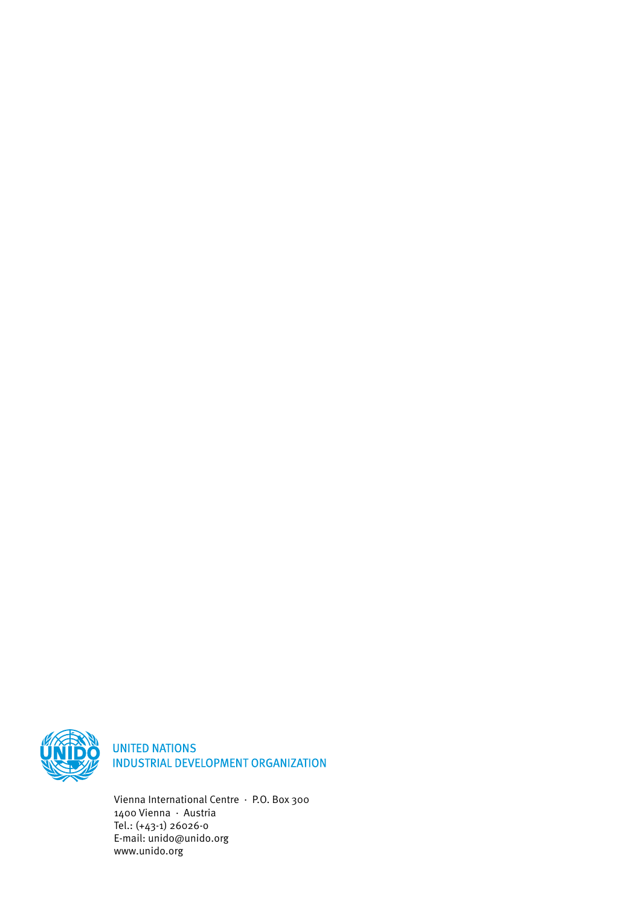UNITED NATIONS
INDUSTRIAL DEVELOPMENT ORGANIZATION

Vienna International Centre · P.O. Box 300
1400 Vienna · Austria
Tel.: (+43-1) 26026-0
E-mail: unido@unido.org
www.unido.org